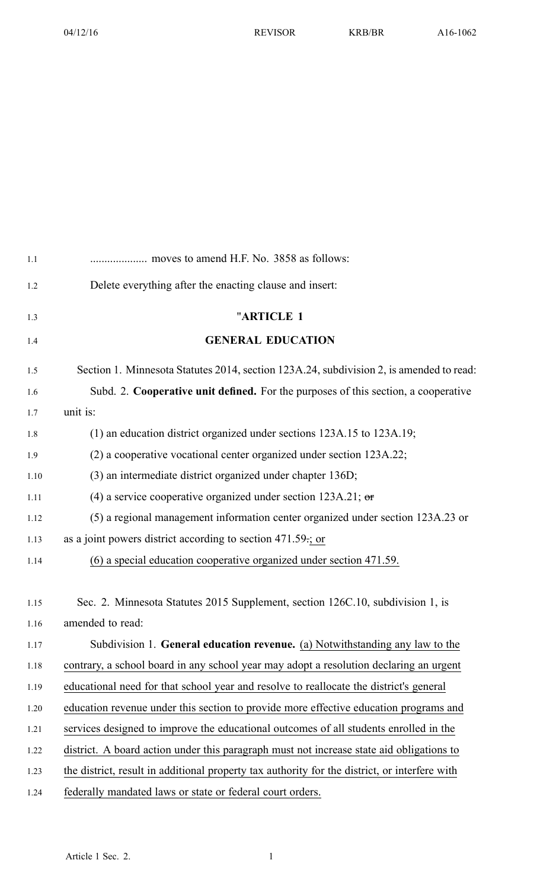.................... moves to amend H.F. No. 3858 as follows:

Delete everything after the enacting clause and insert:

## "ARTICLE 1

## GENERAL EDUCATION

Section 1. Minnesota Statutes 2014, section 123A.24, subdivision 2, is amended to read:

Subd. 2. **Cooperative unit defined.** For the purposes of this section, a cooperative unit is:

(1) an education district organized under sections 123A.15 to 123A.19;

(2) a cooperative vocational center organized under section 123A.22;

(3) an intermediate district organized under chapter 136D;

(4) a service cooperative organized under section 123A.21; ~~or~~

(5) a regional management information center organized under section 123A.23 or as a joint powers district according to section 471.59~~.~~; or

(6) a special education cooperative organized under section 471.59.

Sec. 2. Minnesota Statutes 2015 Supplement, section 126C.10, subdivision 1, is amended to read:

Subdivision 1. **General education revenue.** (a) Notwithstanding any law to the contrary, a school board in any school year may adopt a resolution declaring an urgent educational need for that school year and resolve to reallocate the district's general education revenue under this section to provide more effective education programs and services designed to improve the educational outcomes of all students enrolled in the district. A board action under this paragraph must not increase state aid obligations to the district, result in additional property tax authority for the district, or interfere with federally mandated laws or state or federal court orders.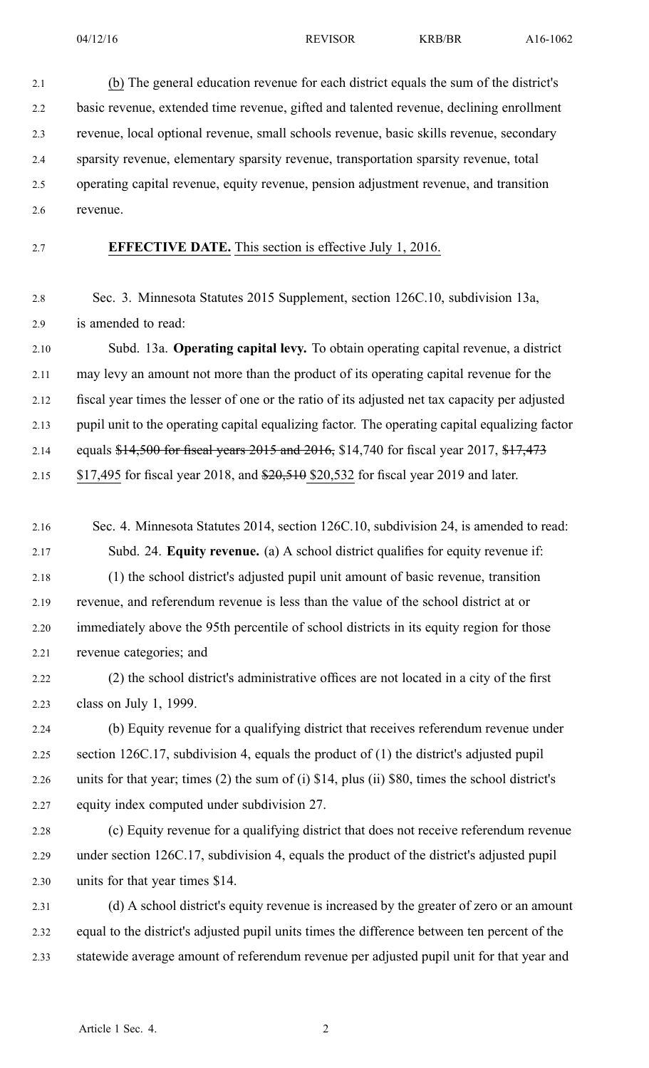(b) The general education revenue for each district equals the sum of the district's basic revenue, extended time revenue, gifted and talented revenue, declining enrollment revenue, local optional revenue, small schools revenue, basic skills revenue, secondary sparsity revenue, elementary sparsity revenue, transportation sparsity revenue, total operating capital revenue, equity revenue, pension adjustment revenue, and transition revenue.

**EFFECTIVE DATE.** This section is effective July 1, 2016.

Sec. 3. Minnesota Statutes 2015 Supplement, section 126C.10, subdivision 13a, is amended to read:

Subd. 13a. **Operating capital levy.** To obtain operating capital revenue, a district may levy an amount not more than the product of its operating capital revenue for the fiscal year times the lesser of one or the ratio of its adjusted net tax capacity per adjusted pupil unit to the operating capital equalizing factor. The operating capital equalizing factor equals ~~$14,500 for fiscal years 2015 and 2016,~~ $14,740 for fiscal year 2017, ~~$17,473~~ $17,495 for fiscal year 2018, and ~~$20,510~~ $20,532 for fiscal year 2019 and later.

Sec. 4. Minnesota Statutes 2014, section 126C.10, subdivision 24, is amended to read:

Subd. 24. **Equity revenue.** (a) A school district qualifies for equity revenue if:

(1) the school district's adjusted pupil unit amount of basic revenue, transition revenue, and referendum revenue is less than the value of the school district at or immediately above the 95th percentile of school districts in its equity region for those revenue categories; and

(2) the school district's administrative offices are not located in a city of the first class on July 1, 1999.

(b) Equity revenue for a qualifying district that receives referendum revenue under section 126C.17, subdivision 4, equals the product of (1) the district's adjusted pupil units for that year; times (2) the sum of (i) $14, plus (ii) $80, times the school district's equity index computed under subdivision 27.

(c) Equity revenue for a qualifying district that does not receive referendum revenue under section 126C.17, subdivision 4, equals the product of the district's adjusted pupil units for that year times $14.

(d) A school district's equity revenue is increased by the greater of zero or an amount equal to the district's adjusted pupil units times the difference between ten percent of the statewide average amount of referendum revenue per adjusted pupil unit for that year and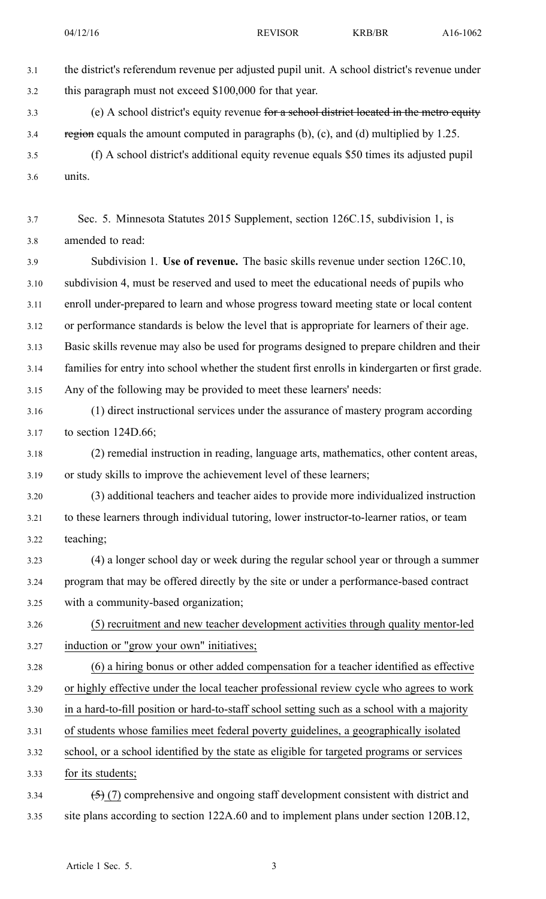the district's referendum revenue per adjusted pupil unit. A school district's revenue under this paragraph must not exceed $100,000 for that year.

(e) A school district's equity revenue ~~for a school district located in the metro equity region~~ equals the amount computed in paragraphs (b), (c), and (d) multiplied by 1.25.

(f) A school district's additional equity revenue equals $50 times its adjusted pupil units.

Sec. 5. Minnesota Statutes 2015 Supplement, section 126C.15, subdivision 1, is amended to read:

Subdivision 1. **Use of revenue.** The basic skills revenue under section 126C.10, subdivision 4, must be reserved and used to meet the educational needs of pupils who enroll under-prepared to learn and whose progress toward meeting state or local content or performance standards is below the level that is appropriate for learners of their age. Basic skills revenue may also be used for programs designed to prepare children and their families for entry into school whether the student first enrolls in kindergarten or first grade. Any of the following may be provided to meet these learners' needs:

(1) direct instructional services under the assurance of mastery program according to section 124D.66;

(2) remedial instruction in reading, language arts, mathematics, other content areas, or study skills to improve the achievement level of these learners;

(3) additional teachers and teacher aides to provide more individualized instruction to these learners through individual tutoring, lower instructor-to-learner ratios, or team teaching;

(4) a longer school day or week during the regular school year or through a summer program that may be offered directly by the site or under a performance-based contract with a community-based organization;

<u>(5) recruitment and new teacher development activities through quality mentor-led induction or "grow your own" initiatives;</u>

<u>(6) a hiring bonus or other added compensation for a teacher identified as effective or highly effective under the local teacher professional review cycle who agrees to work in a hard-to-fill position or hard-to-staff school setting such as a school with a majority of students whose families meet federal poverty guidelines, a geographically isolated school, or a school identified by the state as eligible for targeted programs or services for its students;</u>

~~(5)~~ <u>(7)</u> comprehensive and ongoing staff development consistent with district and site plans according to section 122A.60 and to implement plans under section 120B.12,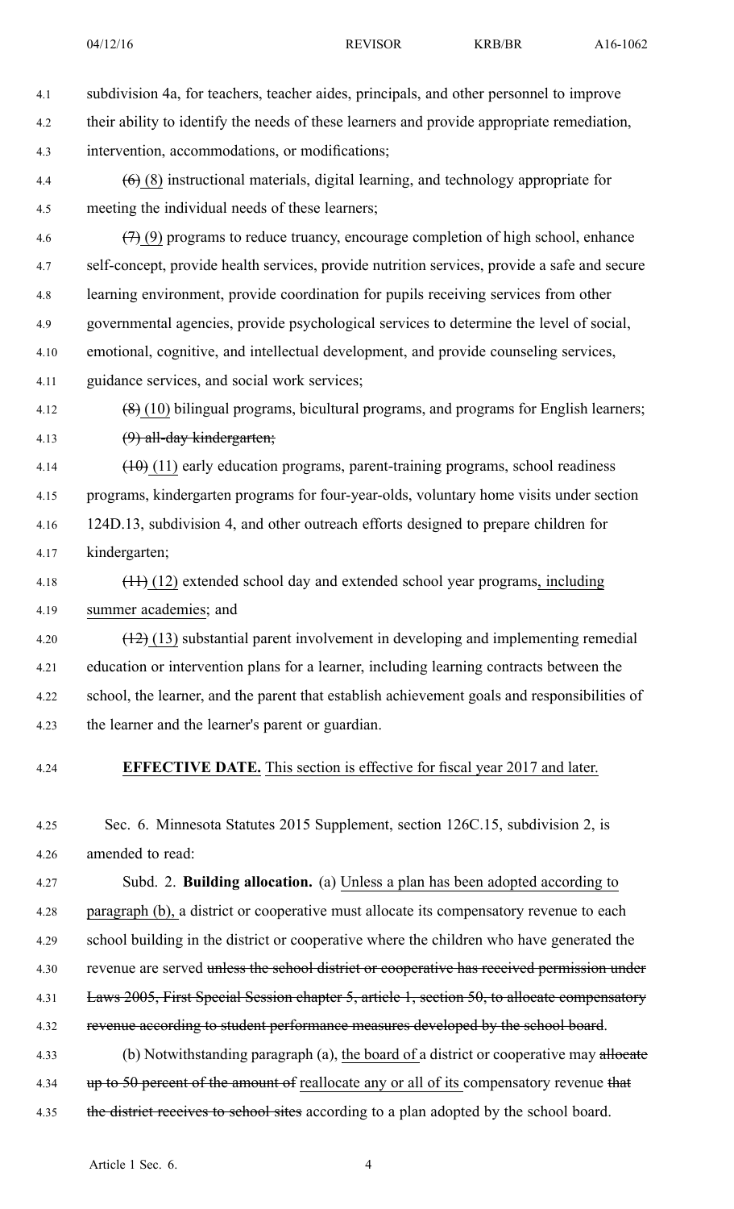subdivision 4a, for teachers, teacher aides, principals, and other personnel to improve their ability to identify the needs of these learners and provide appropriate remediation, intervention, accommodations, or modifications;

~~(6)~~ (8) instructional materials, digital learning, and technology appropriate for meeting the individual needs of these learners;

~~(7)~~ (9) programs to reduce truancy, encourage completion of high school, enhance self-concept, provide health services, provide nutrition services, provide a safe and secure learning environment, provide coordination for pupils receiving services from other governmental agencies, provide psychological services to determine the level of social, emotional, cognitive, and intellectual development, and provide counseling services, guidance services, and social work services;

~~(8)~~ (10) bilingual programs, bicultural programs, and programs for English learners;

~~(9) all-day kindergarten;~~

~~(10)~~ (11) early education programs, parent-training programs, school readiness programs, kindergarten programs for four-year-olds, voluntary home visits under section 124D.13, subdivision 4, and other outreach efforts designed to prepare children for kindergarten;

~~(11)~~ (12) extended school day and extended school year programs, including summer academies; and

~~(12)~~ (13) substantial parent involvement in developing and implementing remedial education or intervention plans for a learner, including learning contracts between the school, the learner, and the parent that establish achievement goals and responsibilities of the learner and the learner's parent or guardian.

**EFFECTIVE DATE.** This section is effective for fiscal year 2017 and later.

Sec. 6. Minnesota Statutes 2015 Supplement, section 126C.15, subdivision 2, is amended to read:

Subd. 2. **Building allocation.** (a) Unless a plan has been adopted according to paragraph (b), a district or cooperative must allocate its compensatory revenue to each school building in the district or cooperative where the children who have generated the revenue are served ~~unless the school district or cooperative has received permission under Laws 2005, First Special Session chapter 5, article 1, section 50, to allocate compensatory revenue according to student performance measures developed by the school board~~.

(b) Notwithstanding paragraph (a), the board of a district or cooperative may ~~allocate up to 50 percent of the amount of~~ reallocate any or all of its compensatory revenue ~~that the district receives to school sites~~ according to a plan adopted by the school board.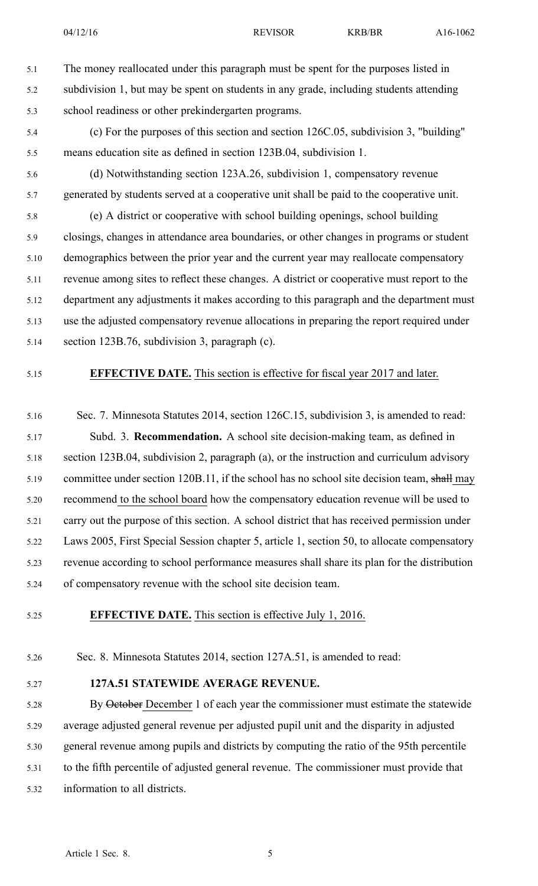The money reallocated under this paragraph must be spent for the purposes listed in subdivision 1, but may be spent on students in any grade, including students attending school readiness or other prekindergarten programs.

(c) For the purposes of this section and section 126C.05, subdivision 3, "building" means education site as defined in section 123B.04, subdivision 1.

(d) Notwithstanding section 123A.26, subdivision 1, compensatory revenue generated by students served at a cooperative unit shall be paid to the cooperative unit.

(e) A district or cooperative with school building openings, school building closings, changes in attendance area boundaries, or other changes in programs or student demographics between the prior year and the current year may reallocate compensatory revenue among sites to reflect these changes. A district or cooperative must report to the department any adjustments it makes according to this paragraph and the department must use the adjusted compensatory revenue allocations in preparing the report required under section 123B.76, subdivision 3, paragraph (c).

**EFFECTIVE DATE.** This section is effective for fiscal year 2017 and later.

Sec. 7. Minnesota Statutes 2014, section 126C.15, subdivision 3, is amended to read:

Subd. 3. **Recommendation.** A school site decision-making team, as defined in section 123B.04, subdivision 2, paragraph (a), or the instruction and curriculum advisory committee under section 120B.11, if the school has no school site decision team, ~~shall~~ may recommend to the school board how the compensatory education revenue will be used to carry out the purpose of this section. A school district that has received permission under Laws 2005, First Special Session chapter 5, article 1, section 50, to allocate compensatory revenue according to school performance measures shall share its plan for the distribution of compensatory revenue with the school site decision team.

**EFFECTIVE DATE.** This section is effective July 1, 2016.

Sec. 8. Minnesota Statutes 2014, section 127A.51, is amended to read:

**127A.51 STATEWIDE AVERAGE REVENUE.**

By ~~October~~ December 1 of each year the commissioner must estimate the statewide average adjusted general revenue per adjusted pupil unit and the disparity in adjusted general revenue among pupils and districts by computing the ratio of the 95th percentile to the fifth percentile of adjusted general revenue. The commissioner must provide that information to all districts.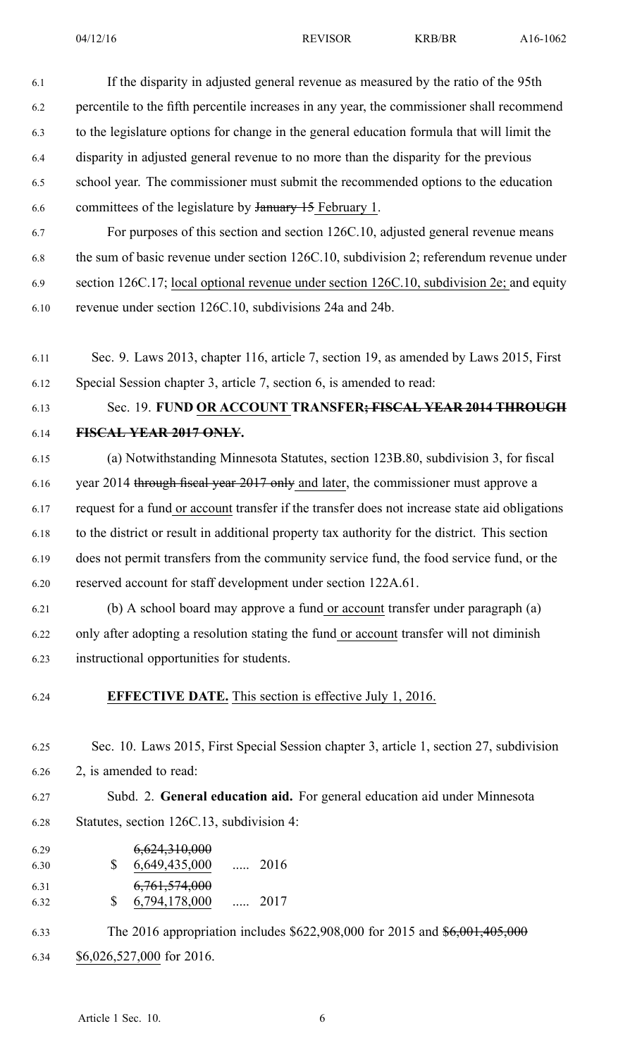If the disparity in adjusted general revenue as measured by the ratio of the 95th percentile to the fifth percentile increases in any year, the commissioner shall recommend to the legislature options for change in the general education formula that will limit the disparity in adjusted general revenue to no more than the disparity for the previous school year. The commissioner must submit the recommended options to the education committees of the legislature by ~~January 15~~ February 1.

For purposes of this section and section 126C.10, adjusted general revenue means the sum of basic revenue under section 126C.10, subdivision 2; referendum revenue under section 126C.17; local optional revenue under section 126C.10, subdivision 2e; and equity revenue under section 126C.10, subdivisions 24a and 24b.

Sec. 9. Laws 2013, chapter 116, article 7, section 19, as amended by Laws 2015, First Special Session chapter 3, article 7, section 6, is amended to read:

Sec. 19. **FUND OR ACCOUNT TRANSFER~~; FISCAL YEAR 2014 THROUGH FISCAL YEAR 2017 ONLY~~.**

(a) Notwithstanding Minnesota Statutes, section 123B.80, subdivision 3, for fiscal year 2014 ~~through fiscal year 2017 only~~ and later, the commissioner must approve a request for a fund or account transfer if the transfer does not increase state aid obligations to the district or result in additional property tax authority for the district. This section does not permit transfers from the community service fund, the food service fund, or the reserved account for staff development under section 122A.61.

(b) A school board may approve a fund or account transfer under paragraph (a) only after adopting a resolution stating the fund or account transfer will not diminish instructional opportunities for students.

**EFFECTIVE DATE.** This section is effective July 1, 2016.

Sec. 10. Laws 2015, First Special Session chapter 3, article 1, section 27, subdivision 2, is amended to read:

Subd. 2. **General education aid.** For general education aid under Minnesota Statutes, section 126C.13, subdivision 4:

$ ~~6,624,310,000~~ 6,649,435,000 ..... 2016

$ ~~6,761,574,000~~ 6,794,178,000 ..... 2017

The 2016 appropriation includes $622,908,000 for 2015 and ~~$6,001,405,000~~ $6,026,527,000 for 2016.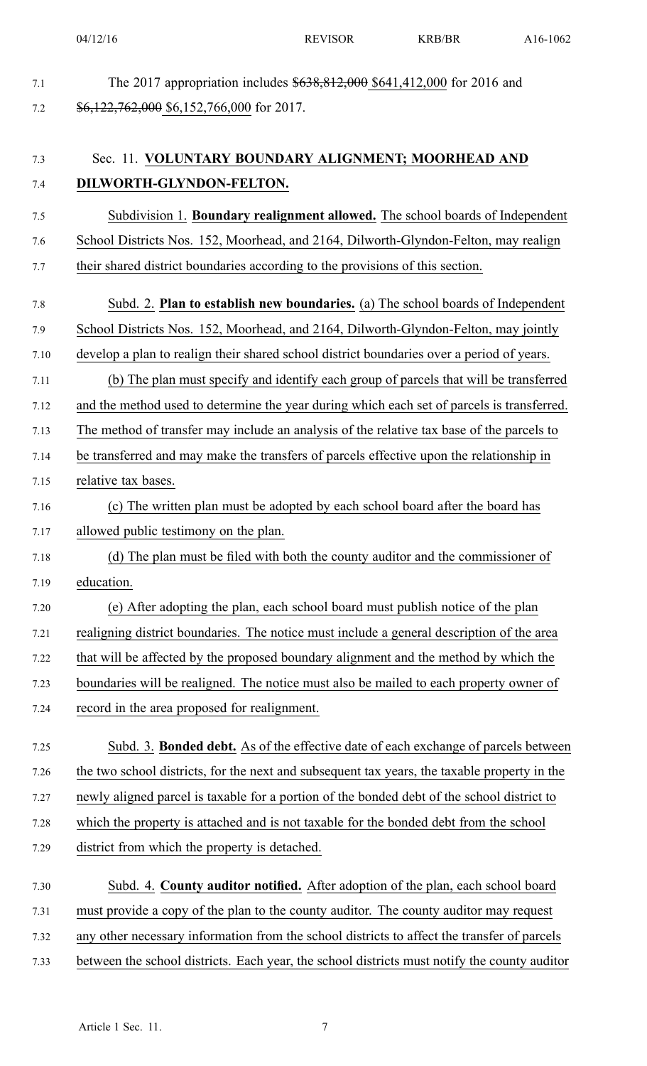The 2017 appropriation includes ~~$638,812,000~~ $641,412,000 for 2016 and ~~$6,122,762,000~~ $6,152,766,000 for 2017.

### Sec. 11. VOLUNTARY BOUNDARY ALIGNMENT; MOORHEAD AND DILWORTH-GLYNDON-FELTON.

Subdivision 1. **Boundary realignment allowed.** The school boards of Independent School Districts Nos. 152, Moorhead, and 2164, Dilworth-Glyndon-Felton, may realign their shared district boundaries according to the provisions of this section.

Subd. 2. **Plan to establish new boundaries.** (a) The school boards of Independent School Districts Nos. 152, Moorhead, and 2164, Dilworth-Glyndon-Felton, may jointly develop a plan to realign their shared school district boundaries over a period of years.

(b) The plan must specify and identify each group of parcels that will be transferred and the method used to determine the year during which each set of parcels is transferred. The method of transfer may include an analysis of the relative tax base of the parcels to be transferred and may make the transfers of parcels effective upon the relationship in relative tax bases.

(c) The written plan must be adopted by each school board after the board has allowed public testimony on the plan.

(d) The plan must be filed with both the county auditor and the commissioner of education.

(e) After adopting the plan, each school board must publish notice of the plan realigning district boundaries. The notice must include a general description of the area that will be affected by the proposed boundary alignment and the method by which the boundaries will be realigned. The notice must also be mailed to each property owner of record in the area proposed for realignment.

Subd. 3. **Bonded debt.** As of the effective date of each exchange of parcels between the two school districts, for the next and subsequent tax years, the taxable property in the newly aligned parcel is taxable for a portion of the bonded debt of the school district to which the property is attached and is not taxable for the bonded debt from the school district from which the property is detached.

Subd. 4. **County auditor notified.** After adoption of the plan, each school board must provide a copy of the plan to the county auditor. The county auditor may request any other necessary information from the school districts to affect the transfer of parcels between the school districts. Each year, the school districts must notify the county auditor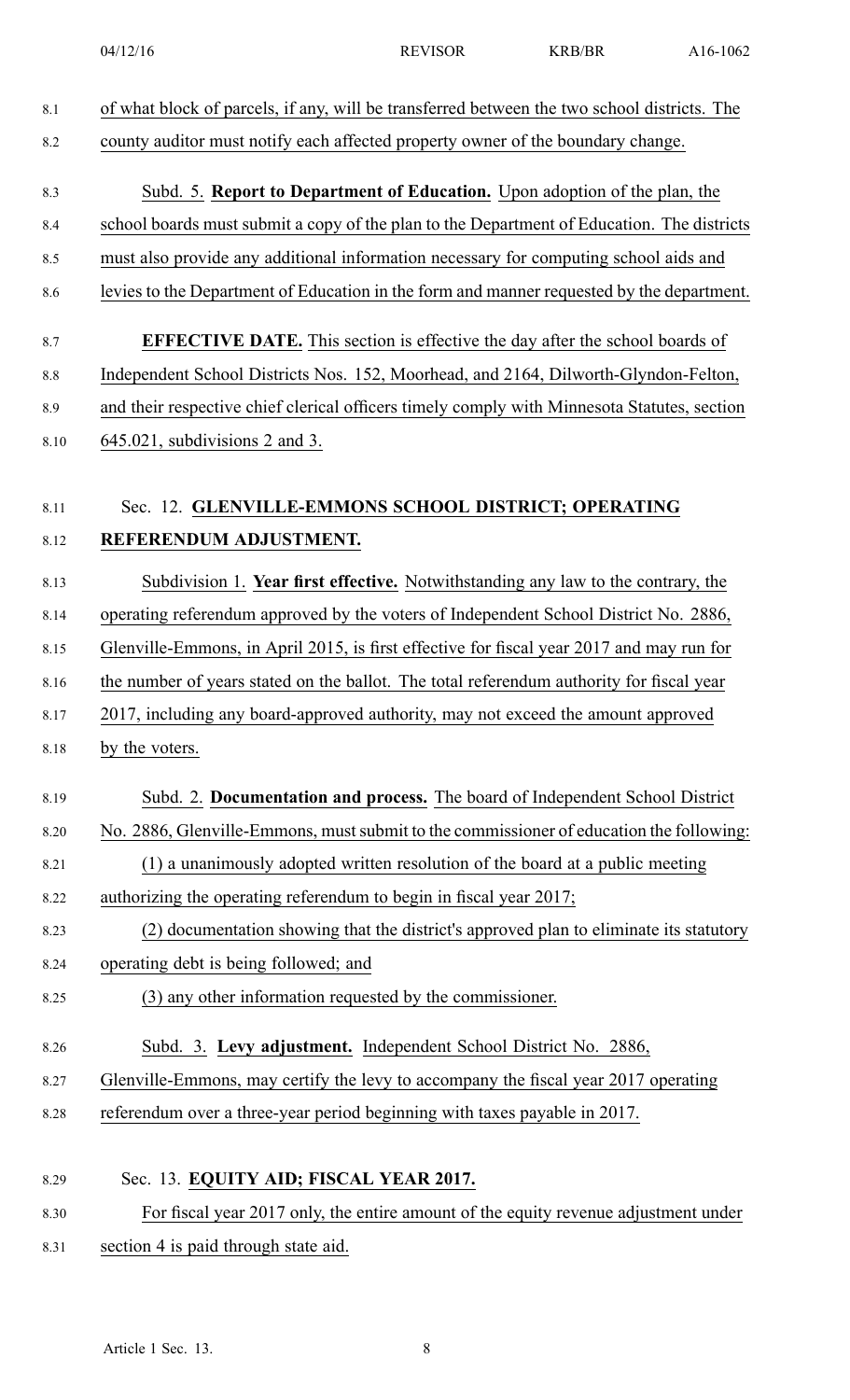of what block of parcels, if any, will be transferred between the two school districts. The county auditor must notify each affected property owner of the boundary change.

Subd. 5. **Report to Department of Education.** Upon adoption of the plan, the school boards must submit a copy of the plan to the Department of Education. The districts must also provide any additional information necessary for computing school aids and levies to the Department of Education in the form and manner requested by the department.

**EFFECTIVE DATE.** This section is effective the day after the school boards of Independent School Districts Nos. 152, Moorhead, and 2164, Dilworth-Glyndon-Felton, and their respective chief clerical officers timely comply with Minnesota Statutes, section 645.021, subdivisions 2 and 3.

Sec. 12. **GLENVILLE-EMMONS SCHOOL DISTRICT; OPERATING REFERENDUM ADJUSTMENT.**

Subdivision 1. **Year first effective.** Notwithstanding any law to the contrary, the operating referendum approved by the voters of Independent School District No. 2886, Glenville-Emmons, in April 2015, is first effective for fiscal year 2017 and may run for the number of years stated on the ballot. The total referendum authority for fiscal year 2017, including any board-approved authority, may not exceed the amount approved by the voters.

Subd. 2. **Documentation and process.** The board of Independent School District No. 2886, Glenville-Emmons, must submit to the commissioner of education the following:

(1) a unanimously adopted written resolution of the board at a public meeting authorizing the operating referendum to begin in fiscal year 2017;

(2) documentation showing that the district's approved plan to eliminate its statutory operating debt is being followed; and

(3) any other information requested by the commissioner.

Subd. 3. **Levy adjustment.** Independent School District No. 2886, Glenville-Emmons, may certify the levy to accompany the fiscal year 2017 operating referendum over a three-year period beginning with taxes payable in 2017.

Sec. 13. **EQUITY AID; FISCAL YEAR 2017.**

For fiscal year 2017 only, the entire amount of the equity revenue adjustment under section 4 is paid through state aid.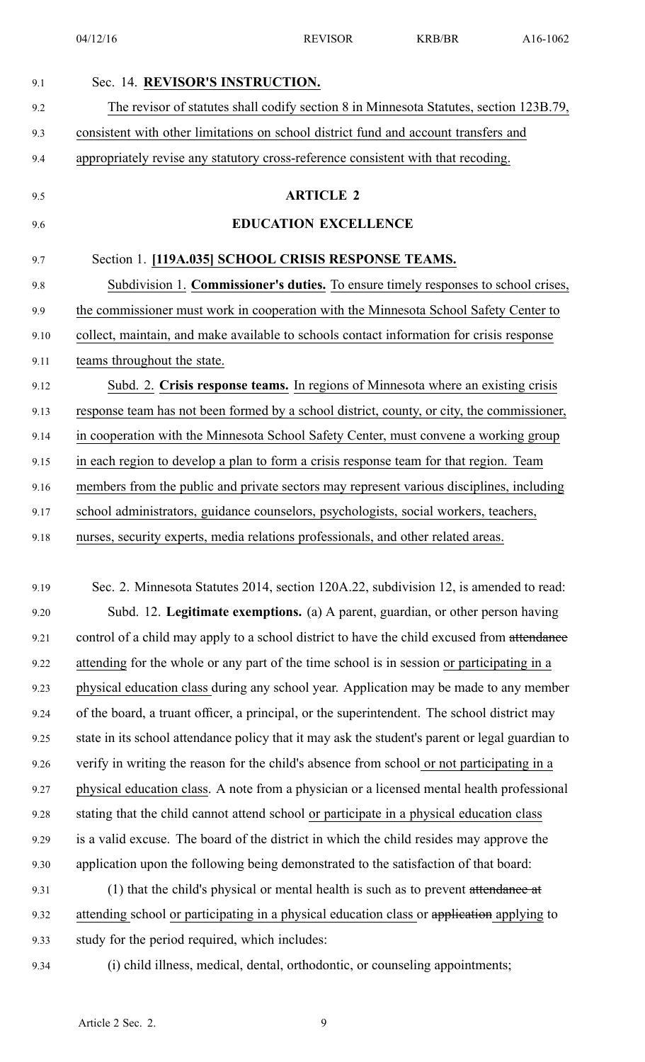Sec. 14. **REVISOR'S INSTRUCTION.**

The revisor of statutes shall codify section 8 in Minnesota Statutes, section 123B.79, consistent with other limitations on school district fund and account transfers and appropriately revise any statutory cross-reference consistent with that recoding.

## ARTICLE 2

## EDUCATION EXCELLENCE

Section 1. **[119A.035] SCHOOL CRISIS RESPONSE TEAMS.**

Subdivision 1. **Commissioner's duties.** To ensure timely responses to school crises, the commissioner must work in cooperation with the Minnesota School Safety Center to collect, maintain, and make available to schools contact information for crisis response teams throughout the state.

Subd. 2. **Crisis response teams.** In regions of Minnesota where an existing crisis response team has not been formed by a school district, county, or city, the commissioner, in cooperation with the Minnesota School Safety Center, must convene a working group in each region to develop a plan to form a crisis response team for that region. Team members from the public and private sectors may represent various disciplines, including school administrators, guidance counselors, psychologists, social workers, teachers, nurses, security experts, media relations professionals, and other related areas.

Sec. 2. Minnesota Statutes 2014, section 120A.22, subdivision 12, is amended to read:

Subd. 12. **Legitimate exemptions.** (a) A parent, guardian, or other person having control of a child may apply to a school district to have the child excused from ~~attendance~~ attending for the whole or any part of the time school is in session or participating in a physical education class during any school year. Application may be made to any member of the board, a truant officer, a principal, or the superintendent. The school district may state in its school attendance policy that it may ask the student's parent or legal guardian to verify in writing the reason for the child's absence from school or not participating in a physical education class. A note from a physician or a licensed mental health professional stating that the child cannot attend school or participate in a physical education class is a valid excuse. The board of the district in which the child resides may approve the application upon the following being demonstrated to the satisfaction of that board:

(1) that the child's physical or mental health is such as to prevent ~~attendance at~~ attending school or participating in a physical education class or ~~application~~ applying to study for the period required, which includes:

(i) child illness, medical, dental, orthodontic, or counseling appointments;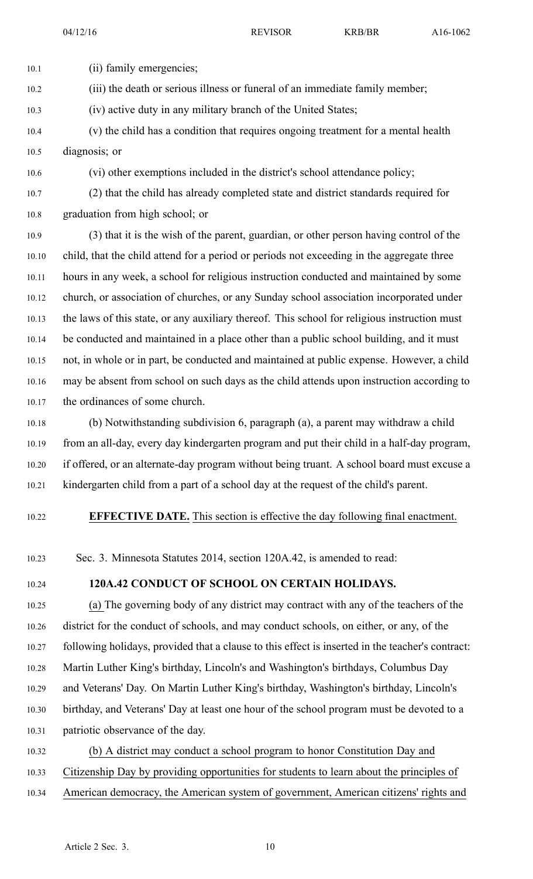(ii) family emergencies;

(iii) the death or serious illness or funeral of an immediate family member;

(iv) active duty in any military branch of the United States;

(v) the child has a condition that requires ongoing treatment for a mental health diagnosis; or

(vi) other exemptions included in the district's school attendance policy;

(2) that the child has already completed state and district standards required for graduation from high school; or

(3) that it is the wish of the parent, guardian, or other person having control of the child, that the child attend for a period or periods not exceeding in the aggregate three hours in any week, a school for religious instruction conducted and maintained by some church, or association of churches, or any Sunday school association incorporated under the laws of this state, or any auxiliary thereof. This school for religious instruction must be conducted and maintained in a place other than a public school building, and it must not, in whole or in part, be conducted and maintained at public expense. However, a child may be absent from school on such days as the child attends upon instruction according to the ordinances of some church.

(b) Notwithstanding subdivision 6, paragraph (a), a parent may withdraw a child from an all-day, every day kindergarten program and put their child in a half-day program, if offered, or an alternate-day program without being truant. A school board must excuse a kindergarten child from a part of a school day at the request of the child's parent.

**EFFECTIVE DATE.** This section is effective the day following final enactment.

Sec. 3. Minnesota Statutes 2014, section 120A.42, is amended to read:

**120A.42 CONDUCT OF SCHOOL ON CERTAIN HOLIDAYS.**

(a) The governing body of any district may contract with any of the teachers of the district for the conduct of schools, and may conduct schools, on either, or any, of the following holidays, provided that a clause to this effect is inserted in the teacher's contract: Martin Luther King's birthday, Lincoln's and Washington's birthdays, Columbus Day and Veterans' Day. On Martin Luther King's birthday, Washington's birthday, Lincoln's birthday, and Veterans' Day at least one hour of the school program must be devoted to a patriotic observance of the day.

(b) A district may conduct a school program to honor Constitution Day and Citizenship Day by providing opportunities for students to learn about the principles of American democracy, the American system of government, American citizens' rights and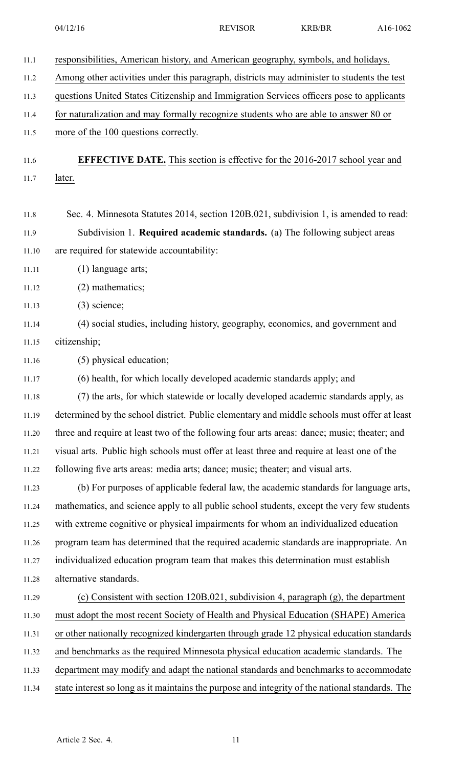responsibilities, American history, and American geography, symbols, and holidays. Among other activities under this paragraph, districts may administer to students the test questions United States Citizenship and Immigration Services officers pose to applicants for naturalization and may formally recognize students who are able to answer 80 or more of the 100 questions correctly.

**EFFECTIVE DATE.** This section is effective for the 2016-2017 school year and later.

Sec. 4. Minnesota Statutes 2014, section 120B.021, subdivision 1, is amended to read:

Subdivision 1. **Required academic standards.** (a) The following subject areas are required for statewide accountability:

(1) language arts;

(2) mathematics;

(3) science;

(4) social studies, including history, geography, economics, and government and citizenship;

(5) physical education;

(6) health, for which locally developed academic standards apply; and

(7) the arts, for which statewide or locally developed academic standards apply, as determined by the school district. Public elementary and middle schools must offer at least three and require at least two of the following four arts areas: dance; music; theater; and visual arts. Public high schools must offer at least three and require at least one of the following five arts areas: media arts; dance; music; theater; and visual arts.

(b) For purposes of applicable federal law, the academic standards for language arts, mathematics, and science apply to all public school students, except the very few students with extreme cognitive or physical impairments for whom an individualized education program team has determined that the required academic standards are inappropriate. An individualized education program team that makes this determination must establish alternative standards.

(c) Consistent with section 120B.021, subdivision 4, paragraph (g), the department must adopt the most recent Society of Health and Physical Education (SHAPE) America or other nationally recognized kindergarten through grade 12 physical education standards and benchmarks as the required Minnesota physical education academic standards. The department may modify and adapt the national standards and benchmarks to accommodate state interest so long as it maintains the purpose and integrity of the national standards. The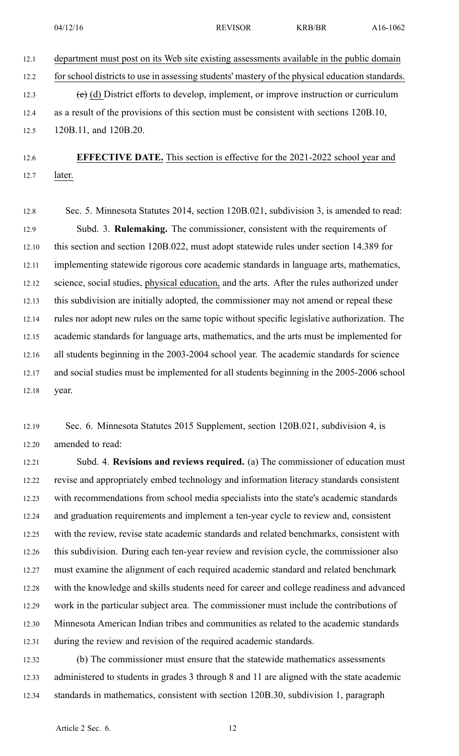department must post on its Web site existing assessments available in the public domain for school districts to use in assessing students' mastery of the physical education standards.

~~(c)~~ (d) District efforts to develop, implement, or improve instruction or curriculum as a result of the provisions of this section must be consistent with sections 120B.10, 120B.11, and 120B.20.

**EFFECTIVE DATE.** This section is effective for the 2021-2022 school year and later.

Sec. 5. Minnesota Statutes 2014, section 120B.021, subdivision 3, is amended to read:

Subd. 3. **Rulemaking.** The commissioner, consistent with the requirements of this section and section 120B.022, must adopt statewide rules under section 14.389 for implementing statewide rigorous core academic standards in language arts, mathematics, science, social studies, physical education, and the arts. After the rules authorized under this subdivision are initially adopted, the commissioner may not amend or repeal these rules nor adopt new rules on the same topic without specific legislative authorization. The academic standards for language arts, mathematics, and the arts must be implemented for all students beginning in the 2003-2004 school year. The academic standards for science and social studies must be implemented for all students beginning in the 2005-2006 school year.

Sec. 6. Minnesota Statutes 2015 Supplement, section 120B.021, subdivision 4, is amended to read:

Subd. 4. **Revisions and reviews required.** (a) The commissioner of education must revise and appropriately embed technology and information literacy standards consistent with recommendations from school media specialists into the state's academic standards and graduation requirements and implement a ten-year cycle to review and, consistent with the review, revise state academic standards and related benchmarks, consistent with this subdivision. During each ten-year review and revision cycle, the commissioner also must examine the alignment of each required academic standard and related benchmark with the knowledge and skills students need for career and college readiness and advanced work in the particular subject area. The commissioner must include the contributions of Minnesota American Indian tribes and communities as related to the academic standards during the review and revision of the required academic standards.

(b) The commissioner must ensure that the statewide mathematics assessments administered to students in grades 3 through 8 and 11 are aligned with the state academic standards in mathematics, consistent with section 120B.30, subdivision 1, paragraph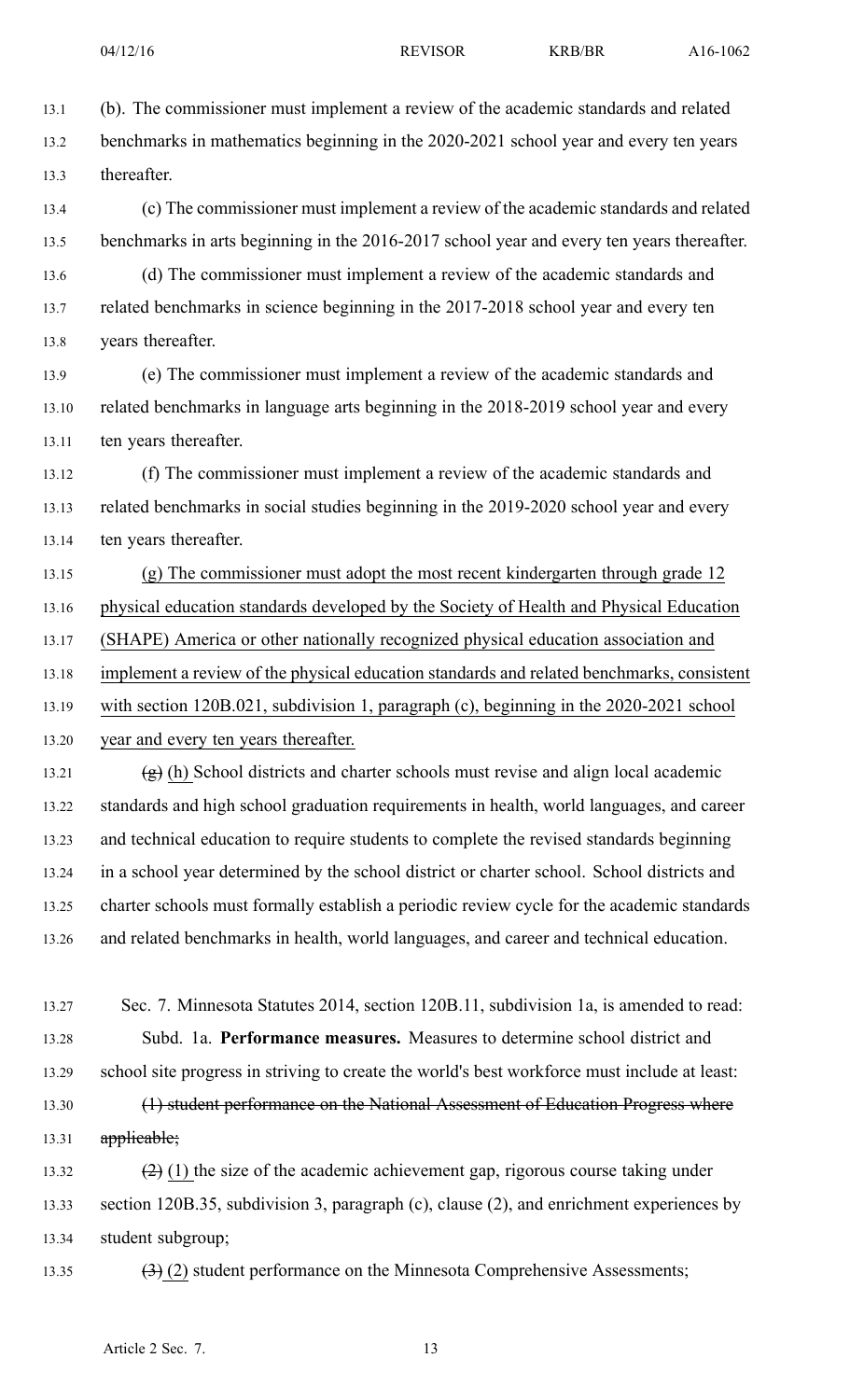(b). The commissioner must implement a review of the academic standards and related benchmarks in mathematics beginning in the 2020-2021 school year and every ten years thereafter.

(c) The commissioner must implement a review of the academic standards and related benchmarks in arts beginning in the 2016-2017 school year and every ten years thereafter.

(d) The commissioner must implement a review of the academic standards and related benchmarks in science beginning in the 2017-2018 school year and every ten years thereafter.

(e) The commissioner must implement a review of the academic standards and related benchmarks in language arts beginning in the 2018-2019 school year and every ten years thereafter.

(f) The commissioner must implement a review of the academic standards and related benchmarks in social studies beginning in the 2019-2020 school year and every ten years thereafter.

<u>(g) The commissioner must adopt the most recent kindergarten through grade 12 physical education standards developed by the Society of Health and Physical Education (SHAPE) America or other nationally recognized physical education association and implement a review of the physical education standards and related benchmarks, consistent with section 120B.021, subdivision 1, paragraph (c), beginning in the 2020-2021 school year and every ten years thereafter.</u>

~~(g)~~ <u>(h)</u> School districts and charter schools must revise and align local academic standards and high school graduation requirements in health, world languages, and career and technical education to require students to complete the revised standards beginning in a school year determined by the school district or charter school. School districts and charter schools must formally establish a periodic review cycle for the academic standards and related benchmarks in health, world languages, and career and technical education.

Sec. 7. Minnesota Statutes 2014, section 120B.11, subdivision 1a, is amended to read:

Subd. 1a. **Performance measures.** Measures to determine school district and school site progress in striving to create the world's best workforce must include at least:

~~(1) student performance on the National Assessment of Education Progress where applicable;~~

~~(2)~~ <u>(1)</u> the size of the academic achievement gap, rigorous course taking under section 120B.35, subdivision 3, paragraph (c), clause (2), and enrichment experiences by student subgroup;

~~(3)~~ <u>(2)</u> student performance on the Minnesota Comprehensive Assessments;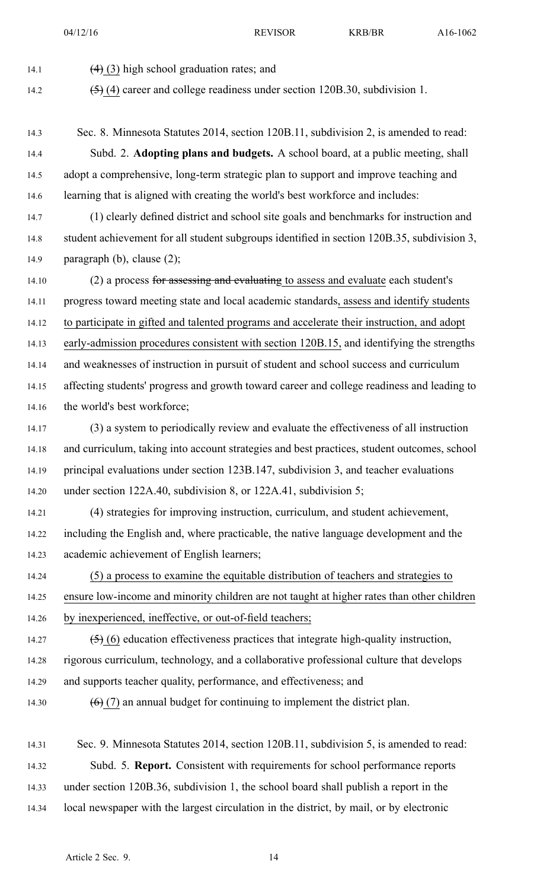~~(4)~~ (3) high school graduation rates; and

~~(5)~~ (4) career and college readiness under section 120B.30, subdivision 1.

Sec. 8. Minnesota Statutes 2014, section 120B.11, subdivision 2, is amended to read:

Subd. 2. **Adopting plans and budgets.** A school board, at a public meeting, shall adopt a comprehensive, long-term strategic plan to support and improve teaching and learning that is aligned with creating the world's best workforce and includes:

(1) clearly defined district and school site goals and benchmarks for instruction and student achievement for all student subgroups identified in section 120B.35, subdivision 3, paragraph (b), clause (2);

(2) a process ~~for assessing and evaluating~~ to assess and evaluate each student's progress toward meeting state and local academic standards, assess and identify students to participate in gifted and talented programs and accelerate their instruction, and adopt early-admission procedures consistent with section 120B.15, and identifying the strengths and weaknesses of instruction in pursuit of student and school success and curriculum affecting students' progress and growth toward career and college readiness and leading to the world's best workforce;

(3) a system to periodically review and evaluate the effectiveness of all instruction and curriculum, taking into account strategies and best practices, student outcomes, school principal evaluations under section 123B.147, subdivision 3, and teacher evaluations under section 122A.40, subdivision 8, or 122A.41, subdivision 5;

(4) strategies for improving instruction, curriculum, and student achievement, including the English and, where practicable, the native language development and the academic achievement of English learners;

(5) a process to examine the equitable distribution of teachers and strategies to ensure low-income and minority children are not taught at higher rates than other children by inexperienced, ineffective, or out-of-field teachers;

~~(5)~~ (6) education effectiveness practices that integrate high-quality instruction, rigorous curriculum, technology, and a collaborative professional culture that develops and supports teacher quality, performance, and effectiveness; and

~~(6)~~ (7) an annual budget for continuing to implement the district plan.

Sec. 9. Minnesota Statutes 2014, section 120B.11, subdivision 5, is amended to read:

Subd. 5. **Report.** Consistent with requirements for school performance reports under section 120B.36, subdivision 1, the school board shall publish a report in the local newspaper with the largest circulation in the district, by mail, or by electronic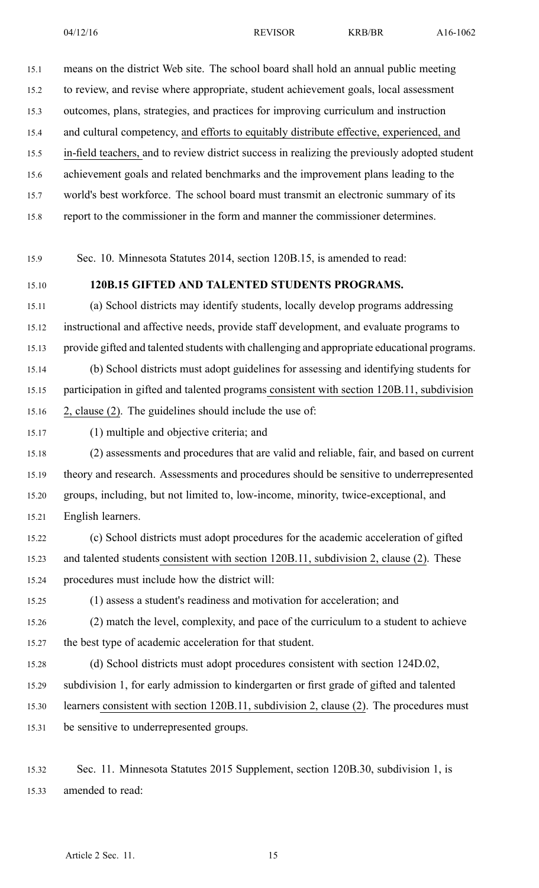means on the district Web site. The school board shall hold an annual public meeting to review, and revise where appropriate, student achievement goals, local assessment outcomes, plans, strategies, and practices for improving curriculum and instruction and cultural competency, <u>and efforts to equitably distribute effective, experienced, and in-field teachers,</u> and to review district success in realizing the previously adopted student achievement goals and related benchmarks and the improvement plans leading to the world's best workforce. The school board must transmit an electronic summary of its report to the commissioner in the form and manner the commissioner determines.

Sec. 10. Minnesota Statutes 2014, section 120B.15, is amended to read:

**120B.15 GIFTED AND TALENTED STUDENTS PROGRAMS.**

(a) School districts may identify students, locally develop programs addressing instructional and affective needs, provide staff development, and evaluate programs to provide gifted and talented students with challenging and appropriate educational programs.

(b) School districts must adopt guidelines for assessing and identifying students for participation in gifted and talented programs <u>consistent with section 120B.11, subdivision 2, clause (2)</u>. The guidelines should include the use of:

(1) multiple and objective criteria; and

(2) assessments and procedures that are valid and reliable, fair, and based on current theory and research. Assessments and procedures should be sensitive to underrepresented groups, including, but not limited to, low-income, minority, twice-exceptional, and English learners.

(c) School districts must adopt procedures for the academic acceleration of gifted and talented students <u>consistent with section 120B.11, subdivision 2, clause (2)</u>. These procedures must include how the district will:

(1) assess a student's readiness and motivation for acceleration; and

(2) match the level, complexity, and pace of the curriculum to a student to achieve the best type of academic acceleration for that student.

(d) School districts must adopt procedures consistent with section 124D.02, subdivision 1, for early admission to kindergarten or first grade of gifted and talented learners <u>consistent with section 120B.11, subdivision 2, clause (2)</u>. The procedures must be sensitive to underrepresented groups.

Sec. 11. Minnesota Statutes 2015 Supplement, section 120B.30, subdivision 1, is amended to read: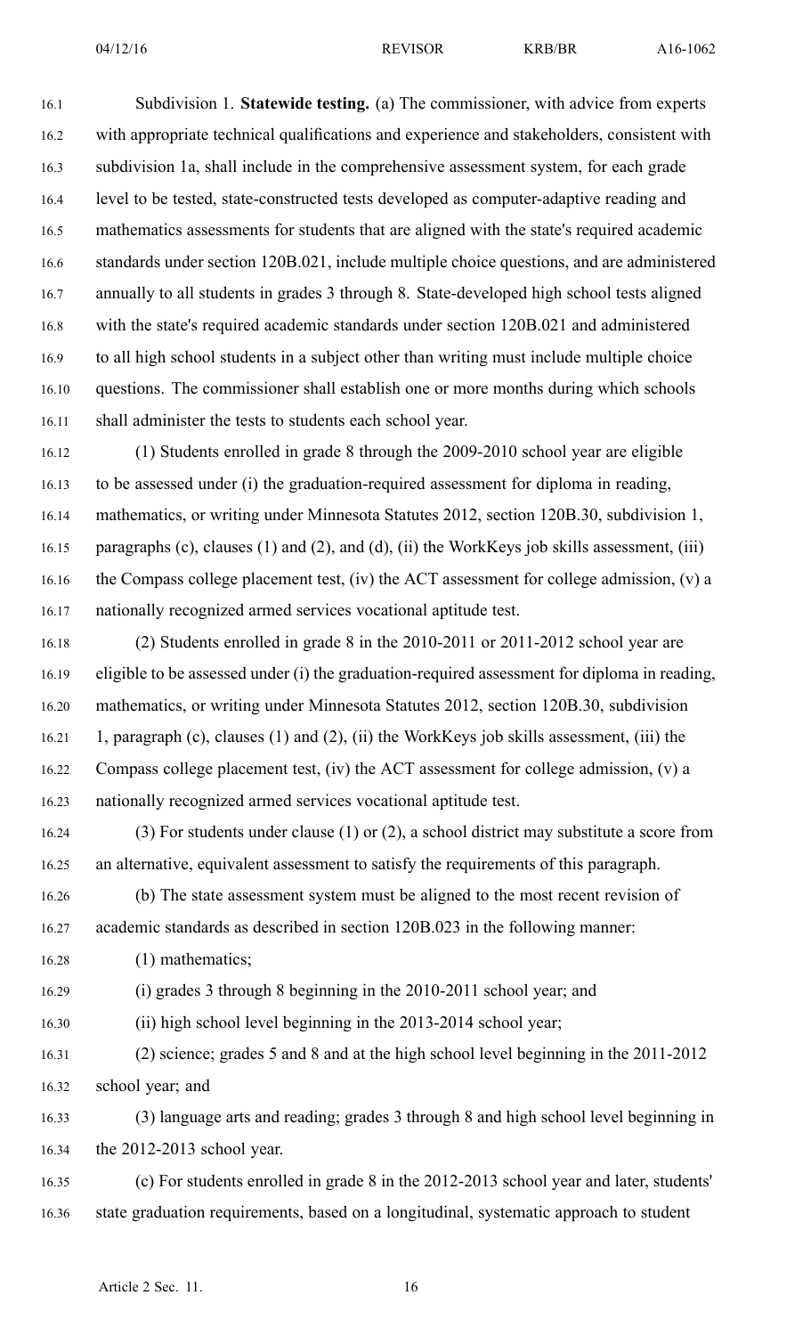Subdivision 1. **Statewide testing.** (a) The commissioner, with advice from experts with appropriate technical qualifications and experience and stakeholders, consistent with subdivision 1a, shall include in the comprehensive assessment system, for each grade level to be tested, state-constructed tests developed as computer-adaptive reading and mathematics assessments for students that are aligned with the state's required academic standards under section 120B.021, include multiple choice questions, and are administered annually to all students in grades 3 through 8. State-developed high school tests aligned with the state's required academic standards under section 120B.021 and administered to all high school students in a subject other than writing must include multiple choice questions. The commissioner shall establish one or more months during which schools shall administer the tests to students each school year.

(1) Students enrolled in grade 8 through the 2009-2010 school year are eligible to be assessed under (i) the graduation-required assessment for diploma in reading, mathematics, or writing under Minnesota Statutes 2012, section 120B.30, subdivision 1, paragraphs (c), clauses (1) and (2), and (d), (ii) the WorkKeys job skills assessment, (iii) the Compass college placement test, (iv) the ACT assessment for college admission, (v) a nationally recognized armed services vocational aptitude test.

(2) Students enrolled in grade 8 in the 2010-2011 or 2011-2012 school year are eligible to be assessed under (i) the graduation-required assessment for diploma in reading, mathematics, or writing under Minnesota Statutes 2012, section 120B.30, subdivision 1, paragraph (c), clauses (1) and (2), (ii) the WorkKeys job skills assessment, (iii) the Compass college placement test, (iv) the ACT assessment for college admission, (v) a nationally recognized armed services vocational aptitude test.

(3) For students under clause (1) or (2), a school district may substitute a score from an alternative, equivalent assessment to satisfy the requirements of this paragraph.

(b) The state assessment system must be aligned to the most recent revision of academic standards as described in section 120B.023 in the following manner:

(1) mathematics;

(i) grades 3 through 8 beginning in the 2010-2011 school year; and

(ii) high school level beginning in the 2013-2014 school year;

(2) science; grades 5 and 8 and at the high school level beginning in the 2011-2012 school year; and

(3) language arts and reading; grades 3 through 8 and high school level beginning in the 2012-2013 school year.

(c) For students enrolled in grade 8 in the 2012-2013 school year and later, students' state graduation requirements, based on a longitudinal, systematic approach to student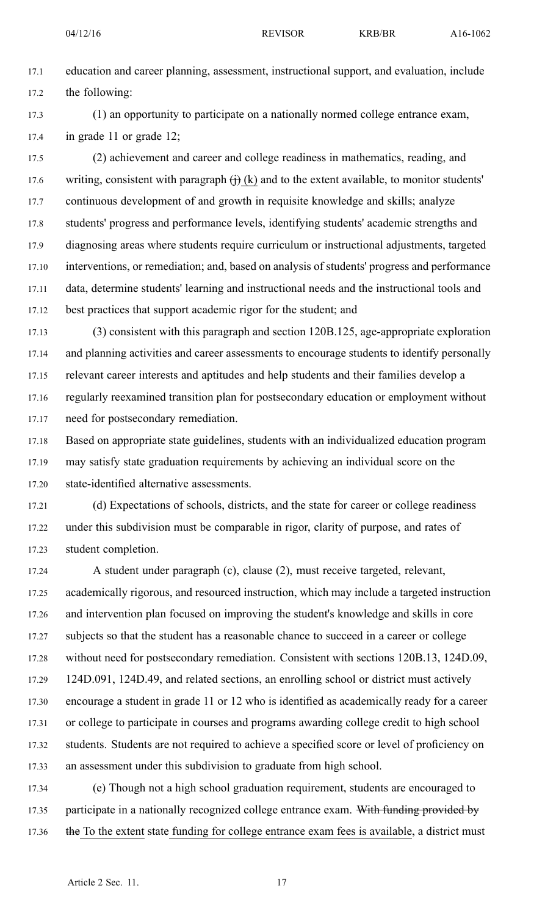education and career planning, assessment, instructional support, and evaluation, include the following:

(1) an opportunity to participate on a nationally normed college entrance exam, in grade 11 or grade 12;

(2) achievement and career and college readiness in mathematics, reading, and writing, consistent with paragraph ~~(j)~~ (k) and to the extent available, to monitor students' continuous development of and growth in requisite knowledge and skills; analyze students' progress and performance levels, identifying students' academic strengths and diagnosing areas where students require curriculum or instructional adjustments, targeted interventions, or remediation; and, based on analysis of students' progress and performance data, determine students' learning and instructional needs and the instructional tools and best practices that support academic rigor for the student; and

(3) consistent with this paragraph and section 120B.125, age-appropriate exploration and planning activities and career assessments to encourage students to identify personally relevant career interests and aptitudes and help students and their families develop a regularly reexamined transition plan for postsecondary education or employment without need for postsecondary remediation.

Based on appropriate state guidelines, students with an individualized education program may satisfy state graduation requirements by achieving an individual score on the state-identified alternative assessments.

(d) Expectations of schools, districts, and the state for career or college readiness under this subdivision must be comparable in rigor, clarity of purpose, and rates of student completion.

A student under paragraph (c), clause (2), must receive targeted, relevant, academically rigorous, and resourced instruction, which may include a targeted instruction and intervention plan focused on improving the student's knowledge and skills in core subjects so that the student has a reasonable chance to succeed in a career or college without need for postsecondary remediation. Consistent with sections 120B.13, 124D.09, 124D.091, 124D.49, and related sections, an enrolling school or district must actively encourage a student in grade 11 or 12 who is identified as academically ready for a career or college to participate in courses and programs awarding college credit to high school students. Students are not required to achieve a specified score or level of proficiency on an assessment under this subdivision to graduate from high school.

(e) Though not a high school graduation requirement, students are encouraged to participate in a nationally recognized college entrance exam. ~~With funding provided by the~~ To the extent state funding for college entrance exam fees is available, a district must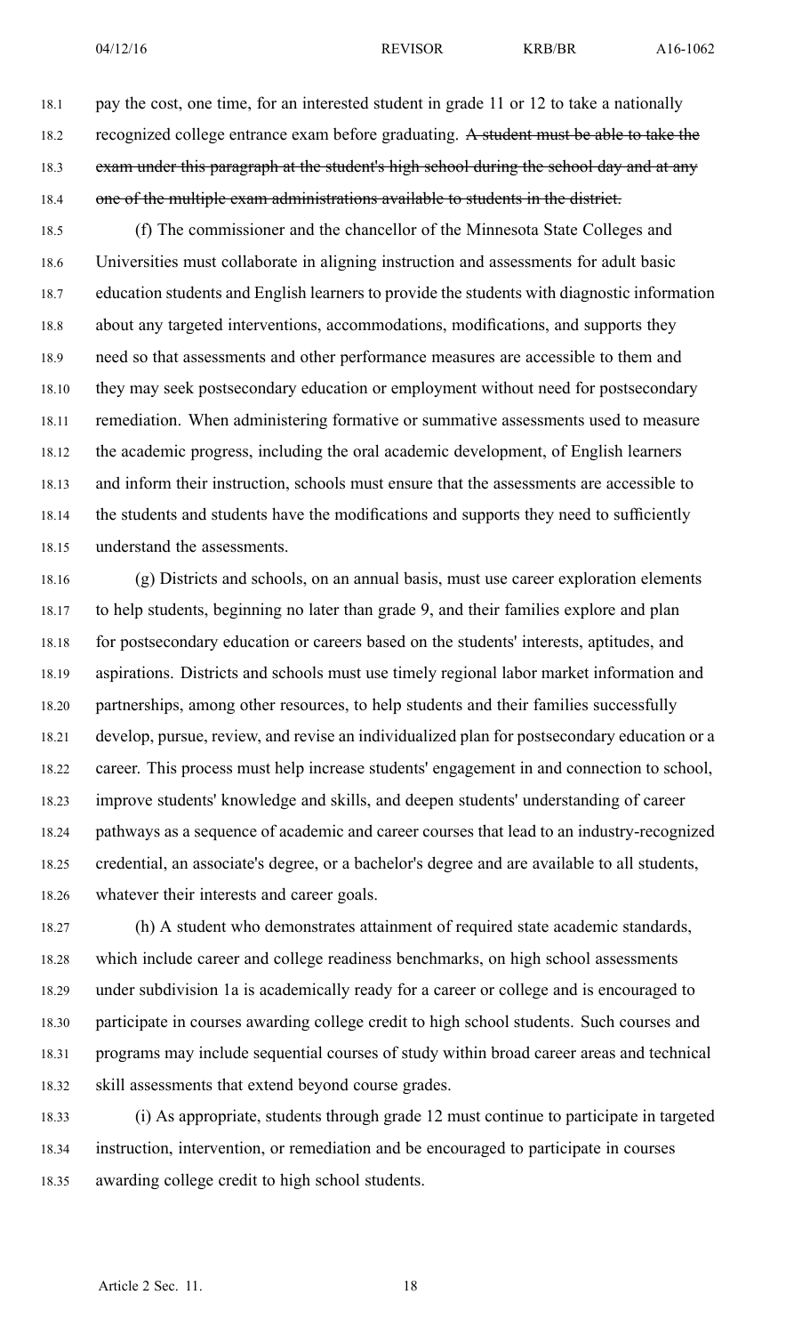pay the cost, one time, for an interested student in grade 11 or 12 to take a nationally recognized college entrance exam before graduating. ~~A student must be able to take the exam under this paragraph at the student's high school during the school day and at any one of the multiple exam administrations available to students in the district.~~

(f) The commissioner and the chancellor of the Minnesota State Colleges and Universities must collaborate in aligning instruction and assessments for adult basic education students and English learners to provide the students with diagnostic information about any targeted interventions, accommodations, modifications, and supports they need so that assessments and other performance measures are accessible to them and they may seek postsecondary education or employment without need for postsecondary remediation. When administering formative or summative assessments used to measure the academic progress, including the oral academic development, of English learners and inform their instruction, schools must ensure that the assessments are accessible to the students and students have the modifications and supports they need to sufficiently understand the assessments.

(g) Districts and schools, on an annual basis, must use career exploration elements to help students, beginning no later than grade 9, and their families explore and plan for postsecondary education or careers based on the students' interests, aptitudes, and aspirations. Districts and schools must use timely regional labor market information and partnerships, among other resources, to help students and their families successfully develop, pursue, review, and revise an individualized plan for postsecondary education or a career. This process must help increase students' engagement in and connection to school, improve students' knowledge and skills, and deepen students' understanding of career pathways as a sequence of academic and career courses that lead to an industry-recognized credential, an associate's degree, or a bachelor's degree and are available to all students, whatever their interests and career goals.

(h) A student who demonstrates attainment of required state academic standards, which include career and college readiness benchmarks, on high school assessments under subdivision 1a is academically ready for a career or college and is encouraged to participate in courses awarding college credit to high school students. Such courses and programs may include sequential courses of study within broad career areas and technical skill assessments that extend beyond course grades.

(i) As appropriate, students through grade 12 must continue to participate in targeted instruction, intervention, or remediation and be encouraged to participate in courses awarding college credit to high school students.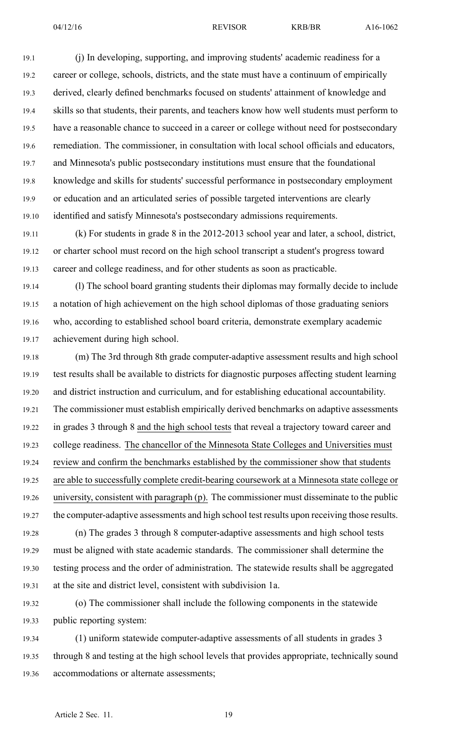(j) In developing, supporting, and improving students' academic readiness for a career or college, schools, districts, and the state must have a continuum of empirically derived, clearly defined benchmarks focused on students' attainment of knowledge and skills so that students, their parents, and teachers know how well students must perform to have a reasonable chance to succeed in a career or college without need for postsecondary remediation. The commissioner, in consultation with local school officials and educators, and Minnesota's public postsecondary institutions must ensure that the foundational knowledge and skills for students' successful performance in postsecondary employment or education and an articulated series of possible targeted interventions are clearly identified and satisfy Minnesota's postsecondary admissions requirements.

(k) For students in grade 8 in the 2012-2013 school year and later, a school, district, or charter school must record on the high school transcript a student's progress toward career and college readiness, and for other students as soon as practicable.

(l) The school board granting students their diplomas may formally decide to include a notation of high achievement on the high school diplomas of those graduating seniors who, according to established school board criteria, demonstrate exemplary academic achievement during high school.

(m) The 3rd through 8th grade computer-adaptive assessment results and high school test results shall be available to districts for diagnostic purposes affecting student learning and district instruction and curriculum, and for establishing educational accountability. The commissioner must establish empirically derived benchmarks on adaptive assessments in grades 3 through 8 and the high school tests that reveal a trajectory toward career and college readiness. The chancellor of the Minnesota State Colleges and Universities must review and confirm the benchmarks established by the commissioner show that students are able to successfully complete credit-bearing coursework at a Minnesota state college or university, consistent with paragraph (p). The commissioner must disseminate to the public the computer-adaptive assessments and high school test results upon receiving those results.

(n) The grades 3 through 8 computer-adaptive assessments and high school tests must be aligned with state academic standards. The commissioner shall determine the testing process and the order of administration. The statewide results shall be aggregated at the site and district level, consistent with subdivision 1a.

(o) The commissioner shall include the following components in the statewide public reporting system:

(1) uniform statewide computer-adaptive assessments of all students in grades 3 through 8 and testing at the high school levels that provides appropriate, technically sound accommodations or alternate assessments;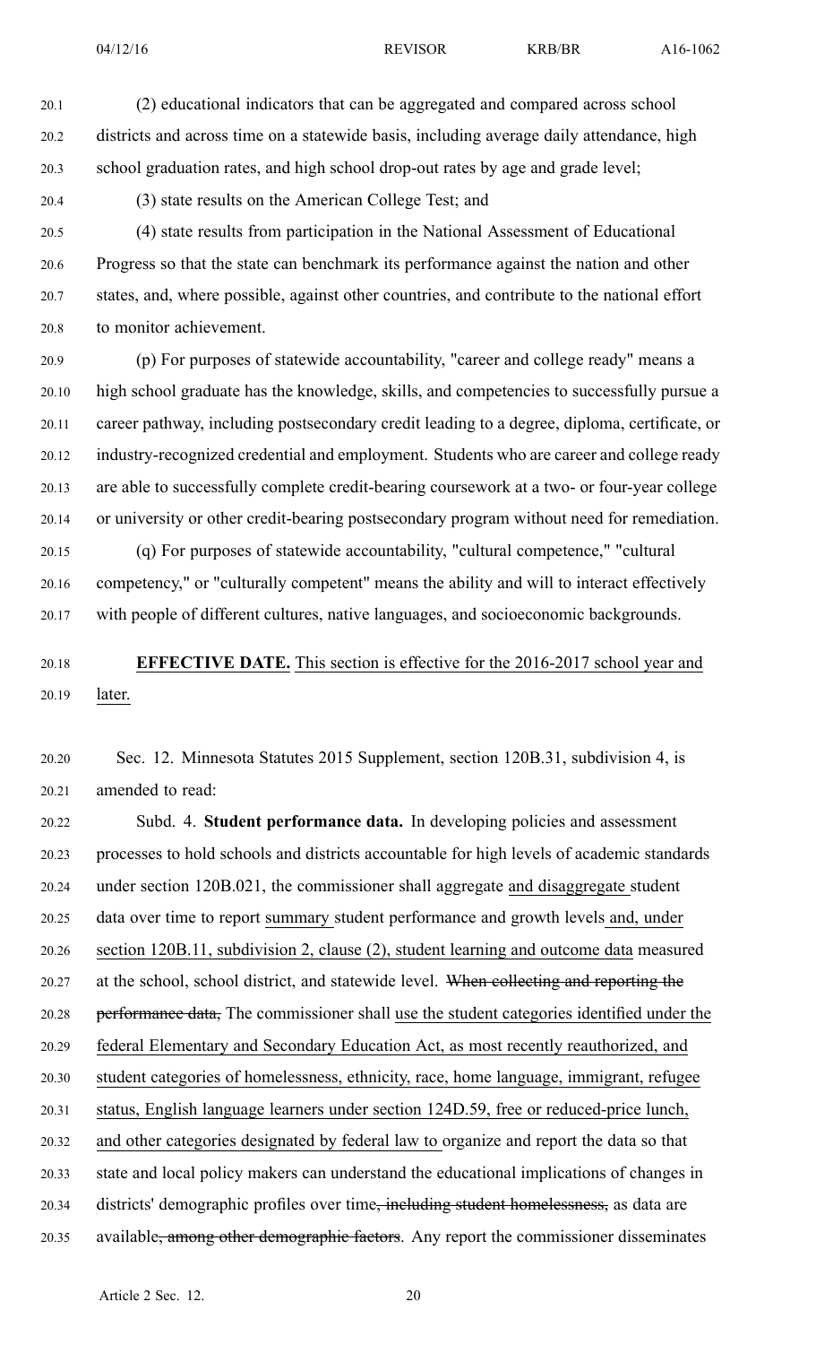(2) educational indicators that can be aggregated and compared across school districts and across time on a statewide basis, including average daily attendance, high school graduation rates, and high school drop-out rates by age and grade level;

(3) state results on the American College Test; and

(4) state results from participation in the National Assessment of Educational Progress so that the state can benchmark its performance against the nation and other states, and, where possible, against other countries, and contribute to the national effort to monitor achievement.

(p) For purposes of statewide accountability, "career and college ready" means a high school graduate has the knowledge, skills, and competencies to successfully pursue a career pathway, including postsecondary credit leading to a degree, diploma, certificate, or industry-recognized credential and employment. Students who are career and college ready are able to successfully complete credit-bearing coursework at a two- or four-year college or university or other credit-bearing postsecondary program without need for remediation.

(q) For purposes of statewide accountability, "cultural competence," "cultural competency," or "culturally competent" means the ability and will to interact effectively with people of different cultures, native languages, and socioeconomic backgrounds.

**EFFECTIVE DATE.** This section is effective for the 2016-2017 school year and later.

Sec. 12. Minnesota Statutes 2015 Supplement, section 120B.31, subdivision 4, is amended to read:

Subd. 4. **Student performance data.** In developing policies and assessment processes to hold schools and districts accountable for high levels of academic standards under section 120B.021, the commissioner shall aggregate and disaggregate student data over time to report summary student performance and growth levels and, under section 120B.11, subdivision 2, clause (2), student learning and outcome data measured at the school, school district, and statewide level. ~~When collecting and reporting the performance data,~~ The commissioner shall use the student categories identified under the federal Elementary and Secondary Education Act, as most recently reauthorized, and student categories of homelessness, ethnicity, race, home language, immigrant, refugee status, English language learners under section 124D.59, free or reduced-price lunch, and other categories designated by federal law to organize and report the data so that state and local policy makers can understand the educational implications of changes in districts' demographic profiles over time~~, including student homelessness,~~ as data are available~~, among other demographic factors~~. Any report the commissioner disseminates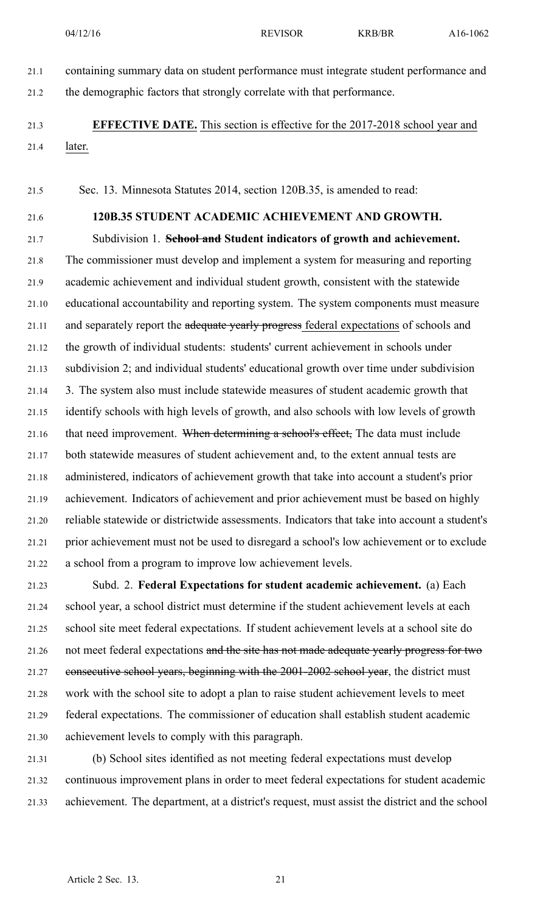containing summary data on student performance must integrate student performance and the demographic factors that strongly correlate with that performance.

**EFFECTIVE DATE.** This section is effective for the 2017-2018 school year and later.

Sec. 13. Minnesota Statutes 2014, section 120B.35, is amended to read:

**120B.35 STUDENT ACADEMIC ACHIEVEMENT AND GROWTH.**

Subdivision 1. ~~**School and**~~ **Student indicators of growth and achievement.** The commissioner must develop and implement a system for measuring and reporting academic achievement and individual student growth, consistent with the statewide educational accountability and reporting system. The system components must measure and separately report the ~~adequate yearly progress~~ federal expectations of schools and the growth of individual students: students' current achievement in schools under subdivision 2; and individual students' educational growth over time under subdivision 3. The system also must include statewide measures of student academic growth that identify schools with high levels of growth, and also schools with low levels of growth that need improvement. ~~When determining a school's effect,~~ The data must include both statewide measures of student achievement and, to the extent annual tests are administered, indicators of achievement growth that take into account a student's prior achievement. Indicators of achievement and prior achievement must be based on highly reliable statewide or districtwide assessments. Indicators that take into account a student's prior achievement must not be used to disregard a school's low achievement or to exclude a school from a program to improve low achievement levels.

Subd. 2. **Federal Expectations for student academic achievement.** (a) Each school year, a school district must determine if the student achievement levels at each school site meet federal expectations. If student achievement levels at a school site do not meet federal expectations ~~and the site has not made adequate yearly progress for two consecutive school years, beginning with the 2001-2002 school year~~, the district must work with the school site to adopt a plan to raise student achievement levels to meet federal expectations. The commissioner of education shall establish student academic achievement levels to comply with this paragraph.

(b) School sites identified as not meeting federal expectations must develop continuous improvement plans in order to meet federal expectations for student academic achievement. The department, at a district's request, must assist the district and the school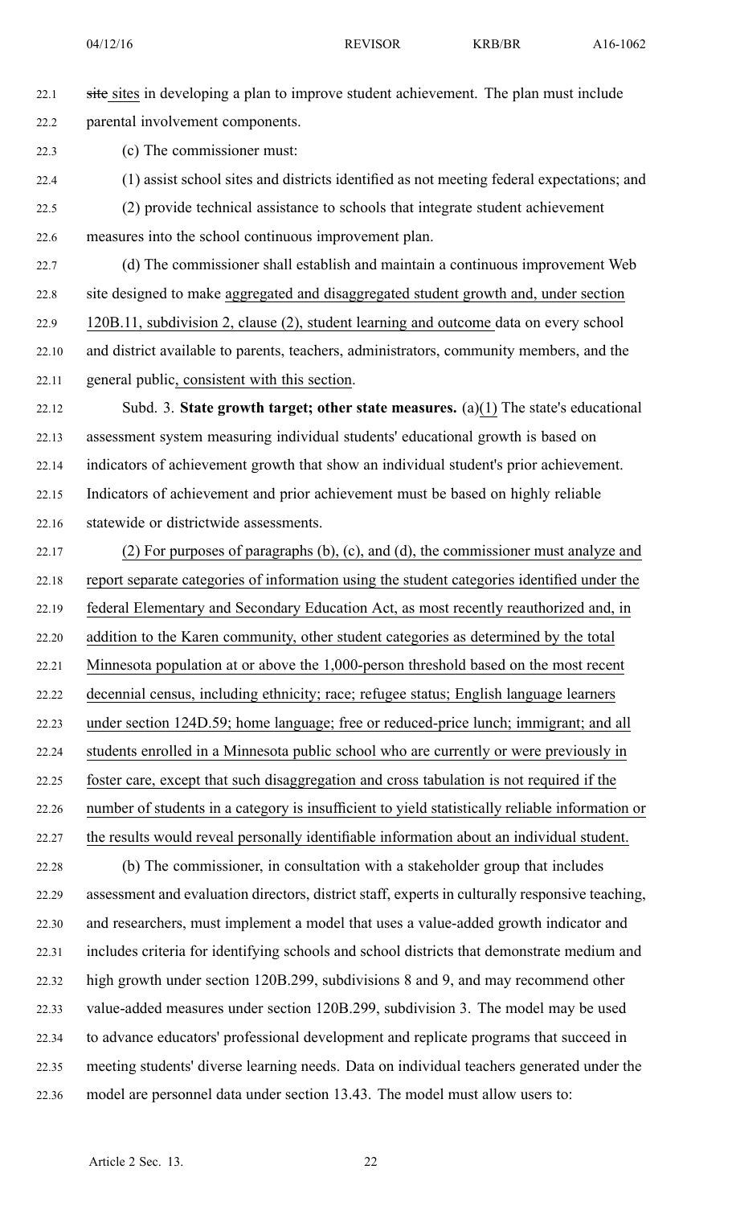site sites in developing a plan to improve student achievement. The plan must include parental involvement components.

(c) The commissioner must:

(1) assist school sites and districts identified as not meeting federal expectations; and

(2) provide technical assistance to schools that integrate student achievement measures into the school continuous improvement plan.

(d) The commissioner shall establish and maintain a continuous improvement Web site designed to make aggregated and disaggregated student growth and, under section 120B.11, subdivision 2, clause (2), student learning and outcome data on every school and district available to parents, teachers, administrators, community members, and the general public, consistent with this section.

Subd. 3. **State growth target; other state measures.** (a)(1) The state's educational assessment system measuring individual students' educational growth is based on indicators of achievement growth that show an individual student's prior achievement. Indicators of achievement and prior achievement must be based on highly reliable statewide or districtwide assessments.

(2) For purposes of paragraphs (b), (c), and (d), the commissioner must analyze and report separate categories of information using the student categories identified under the federal Elementary and Secondary Education Act, as most recently reauthorized and, in addition to the Karen community, other student categories as determined by the total Minnesota population at or above the 1,000-person threshold based on the most recent decennial census, including ethnicity; race; refugee status; English language learners under section 124D.59; home language; free or reduced-price lunch; immigrant; and all students enrolled in a Minnesota public school who are currently or were previously in foster care, except that such disaggregation and cross tabulation is not required if the number of students in a category is insufficient to yield statistically reliable information or the results would reveal personally identifiable information about an individual student.

(b) The commissioner, in consultation with a stakeholder group that includes assessment and evaluation directors, district staff, experts in culturally responsive teaching, and researchers, must implement a model that uses a value-added growth indicator and includes criteria for identifying schools and school districts that demonstrate medium and high growth under section 120B.299, subdivisions 8 and 9, and may recommend other value-added measures under section 120B.299, subdivision 3. The model may be used to advance educators' professional development and replicate programs that succeed in meeting students' diverse learning needs. Data on individual teachers generated under the model are personnel data under section 13.43. The model must allow users to: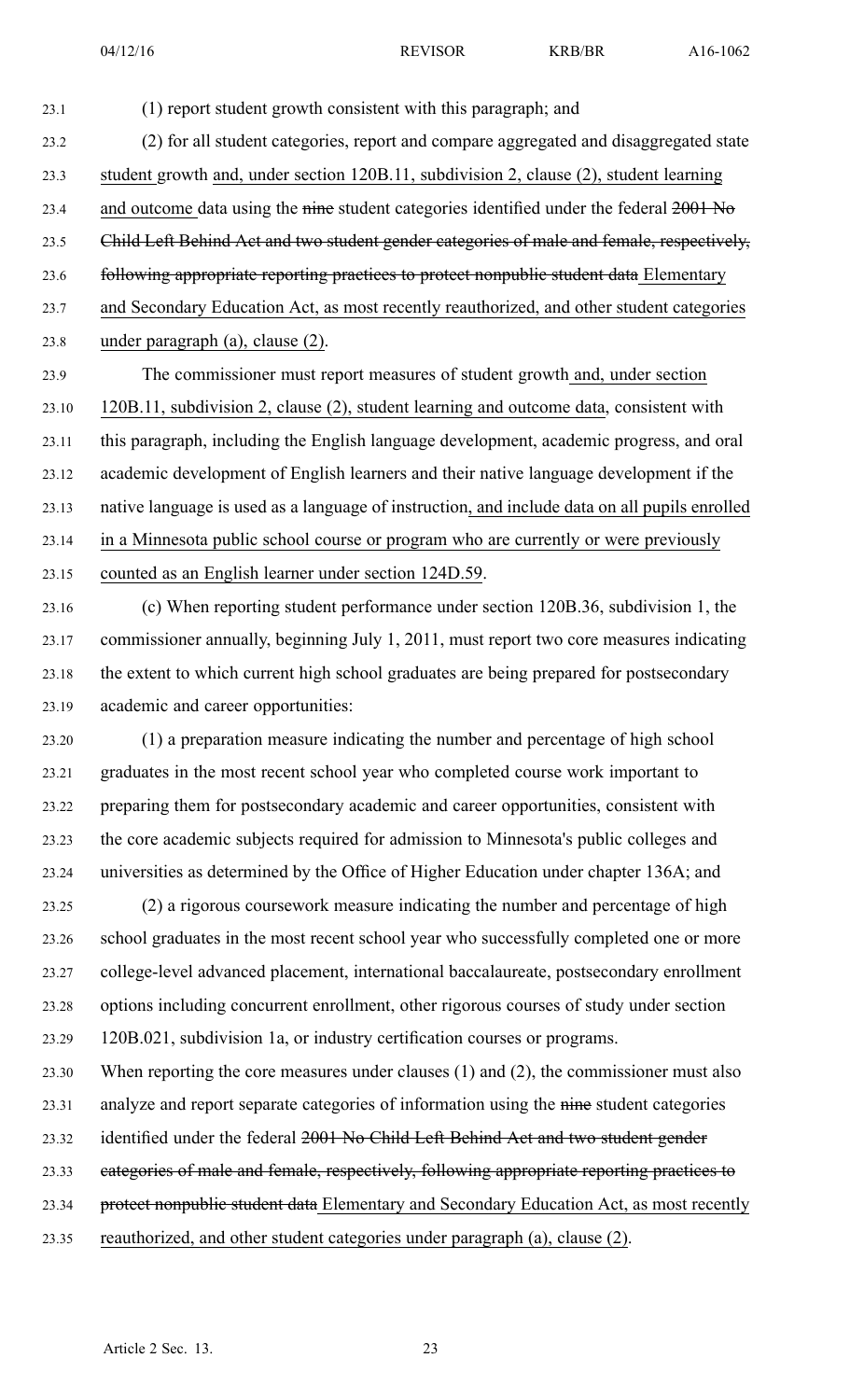(1) report student growth consistent with this paragraph; and

(2) for all student categories, report and compare aggregated and disaggregated state student growth and, under section 120B.11, subdivision 2, clause (2), student learning and outcome data using the ~~nine~~ student categories identified under the federal ~~2001 No Child Left Behind Act and two student gender categories of male and female, respectively, following appropriate reporting practices to protect nonpublic student data~~ Elementary and Secondary Education Act, as most recently reauthorized, and other student categories under paragraph (a), clause (2).

The commissioner must report measures of student growth and, under section 120B.11, subdivision 2, clause (2), student learning and outcome data, consistent with this paragraph, including the English language development, academic progress, and oral academic development of English learners and their native language development if the native language is used as a language of instruction, and include data on all pupils enrolled in a Minnesota public school course or program who are currently or were previously counted as an English learner under section 124D.59.

(c) When reporting student performance under section 120B.36, subdivision 1, the commissioner annually, beginning July 1, 2011, must report two core measures indicating the extent to which current high school graduates are being prepared for postsecondary academic and career opportunities:

(1) a preparation measure indicating the number and percentage of high school graduates in the most recent school year who completed course work important to preparing them for postsecondary academic and career opportunities, consistent with the core academic subjects required for admission to Minnesota's public colleges and universities as determined by the Office of Higher Education under chapter 136A; and

(2) a rigorous coursework measure indicating the number and percentage of high school graduates in the most recent school year who successfully completed one or more college-level advanced placement, international baccalaureate, postsecondary enrollment options including concurrent enrollment, other rigorous courses of study under section 120B.021, subdivision 1a, or industry certification courses or programs.

When reporting the core measures under clauses (1) and (2), the commissioner must also analyze and report separate categories of information using the ~~nine~~ student categories identified under the federal ~~2001 No Child Left Behind Act and two student gender categories of male and female, respectively, following appropriate reporting practices to protect nonpublic student data~~ Elementary and Secondary Education Act, as most recently reauthorized, and other student categories under paragraph (a), clause (2).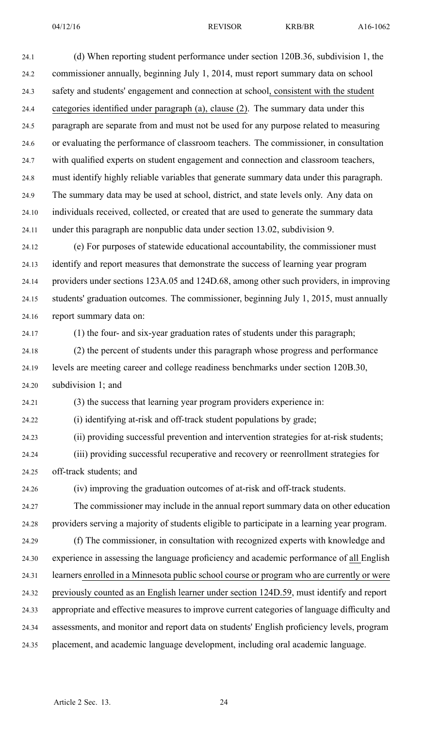(d) When reporting student performance under section 120B.36, subdivision 1, the commissioner annually, beginning July 1, 2014, must report summary data on school safety and students' engagement and connection at school, consistent with the student categories identified under paragraph (a), clause (2). The summary data under this paragraph are separate from and must not be used for any purpose related to measuring or evaluating the performance of classroom teachers. The commissioner, in consultation with qualified experts on student engagement and connection and classroom teachers, must identify highly reliable variables that generate summary data under this paragraph. The summary data may be used at school, district, and state levels only. Any data on individuals received, collected, or created that are used to generate the summary data under this paragraph are nonpublic data under section 13.02, subdivision 9.

(e) For purposes of statewide educational accountability, the commissioner must identify and report measures that demonstrate the success of learning year program providers under sections 123A.05 and 124D.68, among other such providers, in improving students' graduation outcomes. The commissioner, beginning July 1, 2015, must annually report summary data on:

(1) the four- and six-year graduation rates of students under this paragraph;

(2) the percent of students under this paragraph whose progress and performance levels are meeting career and college readiness benchmarks under section 120B.30, subdivision 1; and

(3) the success that learning year program providers experience in:

(i) identifying at-risk and off-track student populations by grade;

(ii) providing successful prevention and intervention strategies for at-risk students;

(iii) providing successful recuperative and recovery or reenrollment strategies for off-track students; and

(iv) improving the graduation outcomes of at-risk and off-track students.

The commissioner may include in the annual report summary data on other education providers serving a majority of students eligible to participate in a learning year program.

(f) The commissioner, in consultation with recognized experts with knowledge and experience in assessing the language proficiency and academic performance of all English learners enrolled in a Minnesota public school course or program who are currently or were previously counted as an English learner under section 124D.59, must identify and report appropriate and effective measures to improve current categories of language difficulty and assessments, and monitor and report data on students' English proficiency levels, program placement, and academic language development, including oral academic language.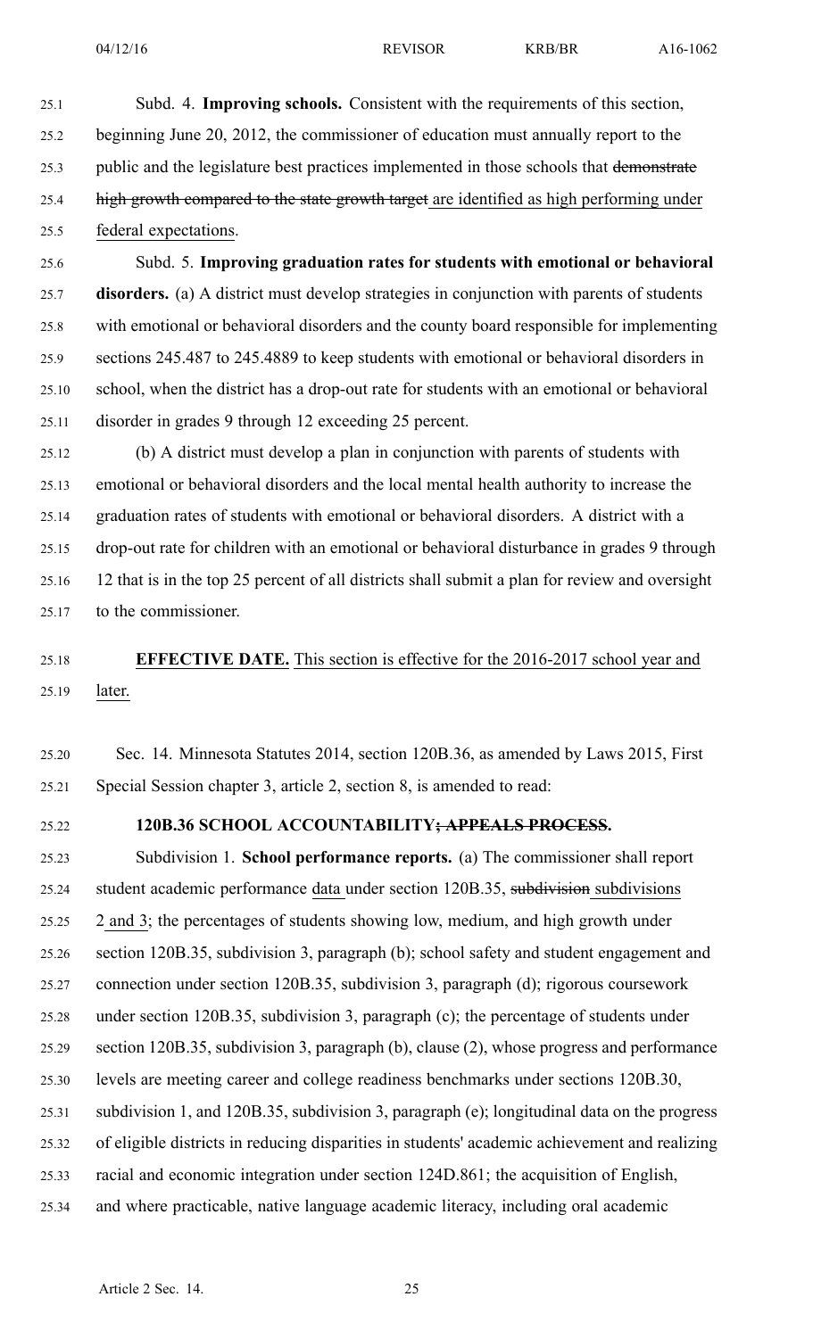Subd. 4. **Improving schools.** Consistent with the requirements of this section, beginning June 20, 2012, the commissioner of education must annually report to the public and the legislature best practices implemented in those schools that ~~demonstrate high growth compared to the state growth target~~ are identified as high performing under federal expectations.

Subd. 5. **Improving graduation rates for students with emotional or behavioral disorders.** (a) A district must develop strategies in conjunction with parents of students with emotional or behavioral disorders and the county board responsible for implementing sections 245.487 to 245.4889 to keep students with emotional or behavioral disorders in school, when the district has a drop-out rate for students with an emotional or behavioral disorder in grades 9 through 12 exceeding 25 percent.

(b) A district must develop a plan in conjunction with parents of students with emotional or behavioral disorders and the local mental health authority to increase the graduation rates of students with emotional or behavioral disorders. A district with a drop-out rate for children with an emotional or behavioral disturbance in grades 9 through 12 that is in the top 25 percent of all districts shall submit a plan for review and oversight to the commissioner.

**EFFECTIVE DATE.** This section is effective for the 2016-2017 school year and later.

Sec. 14. Minnesota Statutes 2014, section 120B.36, as amended by Laws 2015, First Special Session chapter 3, article 2, section 8, is amended to read:

**120B.36 SCHOOL ACCOUNTABILITY~~; APPEALS PROCESS~~.**

Subdivision 1. **School performance reports.** (a) The commissioner shall report student academic performance data under section 120B.35, ~~subdivision~~ subdivisions 2 and 3; the percentages of students showing low, medium, and high growth under section 120B.35, subdivision 3, paragraph (b); school safety and student engagement and connection under section 120B.35, subdivision 3, paragraph (d); rigorous coursework under section 120B.35, subdivision 3, paragraph (c); the percentage of students under section 120B.35, subdivision 3, paragraph (b), clause (2), whose progress and performance levels are meeting career and college readiness benchmarks under sections 120B.30, subdivision 1, and 120B.35, subdivision 3, paragraph (e); longitudinal data on the progress of eligible districts in reducing disparities in students' academic achievement and realizing racial and economic integration under section 124D.861; the acquisition of English, and where practicable, native language academic literacy, including oral academic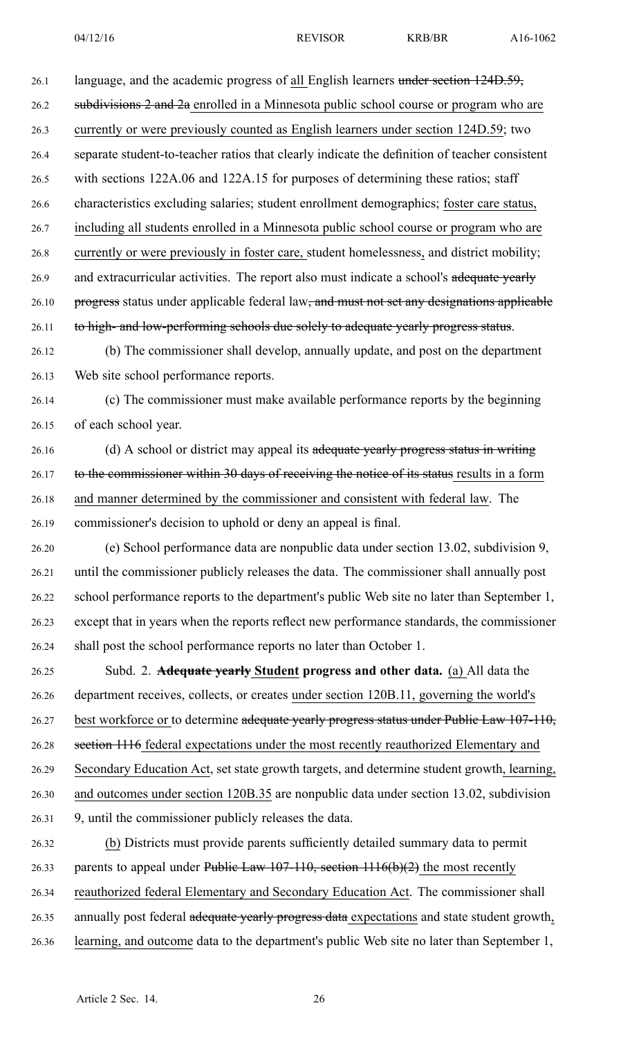language, and the academic progress of all English learners ~~under section 124D.59, subdivisions 2 and 2a~~ enrolled in a Minnesota public school course or program who are currently or were previously counted as English learners under section 124D.59; two separate student-to-teacher ratios that clearly indicate the definition of teacher consistent with sections 122A.06 and 122A.15 for purposes of determining these ratios; staff characteristics excluding salaries; student enrollment demographics; foster care status, including all students enrolled in a Minnesota public school course or program who are currently or were previously in foster care, student homelessness, and district mobility; and extracurricular activities. The report also must indicate a school's ~~adequate yearly progress~~ status under applicable federal law~~, and must not set any designations applicable to high- and low-performing schools due solely to adequate yearly progress status~~.

(b) The commissioner shall develop, annually update, and post on the department Web site school performance reports.

(c) The commissioner must make available performance reports by the beginning of each school year.

(d) A school or district may appeal its ~~adequate yearly progress status in writing to the commissioner within 30 days of receiving the notice of its status~~ results in a form and manner determined by the commissioner and consistent with federal law. The commissioner's decision to uphold or deny an appeal is final.

(e) School performance data are nonpublic data under section 13.02, subdivision 9, until the commissioner publicly releases the data. The commissioner shall annually post school performance reports to the department's public Web site no later than September 1, except that in years when the reports reflect new performance standards, the commissioner shall post the school performance reports no later than October 1.

Subd. 2. **~~Adequate yearly~~ Student progress and other data.** (a) All data the department receives, collects, or creates under section 120B.11, governing the world's best workforce or to determine ~~adequate yearly progress status under Public Law 107-110, section 1116~~ federal expectations under the most recently reauthorized Elementary and Secondary Education Act, set state growth targets, and determine student growth, learning, and outcomes under section 120B.35 are nonpublic data under section 13.02, subdivision 9, until the commissioner publicly releases the data.

(b) Districts must provide parents sufficiently detailed summary data to permit parents to appeal under ~~Public Law 107-110, section 1116(b)(2)~~ the most recently reauthorized federal Elementary and Secondary Education Act. The commissioner shall annually post federal ~~adequate yearly progress data~~ expectations and state student growth, learning, and outcome data to the department's public Web site no later than September 1,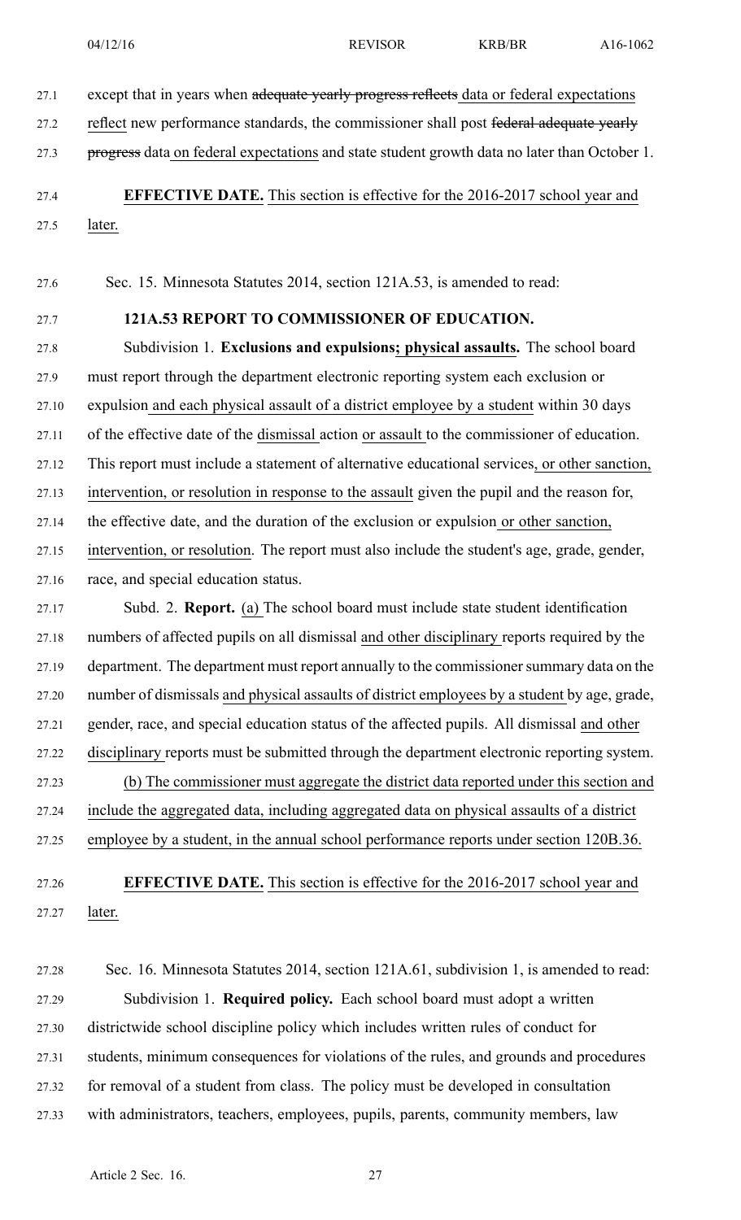except that in years when ~~adequate yearly progress reflects~~ data or federal expectations reflect new performance standards, the commissioner shall post ~~federal adequate yearly progress~~ data on federal expectations and state student growth data no later than October 1.

**EFFECTIVE DATE.** This section is effective for the 2016-2017 school year and later.

Sec. 15. Minnesota Statutes 2014, section 121A.53, is amended to read:

**121A.53 REPORT TO COMMISSIONER OF EDUCATION.**

Subdivision 1. **Exclusions and expulsions; physical assaults.** The school board must report through the department electronic reporting system each exclusion or expulsion and each physical assault of a district employee by a student within 30 days of the effective date of the dismissal action or assault to the commissioner of education. This report must include a statement of alternative educational services, or other sanction, intervention, or resolution in response to the assault given the pupil and the reason for, the effective date, and the duration of the exclusion or expulsion or other sanction, intervention, or resolution. The report must also include the student's age, grade, gender, race, and special education status.

Subd. 2. **Report.** (a) The school board must include state student identification numbers of affected pupils on all dismissal and other disciplinary reports required by the department. The department must report annually to the commissioner summary data on the number of dismissals and physical assaults of district employees by a student by age, grade, gender, race, and special education status of the affected pupils. All dismissal and other disciplinary reports must be submitted through the department electronic reporting system.

(b) The commissioner must aggregate the district data reported under this section and include the aggregated data, including aggregated data on physical assaults of a district employee by a student, in the annual school performance reports under section 120B.36.

**EFFECTIVE DATE.** This section is effective for the 2016-2017 school year and later.

Sec. 16. Minnesota Statutes 2014, section 121A.61, subdivision 1, is amended to read:

Subdivision 1. **Required policy.** Each school board must adopt a written districtwide school discipline policy which includes written rules of conduct for students, minimum consequences for violations of the rules, and grounds and procedures for removal of a student from class. The policy must be developed in consultation with administrators, teachers, employees, pupils, parents, community members, law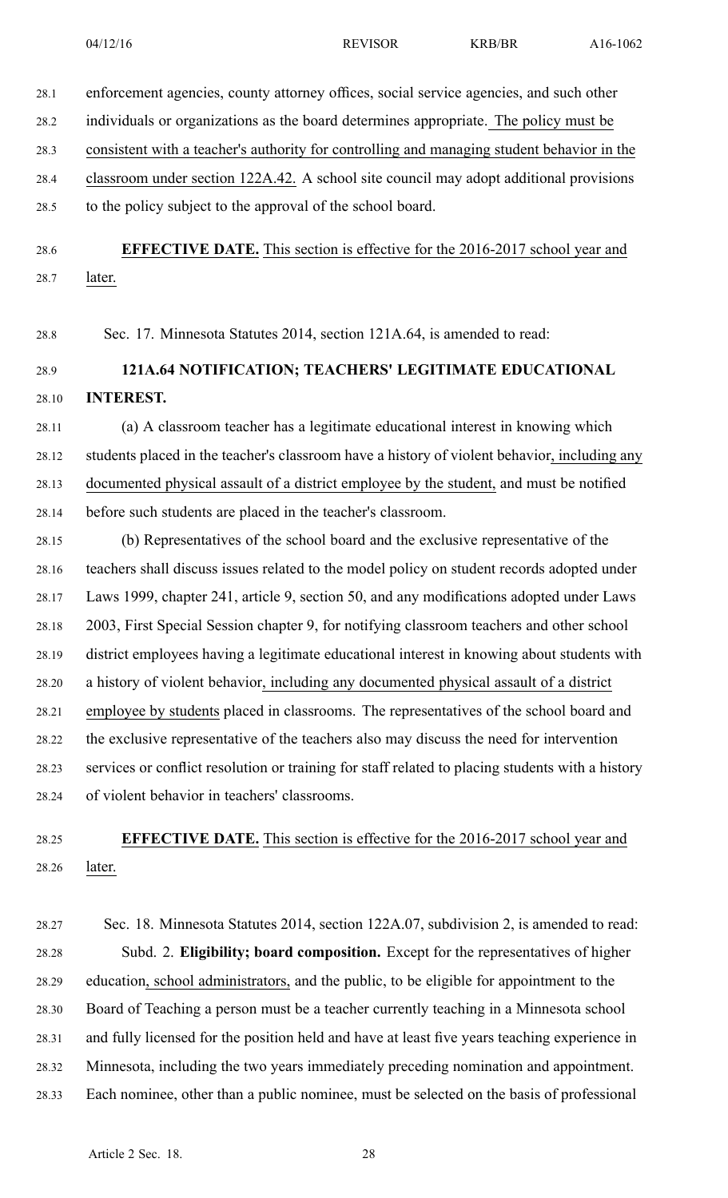enforcement agencies, county attorney offices, social service agencies, and such other individuals or organizations as the board determines appropriate. The policy must be consistent with a teacher's authority for controlling and managing student behavior in the classroom under section 122A.42. A school site council may adopt additional provisions to the policy subject to the approval of the school board.

**EFFECTIVE DATE.** This section is effective for the 2016-2017 school year and later.

Sec. 17. Minnesota Statutes 2014, section 121A.64, is amended to read:

**121A.64 NOTIFICATION; TEACHERS' LEGITIMATE EDUCATIONAL INTEREST.**

(a) A classroom teacher has a legitimate educational interest in knowing which students placed in the teacher's classroom have a history of violent behavior, including any documented physical assault of a district employee by the student, and must be notified before such students are placed in the teacher's classroom.

(b) Representatives of the school board and the exclusive representative of the teachers shall discuss issues related to the model policy on student records adopted under Laws 1999, chapter 241, article 9, section 50, and any modifications adopted under Laws 2003, First Special Session chapter 9, for notifying classroom teachers and other school district employees having a legitimate educational interest in knowing about students with a history of violent behavior, including any documented physical assault of a district employee by students placed in classrooms. The representatives of the school board and the exclusive representative of the teachers also may discuss the need for intervention services or conflict resolution or training for staff related to placing students with a history of violent behavior in teachers' classrooms.

**EFFECTIVE DATE.** This section is effective for the 2016-2017 school year and later.

Sec. 18. Minnesota Statutes 2014, section 122A.07, subdivision 2, is amended to read:

Subd. 2. **Eligibility; board composition.** Except for the representatives of higher education, school administrators, and the public, to be eligible for appointment to the Board of Teaching a person must be a teacher currently teaching in a Minnesota school and fully licensed for the position held and have at least five years teaching experience in Minnesota, including the two years immediately preceding nomination and appointment. Each nominee, other than a public nominee, must be selected on the basis of professional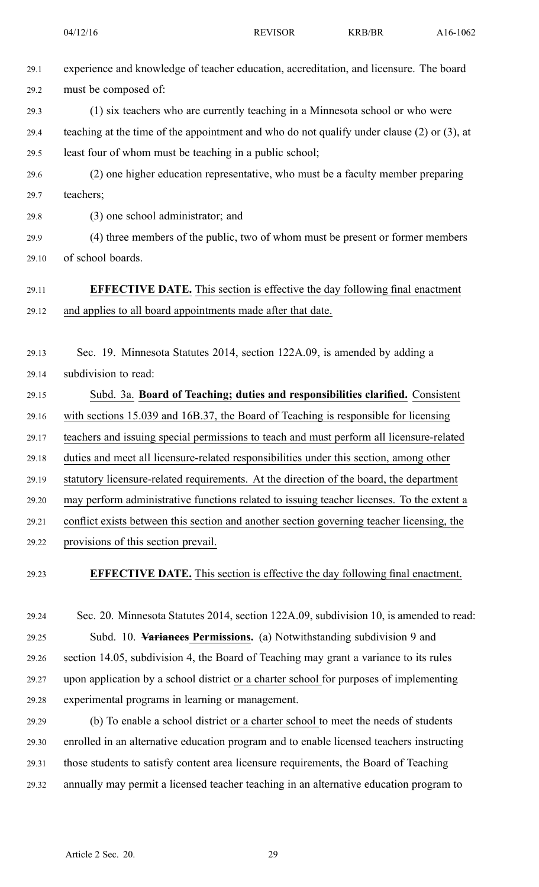experience and knowledge of teacher education, accreditation, and licensure. The board must be composed of:

(1) six teachers who are currently teaching in a Minnesota school or who were teaching at the time of the appointment and who do not qualify under clause (2) or (3), at least four of whom must be teaching in a public school;

(2) one higher education representative, who must be a faculty member preparing teachers;

(3) one school administrator; and

(4) three members of the public, two of whom must be present or former members of school boards.

**EFFECTIVE DATE.** This section is effective the day following final enactment and applies to all board appointments made after that date.

Sec. 19. Minnesota Statutes 2014, section 122A.09, is amended by adding a subdivision to read:

Subd. 3a. **Board of Teaching; duties and responsibilities clarified.** Consistent with sections 15.039 and 16B.37, the Board of Teaching is responsible for licensing teachers and issuing special permissions to teach and must perform all licensure-related duties and meet all licensure-related responsibilities under this section, among other statutory licensure-related requirements. At the direction of the board, the department may perform administrative functions related to issuing teacher licenses. To the extent a conflict exists between this section and another section governing teacher licensing, the provisions of this section prevail.

**EFFECTIVE DATE.** This section is effective the day following final enactment.

Sec. 20. Minnesota Statutes 2014, section 122A.09, subdivision 10, is amended to read:

Subd. 10. ~~**Variances**~~ **Permissions.** (a) Notwithstanding subdivision 9 and section 14.05, subdivision 4, the Board of Teaching may grant a variance to its rules upon application by a school district or a charter school for purposes of implementing experimental programs in learning or management.

(b) To enable a school district or a charter school to meet the needs of students enrolled in an alternative education program and to enable licensed teachers instructing those students to satisfy content area licensure requirements, the Board of Teaching annually may permit a licensed teacher teaching in an alternative education program to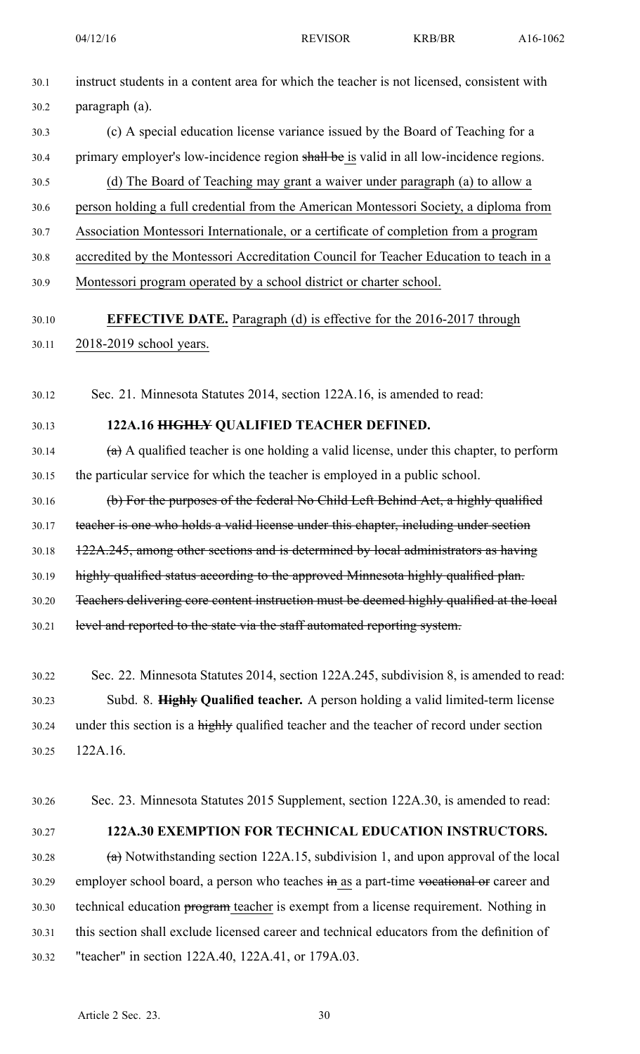instruct students in a content area for which the teacher is not licensed, consistent with paragraph (a).

(c) A special education license variance issued by the Board of Teaching for a primary employer's low-incidence region ~~shall be~~ is valid in all low-incidence regions.

(d) The Board of Teaching may grant a waiver under paragraph (a) to allow a person holding a full credential from the American Montessori Society, a diploma from Association Montessori Internationale, or a certificate of completion from a program accredited by the Montessori Accreditation Council for Teacher Education to teach in a Montessori program operated by a school district or charter school.

**EFFECTIVE DATE.** Paragraph (d) is effective for the 2016-2017 through 2018-2019 school years.

Sec. 21. Minnesota Statutes 2014, section 122A.16, is amended to read:

**122A.16 ~~HIGHLY~~ QUALIFIED TEACHER DEFINED.**

~~(a)~~ A qualified teacher is one holding a valid license, under this chapter, to perform the particular service for which the teacher is employed in a public school.

~~(b) For the purposes of the federal No Child Left Behind Act, a highly qualified teacher is one who holds a valid license under this chapter, including under section 122A.245, among other sections and is determined by local administrators as having highly qualified status according to the approved Minnesota highly qualified plan. Teachers delivering core content instruction must be deemed highly qualified at the local level and reported to the state via the staff automated reporting system.~~

Sec. 22. Minnesota Statutes 2014, section 122A.245, subdivision 8, is amended to read:

Subd. 8. **~~Highly~~ Qualified teacher.** A person holding a valid limited-term license under this section is a ~~highly~~ qualified teacher and the teacher of record under section 122A.16.

Sec. 23. Minnesota Statutes 2015 Supplement, section 122A.30, is amended to read:

**122A.30 EXEMPTION FOR TECHNICAL EDUCATION INSTRUCTORS.**

~~(a)~~ Notwithstanding section 122A.15, subdivision 1, and upon approval of the local employer school board, a person who teaches ~~in~~ as a part-time ~~vocational or~~ career and technical education ~~program~~ teacher is exempt from a license requirement. Nothing in this section shall exclude licensed career and technical educators from the definition of "teacher" in section 122A.40, 122A.41, or 179A.03.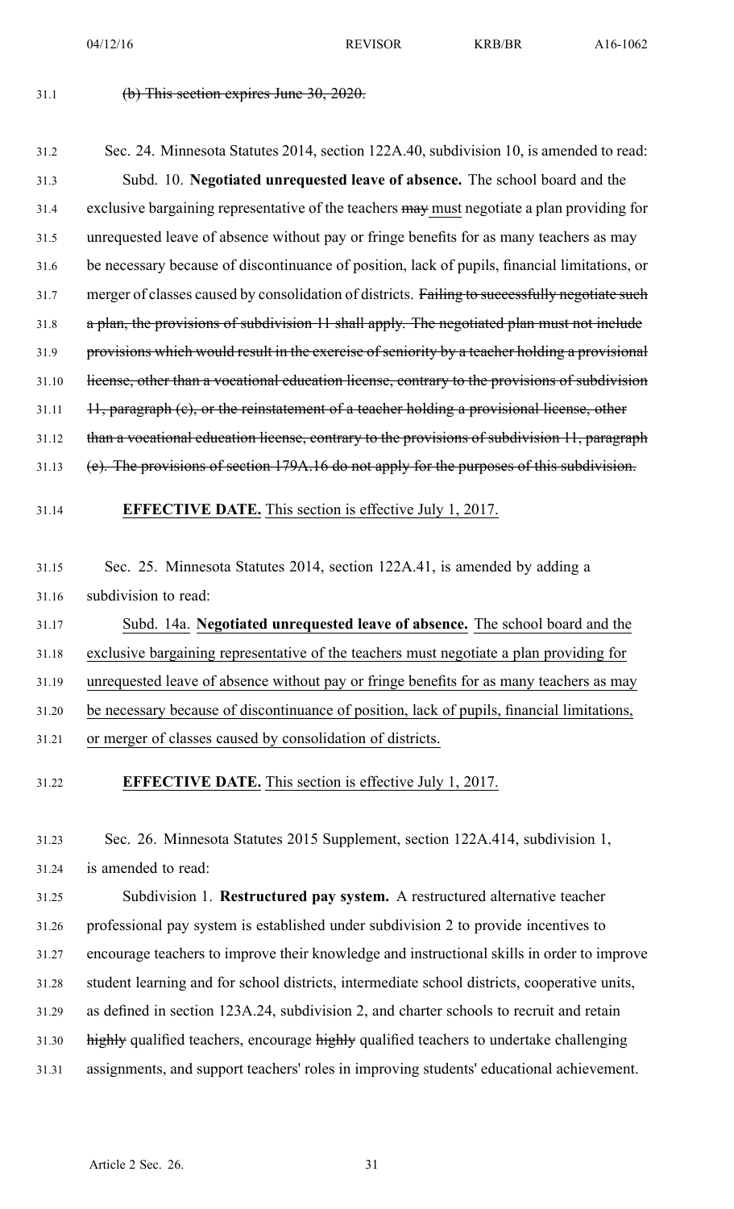~~(b) This section expires June 30, 2020.~~

Sec. 24. Minnesota Statutes 2014, section 122A.40, subdivision 10, is amended to read:

Subd. 10. **Negotiated unrequested leave of absence.** The school board and the exclusive bargaining representative of the teachers ~~may~~ must negotiate a plan providing for unrequested leave of absence without pay or fringe benefits for as many teachers as may be necessary because of discontinuance of position, lack of pupils, financial limitations, or merger of classes caused by consolidation of districts. ~~Failing to successfully negotiate such a plan, the provisions of subdivision 11 shall apply. The negotiated plan must not include provisions which would result in the exercise of seniority by a teacher holding a provisional license, other than a vocational education license, contrary to the provisions of subdivision 11, paragraph (c), or the reinstatement of a teacher holding a provisional license, other than a vocational education license, contrary to the provisions of subdivision 11, paragraph (e). The provisions of section 179A.16 do not apply for the purposes of this subdivision.~~

<u>**EFFECTIVE DATE.** This section is effective July 1, 2017.</u>

Sec. 25. Minnesota Statutes 2014, section 122A.41, is amended by adding a subdivision to read:

<u>Subd. 14a. **Negotiated unrequested leave of absence.** The school board and the exclusive bargaining representative of the teachers must negotiate a plan providing for unrequested leave of absence without pay or fringe benefits for as many teachers as may be necessary because of discontinuance of position, lack of pupils, financial limitations, or merger of classes caused by consolidation of districts.</u>

<u>**EFFECTIVE DATE.** This section is effective July 1, 2017.</u>

Sec. 26. Minnesota Statutes 2015 Supplement, section 122A.414, subdivision 1, is amended to read:

Subdivision 1. **Restructured pay system.** A restructured alternative teacher professional pay system is established under subdivision 2 to provide incentives to encourage teachers to improve their knowledge and instructional skills in order to improve student learning and for school districts, intermediate school districts, cooperative units, as defined in section 123A.24, subdivision 2, and charter schools to recruit and retain ~~highly~~ qualified teachers, encourage ~~highly~~ qualified teachers to undertake challenging assignments, and support teachers' roles in improving students' educational achievement.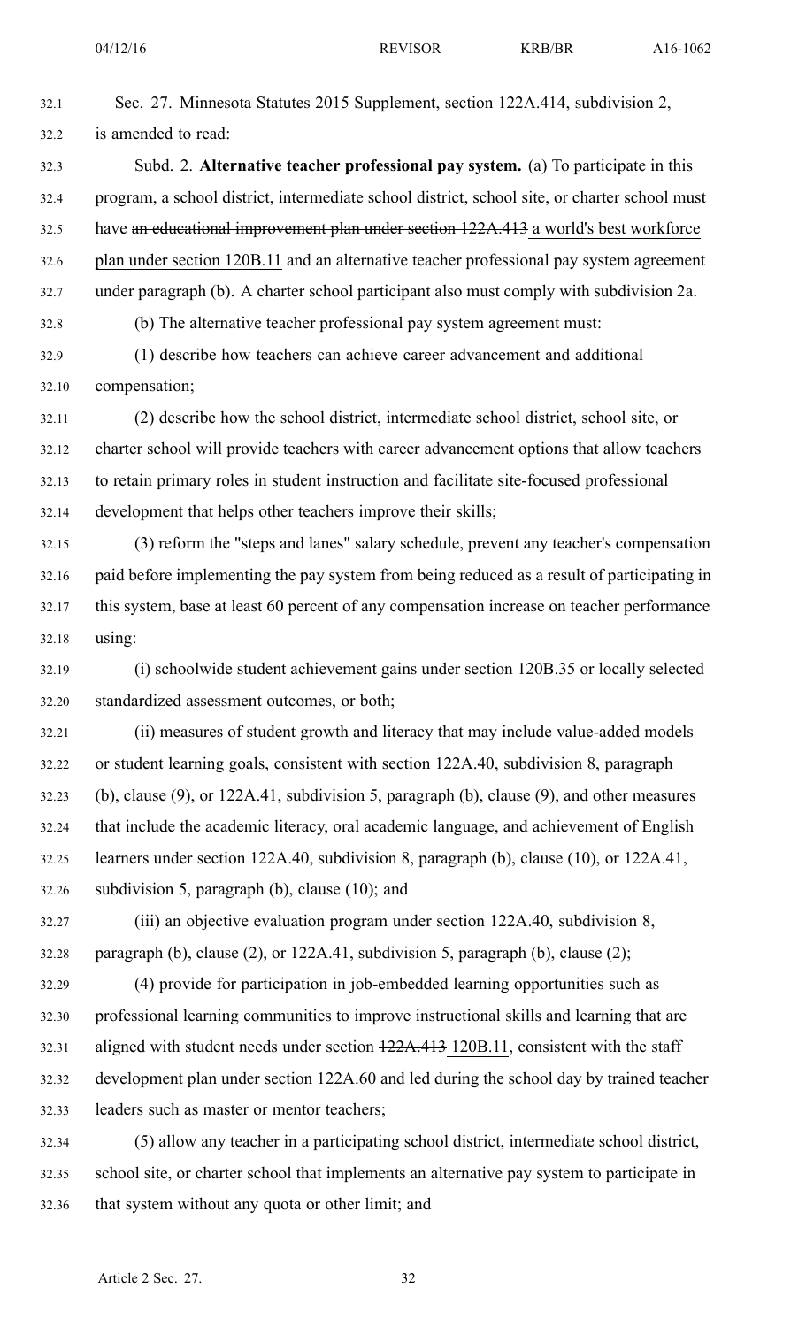Sec. 27. Minnesota Statutes 2015 Supplement, section 122A.414, subdivision 2, is amended to read:

Subd. 2. **Alternative teacher professional pay system.** (a) To participate in this program, a school district, intermediate school district, school site, or charter school must have ~~an educational improvement plan under section 122A.413~~ a world's best workforce plan under section 120B.11 and an alternative teacher professional pay system agreement under paragraph (b). A charter school participant also must comply with subdivision 2a.

(b) The alternative teacher professional pay system agreement must:

(1) describe how teachers can achieve career advancement and additional compensation;

(2) describe how the school district, intermediate school district, school site, or charter school will provide teachers with career advancement options that allow teachers to retain primary roles in student instruction and facilitate site-focused professional development that helps other teachers improve their skills;

(3) reform the "steps and lanes" salary schedule, prevent any teacher's compensation paid before implementing the pay system from being reduced as a result of participating in this system, base at least 60 percent of any compensation increase on teacher performance using:

(i) schoolwide student achievement gains under section 120B.35 or locally selected standardized assessment outcomes, or both;

(ii) measures of student growth and literacy that may include value-added models or student learning goals, consistent with section 122A.40, subdivision 8, paragraph (b), clause (9), or 122A.41, subdivision 5, paragraph (b), clause (9), and other measures that include the academic literacy, oral academic language, and achievement of English learners under section 122A.40, subdivision 8, paragraph (b), clause (10), or 122A.41, subdivision 5, paragraph (b), clause (10); and

(iii) an objective evaluation program under section 122A.40, subdivision 8, paragraph (b), clause (2), or 122A.41, subdivision 5, paragraph (b), clause (2);

(4) provide for participation in job-embedded learning opportunities such as professional learning communities to improve instructional skills and learning that are aligned with student needs under section ~~122A.413~~ 120B.11, consistent with the staff development plan under section 122A.60 and led during the school day by trained teacher leaders such as master or mentor teachers;

(5) allow any teacher in a participating school district, intermediate school district, school site, or charter school that implements an alternative pay system to participate in that system without any quota or other limit; and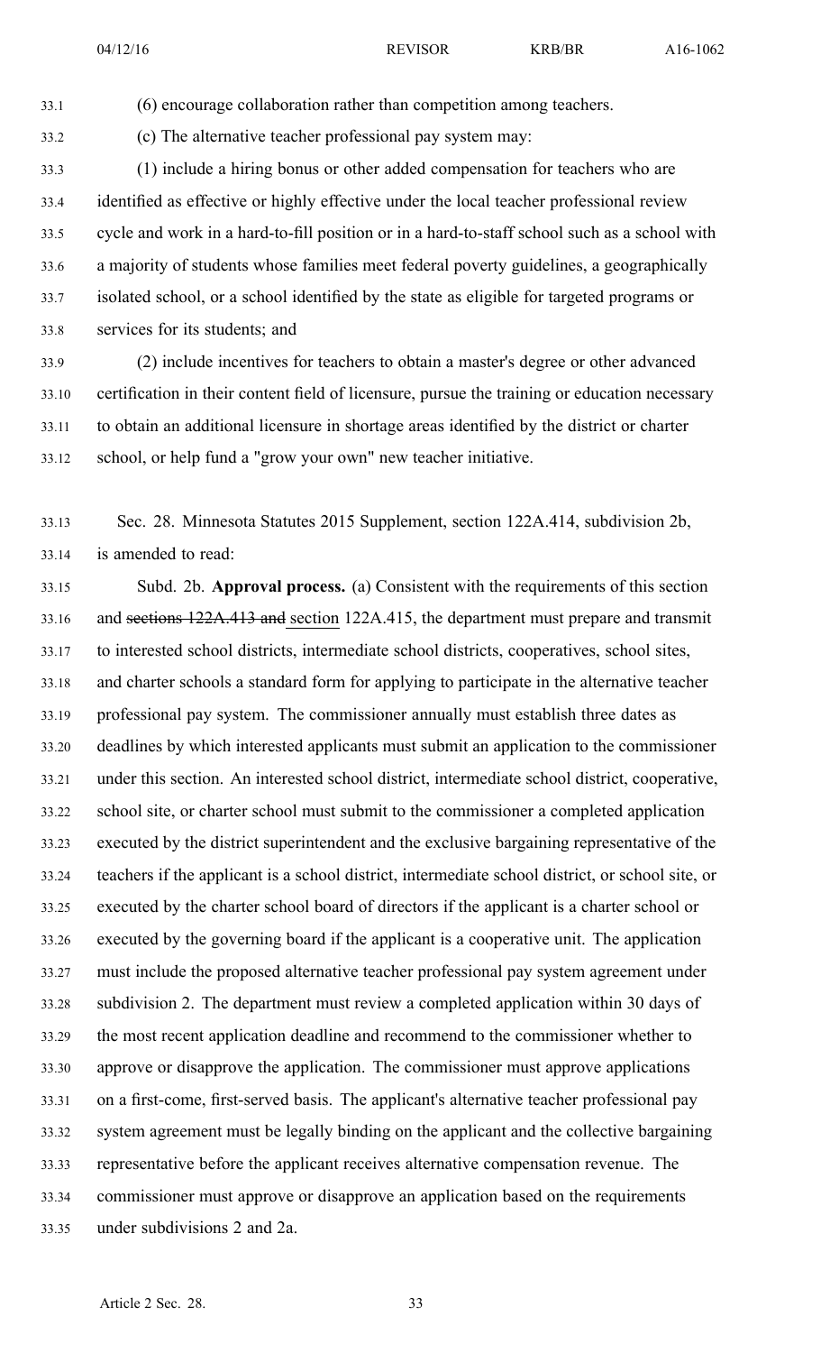(6) encourage collaboration rather than competition among teachers.

(c) The alternative teacher professional pay system may:

(1) include a hiring bonus or other added compensation for teachers who are identified as effective or highly effective under the local teacher professional review cycle and work in a hard-to-fill position or in a hard-to-staff school such as a school with a majority of students whose families meet federal poverty guidelines, a geographically isolated school, or a school identified by the state as eligible for targeted programs or services for its students; and

(2) include incentives for teachers to obtain a master's degree or other advanced certification in their content field of licensure, pursue the training or education necessary to obtain an additional licensure in shortage areas identified by the district or charter school, or help fund a "grow your own" new teacher initiative.

Sec. 28. Minnesota Statutes 2015 Supplement, section 122A.414, subdivision 2b, is amended to read:

Subd. 2b. **Approval process.** (a) Consistent with the requirements of this section and ~~sections 122A.413 and~~ section 122A.415, the department must prepare and transmit to interested school districts, intermediate school districts, cooperatives, school sites, and charter schools a standard form for applying to participate in the alternative teacher professional pay system. The commissioner annually must establish three dates as deadlines by which interested applicants must submit an application to the commissioner under this section. An interested school district, intermediate school district, cooperative, school site, or charter school must submit to the commissioner a completed application executed by the district superintendent and the exclusive bargaining representative of the teachers if the applicant is a school district, intermediate school district, or school site, or executed by the charter school board of directors if the applicant is a charter school or executed by the governing board if the applicant is a cooperative unit. The application must include the proposed alternative teacher professional pay system agreement under subdivision 2. The department must review a completed application within 30 days of the most recent application deadline and recommend to the commissioner whether to approve or disapprove the application. The commissioner must approve applications on a first-come, first-served basis. The applicant's alternative teacher professional pay system agreement must be legally binding on the applicant and the collective bargaining representative before the applicant receives alternative compensation revenue. The commissioner must approve or disapprove an application based on the requirements under subdivisions 2 and 2a.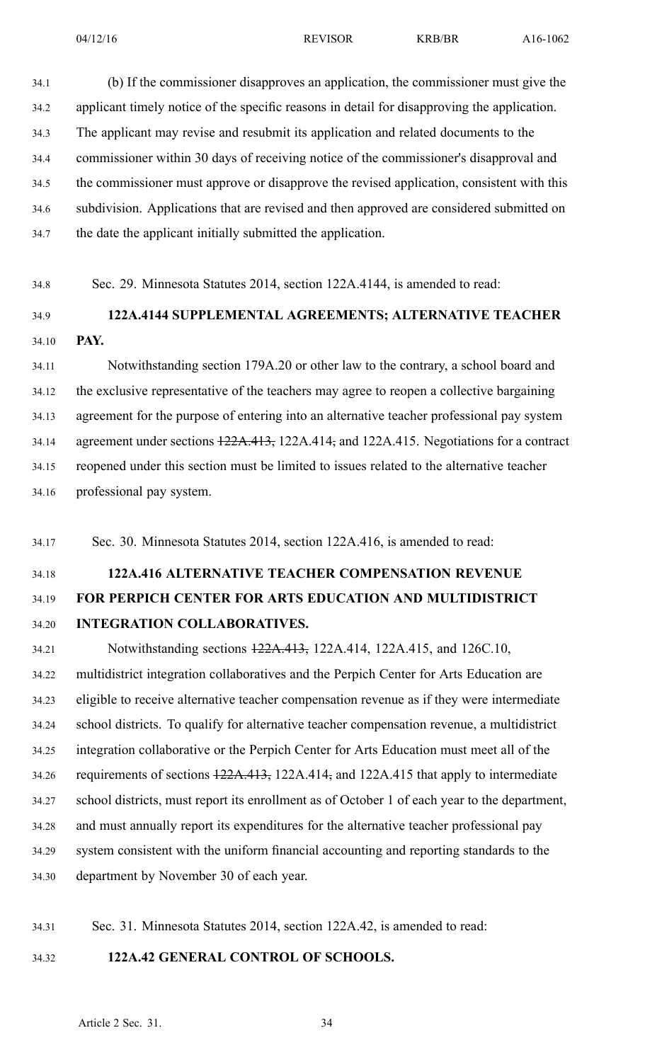(b) If the commissioner disapproves an application, the commissioner must give the applicant timely notice of the specific reasons in detail for disapproving the application. The applicant may revise and resubmit its application and related documents to the commissioner within 30 days of receiving notice of the commissioner's disapproval and the commissioner must approve or disapprove the revised application, consistent with this subdivision. Applications that are revised and then approved are considered submitted on the date the applicant initially submitted the application.

Sec. 29. Minnesota Statutes 2014, section 122A.4144, is amended to read:

**122A.4144 SUPPLEMENTAL AGREEMENTS; ALTERNATIVE TEACHER PAY.**

Notwithstanding section 179A.20 or other law to the contrary, a school board and the exclusive representative of the teachers may agree to reopen a collective bargaining agreement for the purpose of entering into an alternative teacher professional pay system agreement under sections ~~122A.413,~~ 122A.414~~,~~ and 122A.415. Negotiations for a contract reopened under this section must be limited to issues related to the alternative teacher professional pay system.

Sec. 30. Minnesota Statutes 2014, section 122A.416, is amended to read:

**122A.416 ALTERNATIVE TEACHER COMPENSATION REVENUE FOR PERPICH CENTER FOR ARTS EDUCATION AND MULTIDISTRICT INTEGRATION COLLABORATIVES.**

Notwithstanding sections ~~122A.413,~~ 122A.414, 122A.415, and 126C.10, multidistrict integration collaboratives and the Perpich Center for Arts Education are eligible to receive alternative teacher compensation revenue as if they were intermediate school districts. To qualify for alternative teacher compensation revenue, a multidistrict integration collaborative or the Perpich Center for Arts Education must meet all of the requirements of sections ~~122A.413,~~ 122A.414~~,~~ and 122A.415 that apply to intermediate school districts, must report its enrollment as of October 1 of each year to the department, and must annually report its expenditures for the alternative teacher professional pay system consistent with the uniform financial accounting and reporting standards to the department by November 30 of each year.

Sec. 31. Minnesota Statutes 2014, section 122A.42, is amended to read:

**122A.42 GENERAL CONTROL OF SCHOOLS.**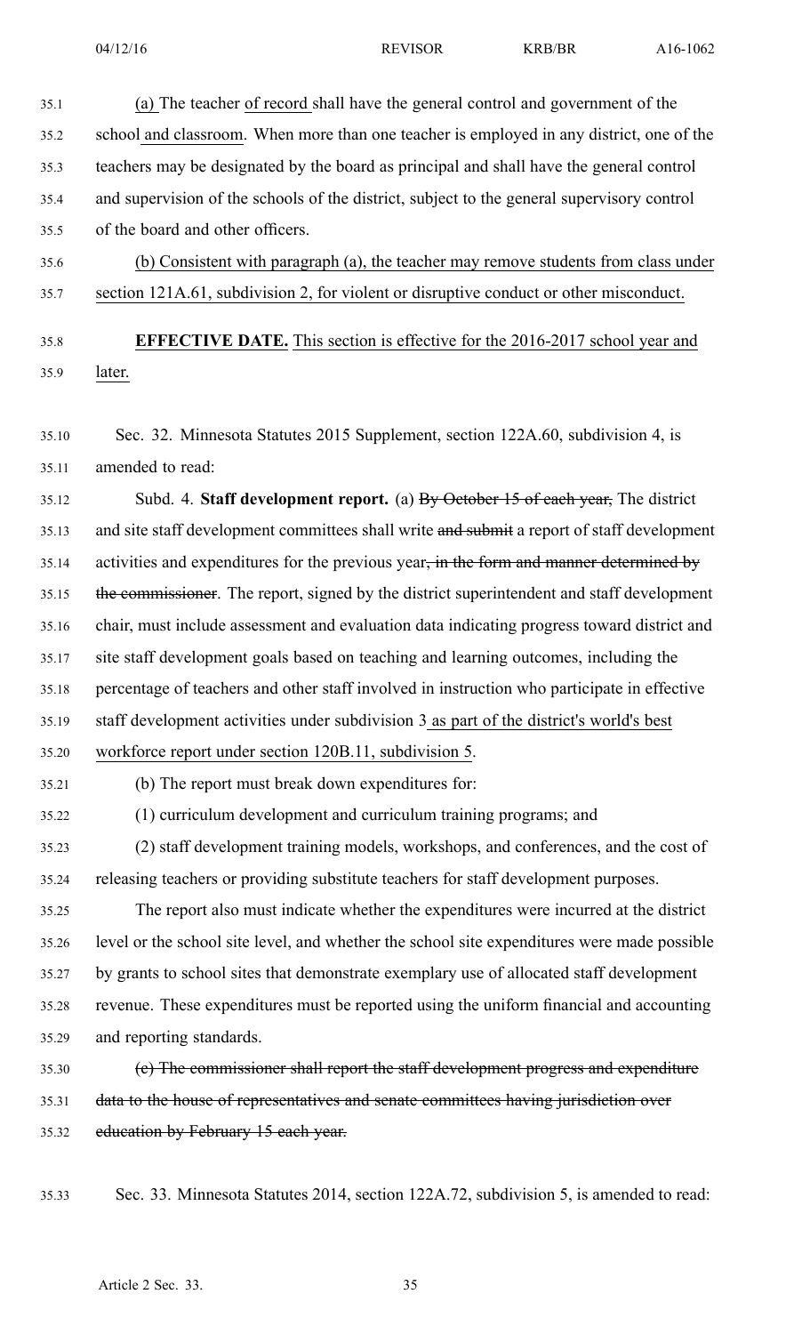(a) The teacher of record shall have the general control and government of the school and classroom. When more than one teacher is employed in any district, one of the teachers may be designated by the board as principal and shall have the general control and supervision of the schools of the district, subject to the general supervisory control of the board and other officers.

(b) Consistent with paragraph (a), the teacher may remove students from class under section 121A.61, subdivision 2, for violent or disruptive conduct or other misconduct.

**EFFECTIVE DATE.** This section is effective for the 2016-2017 school year and later.

Sec. 32. Minnesota Statutes 2015 Supplement, section 122A.60, subdivision 4, is amended to read:

Subd. 4. **Staff development report.** (a) By October 15 of each year, The district and site staff development committees shall write and submit a report of staff development activities and expenditures for the previous year, in the form and manner determined by the commissioner. The report, signed by the district superintendent and staff development chair, must include assessment and evaluation data indicating progress toward district and site staff development goals based on teaching and learning outcomes, including the percentage of teachers and other staff involved in instruction who participate in effective staff development activities under subdivision 3 as part of the district's world's best workforce report under section 120B.11, subdivision 5.

(b) The report must break down expenditures for:

(1) curriculum development and curriculum training programs; and

(2) staff development training models, workshops, and conferences, and the cost of releasing teachers or providing substitute teachers for staff development purposes.

The report also must indicate whether the expenditures were incurred at the district level or the school site level, and whether the school site expenditures were made possible by grants to school sites that demonstrate exemplary use of allocated staff development revenue. These expenditures must be reported using the uniform financial and accounting and reporting standards.

(c) The commissioner shall report the staff development progress and expenditure data to the house of representatives and senate committees having jurisdiction over education by February 15 each year.

Sec. 33. Minnesota Statutes 2014, section 122A.72, subdivision 5, is amended to read: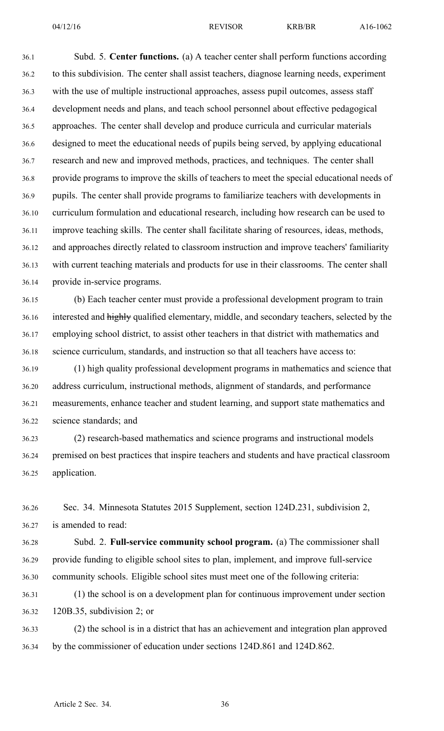Subd. 5. **Center functions.** (a) A teacher center shall perform functions according to this subdivision. The center shall assist teachers, diagnose learning needs, experiment with the use of multiple instructional approaches, assess pupil outcomes, assess staff development needs and plans, and teach school personnel about effective pedagogical approaches. The center shall develop and produce curricula and curricular materials designed to meet the educational needs of pupils being served, by applying educational research and new and improved methods, practices, and techniques. The center shall provide programs to improve the skills of teachers to meet the special educational needs of pupils. The center shall provide programs to familiarize teachers with developments in curriculum formulation and educational research, including how research can be used to improve teaching skills. The center shall facilitate sharing of resources, ideas, methods, and approaches directly related to classroom instruction and improve teachers' familiarity with current teaching materials and products for use in their classrooms. The center shall provide in-service programs.

(b) Each teacher center must provide a professional development program to train interested and ~~highly~~ qualified elementary, middle, and secondary teachers, selected by the employing school district, to assist other teachers in that district with mathematics and science curriculum, standards, and instruction so that all teachers have access to:

(1) high quality professional development programs in mathematics and science that address curriculum, instructional methods, alignment of standards, and performance measurements, enhance teacher and student learning, and support state mathematics and science standards; and

(2) research-based mathematics and science programs and instructional models premised on best practices that inspire teachers and students and have practical classroom application.

Sec. 34. Minnesota Statutes 2015 Supplement, section 124D.231, subdivision 2, is amended to read:

Subd. 2. **Full-service community school program.** (a) The commissioner shall provide funding to eligible school sites to plan, implement, and improve full-service community schools. Eligible school sites must meet one of the following criteria:

(1) the school is on a development plan for continuous improvement under section 120B.35, subdivision 2; or

(2) the school is in a district that has an achievement and integration plan approved by the commissioner of education under sections 124D.861 and 124D.862.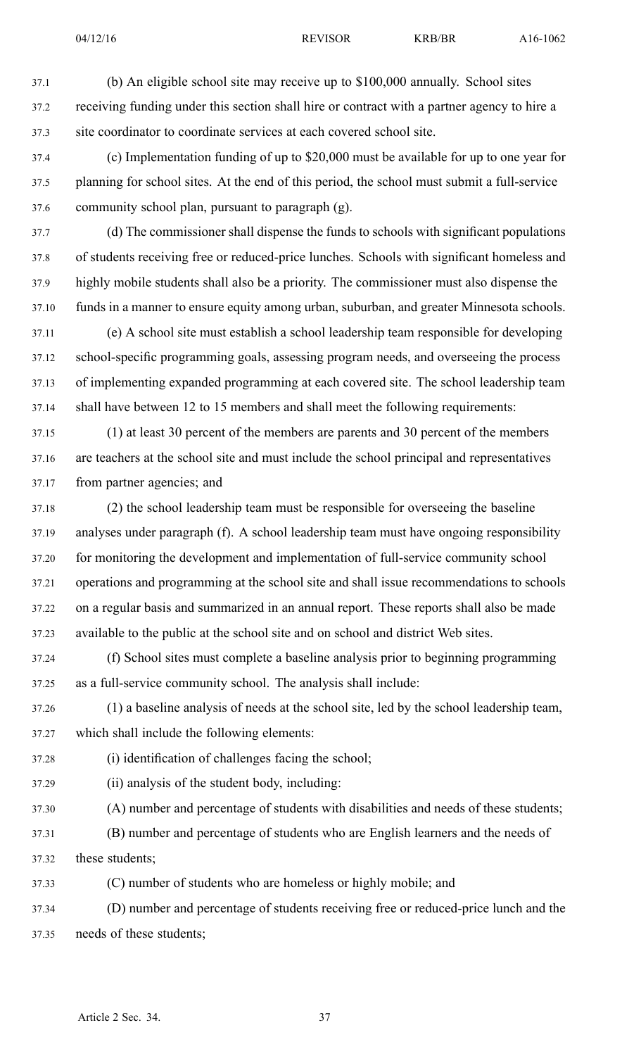(b) An eligible school site may receive up to $100,000 annually. School sites receiving funding under this section shall hire or contract with a partner agency to hire a site coordinator to coordinate services at each covered school site.

(c) Implementation funding of up to $20,000 must be available for up to one year for planning for school sites. At the end of this period, the school must submit a full-service community school plan, pursuant to paragraph (g).

(d) The commissioner shall dispense the funds to schools with significant populations of students receiving free or reduced-price lunches. Schools with significant homeless and highly mobile students shall also be a priority. The commissioner must also dispense the funds in a manner to ensure equity among urban, suburban, and greater Minnesota schools.

(e) A school site must establish a school leadership team responsible for developing school-specific programming goals, assessing program needs, and overseeing the process of implementing expanded programming at each covered site. The school leadership team shall have between 12 to 15 members and shall meet the following requirements:

(1) at least 30 percent of the members are parents and 30 percent of the members are teachers at the school site and must include the school principal and representatives from partner agencies; and

(2) the school leadership team must be responsible for overseeing the baseline analyses under paragraph (f). A school leadership team must have ongoing responsibility for monitoring the development and implementation of full-service community school operations and programming at the school site and shall issue recommendations to schools on a regular basis and summarized in an annual report. These reports shall also be made available to the public at the school site and on school and district Web sites.

(f) School sites must complete a baseline analysis prior to beginning programming as a full-service community school. The analysis shall include:

(1) a baseline analysis of needs at the school site, led by the school leadership team, which shall include the following elements:

(i) identification of challenges facing the school;

(ii) analysis of the student body, including:

(A) number and percentage of students with disabilities and needs of these students;

(B) number and percentage of students who are English learners and the needs of these students;

(C) number of students who are homeless or highly mobile; and

(D) number and percentage of students receiving free or reduced-price lunch and the needs of these students;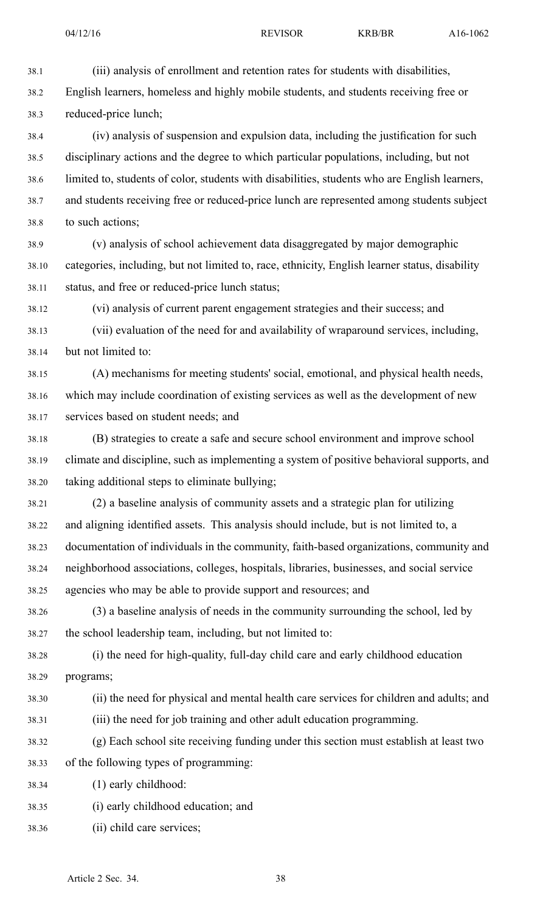(iii) analysis of enrollment and retention rates for students with disabilities, English learners, homeless and highly mobile students, and students receiving free or reduced-price lunch;

(iv) analysis of suspension and expulsion data, including the justification for such disciplinary actions and the degree to which particular populations, including, but not limited to, students of color, students with disabilities, students who are English learners, and students receiving free or reduced-price lunch are represented among students subject to such actions;

(v) analysis of school achievement data disaggregated by major demographic categories, including, but not limited to, race, ethnicity, English learner status, disability status, and free or reduced-price lunch status;

(vi) analysis of current parent engagement strategies and their success; and

(vii) evaluation of the need for and availability of wraparound services, including, but not limited to:

(A) mechanisms for meeting students' social, emotional, and physical health needs, which may include coordination of existing services as well as the development of new services based on student needs; and

(B) strategies to create a safe and secure school environment and improve school climate and discipline, such as implementing a system of positive behavioral supports, and taking additional steps to eliminate bullying;

(2) a baseline analysis of community assets and a strategic plan for utilizing and aligning identified assets. This analysis should include, but is not limited to, a documentation of individuals in the community, faith-based organizations, community and neighborhood associations, colleges, hospitals, libraries, businesses, and social service agencies who may be able to provide support and resources; and

(3) a baseline analysis of needs in the community surrounding the school, led by the school leadership team, including, but not limited to:

(i) the need for high-quality, full-day child care and early childhood education programs;

(ii) the need for physical and mental health care services for children and adults; and

(iii) the need for job training and other adult education programming.

(g) Each school site receiving funding under this section must establish at least two of the following types of programming:

(1) early childhood:

(i) early childhood education; and

(ii) child care services;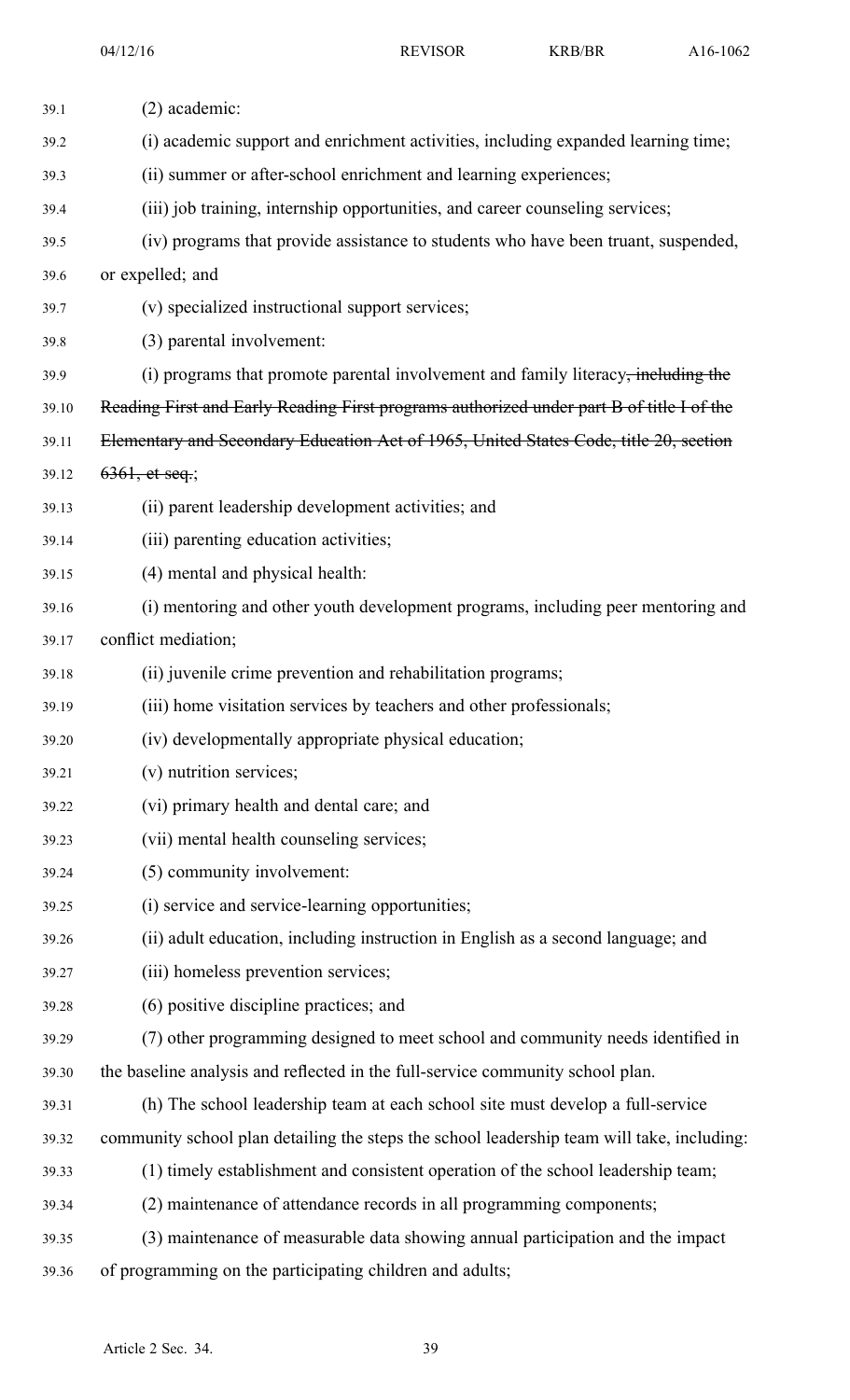(2) academic:

(i) academic support and enrichment activities, including expanded learning time;

(ii) summer or after-school enrichment and learning experiences;

(iii) job training, internship opportunities, and career counseling services;

(iv) programs that provide assistance to students who have been truant, suspended, or expelled; and

(v) specialized instructional support services;

(3) parental involvement:

(i) programs that promote parental involvement and family literacy~~, including the Reading First and Early Reading First programs authorized under part B of title I of the Elementary and Secondary Education Act of 1965, United States Code, title 20, section 6361, et seq.~~;

(ii) parent leadership development activities; and

(iii) parenting education activities;

(4) mental and physical health:

(i) mentoring and other youth development programs, including peer mentoring and conflict mediation;

(ii) juvenile crime prevention and rehabilitation programs;

(iii) home visitation services by teachers and other professionals;

(iv) developmentally appropriate physical education;

(v) nutrition services;

(vi) primary health and dental care; and

(vii) mental health counseling services;

(5) community involvement:

(i) service and service-learning opportunities;

(ii) adult education, including instruction in English as a second language; and

(iii) homeless prevention services;

(6) positive discipline practices; and

(7) other programming designed to meet school and community needs identified in the baseline analysis and reflected in the full-service community school plan.

(h) The school leadership team at each school site must develop a full-service community school plan detailing the steps the school leadership team will take, including:

(1) timely establishment and consistent operation of the school leadership team;

(2) maintenance of attendance records in all programming components;

(3) maintenance of measurable data showing annual participation and the impact of programming on the participating children and adults;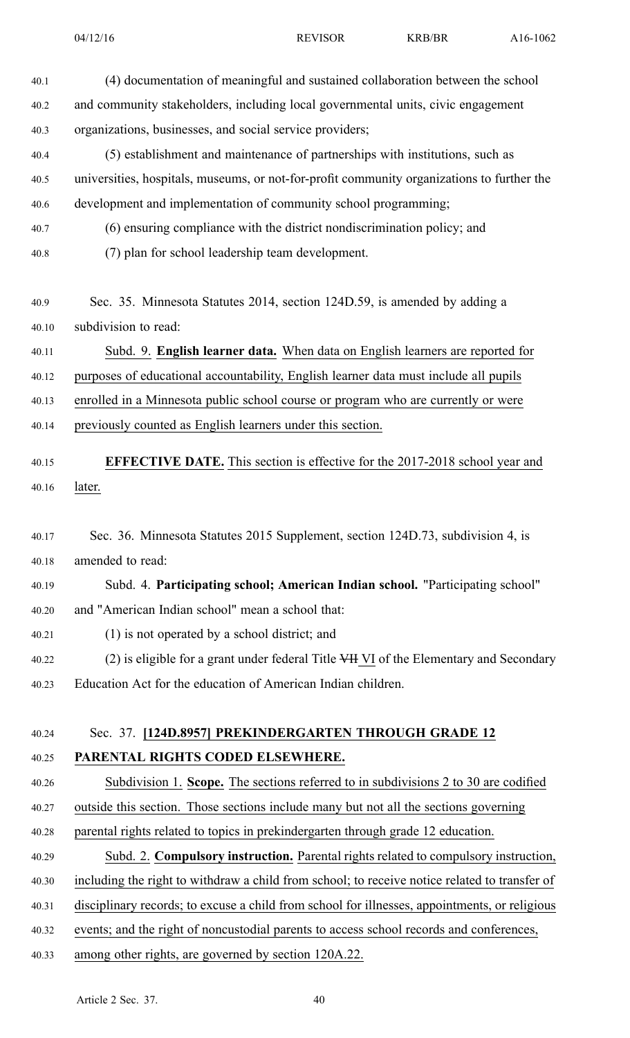(4) documentation of meaningful and sustained collaboration between the school and community stakeholders, including local governmental units, civic engagement organizations, businesses, and social service providers;

(5) establishment and maintenance of partnerships with institutions, such as universities, hospitals, museums, or not-for-profit community organizations to further the development and implementation of community school programming;

(6) ensuring compliance with the district nondiscrimination policy; and

(7) plan for school leadership team development.

Sec. 35. Minnesota Statutes 2014, section 124D.59, is amended by adding a subdivision to read:

Subd. 9. **English learner data.** When data on English learners are reported for purposes of educational accountability, English learner data must include all pupils enrolled in a Minnesota public school course or program who are currently or were previously counted as English learners under this section.

**EFFECTIVE DATE.** This section is effective for the 2017-2018 school year and later.

Sec. 36. Minnesota Statutes 2015 Supplement, section 124D.73, subdivision 4, is amended to read:

Subd. 4. **Participating school; American Indian school.** "Participating school" and "American Indian school" mean a school that:

(1) is not operated by a school district; and

(2) is eligible for a grant under federal Title ~~VII~~ VI of the Elementary and Secondary Education Act for the education of American Indian children.

Sec. 37. **[124D.8957] PREKINDERGARTEN THROUGH GRADE 12 PARENTAL RIGHTS CODED ELSEWHERE.**

Subdivision 1. **Scope.** The sections referred to in subdivisions 2 to 30 are codified outside this section. Those sections include many but not all the sections governing parental rights related to topics in prekindergarten through grade 12 education.

Subd. 2. **Compulsory instruction.** Parental rights related to compulsory instruction, including the right to withdraw a child from school; to receive notice related to transfer of disciplinary records; to excuse a child from school for illnesses, appointments, or religious events; and the right of noncustodial parents to access school records and conferences, among other rights, are governed by section 120A.22.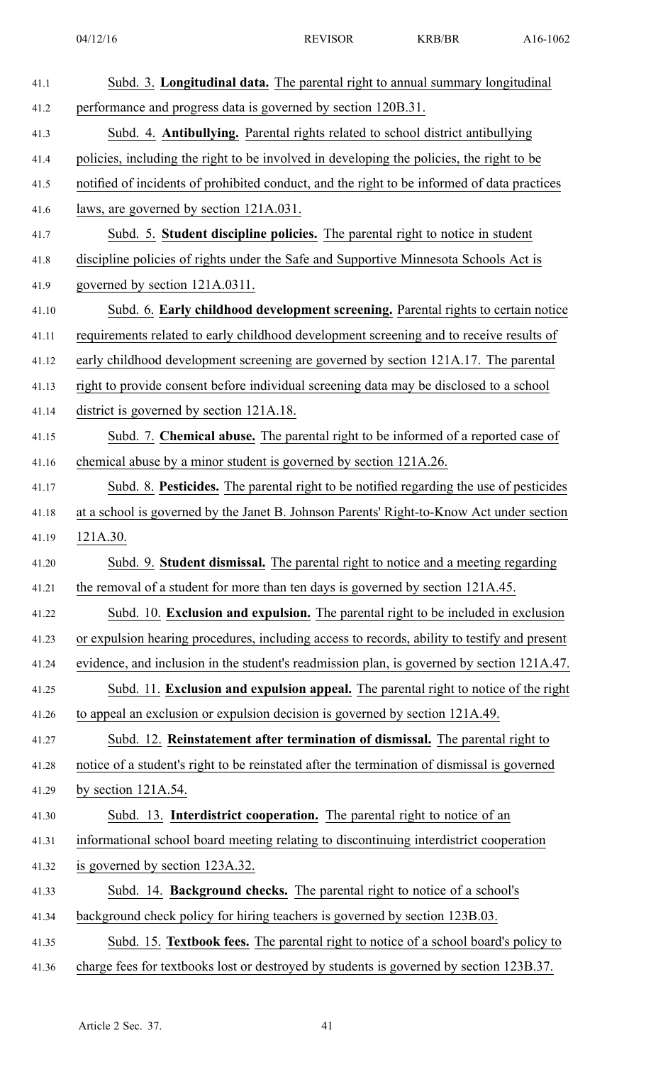Subd. 3. **Longitudinal data.** The parental right to annual summary longitudinal performance and progress data is governed by section 120B.31.

Subd. 4. **Antibullying.** Parental rights related to school district antibullying policies, including the right to be involved in developing the policies, the right to be notified of incidents of prohibited conduct, and the right to be informed of data practices laws, are governed by section 121A.031.

Subd. 5. **Student discipline policies.** The parental right to notice in student discipline policies of rights under the Safe and Supportive Minnesota Schools Act is governed by section 121A.0311.

Subd. 6. **Early childhood development screening.** Parental rights to certain notice requirements related to early childhood development screening and to receive results of early childhood development screening are governed by section 121A.17. The parental right to provide consent before individual screening data may be disclosed to a school district is governed by section 121A.18.

Subd. 7. **Chemical abuse.** The parental right to be informed of a reported case of chemical abuse by a minor student is governed by section 121A.26.

Subd. 8. **Pesticides.** The parental right to be notified regarding the use of pesticides at a school is governed by the Janet B. Johnson Parents' Right-to-Know Act under section 121A.30.

Subd. 9. **Student dismissal.** The parental right to notice and a meeting regarding the removal of a student for more than ten days is governed by section 121A.45.

Subd. 10. **Exclusion and expulsion.** The parental right to be included in exclusion or expulsion hearing procedures, including access to records, ability to testify and present evidence, and inclusion in the student's readmission plan, is governed by section 121A.47.

Subd. 11. **Exclusion and expulsion appeal.** The parental right to notice of the right to appeal an exclusion or expulsion decision is governed by section 121A.49.

Subd. 12. **Reinstatement after termination of dismissal.** The parental right to notice of a student's right to be reinstated after the termination of dismissal is governed by section 121A.54.

Subd. 13. **Interdistrict cooperation.** The parental right to notice of an informational school board meeting relating to discontinuing interdistrict cooperation is governed by section 123A.32.

Subd. 14. **Background checks.** The parental right to notice of a school's background check policy for hiring teachers is governed by section 123B.03.

Subd. 15. **Textbook fees.** The parental right to notice of a school board's policy to charge fees for textbooks lost or destroyed by students is governed by section 123B.37.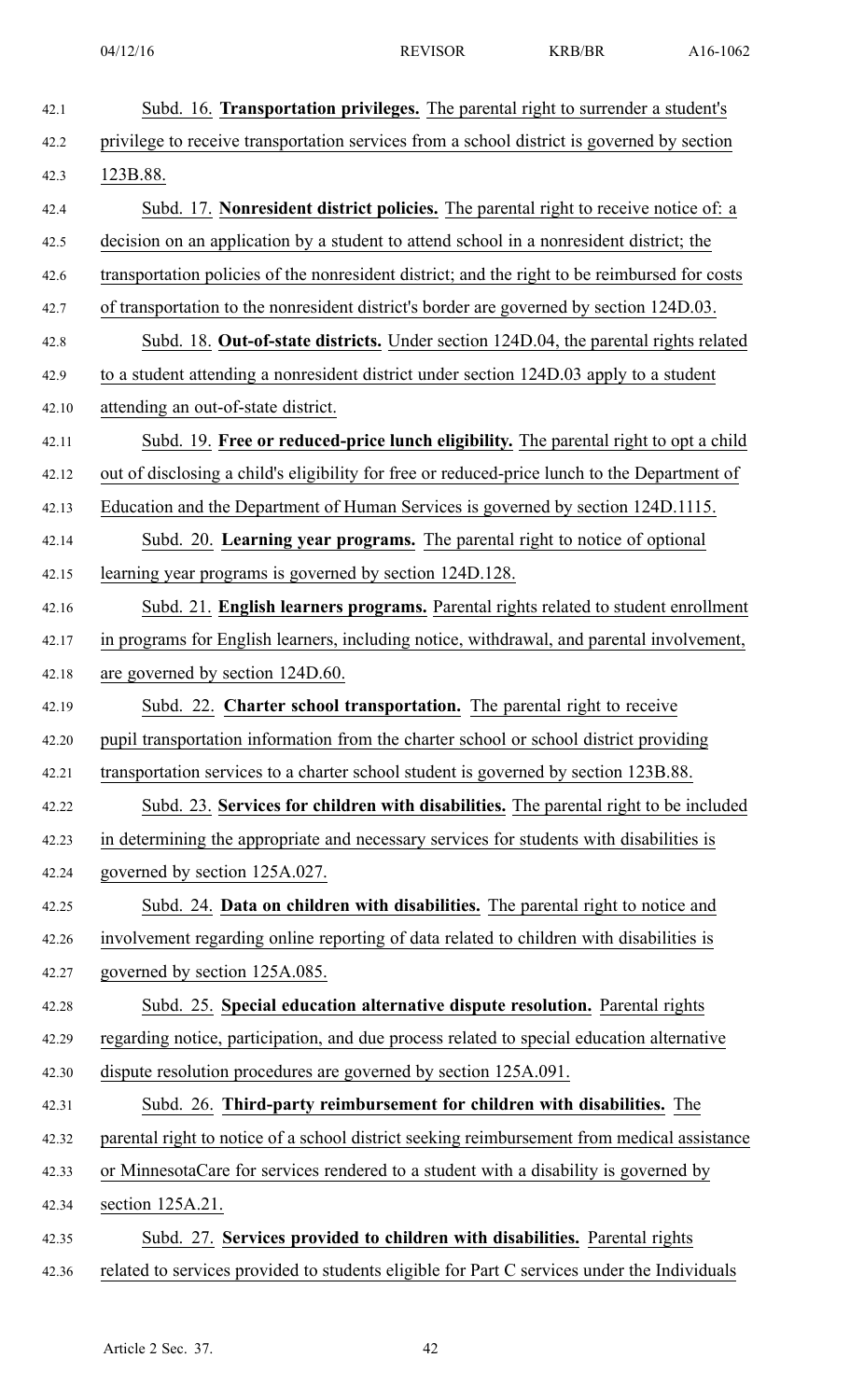Subd. 16. **Transportation privileges.** The parental right to surrender a student's privilege to receive transportation services from a school district is governed by section 123B.88.

Subd. 17. **Nonresident district policies.** The parental right to receive notice of: a decision on an application by a student to attend school in a nonresident district; the transportation policies of the nonresident district; and the right to be reimbursed for costs of transportation to the nonresident district's border are governed by section 124D.03.

Subd. 18. **Out-of-state districts.** Under section 124D.04, the parental rights related to a student attending a nonresident district under section 124D.03 apply to a student attending an out-of-state district.

Subd. 19. **Free or reduced-price lunch eligibility.** The parental right to opt a child out of disclosing a child's eligibility for free or reduced-price lunch to the Department of Education and the Department of Human Services is governed by section 124D.1115.

Subd. 20. **Learning year programs.** The parental right to notice of optional learning year programs is governed by section 124D.128.

Subd. 21. **English learners programs.** Parental rights related to student enrollment in programs for English learners, including notice, withdrawal, and parental involvement, are governed by section 124D.60.

Subd. 22. **Charter school transportation.** The parental right to receive pupil transportation information from the charter school or school district providing transportation services to a charter school student is governed by section 123B.88.

Subd. 23. **Services for children with disabilities.** The parental right to be included in determining the appropriate and necessary services for students with disabilities is governed by section 125A.027.

Subd. 24. **Data on children with disabilities.** The parental right to notice and involvement regarding online reporting of data related to children with disabilities is governed by section 125A.085.

Subd. 25. **Special education alternative dispute resolution.** Parental rights regarding notice, participation, and due process related to special education alternative dispute resolution procedures are governed by section 125A.091.

Subd. 26. **Third-party reimbursement for children with disabilities.** The parental right to notice of a school district seeking reimbursement from medical assistance or MinnesotaCare for services rendered to a student with a disability is governed by section 125A.21.

Subd. 27. **Services provided to children with disabilities.** Parental rights related to services provided to students eligible for Part C services under the Individuals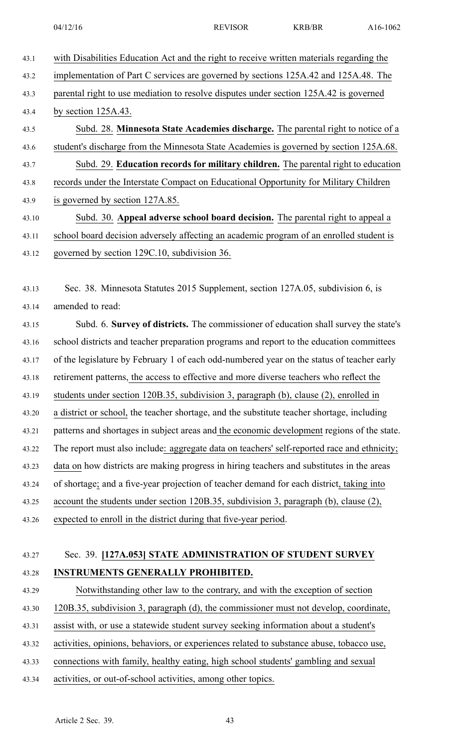with Disabilities Education Act and the right to receive written materials regarding the implementation of Part C services are governed by sections 125A.42 and 125A.48. The parental right to use mediation to resolve disputes under section 125A.42 is governed by section 125A.43.

Subd. 28. **Minnesota State Academies discharge.** The parental right to notice of a student's discharge from the Minnesota State Academies is governed by section 125A.68.

Subd. 29. **Education records for military children.** The parental right to education records under the Interstate Compact on Educational Opportunity for Military Children is governed by section 127A.85.

Subd. 30. **Appeal adverse school board decision.** The parental right to appeal a school board decision adversely affecting an academic program of an enrolled student is governed by section 129C.10, subdivision 36.

Sec. 38. Minnesota Statutes 2015 Supplement, section 127A.05, subdivision 6, is amended to read:

Subd. 6. **Survey of districts.** The commissioner of education shall survey the state's school districts and teacher preparation programs and report to the education committees of the legislature by February 1 of each odd-numbered year on the status of teacher early retirement patterns, the access to effective and more diverse teachers who reflect the students under section 120B.35, subdivision 3, paragraph (b), clause (2), enrolled in a district or school, the teacher shortage, and the substitute teacher shortage, including patterns and shortages in subject areas and the economic development regions of the state. The report must also include: aggregate data on teachers' self-reported race and ethnicity; data on how districts are making progress in hiring teachers and substitutes in the areas of shortage; and a five-year projection of teacher demand for each district, taking into account the students under section 120B.35, subdivision 3, paragraph (b), clause (2), expected to enroll in the district during that five-year period.

Sec. 39. **[127A.053] STATE ADMINISTRATION OF STUDENT SURVEY INSTRUMENTS GENERALLY PROHIBITED.**

Notwithstanding other law to the contrary, and with the exception of section 120B.35, subdivision 3, paragraph (d), the commissioner must not develop, coordinate, assist with, or use a statewide student survey seeking information about a student's activities, opinions, behaviors, or experiences related to substance abuse, tobacco use, connections with family, healthy eating, high school students' gambling and sexual activities, or out-of-school activities, among other topics.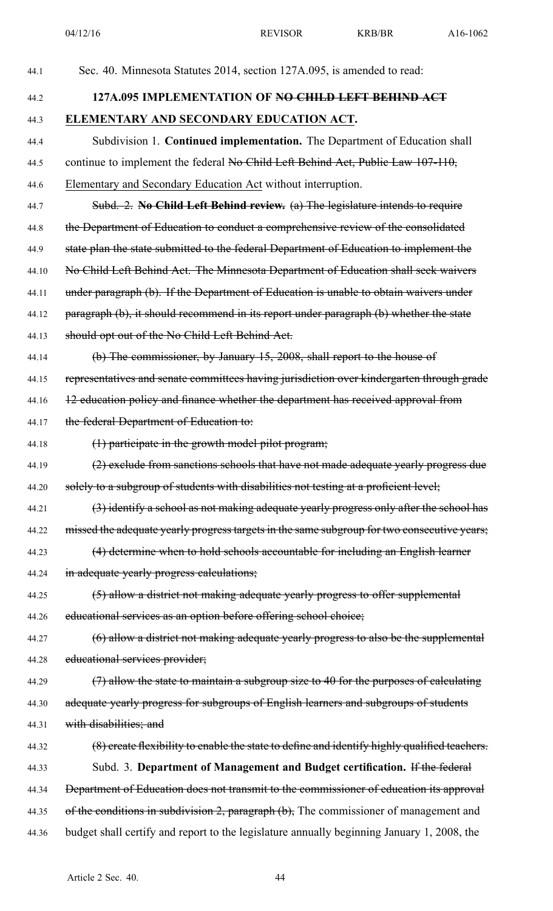Sec. 40. Minnesota Statutes 2014, section 127A.095, is amended to read:

**127A.095 IMPLEMENTATION OF ~~NO CHILD LEFT BEHIND ACT~~ ELEMENTARY AND SECONDARY EDUCATION ACT.**

Subdivision 1. **Continued implementation.** The Department of Education shall continue to implement the federal ~~No Child Left Behind Act, Public Law 107-110,~~ Elementary and Secondary Education Act without interruption.

~~Subd. 2. **No Child Left Behind review.** (a) The legislature intends to require the Department of Education to conduct a comprehensive review of the consolidated state plan the state submitted to the federal Department of Education to implement the No Child Left Behind Act. The Minnesota Department of Education shall seek waivers under paragraph (b). If the Department of Education is unable to obtain waivers under paragraph (b), it should recommend in its report under paragraph (b) whether the state should opt out of the No Child Left Behind Act.~~

~~(b) The commissioner, by January 15, 2008, shall report to the house of representatives and senate committees having jurisdiction over kindergarten through grade 12 education policy and finance whether the department has received approval from the federal Department of Education to:~~

~~(1) participate in the growth model pilot program;~~

~~(2) exclude from sanctions schools that have not made adequate yearly progress due solely to a subgroup of students with disabilities not testing at a proficient level;~~

~~(3) identify a school as not making adequate yearly progress only after the school has missed the adequate yearly progress targets in the same subgroup for two consecutive years;~~

~~(4) determine when to hold schools accountable for including an English learner in adequate yearly progress calculations;~~

~~(5) allow a district not making adequate yearly progress to offer supplemental educational services as an option before offering school choice;~~

~~(6) allow a district not making adequate yearly progress to also be the supplemental educational services provider;~~

~~(7) allow the state to maintain a subgroup size to 40 for the purposes of calculating adequate yearly progress for subgroups of English learners and subgroups of students with disabilities; and~~

~~(8) create flexibility to enable the state to define and identify highly qualified teachers.~~

Subd. 3. **Department of Management and Budget certification.** ~~If the federal Department of Education does not transmit to the commissioner of education its approval of the conditions in subdivision 2, paragraph (b),~~ The commissioner of management and budget shall certify and report to the legislature annually beginning January 1, 2008, the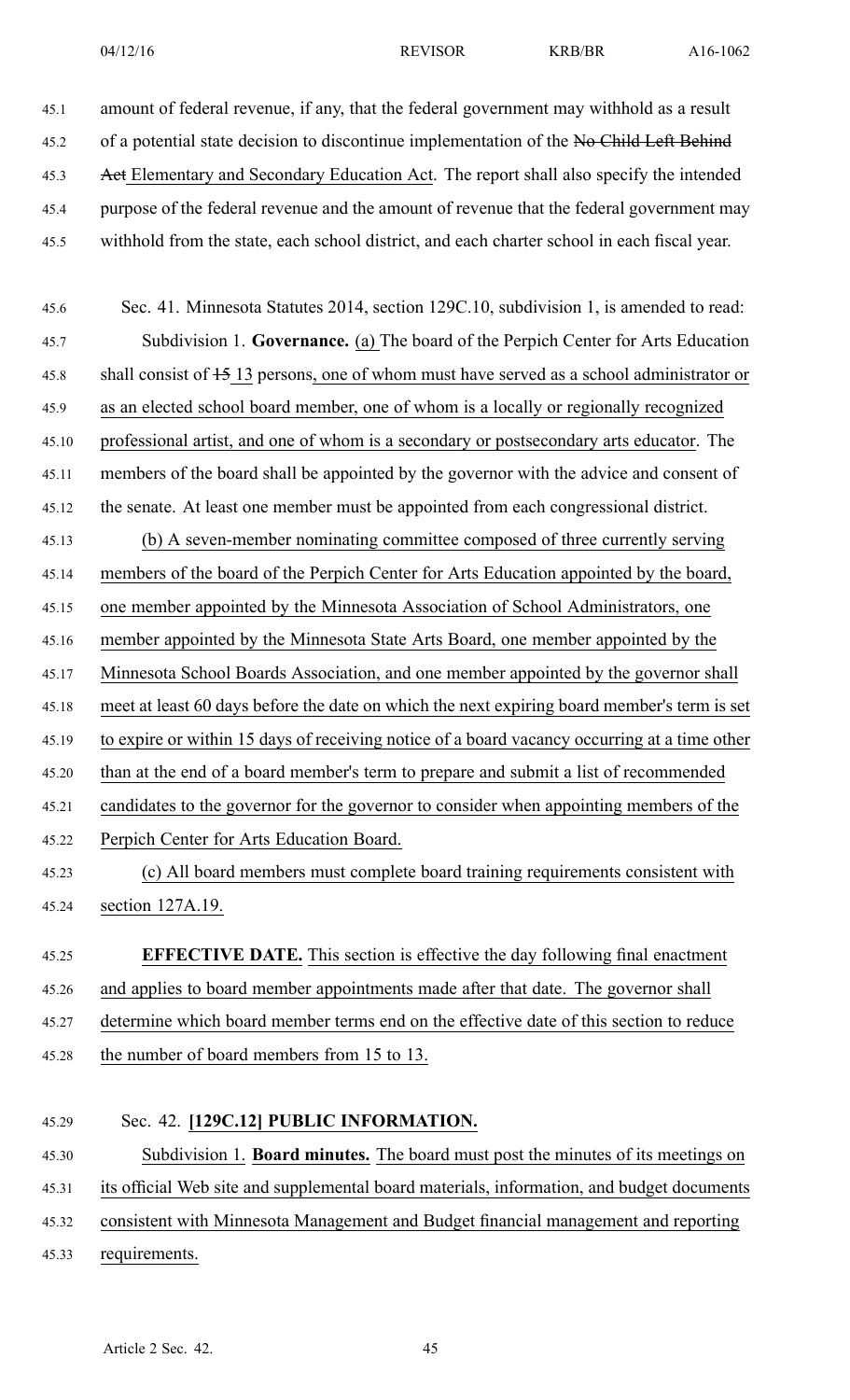amount of federal revenue, if any, that the federal government may withhold as a result of a potential state decision to discontinue implementation of the ~~No Child Left Behind Act~~ Elementary and Secondary Education Act. The report shall also specify the intended purpose of the federal revenue and the amount of revenue that the federal government may withhold from the state, each school district, and each charter school in each fiscal year.

Sec. 41. Minnesota Statutes 2014, section 129C.10, subdivision 1, is amended to read:

Subdivision 1. **Governance.** (a) The board of the Perpich Center for Arts Education shall consist of ~~15~~ 13 persons, one of whom must have served as a school administrator or as an elected school board member, one of whom is a locally or regionally recognized professional artist, and one of whom is a secondary or postsecondary arts educator. The members of the board shall be appointed by the governor with the advice and consent of the senate. At least one member must be appointed from each congressional district.

(b) A seven-member nominating committee composed of three currently serving members of the board of the Perpich Center for Arts Education appointed by the board, one member appointed by the Minnesota Association of School Administrators, one member appointed by the Minnesota State Arts Board, one member appointed by the Minnesota School Boards Association, and one member appointed by the governor shall meet at least 60 days before the date on which the next expiring board member's term is set to expire or within 15 days of receiving notice of a board vacancy occurring at a time other than at the end of a board member's term to prepare and submit a list of recommended candidates to the governor for the governor to consider when appointing members of the Perpich Center for Arts Education Board.

(c) All board members must complete board training requirements consistent with section 127A.19.

**EFFECTIVE DATE.** This section is effective the day following final enactment and applies to board member appointments made after that date. The governor shall determine which board member terms end on the effective date of this section to reduce the number of board members from 15 to 13.

Sec. 42. **[129C.12] PUBLIC INFORMATION.**

Subdivision 1. **Board minutes.** The board must post the minutes of its meetings on its official Web site and supplemental board materials, information, and budget documents consistent with Minnesota Management and Budget financial management and reporting requirements.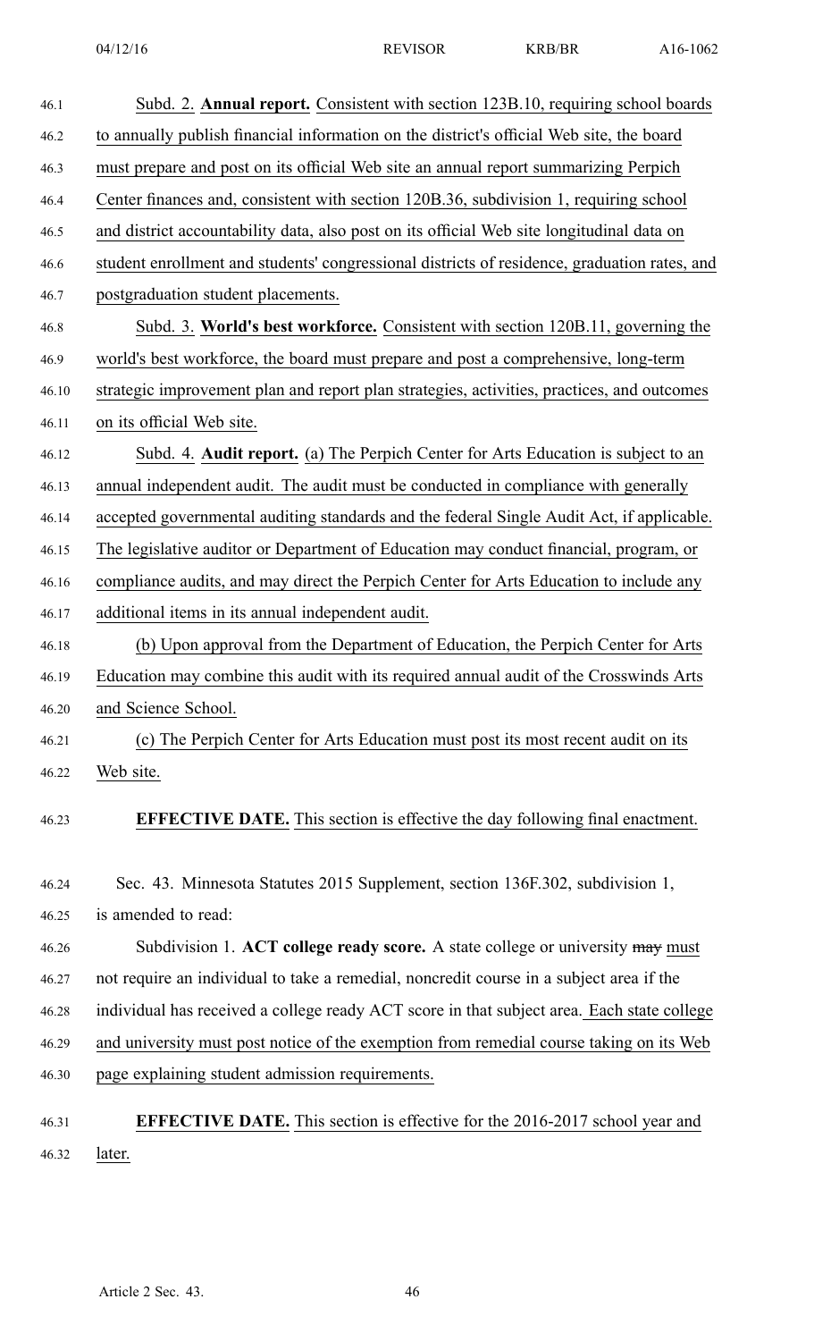Subd. 2. **Annual report.** Consistent with section 123B.10, requiring school boards to annually publish financial information on the district's official Web site, the board must prepare and post on its official Web site an annual report summarizing Perpich Center finances and, consistent with section 120B.36, subdivision 1, requiring school and district accountability data, also post on its official Web site longitudinal data on student enrollment and students' congressional districts of residence, graduation rates, and postgraduation student placements.

Subd. 3. **World's best workforce.** Consistent with section 120B.11, governing the world's best workforce, the board must prepare and post a comprehensive, long-term strategic improvement plan and report plan strategies, activities, practices, and outcomes on its official Web site.

Subd. 4. **Audit report.** (a) The Perpich Center for Arts Education is subject to an annual independent audit. The audit must be conducted in compliance with generally accepted governmental auditing standards and the federal Single Audit Act, if applicable. The legislative auditor or Department of Education may conduct financial, program, or compliance audits, and may direct the Perpich Center for Arts Education to include any additional items in its annual independent audit.

(b) Upon approval from the Department of Education, the Perpich Center for Arts Education may combine this audit with its required annual audit of the Crosswinds Arts and Science School.

(c) The Perpich Center for Arts Education must post its most recent audit on its Web site.

**EFFECTIVE DATE.** This section is effective the day following final enactment.

Sec. 43. Minnesota Statutes 2015 Supplement, section 136F.302, subdivision 1, is amended to read:

Subdivision 1. **ACT college ready score.** A state college or university ~~may~~ must not require an individual to take a remedial, noncredit course in a subject area if the individual has received a college ready ACT score in that subject area. Each state college and university must post notice of the exemption from remedial course taking on its Web page explaining student admission requirements.

**EFFECTIVE DATE.** This section is effective for the 2016-2017 school year and later.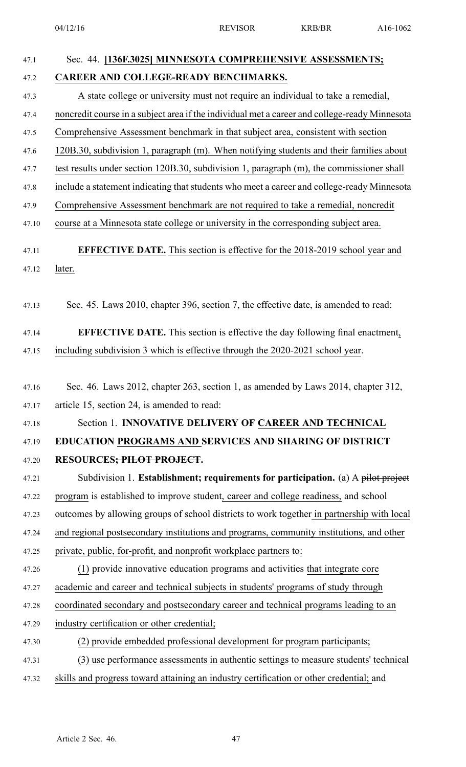Sec. 44. **[136F.3025] MINNESOTA COMPREHENSIVE ASSESSMENTS; CAREER AND COLLEGE-READY BENCHMARKS.**

A state college or university must not require an individual to take a remedial, noncredit course in a subject area if the individual met a career and college-ready Minnesota Comprehensive Assessment benchmark in that subject area, consistent with section 120B.30, subdivision 1, paragraph (m). When notifying students and their families about test results under section 120B.30, subdivision 1, paragraph (m), the commissioner shall include a statement indicating that students who meet a career and college-ready Minnesota Comprehensive Assessment benchmark are not required to take a remedial, noncredit course at a Minnesota state college or university in the corresponding subject area.

**EFFECTIVE DATE.** This section is effective for the 2018-2019 school year and later.

Sec. 45. Laws 2010, chapter 396, section 7, the effective date, is amended to read:

**EFFECTIVE DATE.** This section is effective the day following final enactment, including subdivision 3 which is effective through the 2020-2021 school year.

Sec. 46. Laws 2012, chapter 263, section 1, as amended by Laws 2014, chapter 312, article 15, section 24, is amended to read:

Section 1. **INNOVATIVE DELIVERY OF CAREER AND TECHNICAL EDUCATION PROGRAMS AND SERVICES AND SHARING OF DISTRICT RESOURCES~~; PILOT PROJECT~~.**

Subdivision 1. **Establishment; requirements for participation.** (a) A ~~pilot project~~ program is established to improve student, career and college readiness, and school outcomes by allowing groups of school districts to work together in partnership with local and regional postsecondary institutions and programs, community institutions, and other private, public, for-profit, and nonprofit workplace partners to:

(1) provide innovative education programs and activities that integrate core academic and career and technical subjects in students' programs of study through coordinated secondary and postsecondary career and technical programs leading to an industry certification or other credential;

(2) provide embedded professional development for program participants;

(3) use performance assessments in authentic settings to measure students' technical skills and progress toward attaining an industry certification or other credential; and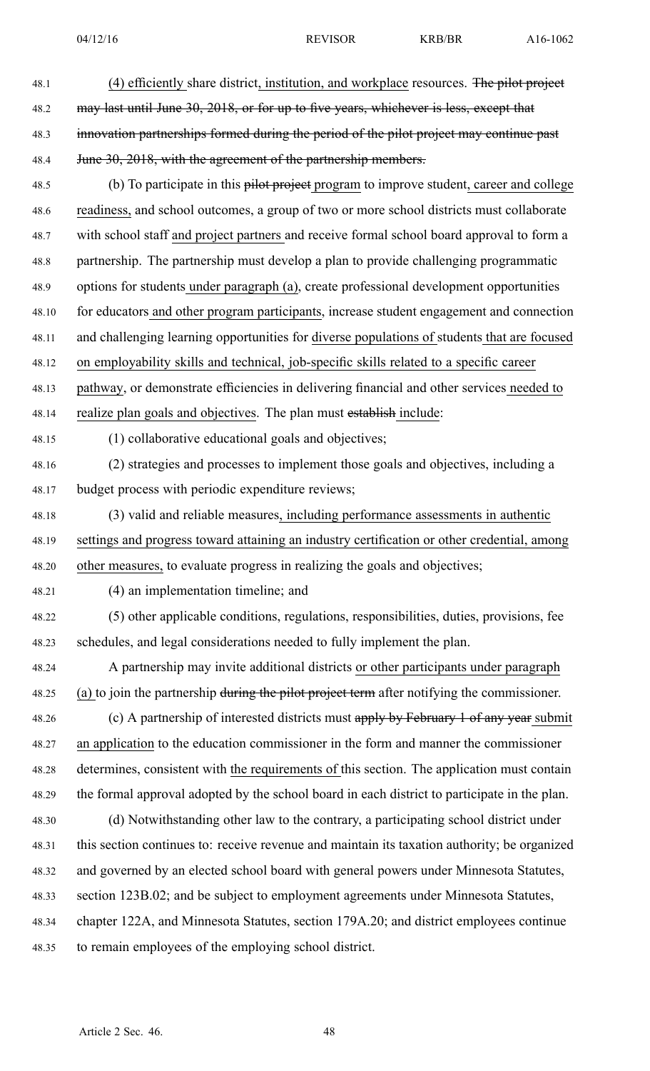(4) efficiently share district, institution, and workplace resources. ~~The pilot project may last until June 30, 2018, or for up to five years, whichever is less, except that innovation partnerships formed during the period of the pilot project may continue past June 30, 2018, with the agreement of the partnership members.~~

(b) To participate in this ~~pilot project~~ program to improve student, career and college readiness, and school outcomes, a group of two or more school districts must collaborate with school staff and project partners and receive formal school board approval to form a partnership. The partnership must develop a plan to provide challenging programmatic options for students under paragraph (a), create professional development opportunities for educators and other program participants, increase student engagement and connection and challenging learning opportunities for diverse populations of students that are focused on employability skills and technical, job-specific skills related to a specific career pathway, or demonstrate efficiencies in delivering financial and other services needed to realize plan goals and objectives. The plan must ~~establish~~ include:

(1) collaborative educational goals and objectives;

(2) strategies and processes to implement those goals and objectives, including a budget process with periodic expenditure reviews;

(3) valid and reliable measures, including performance assessments in authentic settings and progress toward attaining an industry certification or other credential, among other measures, to evaluate progress in realizing the goals and objectives;

(4) an implementation timeline; and

(5) other applicable conditions, regulations, responsibilities, duties, provisions, fee schedules, and legal considerations needed to fully implement the plan.

A partnership may invite additional districts or other participants under paragraph (a) to join the partnership ~~during the pilot project term~~ after notifying the commissioner.

(c) A partnership of interested districts must ~~apply by February 1 of any year~~ submit an application to the education commissioner in the form and manner the commissioner determines, consistent with the requirements of this section. The application must contain the formal approval adopted by the school board in each district to participate in the plan.

(d) Notwithstanding other law to the contrary, a participating school district under this section continues to: receive revenue and maintain its taxation authority; be organized and governed by an elected school board with general powers under Minnesota Statutes, section 123B.02; and be subject to employment agreements under Minnesota Statutes, chapter 122A, and Minnesota Statutes, section 179A.20; and district employees continue to remain employees of the employing school district.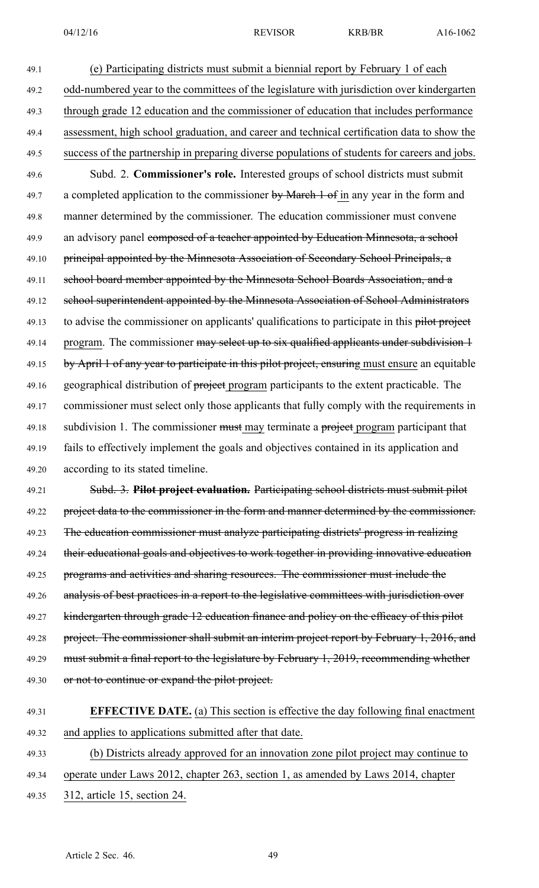(e) Participating districts must submit a biennial report by February 1 of each odd-numbered year to the committees of the legislature with jurisdiction over kindergarten through grade 12 education and the commissioner of education that includes performance assessment, high school graduation, and career and technical certification data to show the success of the partnership in preparing diverse populations of students for careers and jobs.

Subd. 2. **Commissioner's role.** Interested groups of school districts must submit a completed application to the commissioner ~~by March 1 of~~ in any year in the form and manner determined by the commissioner. The education commissioner must convene an advisory panel ~~composed of a teacher appointed by Education Minnesota, a school principal appointed by the Minnesota Association of Secondary School Principals, a school board member appointed by the Minnesota School Boards Association, and a school superintendent appointed by the Minnesota Association of School Administrators~~ to advise the commissioner on applicants' qualifications to participate in this ~~pilot project~~ program. The commissioner ~~may select up to six qualified applicants under subdivision 1 by April 1 of any year to participate in this pilot project, ensuring~~ must ensure an equitable geographical distribution of ~~project~~ program participants to the extent practicable. The commissioner must select only those applicants that fully comply with the requirements in subdivision 1. The commissioner ~~must~~ may terminate a ~~project~~ program participant that fails to effectively implement the goals and objectives contained in its application and according to its stated timeline.

~~Subd. 3. **Pilot project evaluation.** Participating school districts must submit pilot project data to the commissioner in the form and manner determined by the commissioner. The education commissioner must analyze participating districts' progress in realizing their educational goals and objectives to work together in providing innovative education programs and activities and sharing resources. The commissioner must include the analysis of best practices in a report to the legislative committees with jurisdiction over kindergarten through grade 12 education finance and policy on the efficacy of this pilot project. The commissioner shall submit an interim project report by February 1, 2016, and must submit a final report to the legislature by February 1, 2019, recommending whether or not to continue or expand the pilot project.~~

**EFFECTIVE DATE.** (a) This section is effective the day following final enactment and applies to applications submitted after that date.

(b) Districts already approved for an innovation zone pilot project may continue to operate under Laws 2012, chapter 263, section 1, as amended by Laws 2014, chapter 312, article 15, section 24.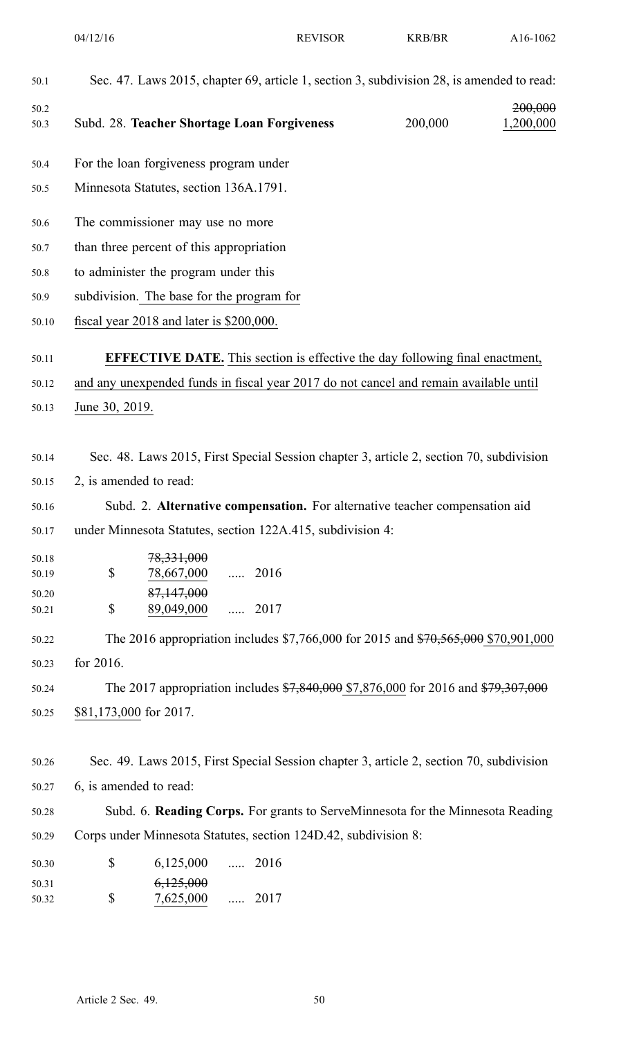Sec. 47. Laws 2015, chapter 69, article 1, section 3, subdivision 28, is amended to read:

| | | |
|---|---|---|
| Subd. 28. **Teacher Shortage Loan Forgiveness** | 200,000 | ~~200,000~~ 1,200,000 |

For the loan forgiveness program under Minnesota Statutes, section 136A.1791.

The commissioner may use no more than three percent of this appropriation to administer the program under this subdivision. The base for the program for fiscal year 2018 and later is $200,000.

**EFFECTIVE DATE.** This section is effective the day following final enactment, and any unexpended funds in fiscal year 2017 do not cancel and remain available until June 30, 2019.

Sec. 48. Laws 2015, First Special Session chapter 3, article 2, section 70, subdivision 2, is amended to read:

Subd. 2. **Alternative compensation.** For alternative teacher compensation aid under Minnesota Statutes, section 122A.415, subdivision 4:

| | | | |
|---|---|---|---|
| $ | ~~78,331,000~~ 78,667,000 | ..... | 2016 |
| $ | ~~87,147,000~~ 89,049,000 | ..... | 2017 |

The 2016 appropriation includes $7,766,000 for 2015 and ~~$70,565,000~~ $70,901,000 for 2016.

The 2017 appropriation includes ~~$7,840,000~~ $7,876,000 for 2016 and ~~$79,307,000~~ $81,173,000 for 2017.

Sec. 49. Laws 2015, First Special Session chapter 3, article 2, section 70, subdivision 6, is amended to read:

Subd. 6. **Reading Corps.** For grants to ServeMinnesota for the Minnesota Reading Corps under Minnesota Statutes, section 124D.42, subdivision 8:

| | | | |
|---|---|---|---|
| $ | 6,125,000 | ..... | 2016 |
| $ | ~~6,125,000~~ 7,625,000 | ..... | 2017 |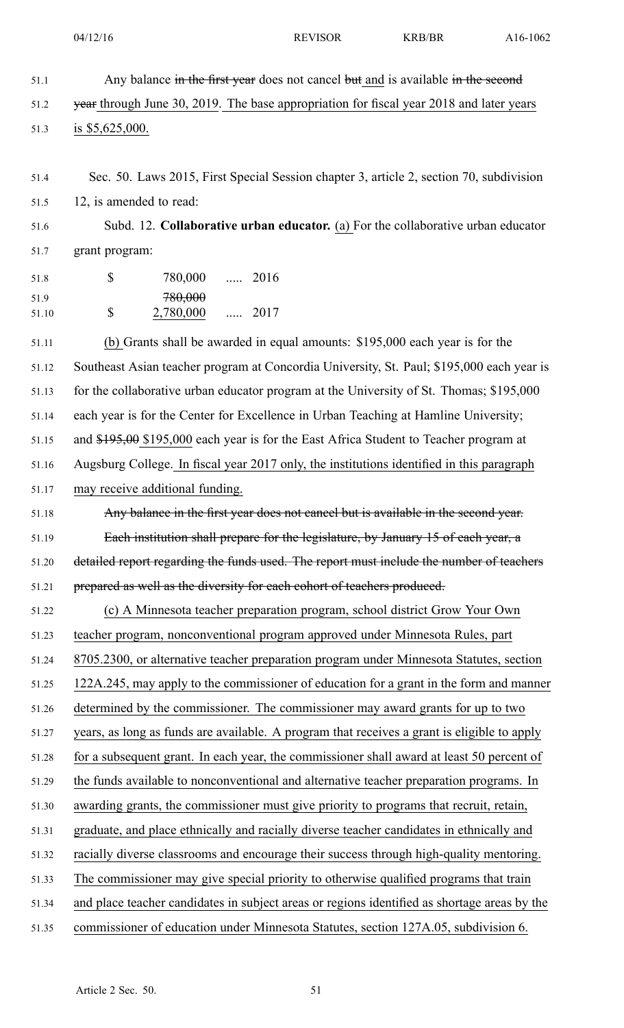Any balance ~~in the first year~~ does not cancel ~~but~~ and is available ~~in the second year~~ through June 30, 2019. The base appropriation for fiscal year 2018 and later years is $5,625,000.

Sec. 50. Laws 2015, First Special Session chapter 3, article 2, section 70, subdivision 12, is amended to read:

Subd. 12. **Collaborative urban educator.** (a) For the collaborative urban educator grant program:

| | | |
|---|---|---|
| $ | 780,000 | ..... 2016 |
| $ | ~~780,000~~ 2,780,000 | ..... 2017 |

(b) Grants shall be awarded in equal amounts: $195,000 each year is for the Southeast Asian teacher program at Concordia University, St. Paul; $195,000 each year is for the collaborative urban educator program at the University of St. Thomas; $195,000 each year is for the Center for Excellence in Urban Teaching at Hamline University; and ~~$195,00~~ $195,000 each year is for the East Africa Student to Teacher program at Augsburg College. In fiscal year 2017 only, the institutions identified in this paragraph may receive additional funding.

~~Any balance in the first year does not cancel but is available in the second year.~~

~~Each institution shall prepare for the legislature, by January 15 of each year, a detailed report regarding the funds used. The report must include the number of teachers prepared as well as the diversity for each cohort of teachers produced.~~

(c) A Minnesota teacher preparation program, school district Grow Your Own teacher program, nonconventional program approved under Minnesota Rules, part 8705.2300, or alternative teacher preparation program under Minnesota Statutes, section 122A.245, may apply to the commissioner of education for a grant in the form and manner determined by the commissioner. The commissioner may award grants for up to two years, as long as funds are available. A program that receives a grant is eligible to apply for a subsequent grant. In each year, the commissioner shall award at least 50 percent of the funds available to nonconventional and alternative teacher preparation programs. In awarding grants, the commissioner must give priority to programs that recruit, retain, graduate, and place ethnically and racially diverse teacher candidates in ethnically and racially diverse classrooms and encourage their success through high-quality mentoring. The commissioner may give special priority to otherwise qualified programs that train and place teacher candidates in subject areas or regions identified as shortage areas by the commissioner of education under Minnesota Statutes, section 127A.05, subdivision 6.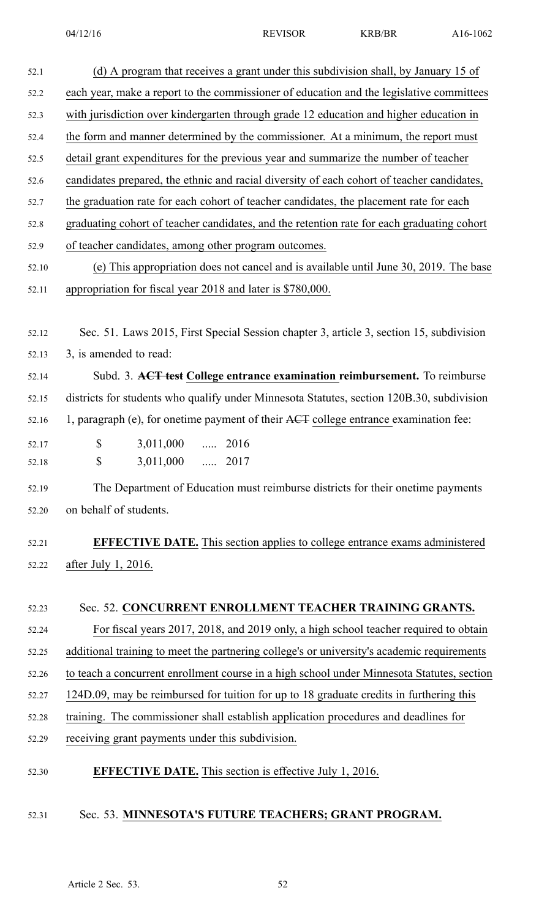(d) A program that receives a grant under this subdivision shall, by January 15 of each year, make a report to the commissioner of education and the legislative committees with jurisdiction over kindergarten through grade 12 education and higher education in the form and manner determined by the commissioner. At a minimum, the report must detail grant expenditures for the previous year and summarize the number of teacher candidates prepared, the ethnic and racial diversity of each cohort of teacher candidates, the graduation rate for each cohort of teacher candidates, the placement rate for each graduating cohort of teacher candidates, and the retention rate for each graduating cohort of teacher candidates, among other program outcomes.

(e) This appropriation does not cancel and is available until June 30, 2019. The base appropriation for fiscal year 2018 and later is $780,000.

Sec. 51. Laws 2015, First Special Session chapter 3, article 3, section 15, subdivision 3, is amended to read:

Subd. 3. ~~**ACT test**~~ **College entrance examination reimbursement.** To reimburse districts for students who qualify under Minnesota Statutes, section 120B.30, subdivision 1, paragraph (e), for onetime payment of their ~~ACT~~ college entrance examination fee:

| $ | 3,011,000 | ..... 2016 |
|---|---|---|
| $ | 3,011,000 | ..... 2017 |

The Department of Education must reimburse districts for their onetime payments on behalf of students.

**EFFECTIVE DATE.** This section applies to college entrance exams administered after July 1, 2016.

Sec. 52. **CONCURRENT ENROLLMENT TEACHER TRAINING GRANTS.**

For fiscal years 2017, 2018, and 2019 only, a high school teacher required to obtain additional training to meet the partnering college's or university's academic requirements to teach a concurrent enrollment course in a high school under Minnesota Statutes, section 124D.09, may be reimbursed for tuition for up to 18 graduate credits in furthering this training. The commissioner shall establish application procedures and deadlines for receiving grant payments under this subdivision.

**EFFECTIVE DATE.** This section is effective July 1, 2016.

Sec. 53. **MINNESOTA'S FUTURE TEACHERS; GRANT PROGRAM.**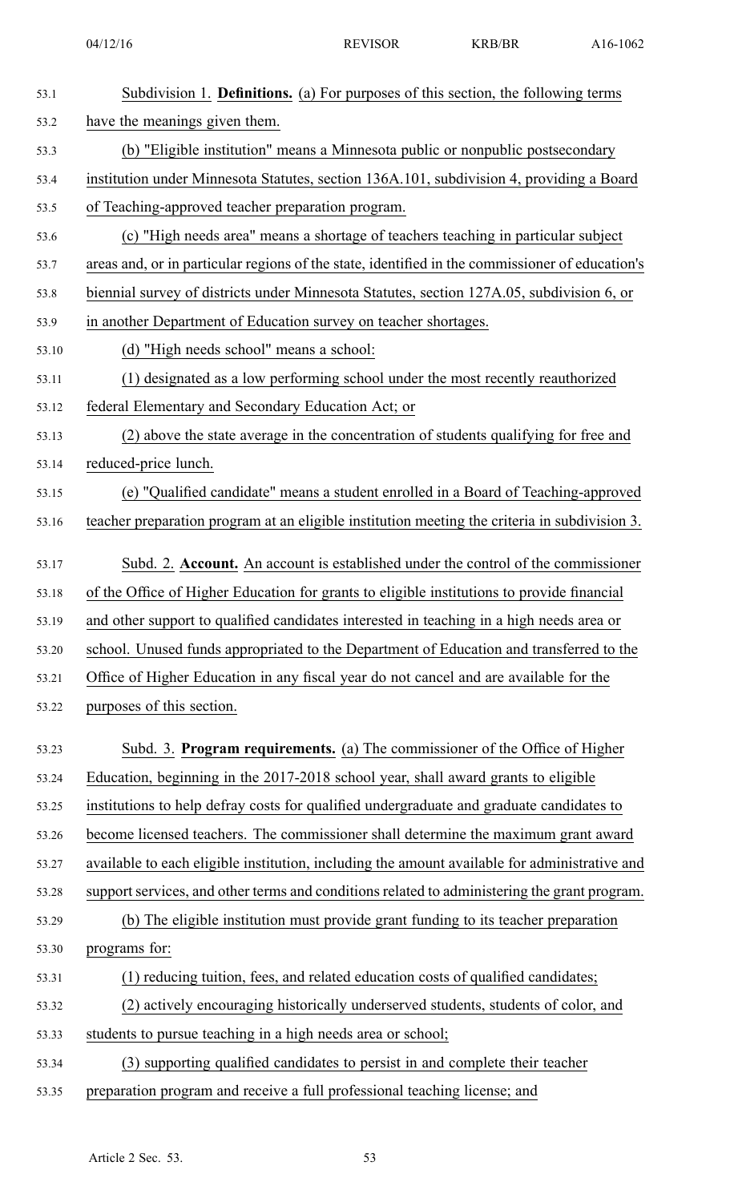Subdivision 1. **Definitions.** (a) For purposes of this section, the following terms have the meanings given them.

(b) "Eligible institution" means a Minnesota public or nonpublic postsecondary institution under Minnesota Statutes, section 136A.101, subdivision 4, providing a Board of Teaching-approved teacher preparation program.

(c) "High needs area" means a shortage of teachers teaching in particular subject areas and, or in particular regions of the state, identified in the commissioner of education's biennial survey of districts under Minnesota Statutes, section 127A.05, subdivision 6, or in another Department of Education survey on teacher shortages.

(d) "High needs school" means a school:

(1) designated as a low performing school under the most recently reauthorized federal Elementary and Secondary Education Act; or

(2) above the state average in the concentration of students qualifying for free and reduced-price lunch.

(e) "Qualified candidate" means a student enrolled in a Board of Teaching-approved teacher preparation program at an eligible institution meeting the criteria in subdivision 3.

Subd. 2. **Account.** An account is established under the control of the commissioner of the Office of Higher Education for grants to eligible institutions to provide financial and other support to qualified candidates interested in teaching in a high needs area or school. Unused funds appropriated to the Department of Education and transferred to the Office of Higher Education in any fiscal year do not cancel and are available for the purposes of this section.

Subd. 3. **Program requirements.** (a) The commissioner of the Office of Higher Education, beginning in the 2017-2018 school year, shall award grants to eligible institutions to help defray costs for qualified undergraduate and graduate candidates to become licensed teachers. The commissioner shall determine the maximum grant award available to each eligible institution, including the amount available for administrative and support services, and other terms and conditions related to administering the grant program.

(b) The eligible institution must provide grant funding to its teacher preparation programs for:

(1) reducing tuition, fees, and related education costs of qualified candidates;

(2) actively encouraging historically underserved students, students of color, and students to pursue teaching in a high needs area or school;

(3) supporting qualified candidates to persist in and complete their teacher preparation program and receive a full professional teaching license; and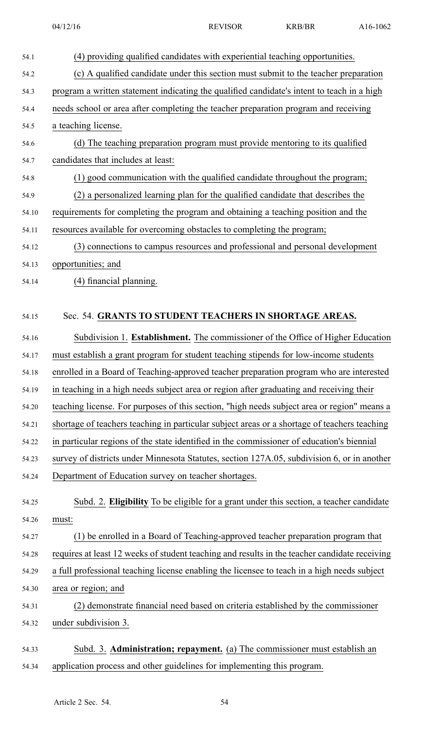(4) providing qualified candidates with experiential teaching opportunities.

(c) A qualified candidate under this section must submit to the teacher preparation program a written statement indicating the qualified candidate's intent to teach in a high needs school or area after completing the teacher preparation program and receiving a teaching license.

(d) The teaching preparation program must provide mentoring to its qualified candidates that includes at least:

(1) good communication with the qualified candidate throughout the program;

(2) a personalized learning plan for the qualified candidate that describes the requirements for completing the program and obtaining a teaching position and the resources available for overcoming obstacles to completing the program;

(3) connections to campus resources and professional and personal development opportunities; and

(4) financial planning.

Sec. 54. **GRANTS TO STUDENT TEACHERS IN SHORTAGE AREAS.**

Subdivision 1. **Establishment.** The commissioner of the Office of Higher Education must establish a grant program for student teaching stipends for low-income students enrolled in a Board of Teaching-approved teacher preparation program who are interested in teaching in a high needs subject area or region after graduating and receiving their teaching license. For purposes of this section, "high needs subject area or region" means a shortage of teachers teaching in particular subject areas or a shortage of teachers teaching in particular regions of the state identified in the commissioner of education's biennial survey of districts under Minnesota Statutes, section 127A.05, subdivision 6, or in another Department of Education survey on teacher shortages.

Subd. 2. **Eligibility** To be eligible for a grant under this section, a teacher candidate must:

(1) be enrolled in a Board of Teaching-approved teacher preparation program that requires at least 12 weeks of student teaching and results in the teacher candidate receiving a full professional teaching license enabling the licensee to teach in a high needs subject area or region; and

(2) demonstrate financial need based on criteria established by the commissioner under subdivision 3.

Subd. 3. **Administration; repayment.** (a) The commissioner must establish an application process and other guidelines for implementing this program.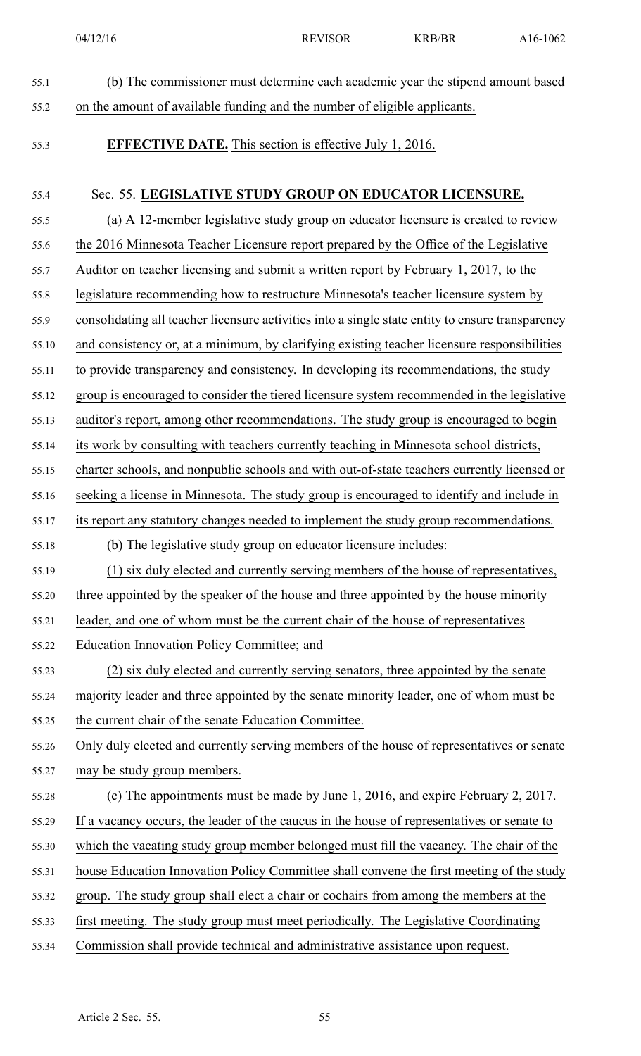(b) The commissioner must determine each academic year the stipend amount based on the amount of available funding and the number of eligible applicants.

**EFFECTIVE DATE.** This section is effective July 1, 2016.

Sec. 55. **LEGISLATIVE STUDY GROUP ON EDUCATOR LICENSURE.**

(a) A 12-member legislative study group on educator licensure is created to review the 2016 Minnesota Teacher Licensure report prepared by the Office of the Legislative Auditor on teacher licensing and submit a written report by February 1, 2017, to the legislature recommending how to restructure Minnesota's teacher licensure system by consolidating all teacher licensure activities into a single state entity to ensure transparency and consistency or, at a minimum, by clarifying existing teacher licensure responsibilities to provide transparency and consistency. In developing its recommendations, the study group is encouraged to consider the tiered licensure system recommended in the legislative auditor's report, among other recommendations. The study group is encouraged to begin its work by consulting with teachers currently teaching in Minnesota school districts, charter schools, and nonpublic schools and with out-of-state teachers currently licensed or seeking a license in Minnesota. The study group is encouraged to identify and include in its report any statutory changes needed to implement the study group recommendations.

(b) The legislative study group on educator licensure includes:

(1) six duly elected and currently serving members of the house of representatives, three appointed by the speaker of the house and three appointed by the house minority leader, and one of whom must be the current chair of the house of representatives Education Innovation Policy Committee; and

(2) six duly elected and currently serving senators, three appointed by the senate majority leader and three appointed by the senate minority leader, one of whom must be the current chair of the senate Education Committee.

Only duly elected and currently serving members of the house of representatives or senate may be study group members.

(c) The appointments must be made by June 1, 2016, and expire February 2, 2017. If a vacancy occurs, the leader of the caucus in the house of representatives or senate to which the vacating study group member belonged must fill the vacancy. The chair of the house Education Innovation Policy Committee shall convene the first meeting of the study group. The study group shall elect a chair or cochairs from among the members at the first meeting. The study group must meet periodically. The Legislative Coordinating Commission shall provide technical and administrative assistance upon request.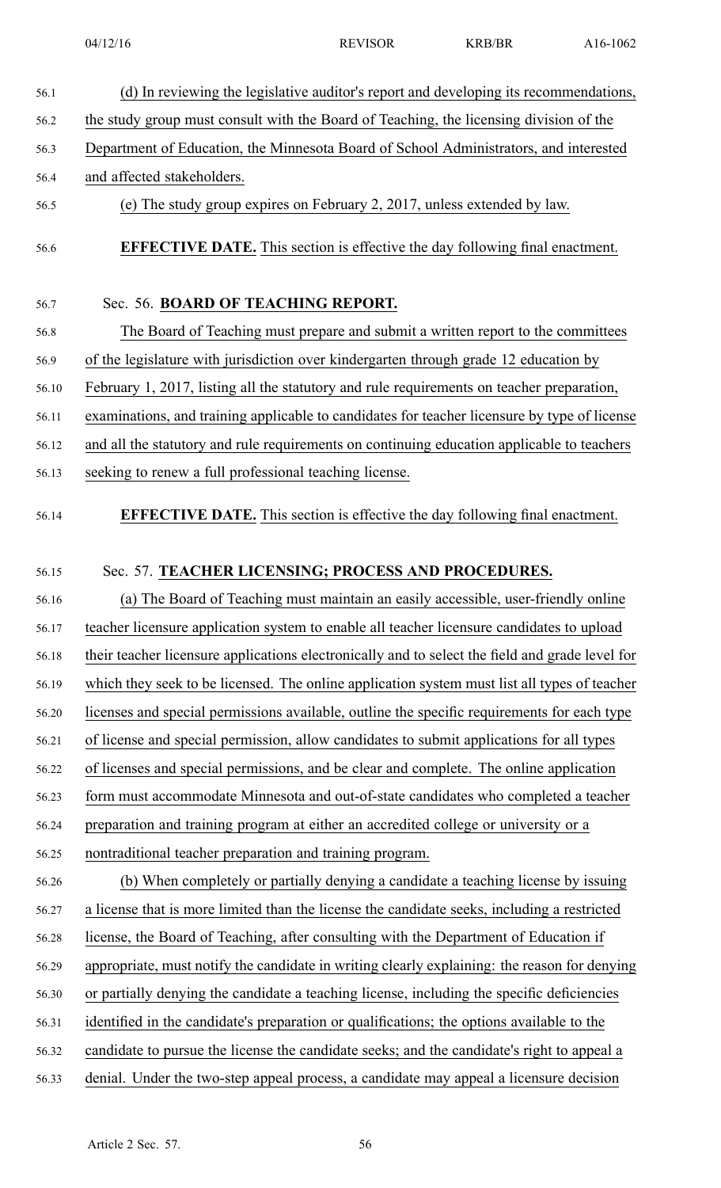(d) In reviewing the legislative auditor's report and developing its recommendations, the study group must consult with the Board of Teaching, the licensing division of the Department of Education, the Minnesota Board of School Administrators, and interested and affected stakeholders.

(e) The study group expires on February 2, 2017, unless extended by law.

**EFFECTIVE DATE.** This section is effective the day following final enactment.

Sec. 56. **BOARD OF TEACHING REPORT.**

The Board of Teaching must prepare and submit a written report to the committees of the legislature with jurisdiction over kindergarten through grade 12 education by February 1, 2017, listing all the statutory and rule requirements on teacher preparation, examinations, and training applicable to candidates for teacher licensure by type of license and all the statutory and rule requirements on continuing education applicable to teachers seeking to renew a full professional teaching license.

**EFFECTIVE DATE.** This section is effective the day following final enactment.

Sec. 57. **TEACHER LICENSING; PROCESS AND PROCEDURES.**

(a) The Board of Teaching must maintain an easily accessible, user-friendly online teacher licensure application system to enable all teacher licensure candidates to upload their teacher licensure applications electronically and to select the field and grade level for which they seek to be licensed. The online application system must list all types of teacher licenses and special permissions available, outline the specific requirements for each type of license and special permission, allow candidates to submit applications for all types of licenses and special permissions, and be clear and complete. The online application form must accommodate Minnesota and out-of-state candidates who completed a teacher preparation and training program at either an accredited college or university or a nontraditional teacher preparation and training program.

(b) When completely or partially denying a candidate a teaching license by issuing a license that is more limited than the license the candidate seeks, including a restricted license, the Board of Teaching, after consulting with the Department of Education if appropriate, must notify the candidate in writing clearly explaining: the reason for denying or partially denying the candidate a teaching license, including the specific deficiencies identified in the candidate's preparation or qualifications; the options available to the candidate to pursue the license the candidate seeks; and the candidate's right to appeal a denial. Under the two-step appeal process, a candidate may appeal a licensure decision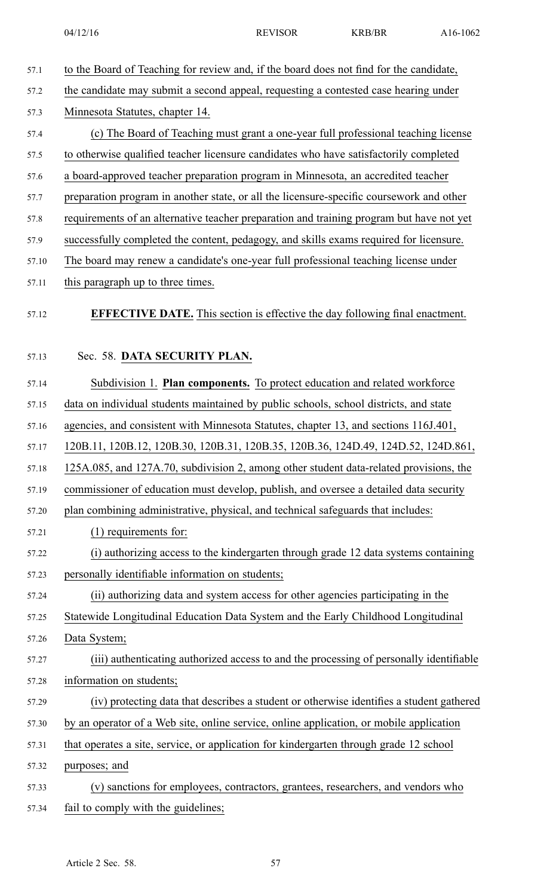to the Board of Teaching for review and, if the board does not find for the candidate, the candidate may submit a second appeal, requesting a contested case hearing under Minnesota Statutes, chapter 14.

(c) The Board of Teaching must grant a one-year full professional teaching license to otherwise qualified teacher licensure candidates who have satisfactorily completed a board-approved teacher preparation program in Minnesota, an accredited teacher preparation program in another state, or all the licensure-specific coursework and other requirements of an alternative teacher preparation and training program but have not yet successfully completed the content, pedagogy, and skills exams required for licensure. The board may renew a candidate's one-year full professional teaching license under this paragraph up to three times.

**EFFECTIVE DATE.** This section is effective the day following final enactment.

Sec. 58. **DATA SECURITY PLAN.**

Subdivision 1. **Plan components.** To protect education and related workforce data on individual students maintained by public schools, school districts, and state agencies, and consistent with Minnesota Statutes, chapter 13, and sections 116J.401, 120B.11, 120B.12, 120B.30, 120B.31, 120B.35, 120B.36, 124D.49, 124D.52, 124D.861, 125A.085, and 127A.70, subdivision 2, among other student data-related provisions, the commissioner of education must develop, publish, and oversee a detailed data security plan combining administrative, physical, and technical safeguards that includes:

(1) requirements for:

(i) authorizing access to the kindergarten through grade 12 data systems containing personally identifiable information on students;

(ii) authorizing data and system access for other agencies participating in the Statewide Longitudinal Education Data System and the Early Childhood Longitudinal Data System;

(iii) authenticating authorized access to and the processing of personally identifiable information on students;

(iv) protecting data that describes a student or otherwise identifies a student gathered by an operator of a Web site, online service, online application, or mobile application that operates a site, service, or application for kindergarten through grade 12 school purposes; and

(v) sanctions for employees, contractors, grantees, researchers, and vendors who fail to comply with the guidelines;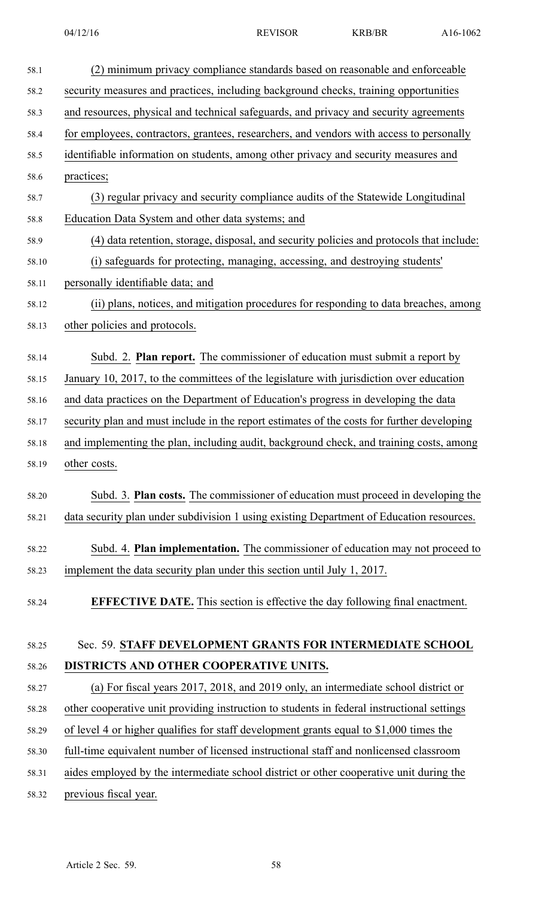(2) minimum privacy compliance standards based on reasonable and enforceable security measures and practices, including background checks, training opportunities and resources, physical and technical safeguards, and privacy and security agreements for employees, contractors, grantees, researchers, and vendors with access to personally identifiable information on students, among other privacy and security measures and practices;

(3) regular privacy and security compliance audits of the Statewide Longitudinal Education Data System and other data systems; and

(4) data retention, storage, disposal, and security policies and protocols that include:

(i) safeguards for protecting, managing, accessing, and destroying students' personally identifiable data; and

(ii) plans, notices, and mitigation procedures for responding to data breaches, among other policies and protocols.

Subd. 2. **Plan report.** The commissioner of education must submit a report by January 10, 2017, to the committees of the legislature with jurisdiction over education and data practices on the Department of Education's progress in developing the data security plan and must include in the report estimates of the costs for further developing and implementing the plan, including audit, background check, and training costs, among other costs.

Subd. 3. **Plan costs.** The commissioner of education must proceed in developing the data security plan under subdivision 1 using existing Department of Education resources.

Subd. 4. **Plan implementation.** The commissioner of education may not proceed to implement the data security plan under this section until July 1, 2017.

**EFFECTIVE DATE.** This section is effective the day following final enactment.

Sec. 59. **STAFF DEVELOPMENT GRANTS FOR INTERMEDIATE SCHOOL DISTRICTS AND OTHER COOPERATIVE UNITS.**

(a) For fiscal years 2017, 2018, and 2019 only, an intermediate school district or other cooperative unit providing instruction to students in federal instructional settings of level 4 or higher qualifies for staff development grants equal to $1,000 times the full-time equivalent number of licensed instructional staff and nonlicensed classroom aides employed by the intermediate school district or other cooperative unit during the previous fiscal year.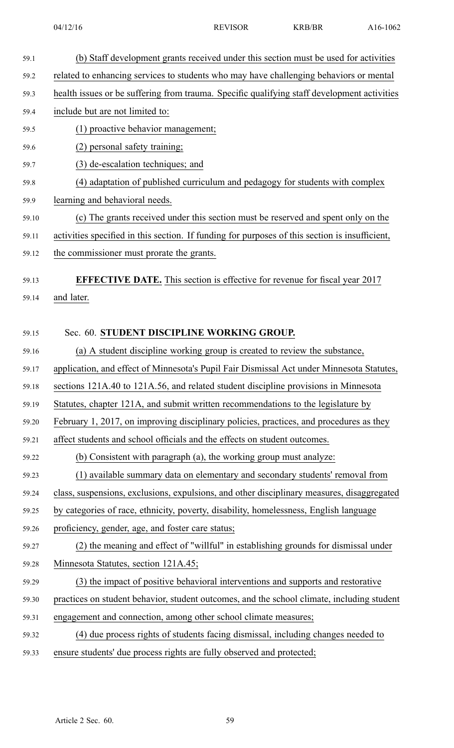(b) Staff development grants received under this section must be used for activities related to enhancing services to students who may have challenging behaviors or mental health issues or be suffering from trauma. Specific qualifying staff development activities include but are not limited to:

(1) proactive behavior management;

(2) personal safety training;

(3) de-escalation techniques; and

(4) adaptation of published curriculum and pedagogy for students with complex learning and behavioral needs.

(c) The grants received under this section must be reserved and spent only on the activities specified in this section. If funding for purposes of this section is insufficient, the commissioner must prorate the grants.

**EFFECTIVE DATE.** This section is effective for revenue for fiscal year 2017 and later.

Sec. 60. **STUDENT DISCIPLINE WORKING GROUP.**

(a) A student discipline working group is created to review the substance, application, and effect of Minnesota's Pupil Fair Dismissal Act under Minnesota Statutes, sections 121A.40 to 121A.56, and related student discipline provisions in Minnesota Statutes, chapter 121A, and submit written recommendations to the legislature by February 1, 2017, on improving disciplinary policies, practices, and procedures as they affect students and school officials and the effects on student outcomes.

(b) Consistent with paragraph (a), the working group must analyze:

(1) available summary data on elementary and secondary students' removal from class, suspensions, exclusions, expulsions, and other disciplinary measures, disaggregated by categories of race, ethnicity, poverty, disability, homelessness, English language proficiency, gender, age, and foster care status;

(2) the meaning and effect of "willful" in establishing grounds for dismissal under Minnesota Statutes, section 121A.45;

(3) the impact of positive behavioral interventions and supports and restorative practices on student behavior, student outcomes, and the school climate, including student engagement and connection, among other school climate measures;

(4) due process rights of students facing dismissal, including changes needed to ensure students' due process rights are fully observed and protected;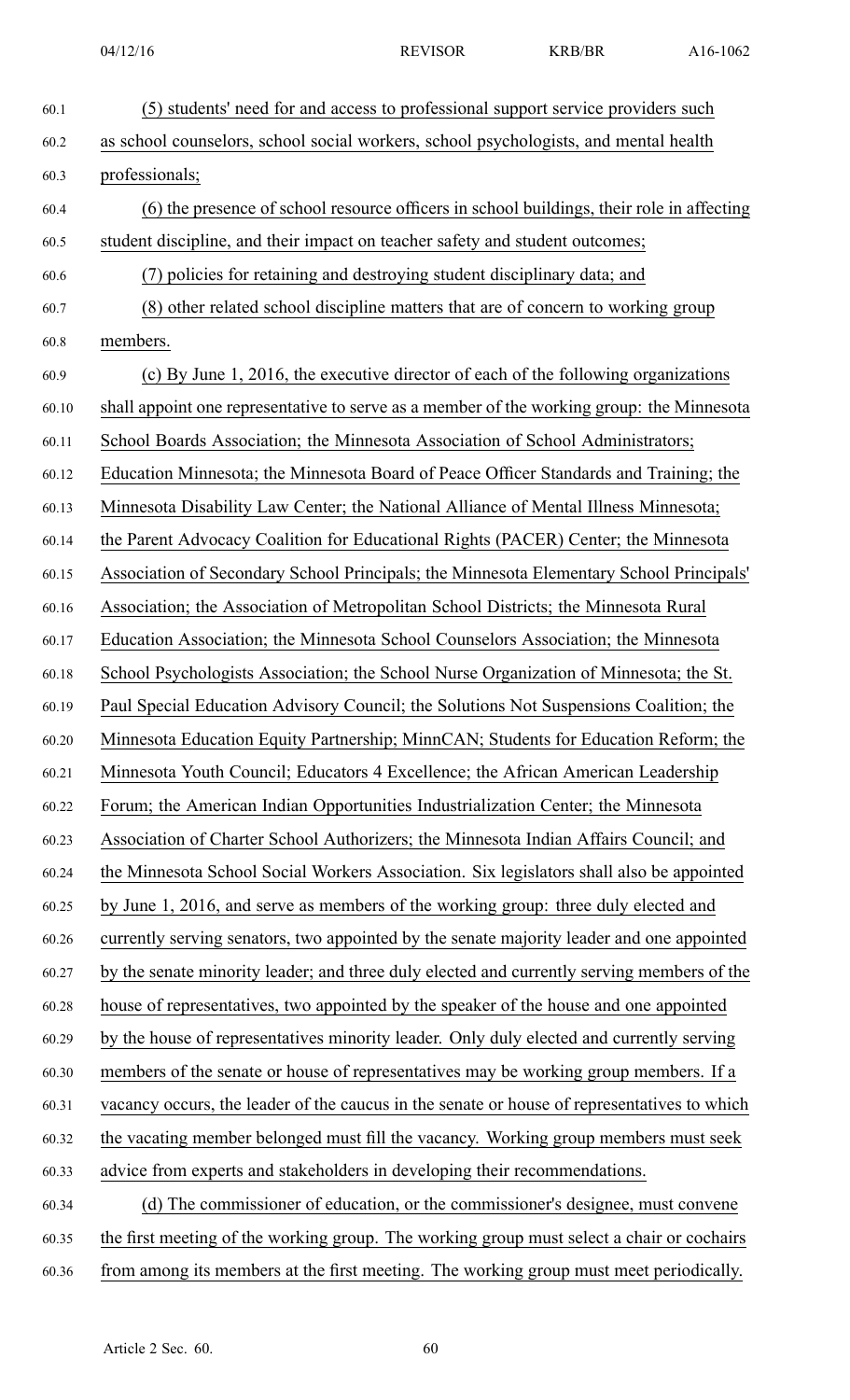(5) students' need for and access to professional support service providers such as school counselors, school social workers, school psychologists, and mental health professionals;

(6) the presence of school resource officers in school buildings, their role in affecting student discipline, and their impact on teacher safety and student outcomes;

(7) policies for retaining and destroying student disciplinary data; and

(8) other related school discipline matters that are of concern to working group members.

(c) By June 1, 2016, the executive director of each of the following organizations shall appoint one representative to serve as a member of the working group: the Minnesota School Boards Association; the Minnesota Association of School Administrators; Education Minnesota; the Minnesota Board of Peace Officer Standards and Training; the Minnesota Disability Law Center; the National Alliance of Mental Illness Minnesota; the Parent Advocacy Coalition for Educational Rights (PACER) Center; the Minnesota Association of Secondary School Principals; the Minnesota Elementary School Principals' Association; the Association of Metropolitan School Districts; the Minnesota Rural Education Association; the Minnesota School Counselors Association; the Minnesota School Psychologists Association; the School Nurse Organization of Minnesota; the St. Paul Special Education Advisory Council; the Solutions Not Suspensions Coalition; the Minnesota Education Equity Partnership; MinnCAN; Students for Education Reform; the Minnesota Youth Council; Educators 4 Excellence; the African American Leadership Forum; the American Indian Opportunities Industrialization Center; the Minnesota Association of Charter School Authorizers; the Minnesota Indian Affairs Council; and the Minnesota School Social Workers Association. Six legislators shall also be appointed by June 1, 2016, and serve as members of the working group: three duly elected and currently serving senators, two appointed by the senate majority leader and one appointed by the senate minority leader; and three duly elected and currently serving members of the house of representatives, two appointed by the speaker of the house and one appointed by the house of representatives minority leader. Only duly elected and currently serving members of the senate or house of representatives may be working group members. If a vacancy occurs, the leader of the caucus in the senate or house of representatives to which the vacating member belonged must fill the vacancy. Working group members must seek advice from experts and stakeholders in developing their recommendations.

(d) The commissioner of education, or the commissioner's designee, must convene the first meeting of the working group. The working group must select a chair or cochairs from among its members at the first meeting. The working group must meet periodically.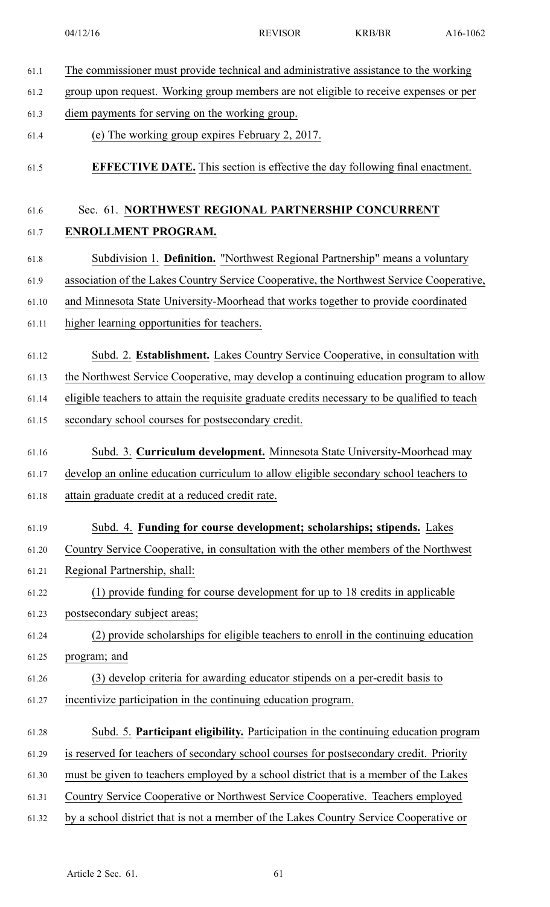The commissioner must provide technical and administrative assistance to the working group upon request. Working group members are not eligible to receive expenses or per diem payments for serving on the working group.

(e) The working group expires February 2, 2017.

**EFFECTIVE DATE.** This section is effective the day following final enactment.

Sec. 61. **NORTHWEST REGIONAL PARTNERSHIP CONCURRENT ENROLLMENT PROGRAM.**

Subdivision 1. **Definition.** "Northwest Regional Partnership" means a voluntary association of the Lakes Country Service Cooperative, the Northwest Service Cooperative, and Minnesota State University-Moorhead that works together to provide coordinated higher learning opportunities for teachers.

Subd. 2. **Establishment.** Lakes Country Service Cooperative, in consultation with the Northwest Service Cooperative, may develop a continuing education program to allow eligible teachers to attain the requisite graduate credits necessary to be qualified to teach secondary school courses for postsecondary credit.

Subd. 3. **Curriculum development.** Minnesota State University-Moorhead may develop an online education curriculum to allow eligible secondary school teachers to attain graduate credit at a reduced credit rate.

Subd. 4. **Funding for course development; scholarships; stipends.** Lakes Country Service Cooperative, in consultation with the other members of the Northwest Regional Partnership, shall:

(1) provide funding for course development for up to 18 credits in applicable postsecondary subject areas;

(2) provide scholarships for eligible teachers to enroll in the continuing education program; and

(3) develop criteria for awarding educator stipends on a per-credit basis to incentivize participation in the continuing education program.

Subd. 5. **Participant eligibility.** Participation in the continuing education program is reserved for teachers of secondary school courses for postsecondary credit. Priority must be given to teachers employed by a school district that is a member of the Lakes Country Service Cooperative or Northwest Service Cooperative. Teachers employed by a school district that is not a member of the Lakes Country Service Cooperative or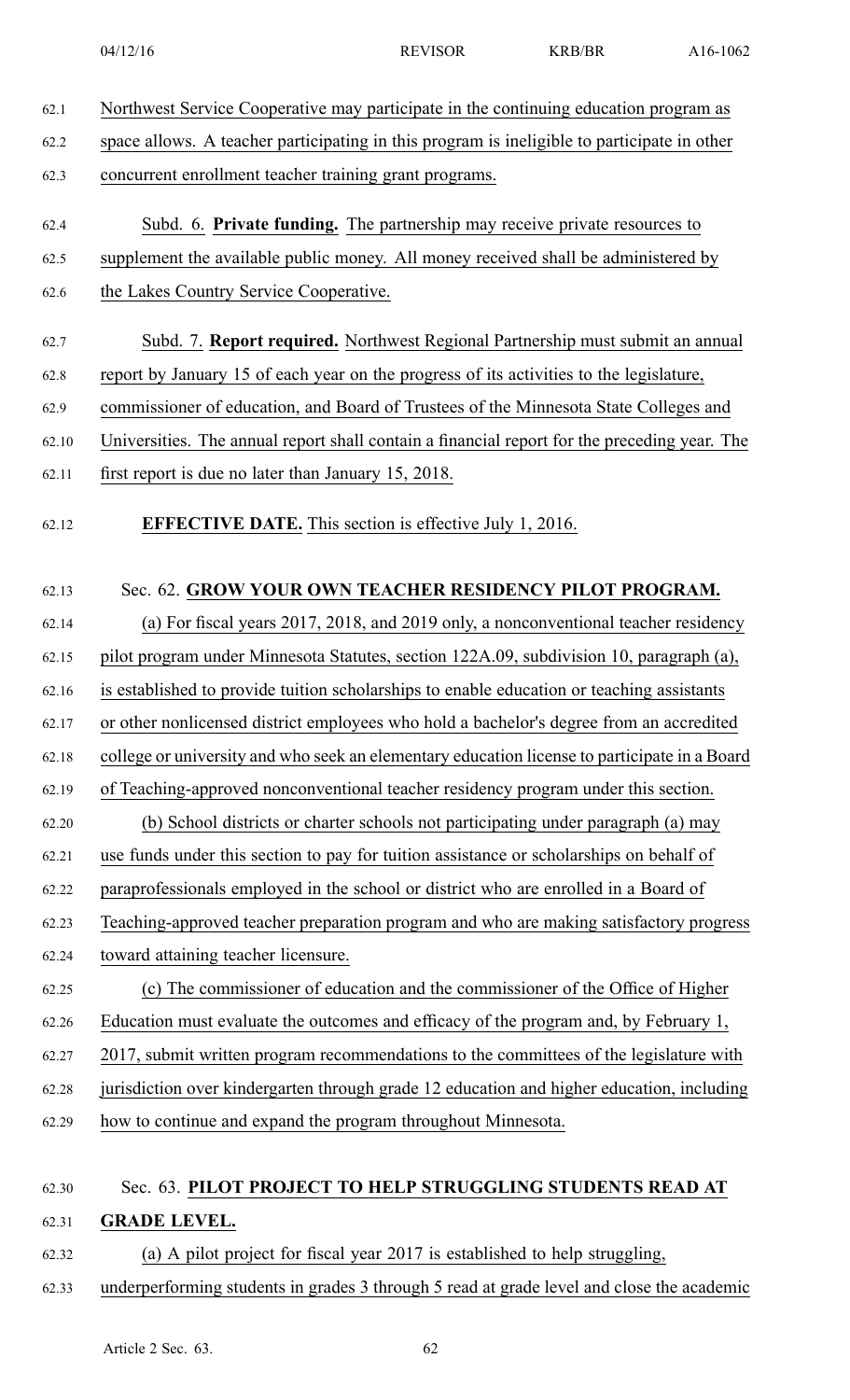Northwest Service Cooperative may participate in the continuing education program as space allows. A teacher participating in this program is ineligible to participate in other concurrent enrollment teacher training grant programs.

Subd. 6. **Private funding.** The partnership may receive private resources to supplement the available public money. All money received shall be administered by the Lakes Country Service Cooperative.

Subd. 7. **Report required.** Northwest Regional Partnership must submit an annual report by January 15 of each year on the progress of its activities to the legislature, commissioner of education, and Board of Trustees of the Minnesota State Colleges and Universities. The annual report shall contain a financial report for the preceding year. The first report is due no later than January 15, 2018.

**EFFECTIVE DATE.** This section is effective July 1, 2016.

Sec. 62. **GROW YOUR OWN TEACHER RESIDENCY PILOT PROGRAM.**

(a) For fiscal years 2017, 2018, and 2019 only, a nonconventional teacher residency pilot program under Minnesota Statutes, section 122A.09, subdivision 10, paragraph (a), is established to provide tuition scholarships to enable education or teaching assistants or other nonlicensed district employees who hold a bachelor's degree from an accredited college or university and who seek an elementary education license to participate in a Board of Teaching-approved nonconventional teacher residency program under this section.

(b) School districts or charter schools not participating under paragraph (a) may use funds under this section to pay for tuition assistance or scholarships on behalf of paraprofessionals employed in the school or district who are enrolled in a Board of Teaching-approved teacher preparation program and who are making satisfactory progress toward attaining teacher licensure.

(c) The commissioner of education and the commissioner of the Office of Higher Education must evaluate the outcomes and efficacy of the program and, by February 1, 2017, submit written program recommendations to the committees of the legislature with jurisdiction over kindergarten through grade 12 education and higher education, including how to continue and expand the program throughout Minnesota.

Sec. 63. **PILOT PROJECT TO HELP STRUGGLING STUDENTS READ AT GRADE LEVEL.**

(a) A pilot project for fiscal year 2017 is established to help struggling, underperforming students in grades 3 through 5 read at grade level and close the academic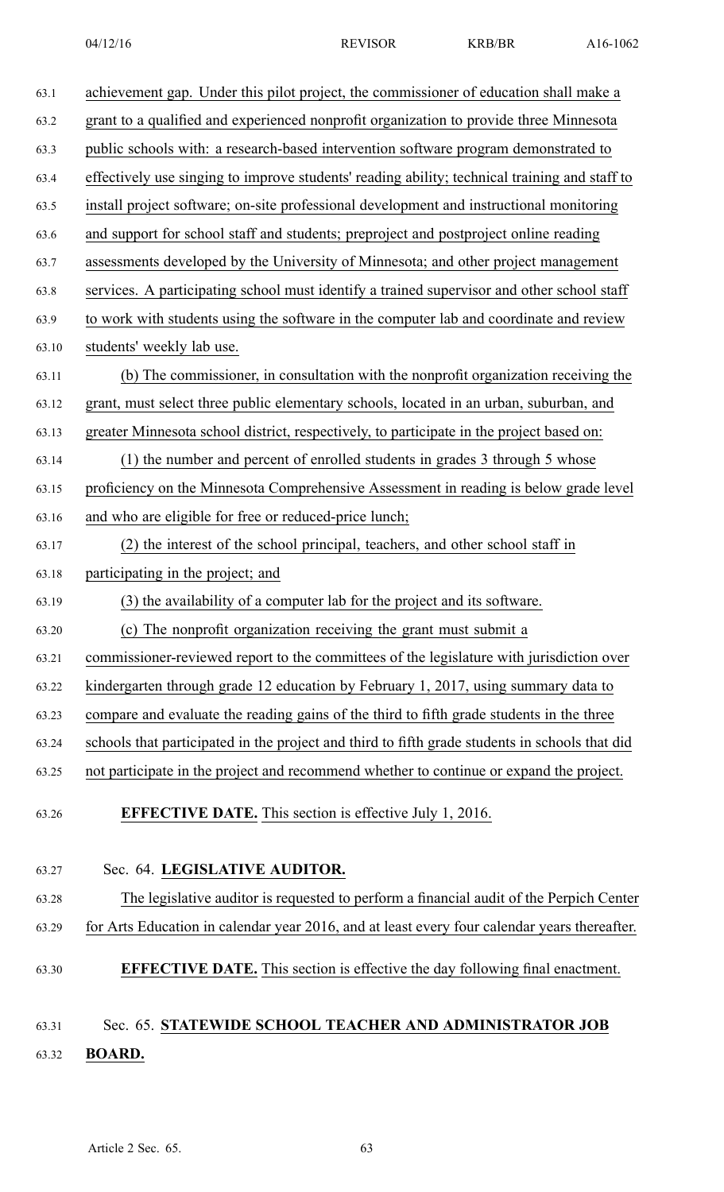achievement gap. Under this pilot project, the commissioner of education shall make a grant to a qualified and experienced nonprofit organization to provide three Minnesota public schools with: a research-based intervention software program demonstrated to effectively use singing to improve students' reading ability; technical training and staff to install project software; on-site professional development and instructional monitoring and support for school staff and students; preproject and postproject online reading assessments developed by the University of Minnesota; and other project management services. A participating school must identify a trained supervisor and other school staff to work with students using the software in the computer lab and coordinate and review students' weekly lab use.

(b) The commissioner, in consultation with the nonprofit organization receiving the grant, must select three public elementary schools, located in an urban, suburban, and greater Minnesota school district, respectively, to participate in the project based on:

(1) the number and percent of enrolled students in grades 3 through 5 whose proficiency on the Minnesota Comprehensive Assessment in reading is below grade level and who are eligible for free or reduced-price lunch;

(2) the interest of the school principal, teachers, and other school staff in participating in the project; and

(3) the availability of a computer lab for the project and its software.

(c) The nonprofit organization receiving the grant must submit a commissioner-reviewed report to the committees of the legislature with jurisdiction over kindergarten through grade 12 education by February 1, 2017, using summary data to compare and evaluate the reading gains of the third to fifth grade students in the three schools that participated in the project and third to fifth grade students in schools that did not participate in the project and recommend whether to continue or expand the project.

**EFFECTIVE DATE.** This section is effective July 1, 2016.

Sec. 64. **LEGISLATIVE AUDITOR.**

The legislative auditor is requested to perform a financial audit of the Perpich Center for Arts Education in calendar year 2016, and at least every four calendar years thereafter.

**EFFECTIVE DATE.** This section is effective the day following final enactment.

Sec. 65. **STATEWIDE SCHOOL TEACHER AND ADMINISTRATOR JOB BOARD.**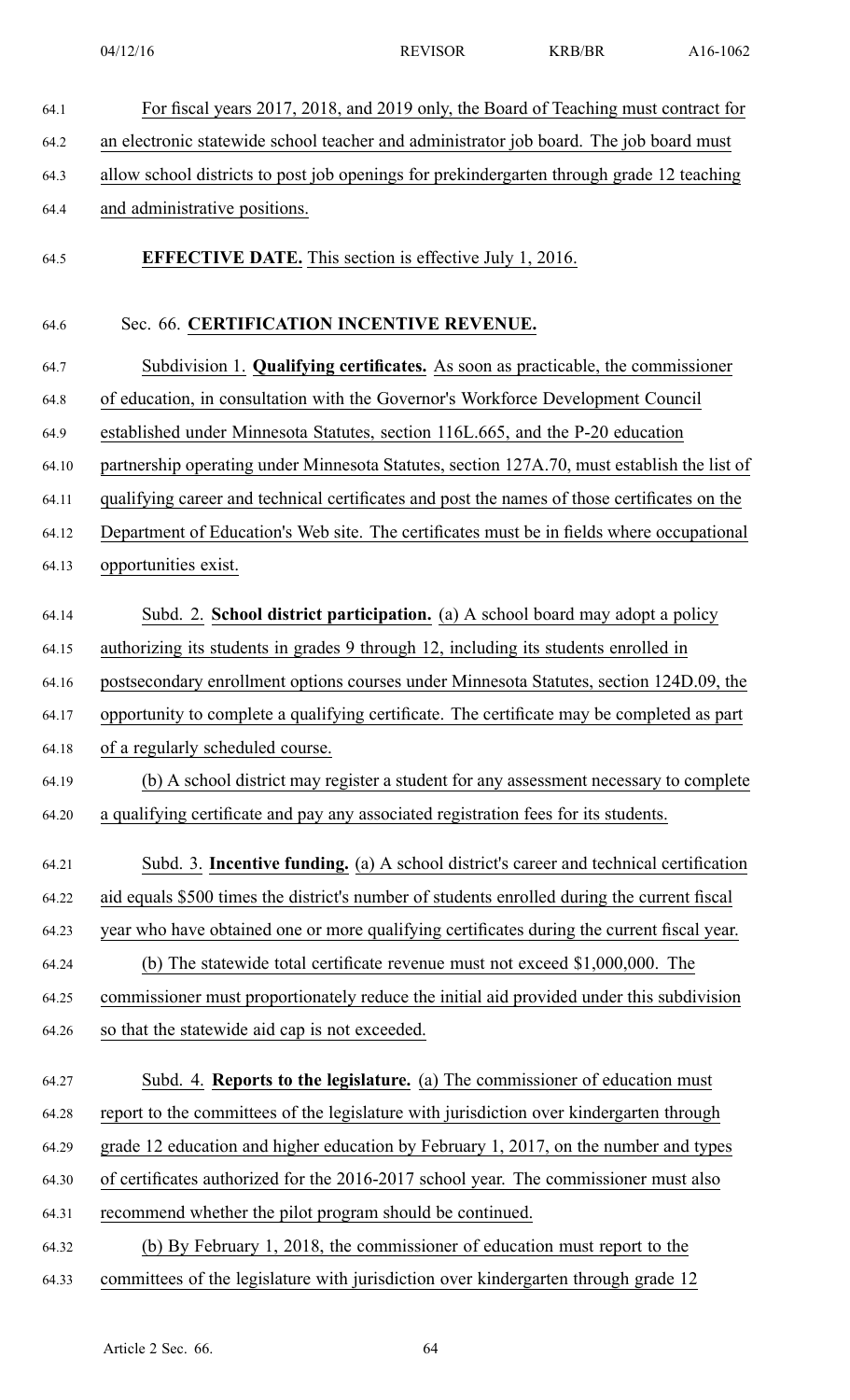For fiscal years 2017, 2018, and 2019 only, the Board of Teaching must contract for an electronic statewide school teacher and administrator job board. The job board must allow school districts to post job openings for prekindergarten through grade 12 teaching and administrative positions.

**EFFECTIVE DATE.** This section is effective July 1, 2016.

Sec. 66. **CERTIFICATION INCENTIVE REVENUE.**

Subdivision 1. **Qualifying certificates.** As soon as practicable, the commissioner of education, in consultation with the Governor's Workforce Development Council established under Minnesota Statutes, section 116L.665, and the P-20 education partnership operating under Minnesota Statutes, section 127A.70, must establish the list of qualifying career and technical certificates and post the names of those certificates on the Department of Education's Web site. The certificates must be in fields where occupational opportunities exist.

Subd. 2. **School district participation.** (a) A school board may adopt a policy authorizing its students in grades 9 through 12, including its students enrolled in postsecondary enrollment options courses under Minnesota Statutes, section 124D.09, the opportunity to complete a qualifying certificate. The certificate may be completed as part of a regularly scheduled course.

(b) A school district may register a student for any assessment necessary to complete a qualifying certificate and pay any associated registration fees for its students.

Subd. 3. **Incentive funding.** (a) A school district's career and technical certification aid equals $500 times the district's number of students enrolled during the current fiscal year who have obtained one or more qualifying certificates during the current fiscal year.

(b) The statewide total certificate revenue must not exceed $1,000,000. The commissioner must proportionately reduce the initial aid provided under this subdivision so that the statewide aid cap is not exceeded.

Subd. 4. **Reports to the legislature.** (a) The commissioner of education must report to the committees of the legislature with jurisdiction over kindergarten through grade 12 education and higher education by February 1, 2017, on the number and types of certificates authorized for the 2016-2017 school year. The commissioner must also recommend whether the pilot program should be continued.

(b) By February 1, 2018, the commissioner of education must report to the committees of the legislature with jurisdiction over kindergarten through grade 12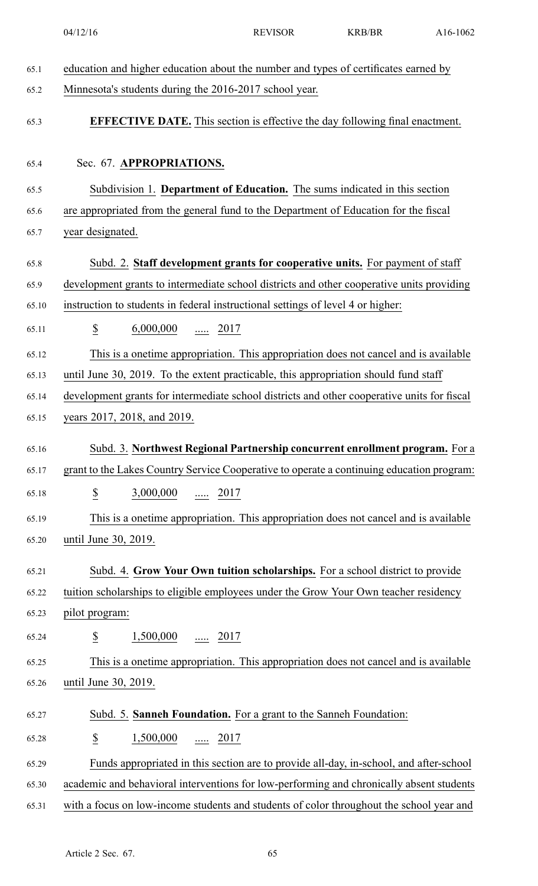education and higher education about the number and types of certificates earned by Minnesota's students during the 2016-2017 school year.

**EFFECTIVE DATE.** This section is effective the day following final enactment.

Sec. 67. **APPROPRIATIONS.**

Subdivision 1. **Department of Education.** The sums indicated in this section are appropriated from the general fund to the Department of Education for the fiscal year designated.

Subd. 2. **Staff development grants for cooperative units.** For payment of staff development grants to intermediate school districts and other cooperative units providing instruction to students in federal instructional settings of level 4 or higher:

$ 6,000,000 ..... 2017

This is a onetime appropriation. This appropriation does not cancel and is available until June 30, 2019. To the extent practicable, this appropriation should fund staff development grants for intermediate school districts and other cooperative units for fiscal years 2017, 2018, and 2019.

Subd. 3. **Northwest Regional Partnership concurrent enrollment program.** For a grant to the Lakes Country Service Cooperative to operate a continuing education program:

$ 3,000,000 ..... 2017

This is a onetime appropriation. This appropriation does not cancel and is available until June 30, 2019.

Subd. 4. **Grow Your Own tuition scholarships.** For a school district to provide tuition scholarships to eligible employees under the Grow Your Own teacher residency pilot program:

$ 1,500,000 ..... 2017

This is a onetime appropriation. This appropriation does not cancel and is available until June 30, 2019.

Subd. 5. **Sanneh Foundation.** For a grant to the Sanneh Foundation:

$ 1,500,000 ..... 2017

Funds appropriated in this section are to provide all-day, in-school, and after-school academic and behavioral interventions for low-performing and chronically absent students with a focus on low-income students and students of color throughout the school year and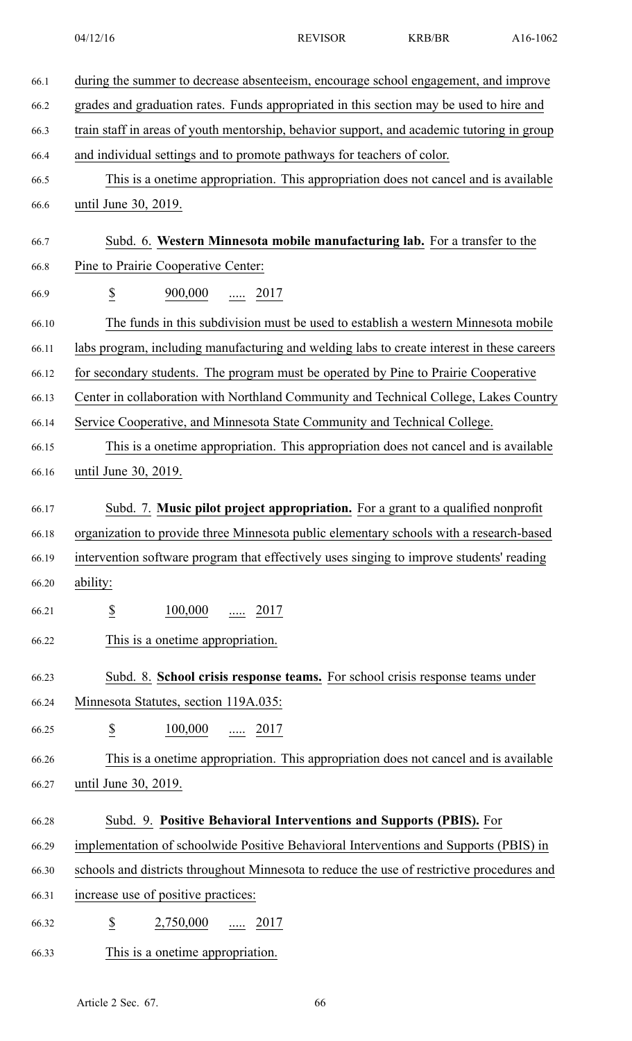during the summer to decrease absenteeism, encourage school engagement, and improve grades and graduation rates. Funds appropriated in this section may be used to hire and train staff in areas of youth mentorship, behavior support, and academic tutoring in group and individual settings and to promote pathways for teachers of color.

This is a onetime appropriation. This appropriation does not cancel and is available until June 30, 2019.

Subd. 6. **Western Minnesota mobile manufacturing lab.** For a transfer to the Pine to Prairie Cooperative Center:

$ 900,000 ..... 2017

The funds in this subdivision must be used to establish a western Minnesota mobile labs program, including manufacturing and welding labs to create interest in these careers for secondary students. The program must be operated by Pine to Prairie Cooperative Center in collaboration with Northland Community and Technical College, Lakes Country Service Cooperative, and Minnesota State Community and Technical College.

This is a onetime appropriation. This appropriation does not cancel and is available until June 30, 2019.

Subd. 7. **Music pilot project appropriation.** For a grant to a qualified nonprofit organization to provide three Minnesota public elementary schools with a research-based intervention software program that effectively uses singing to improve students' reading ability:

$ 100,000 ..... 2017

This is a onetime appropriation.

Subd. 8. **School crisis response teams.** For school crisis response teams under Minnesota Statutes, section 119A.035:

$ 100,000 ..... 2017

This is a onetime appropriation. This appropriation does not cancel and is available until June 30, 2019.

Subd. 9. **Positive Behavioral Interventions and Supports (PBIS).** For implementation of schoolwide Positive Behavioral Interventions and Supports (PBIS) in schools and districts throughout Minnesota to reduce the use of restrictive procedures and increase use of positive practices:

$ 2,750,000 ..... 2017

This is a onetime appropriation.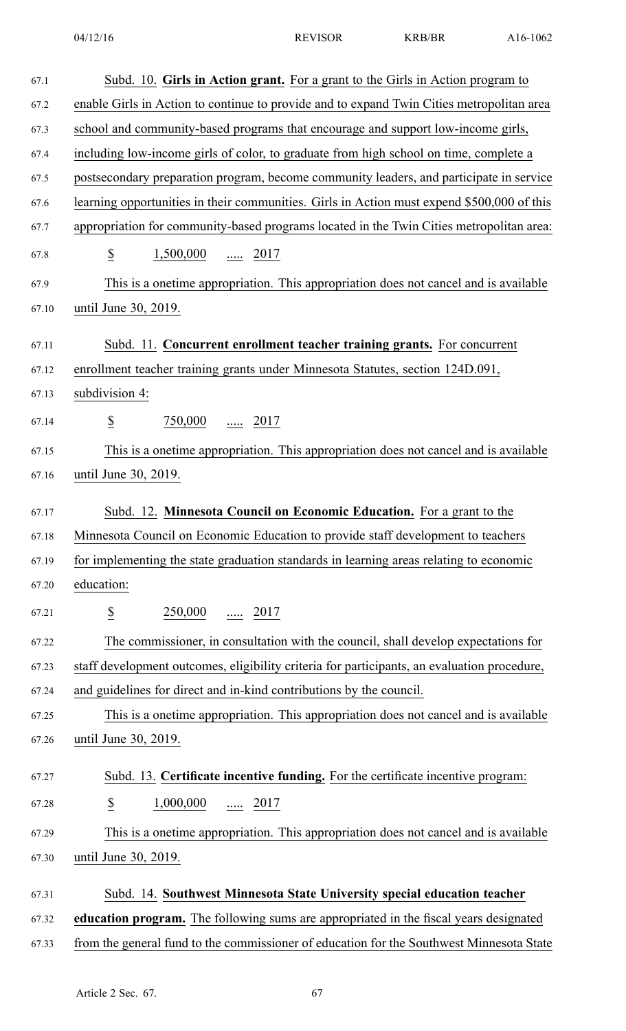Subd. 10. **Girls in Action grant.** For a grant to the Girls in Action program to enable Girls in Action to continue to provide and to expand Twin Cities metropolitan area school and community-based programs that encourage and support low-income girls, including low-income girls of color, to graduate from high school on time, complete a postsecondary preparation program, become community leaders, and participate in service learning opportunities in their communities. Girls in Action must expend $500,000 of this appropriation for community-based programs located in the Twin Cities metropolitan area:

$ 1,500,000 ..... 2017

This is a onetime appropriation. This appropriation does not cancel and is available until June 30, 2019.

Subd. 11. **Concurrent enrollment teacher training grants.** For concurrent enrollment teacher training grants under Minnesota Statutes, section 124D.091, subdivision 4:

$ 750,000 ..... 2017

This is a onetime appropriation. This appropriation does not cancel and is available until June 30, 2019.

Subd. 12. **Minnesota Council on Economic Education.** For a grant to the Minnesota Council on Economic Education to provide staff development to teachers for implementing the state graduation standards in learning areas relating to economic education:

$ 250,000 ..... 2017

The commissioner, in consultation with the council, shall develop expectations for staff development outcomes, eligibility criteria for participants, an evaluation procedure, and guidelines for direct and in-kind contributions by the council.

This is a onetime appropriation. This appropriation does not cancel and is available until June 30, 2019.

Subd. 13. **Certificate incentive funding.** For the certificate incentive program:

$ 1,000,000 ..... 2017

This is a onetime appropriation. This appropriation does not cancel and is available until June 30, 2019.

Subd. 14. **Southwest Minnesota State University special education teacher education program.** The following sums are appropriated in the fiscal years designated from the general fund to the commissioner of education for the Southwest Minnesota State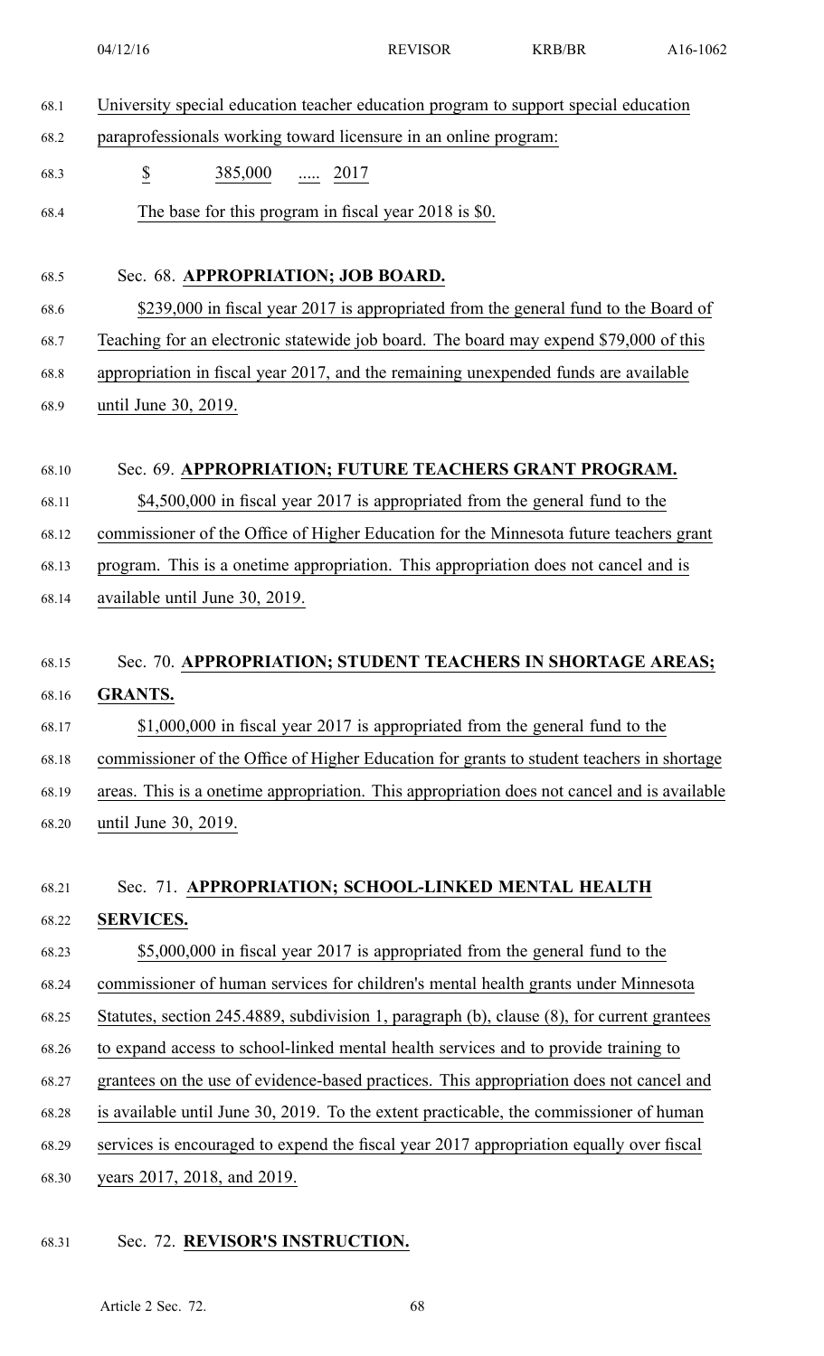University special education teacher education program to support special education paraprofessionals working toward licensure in an online program:

$ 385,000 ..... 2017

The base for this program in fiscal year 2018 is $0.

Sec. 68. **APPROPRIATION; JOB BOARD.**

$239,000 in fiscal year 2017 is appropriated from the general fund to the Board of Teaching for an electronic statewide job board. The board may expend $79,000 of this appropriation in fiscal year 2017, and the remaining unexpended funds are available until June 30, 2019.

Sec. 69. **APPROPRIATION; FUTURE TEACHERS GRANT PROGRAM.**

$4,500,000 in fiscal year 2017 is appropriated from the general fund to the commissioner of the Office of Higher Education for the Minnesota future teachers grant program. This is a onetime appropriation. This appropriation does not cancel and is available until June 30, 2019.

Sec. 70. **APPROPRIATION; STUDENT TEACHERS IN SHORTAGE AREAS; GRANTS.**

$1,000,000 in fiscal year 2017 is appropriated from the general fund to the commissioner of the Office of Higher Education for grants to student teachers in shortage areas. This is a onetime appropriation. This appropriation does not cancel and is available until June 30, 2019.

Sec. 71. **APPROPRIATION; SCHOOL-LINKED MENTAL HEALTH SERVICES.**

$5,000,000 in fiscal year 2017 is appropriated from the general fund to the commissioner of human services for children's mental health grants under Minnesota Statutes, section 245.4889, subdivision 1, paragraph (b), clause (8), for current grantees to expand access to school-linked mental health services and to provide training to grantees on the use of evidence-based practices. This appropriation does not cancel and is available until June 30, 2019. To the extent practicable, the commissioner of human services is encouraged to expend the fiscal year 2017 appropriation equally over fiscal years 2017, 2018, and 2019.

Sec. 72. **REVISOR'S INSTRUCTION.**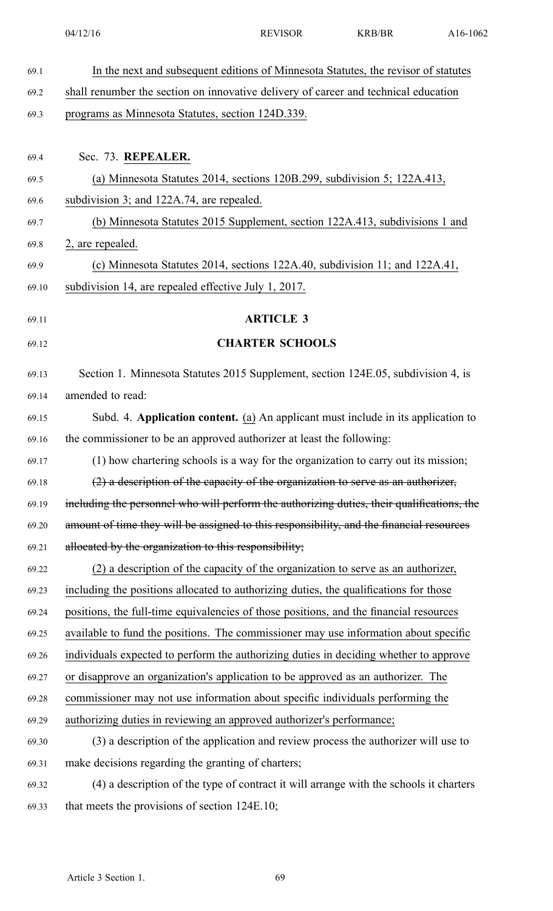In the next and subsequent editions of Minnesota Statutes, the revisor of statutes shall renumber the section on innovative delivery of career and technical education programs as Minnesota Statutes, section 124D.339.

Sec. 73. **REPEALER.**

(a) Minnesota Statutes 2014, sections 120B.299, subdivision 5; 122A.413, subdivision 3; and 122A.74, are repealed.

(b) Minnesota Statutes 2015 Supplement, section 122A.413, subdivisions 1 and 2, are repealed.

(c) Minnesota Statutes 2014, sections 122A.40, subdivision 11; and 122A.41, subdivision 14, are repealed effective July 1, 2017.

## ARTICLE 3

## CHARTER SCHOOLS

Section 1. Minnesota Statutes 2015 Supplement, section 124E.05, subdivision 4, is amended to read:

Subd. 4. **Application content.** (a) An applicant must include in its application to the commissioner to be an approved authorizer at least the following:

(1) how chartering schools is a way for the organization to carry out its mission;

~~(2) a description of the capacity of the organization to serve as an authorizer, including the personnel who will perform the authorizing duties, their qualifications, the amount of time they will be assigned to this responsibility, and the financial resources allocated by the organization to this responsibility;~~

(2) a description of the capacity of the organization to serve as an authorizer, including the positions allocated to authorizing duties, the qualifications for those positions, the full-time equivalencies of those positions, and the financial resources available to fund the positions. The commissioner may use information about specific individuals expected to perform the authorizing duties in deciding whether to approve or disapprove an organization's application to be approved as an authorizer. The commissioner may not use information about specific individuals performing the authorizing duties in reviewing an approved authorizer's performance;

(3) a description of the application and review process the authorizer will use to make decisions regarding the granting of charters;

(4) a description of the type of contract it will arrange with the schools it charters that meets the provisions of section 124E.10;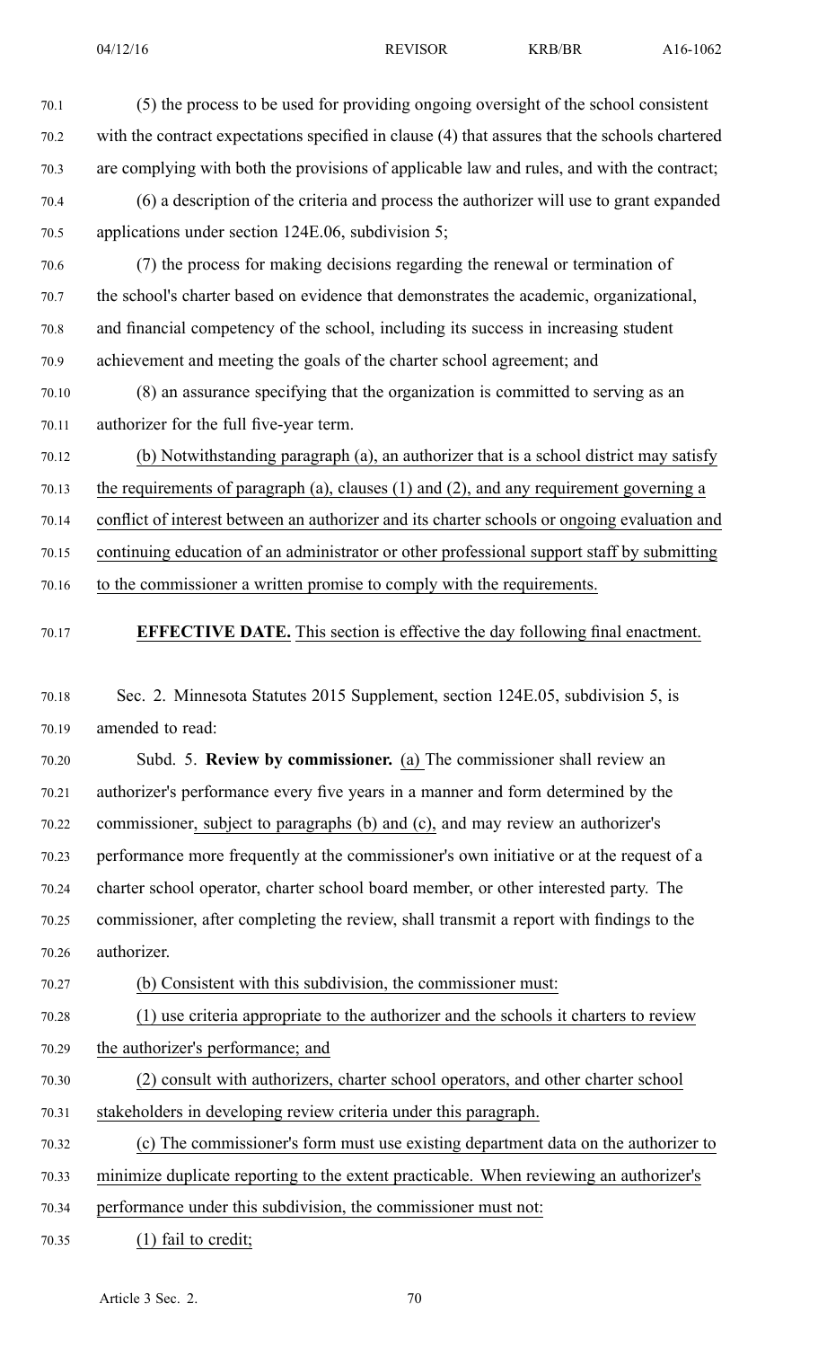(5) the process to be used for providing ongoing oversight of the school consistent with the contract expectations specified in clause (4) that assures that the schools chartered are complying with both the provisions of applicable law and rules, and with the contract;

(6) a description of the criteria and process the authorizer will use to grant expanded applications under section 124E.06, subdivision 5;

(7) the process for making decisions regarding the renewal or termination of the school's charter based on evidence that demonstrates the academic, organizational, and financial competency of the school, including its success in increasing student achievement and meeting the goals of the charter school agreement; and

(8) an assurance specifying that the organization is committed to serving as an authorizer for the full five-year term.

(b) Notwithstanding paragraph (a), an authorizer that is a school district may satisfy the requirements of paragraph (a), clauses (1) and (2), and any requirement governing a conflict of interest between an authorizer and its charter schools or ongoing evaluation and continuing education of an administrator or other professional support staff by submitting to the commissioner a written promise to comply with the requirements.

**EFFECTIVE DATE.** This section is effective the day following final enactment.

Sec. 2. Minnesota Statutes 2015 Supplement, section 124E.05, subdivision 5, is amended to read:

Subd. 5. **Review by commissioner.** (a) The commissioner shall review an authorizer's performance every five years in a manner and form determined by the commissioner, subject to paragraphs (b) and (c), and may review an authorizer's performance more frequently at the commissioner's own initiative or at the request of a charter school operator, charter school board member, or other interested party. The commissioner, after completing the review, shall transmit a report with findings to the authorizer.

(b) Consistent with this subdivision, the commissioner must:

(1) use criteria appropriate to the authorizer and the schools it charters to review the authorizer's performance; and

(2) consult with authorizers, charter school operators, and other charter school stakeholders in developing review criteria under this paragraph.

(c) The commissioner's form must use existing department data on the authorizer to minimize duplicate reporting to the extent practicable. When reviewing an authorizer's performance under this subdivision, the commissioner must not:

(1) fail to credit;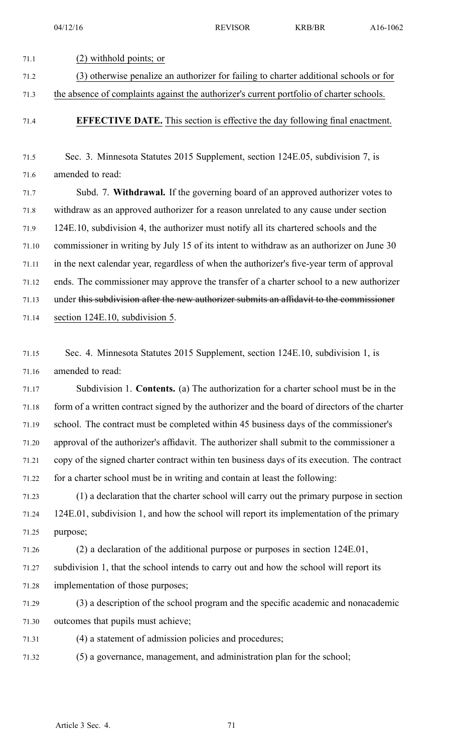(2) withhold points; or

(3) otherwise penalize an authorizer for failing to charter additional schools or for the absence of complaints against the authorizer's current portfolio of charter schools.

**EFFECTIVE DATE.** This section is effective the day following final enactment.

Sec. 3. Minnesota Statutes 2015 Supplement, section 124E.05, subdivision 7, is amended to read:

Subd. 7. **Withdrawal.** If the governing board of an approved authorizer votes to withdraw as an approved authorizer for a reason unrelated to any cause under section 124E.10, subdivision 4, the authorizer must notify all its chartered schools and the commissioner in writing by July 15 of its intent to withdraw as an authorizer on June 30 in the next calendar year, regardless of when the authorizer's five-year term of approval ends. The commissioner may approve the transfer of a charter school to a new authorizer under ~~this subdivision after the new authorizer submits an affidavit to the commissioner~~ section 124E.10, subdivision 5.

Sec. 4. Minnesota Statutes 2015 Supplement, section 124E.10, subdivision 1, is amended to read:

Subdivision 1. **Contents.** (a) The authorization for a charter school must be in the form of a written contract signed by the authorizer and the board of directors of the charter school. The contract must be completed within 45 business days of the commissioner's approval of the authorizer's affidavit. The authorizer shall submit to the commissioner a copy of the signed charter contract within ten business days of its execution. The contract for a charter school must be in writing and contain at least the following:

(1) a declaration that the charter school will carry out the primary purpose in section 124E.01, subdivision 1, and how the school will report its implementation of the primary purpose;

(2) a declaration of the additional purpose or purposes in section 124E.01, subdivision 1, that the school intends to carry out and how the school will report its implementation of those purposes;

(3) a description of the school program and the specific academic and nonacademic outcomes that pupils must achieve;

(4) a statement of admission policies and procedures;

(5) a governance, management, and administration plan for the school;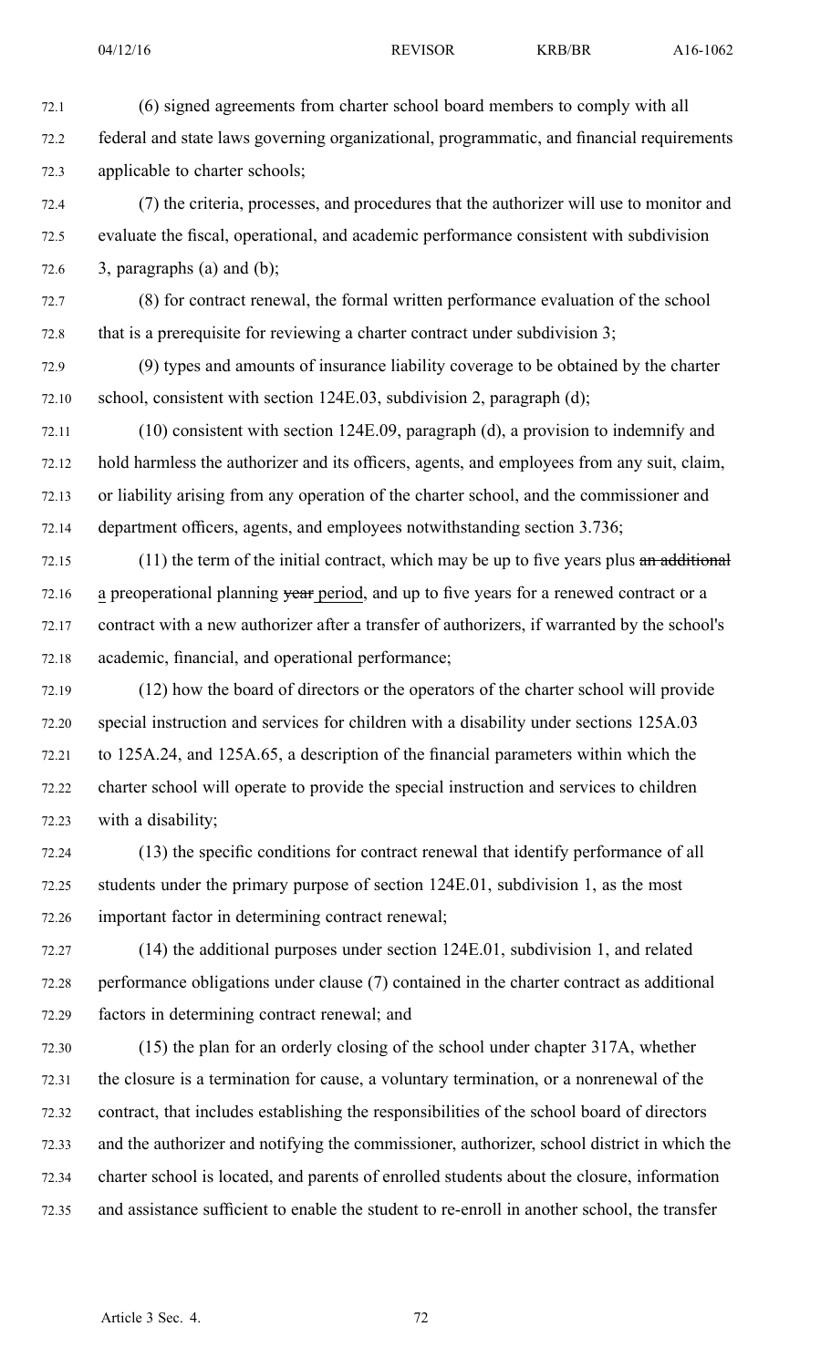(6) signed agreements from charter school board members to comply with all federal and state laws governing organizational, programmatic, and financial requirements applicable to charter schools;

(7) the criteria, processes, and procedures that the authorizer will use to monitor and evaluate the fiscal, operational, and academic performance consistent with subdivision 3, paragraphs (a) and (b);

(8) for contract renewal, the formal written performance evaluation of the school that is a prerequisite for reviewing a charter contract under subdivision 3;

(9) types and amounts of insurance liability coverage to be obtained by the charter school, consistent with section 124E.03, subdivision 2, paragraph (d);

(10) consistent with section 124E.09, paragraph (d), a provision to indemnify and hold harmless the authorizer and its officers, agents, and employees from any suit, claim, or liability arising from any operation of the charter school, and the commissioner and department officers, agents, and employees notwithstanding section 3.736;

(11) the term of the initial contract, which may be up to five years plus ~~an additional~~ a preoperational planning ~~year~~ period, and up to five years for a renewed contract or a contract with a new authorizer after a transfer of authorizers, if warranted by the school's academic, financial, and operational performance;

(12) how the board of directors or the operators of the charter school will provide special instruction and services for children with a disability under sections 125A.03 to 125A.24, and 125A.65, a description of the financial parameters within which the charter school will operate to provide the special instruction and services to children with a disability;

(13) the specific conditions for contract renewal that identify performance of all students under the primary purpose of section 124E.01, subdivision 1, as the most important factor in determining contract renewal;

(14) the additional purposes under section 124E.01, subdivision 1, and related performance obligations under clause (7) contained in the charter contract as additional factors in determining contract renewal; and

(15) the plan for an orderly closing of the school under chapter 317A, whether the closure is a termination for cause, a voluntary termination, or a nonrenewal of the contract, that includes establishing the responsibilities of the school board of directors and the authorizer and notifying the commissioner, authorizer, school district in which the charter school is located, and parents of enrolled students about the closure, information and assistance sufficient to enable the student to re-enroll in another school, the transfer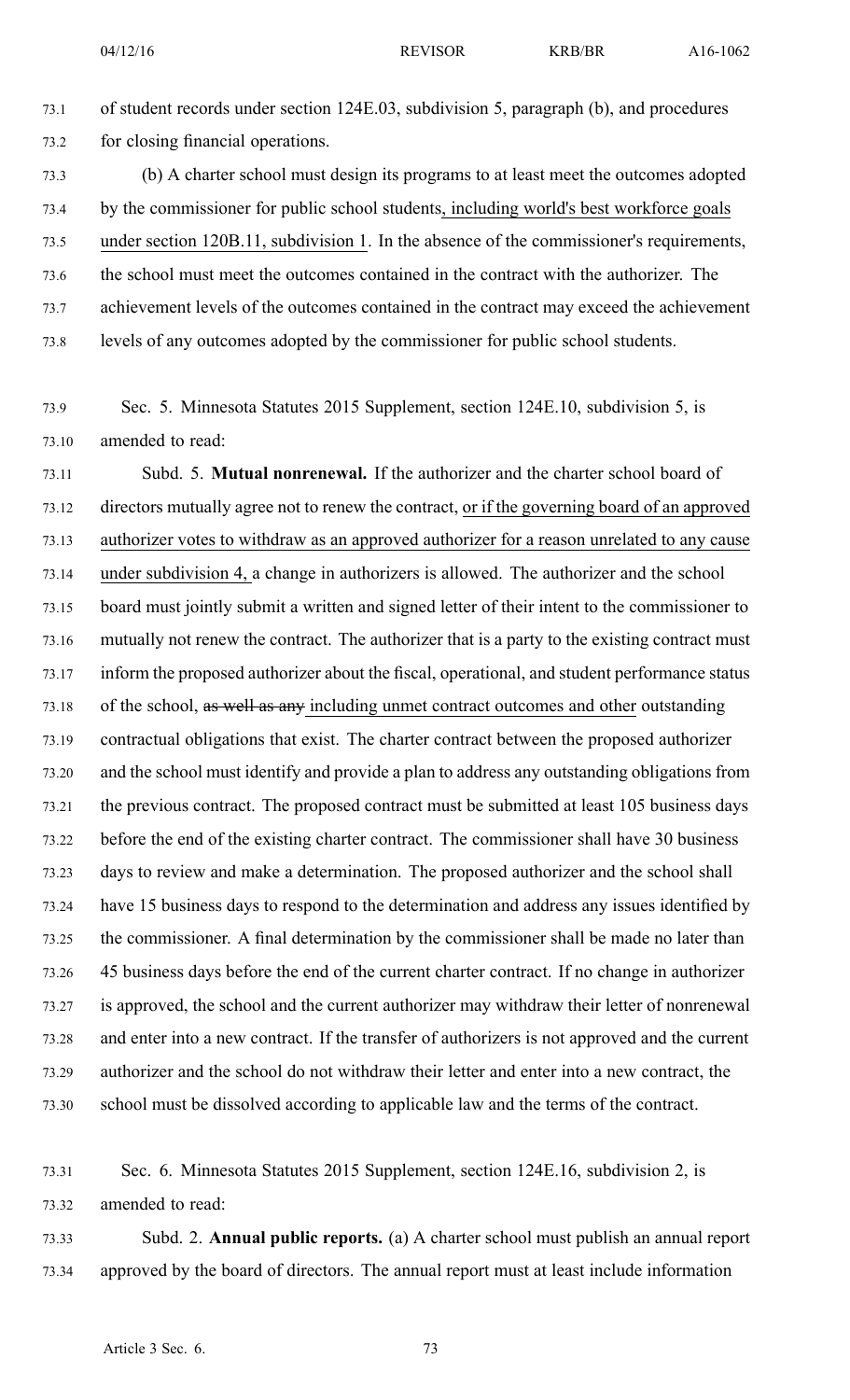of student records under section 124E.03, subdivision 5, paragraph (b), and procedures for closing financial operations.

(b) A charter school must design its programs to at least meet the outcomes adopted by the commissioner for public school students, including world's best workforce goals under section 120B.11, subdivision 1. In the absence of the commissioner's requirements, the school must meet the outcomes contained in the contract with the authorizer. The achievement levels of the outcomes contained in the contract may exceed the achievement levels of any outcomes adopted by the commissioner for public school students.

Sec. 5. Minnesota Statutes 2015 Supplement, section 124E.10, subdivision 5, is amended to read:

Subd. 5. **Mutual nonrenewal.** If the authorizer and the charter school board of directors mutually agree not to renew the contract, or if the governing board of an approved authorizer votes to withdraw as an approved authorizer for a reason unrelated to any cause under subdivision 4, a change in authorizers is allowed. The authorizer and the school board must jointly submit a written and signed letter of their intent to the commissioner to mutually not renew the contract. The authorizer that is a party to the existing contract must inform the proposed authorizer about the fiscal, operational, and student performance status of the school, ~~as well as any~~ including unmet contract outcomes and other outstanding contractual obligations that exist. The charter contract between the proposed authorizer and the school must identify and provide a plan to address any outstanding obligations from the previous contract. The proposed contract must be submitted at least 105 business days before the end of the existing charter contract. The commissioner shall have 30 business days to review and make a determination. The proposed authorizer and the school shall have 15 business days to respond to the determination and address any issues identified by the commissioner. A final determination by the commissioner shall be made no later than 45 business days before the end of the current charter contract. If no change in authorizer is approved, the school and the current authorizer may withdraw their letter of nonrenewal and enter into a new contract. If the transfer of authorizers is not approved and the current authorizer and the school do not withdraw their letter and enter into a new contract, the school must be dissolved according to applicable law and the terms of the contract.

Sec. 6. Minnesota Statutes 2015 Supplement, section 124E.16, subdivision 2, is amended to read:

Subd. 2. **Annual public reports.** (a) A charter school must publish an annual report approved by the board of directors. The annual report must at least include information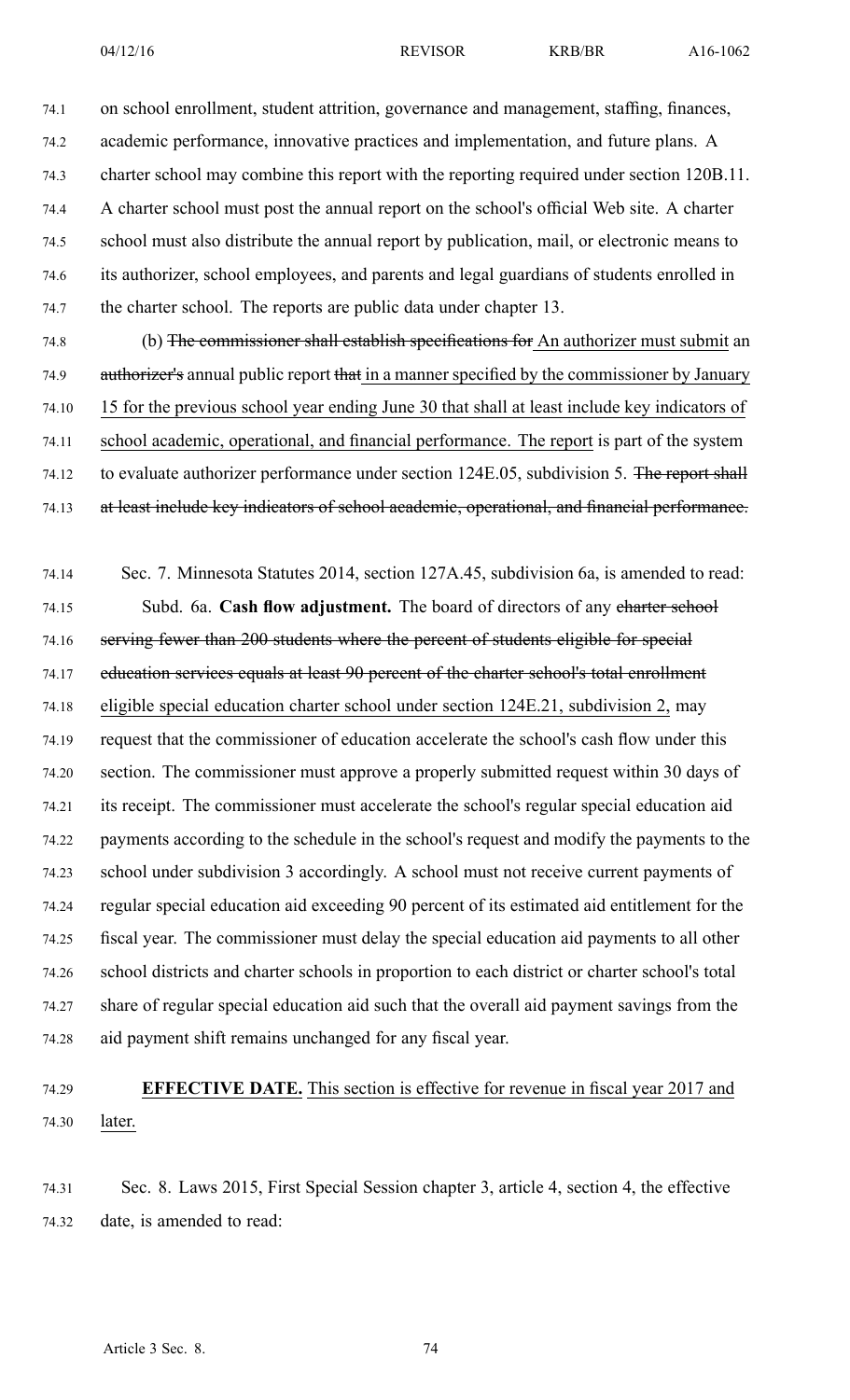on school enrollment, student attrition, governance and management, staffing, finances, academic performance, innovative practices and implementation, and future plans. A charter school may combine this report with the reporting required under section 120B.11. A charter school must post the annual report on the school's official Web site. A charter school must also distribute the annual report by publication, mail, or electronic means to its authorizer, school employees, and parents and legal guardians of students enrolled in the charter school. The reports are public data under chapter 13.

(b) ~~The commissioner shall establish specifications for~~ An authorizer must submit an ~~authorizer's~~ annual public report ~~that~~ in a manner specified by the commissioner by January 15 for the previous school year ending June 30 that shall at least include key indicators of school academic, operational, and financial performance. The report is part of the system to evaluate authorizer performance under section 124E.05, subdivision 5. ~~The report shall at least include key indicators of school academic, operational, and financial performance.~~

Sec. 7. Minnesota Statutes 2014, section 127A.45, subdivision 6a, is amended to read:

Subd. 6a. **Cash flow adjustment.** The board of directors of any ~~charter school serving fewer than 200 students where the percent of students eligible for special education services equals at least 90 percent of the charter school's total enrollment~~ eligible special education charter school under section 124E.21, subdivision 2, may request that the commissioner of education accelerate the school's cash flow under this section. The commissioner must approve a properly submitted request within 30 days of its receipt. The commissioner must accelerate the school's regular special education aid payments according to the schedule in the school's request and modify the payments to the school under subdivision 3 accordingly. A school must not receive current payments of regular special education aid exceeding 90 percent of its estimated aid entitlement for the fiscal year. The commissioner must delay the special education aid payments to all other school districts and charter schools in proportion to each district or charter school's total share of regular special education aid such that the overall aid payment savings from the aid payment shift remains unchanged for any fiscal year.

**EFFECTIVE DATE.** This section is effective for revenue in fiscal year 2017 and later.

Sec. 8. Laws 2015, First Special Session chapter 3, article 4, section 4, the effective date, is amended to read: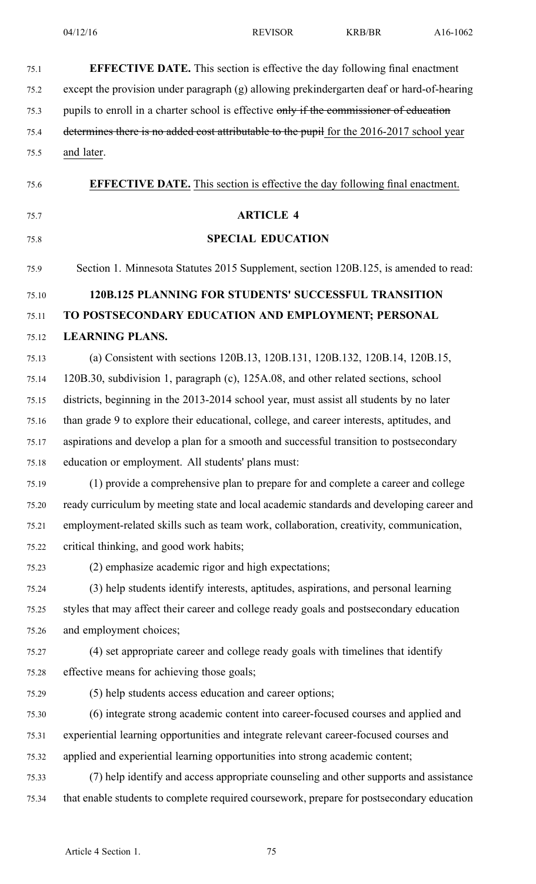**EFFECTIVE DATE.** This section is effective the day following final enactment except the provision under paragraph (g) allowing prekindergarten deaf or hard-of-hearing pupils to enroll in a charter school is effective ~~only if the commissioner of education determines there is no added cost attributable to the pupil~~ for the 2016-2017 school year and later.

**EFFECTIVE DATE.** This section is effective the day following final enactment.

## ARTICLE 4

## SPECIAL EDUCATION

Section 1. Minnesota Statutes 2015 Supplement, section 120B.125, is amended to read:

### 120B.125 PLANNING FOR STUDENTS' SUCCESSFUL TRANSITION TO POSTSECONDARY EDUCATION AND EMPLOYMENT; PERSONAL LEARNING PLANS.

(a) Consistent with sections 120B.13, 120B.131, 120B.132, 120B.14, 120B.15, 120B.30, subdivision 1, paragraph (c), 125A.08, and other related sections, school districts, beginning in the 2013-2014 school year, must assist all students by no later than grade 9 to explore their educational, college, and career interests, aptitudes, and aspirations and develop a plan for a smooth and successful transition to postsecondary education or employment. All students' plans must:

(1) provide a comprehensive plan to prepare for and complete a career and college ready curriculum by meeting state and local academic standards and developing career and employment-related skills such as team work, collaboration, creativity, communication, critical thinking, and good work habits;

(2) emphasize academic rigor and high expectations;

(3) help students identify interests, aptitudes, aspirations, and personal learning styles that may affect their career and college ready goals and postsecondary education and employment choices;

(4) set appropriate career and college ready goals with timelines that identify effective means for achieving those goals;

(5) help students access education and career options;

(6) integrate strong academic content into career-focused courses and applied and experiential learning opportunities and integrate relevant career-focused courses and applied and experiential learning opportunities into strong academic content;

(7) help identify and access appropriate counseling and other supports and assistance that enable students to complete required coursework, prepare for postsecondary education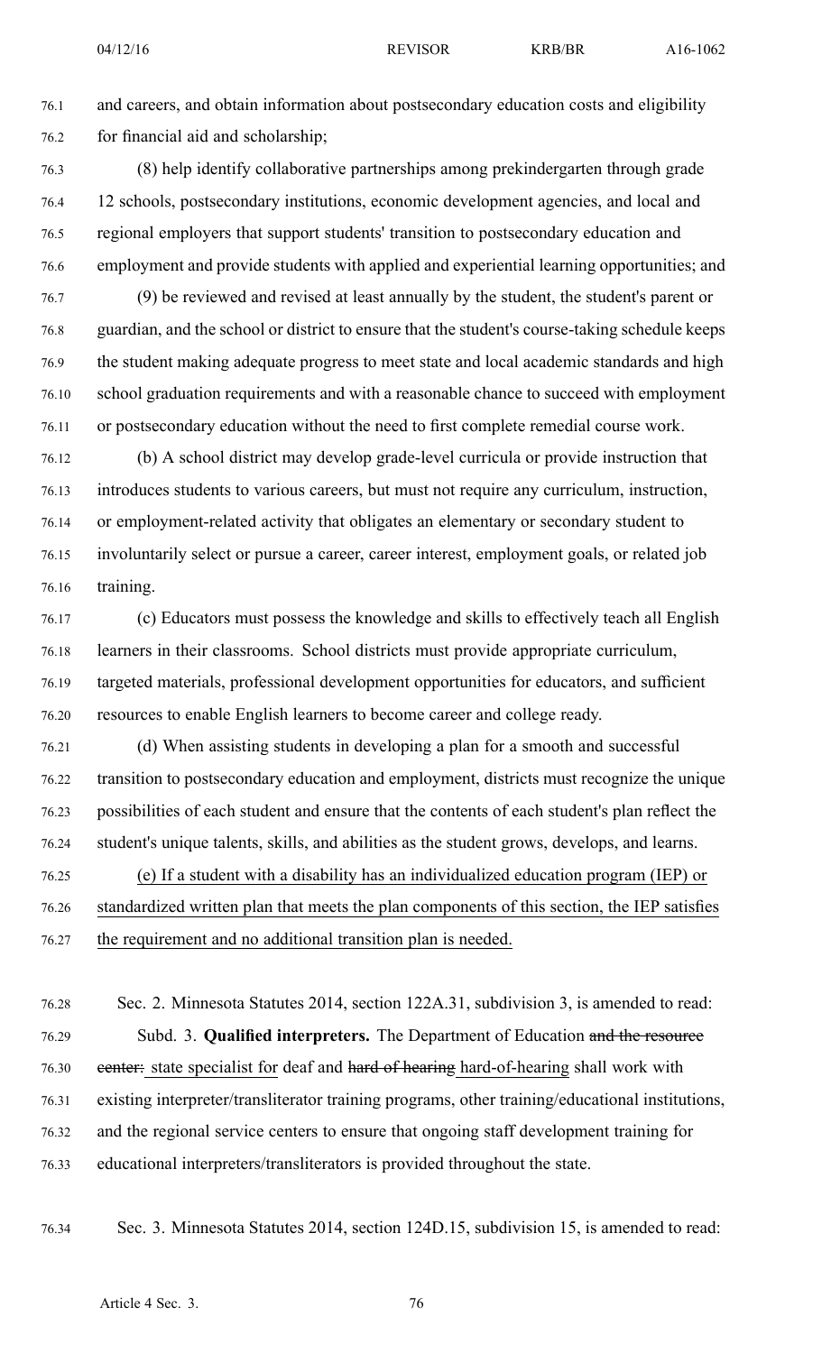and careers, and obtain information about postsecondary education costs and eligibility for financial aid and scholarship;

(8) help identify collaborative partnerships among prekindergarten through grade 12 schools, postsecondary institutions, economic development agencies, and local and regional employers that support students' transition to postsecondary education and employment and provide students with applied and experiential learning opportunities; and

(9) be reviewed and revised at least annually by the student, the student's parent or guardian, and the school or district to ensure that the student's course-taking schedule keeps the student making adequate progress to meet state and local academic standards and high school graduation requirements and with a reasonable chance to succeed with employment or postsecondary education without the need to first complete remedial course work.

(b) A school district may develop grade-level curricula or provide instruction that introduces students to various careers, but must not require any curriculum, instruction, or employment-related activity that obligates an elementary or secondary student to involuntarily select or pursue a career, career interest, employment goals, or related job training.

(c) Educators must possess the knowledge and skills to effectively teach all English learners in their classrooms. School districts must provide appropriate curriculum, targeted materials, professional development opportunities for educators, and sufficient resources to enable English learners to become career and college ready.

(d) When assisting students in developing a plan for a smooth and successful transition to postsecondary education and employment, districts must recognize the unique possibilities of each student and ensure that the contents of each student's plan reflect the student's unique talents, skills, and abilities as the student grows, develops, and learns.

<u>(e) If a student with a disability has an individualized education program (IEP) or standardized written plan that meets the plan components of this section, the IEP satisfies the requirement and no additional transition plan is needed.</u>

Sec. 2. Minnesota Statutes 2014, section 122A.31, subdivision 3, is amended to read:

Subd. 3. **Qualified interpreters.** The Department of Education ~~and the resource center:~~ <u>state specialist for</u> deaf and ~~hard of hearing~~ <u>hard-of-hearing</u> shall work with existing interpreter/transliterator training programs, other training/educational institutions, and the regional service centers to ensure that ongoing staff development training for educational interpreters/transliterators is provided throughout the state.

Sec. 3. Minnesota Statutes 2014, section 124D.15, subdivision 15, is amended to read: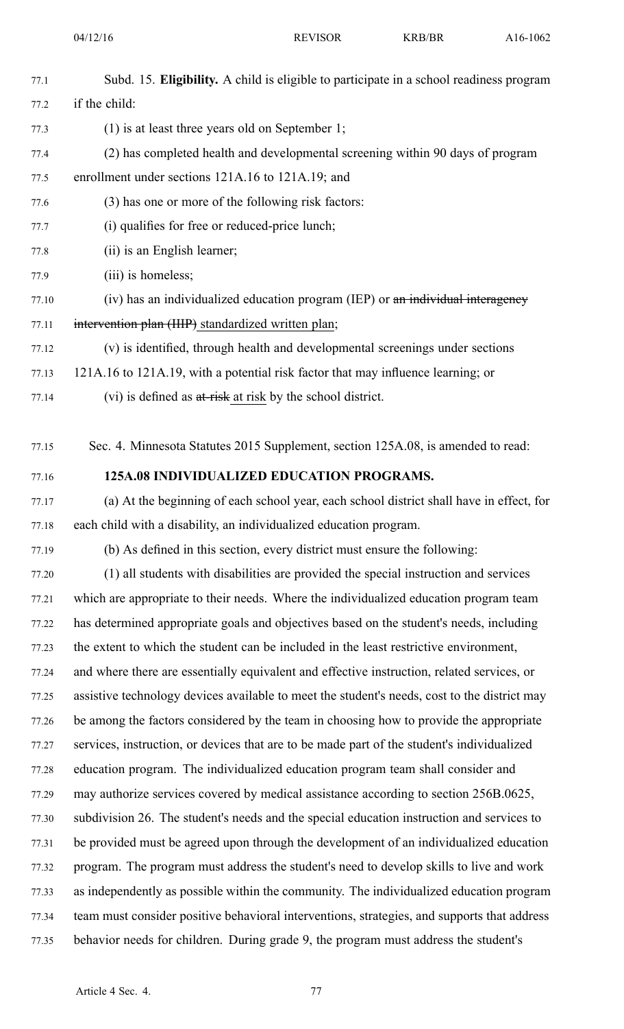Subd. 15. **Eligibility.** A child is eligible to participate in a school readiness program if the child:

(1) is at least three years old on September 1;

(2) has completed health and developmental screening within 90 days of program enrollment under sections 121A.16 to 121A.19; and

(3) has one or more of the following risk factors:

(i) qualifies for free or reduced-price lunch;

(ii) is an English learner;

(iii) is homeless;

(iv) has an individualized education program (IEP) or ~~an individual interagency intervention plan (IIIP)~~ standardized written plan;

(v) is identified, through health and developmental screenings under sections 121A.16 to 121A.19, with a potential risk factor that may influence learning; or

(vi) is defined as ~~at-risk~~ at risk by the school district.

Sec. 4. Minnesota Statutes 2015 Supplement, section 125A.08, is amended to read:

**125A.08 INDIVIDUALIZED EDUCATION PROGRAMS.**

(a) At the beginning of each school year, each school district shall have in effect, for each child with a disability, an individualized education program.

(b) As defined in this section, every district must ensure the following:

(1) all students with disabilities are provided the special instruction and services which are appropriate to their needs. Where the individualized education program team has determined appropriate goals and objectives based on the student's needs, including the extent to which the student can be included in the least restrictive environment, and where there are essentially equivalent and effective instruction, related services, or assistive technology devices available to meet the student's needs, cost to the district may be among the factors considered by the team in choosing how to provide the appropriate services, instruction, or devices that are to be made part of the student's individualized education program. The individualized education program team shall consider and may authorize services covered by medical assistance according to section 256B.0625, subdivision 26. The student's needs and the special education instruction and services to be provided must be agreed upon through the development of an individualized education program. The program must address the student's need to develop skills to live and work as independently as possible within the community. The individualized education program team must consider positive behavioral interventions, strategies, and supports that address behavior needs for children. During grade 9, the program must address the student's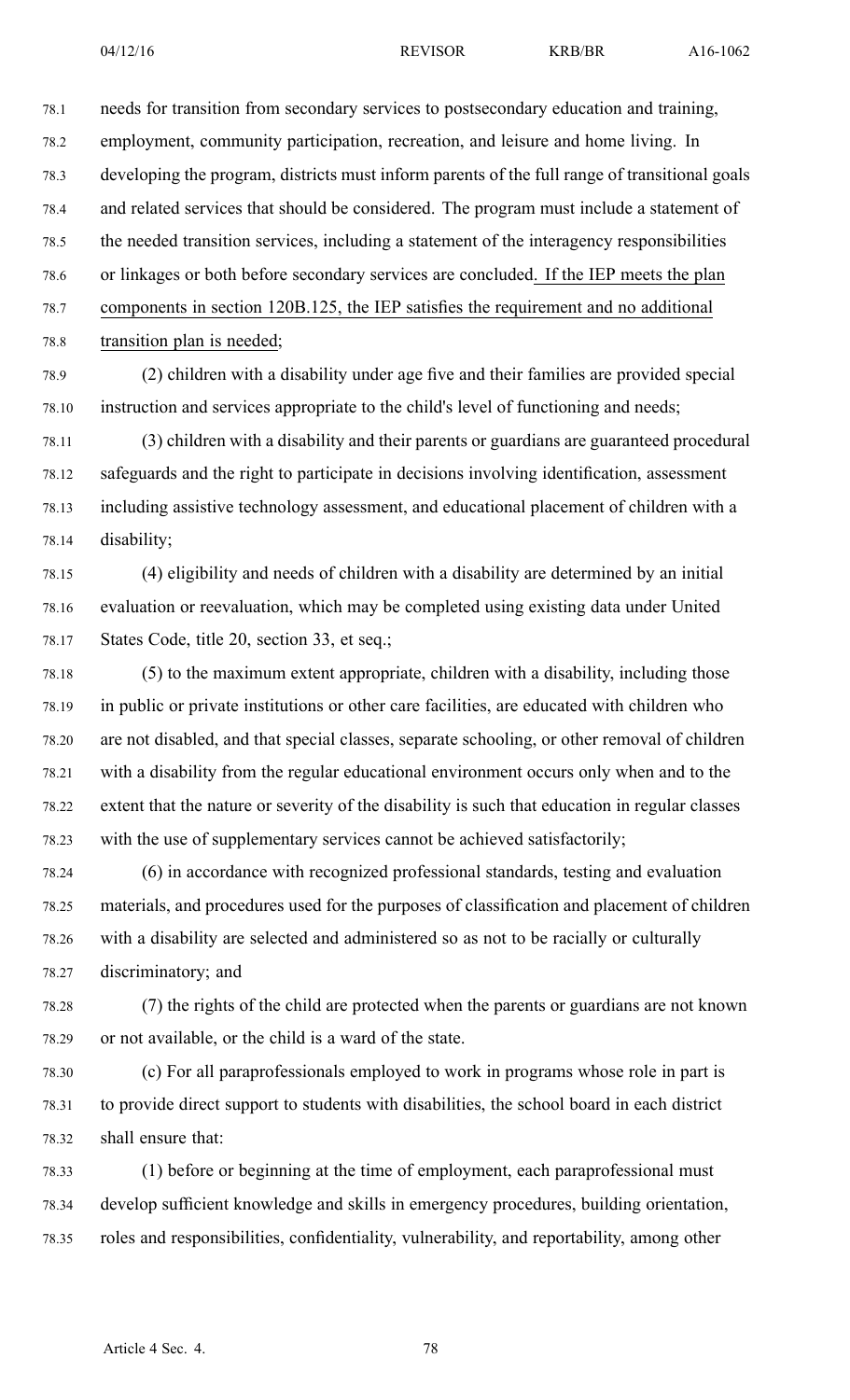needs for transition from secondary services to postsecondary education and training, employment, community participation, recreation, and leisure and home living. In developing the program, districts must inform parents of the full range of transitional goals and related services that should be considered. The program must include a statement of the needed transition services, including a statement of the interagency responsibilities or linkages or both before secondary services are concluded. If the IEP meets the plan components in section 120B.125, the IEP satisfies the requirement and no additional transition plan is needed;

(2) children with a disability under age five and their families are provided special instruction and services appropriate to the child's level of functioning and needs;

(3) children with a disability and their parents or guardians are guaranteed procedural safeguards and the right to participate in decisions involving identification, assessment including assistive technology assessment, and educational placement of children with a disability;

(4) eligibility and needs of children with a disability are determined by an initial evaluation or reevaluation, which may be completed using existing data under United States Code, title 20, section 33, et seq.;

(5) to the maximum extent appropriate, children with a disability, including those in public or private institutions or other care facilities, are educated with children who are not disabled, and that special classes, separate schooling, or other removal of children with a disability from the regular educational environment occurs only when and to the extent that the nature or severity of the disability is such that education in regular classes with the use of supplementary services cannot be achieved satisfactorily;

(6) in accordance with recognized professional standards, testing and evaluation materials, and procedures used for the purposes of classification and placement of children with a disability are selected and administered so as not to be racially or culturally discriminatory; and

(7) the rights of the child are protected when the parents or guardians are not known or not available, or the child is a ward of the state.

(c) For all paraprofessionals employed to work in programs whose role in part is to provide direct support to students with disabilities, the school board in each district shall ensure that:

(1) before or beginning at the time of employment, each paraprofessional must develop sufficient knowledge and skills in emergency procedures, building orientation, roles and responsibilities, confidentiality, vulnerability, and reportability, among other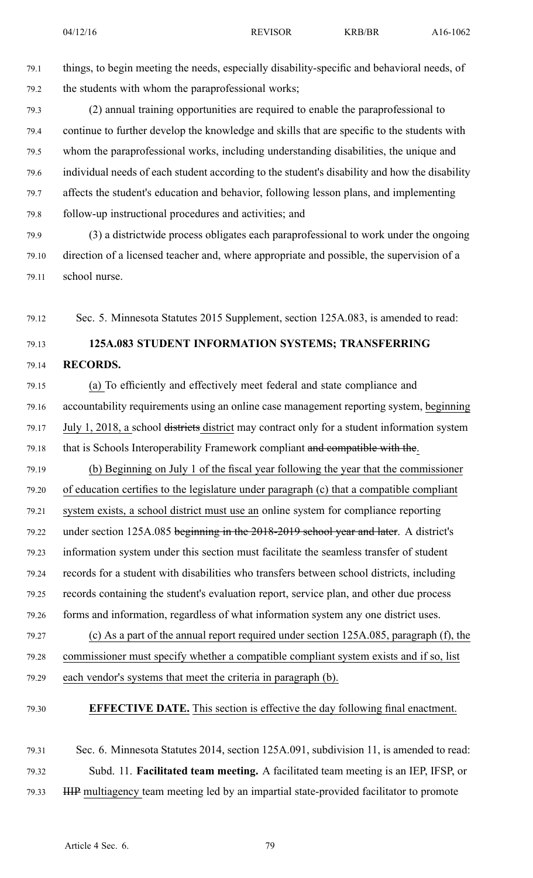things, to begin meeting the needs, especially disability-specific and behavioral needs, of the students with whom the paraprofessional works;

(2) annual training opportunities are required to enable the paraprofessional to continue to further develop the knowledge and skills that are specific to the students with whom the paraprofessional works, including understanding disabilities, the unique and individual needs of each student according to the student's disability and how the disability affects the student's education and behavior, following lesson plans, and implementing follow-up instructional procedures and activities; and

(3) a districtwide process obligates each paraprofessional to work under the ongoing direction of a licensed teacher and, where appropriate and possible, the supervision of a school nurse.

Sec. 5. Minnesota Statutes 2015 Supplement, section 125A.083, is amended to read:

**125A.083 STUDENT INFORMATION SYSTEMS; TRANSFERRING RECORDS.**

(a) To efficiently and effectively meet federal and state compliance and accountability requirements using an online case management reporting system, beginning July 1, 2018, a school ~~districts~~ district may contract only for a student information system that is Schools Interoperability Framework compliant ~~and compatible with the~~.

(b) Beginning on July 1 of the fiscal year following the year that the commissioner of education certifies to the legislature under paragraph (c) that a compatible compliant system exists, a school district must use an online system for compliance reporting under section 125A.085 ~~beginning in the 2018-2019 school year and later~~. A district's information system under this section must facilitate the seamless transfer of student records for a student with disabilities who transfers between school districts, including records containing the student's evaluation report, service plan, and other due process forms and information, regardless of what information system any one district uses.

(c) As a part of the annual report required under section 125A.085, paragraph (f), the commissioner must specify whether a compatible compliant system exists and if so, list each vendor's systems that meet the criteria in paragraph (b).

**EFFECTIVE DATE.** This section is effective the day following final enactment.

Sec. 6. Minnesota Statutes 2014, section 125A.091, subdivision 11, is amended to read:

Subd. 11. **Facilitated team meeting.** A facilitated team meeting is an IEP, IFSP, or ~~IIIP~~ multiagency team meeting led by an impartial state-provided facilitator to promote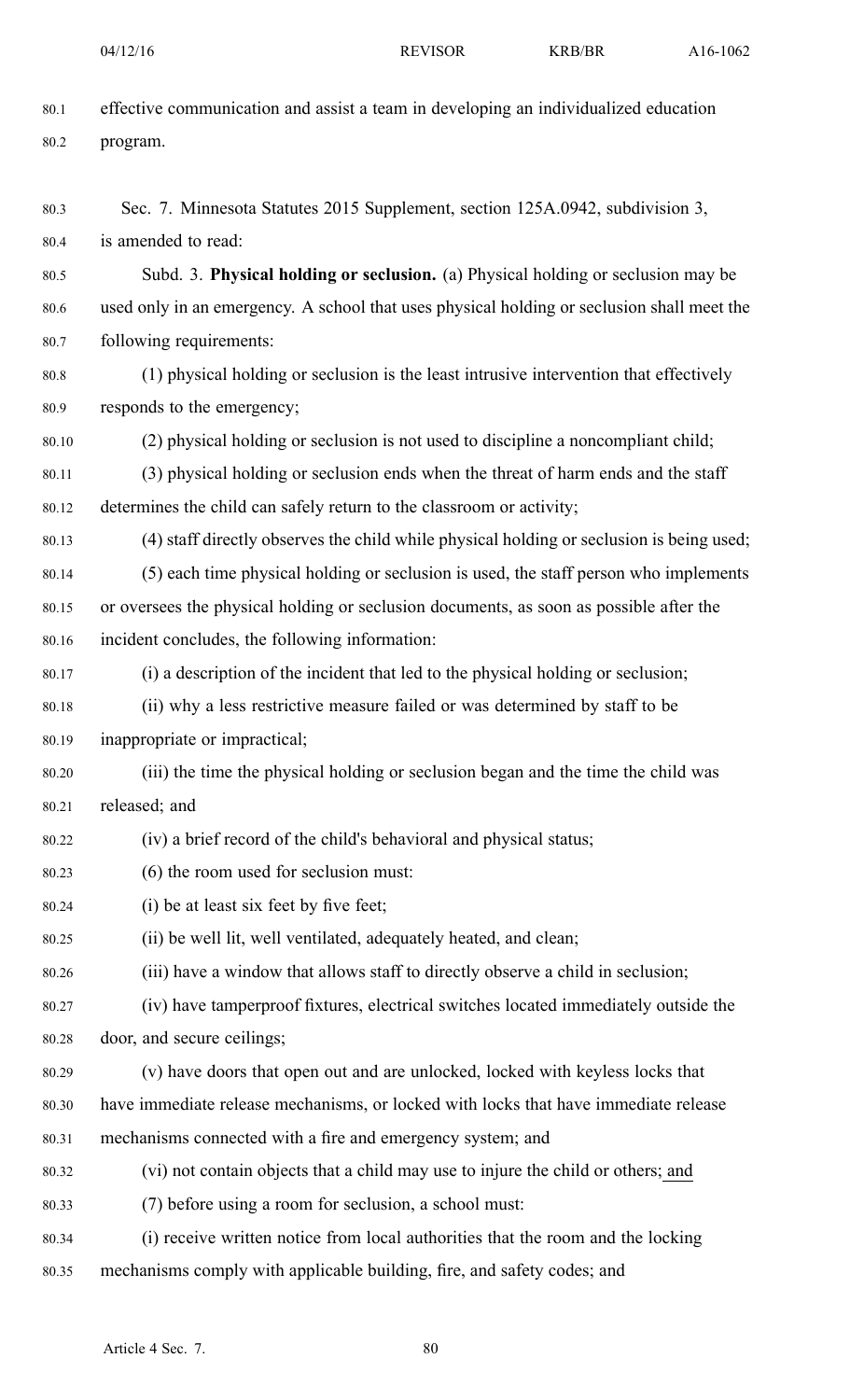effective communication and assist a team in developing an individualized education program.

Sec. 7. Minnesota Statutes 2015 Supplement, section 125A.0942, subdivision 3, is amended to read:

Subd. 3. **Physical holding or seclusion.** (a) Physical holding or seclusion may be used only in an emergency. A school that uses physical holding or seclusion shall meet the following requirements:

(1) physical holding or seclusion is the least intrusive intervention that effectively responds to the emergency;

(2) physical holding or seclusion is not used to discipline a noncompliant child;

(3) physical holding or seclusion ends when the threat of harm ends and the staff determines the child can safely return to the classroom or activity;

(4) staff directly observes the child while physical holding or seclusion is being used;

(5) each time physical holding or seclusion is used, the staff person who implements or oversees the physical holding or seclusion documents, as soon as possible after the incident concludes, the following information:

(i) a description of the incident that led to the physical holding or seclusion;

(ii) why a less restrictive measure failed or was determined by staff to be inappropriate or impractical;

(iii) the time the physical holding or seclusion began and the time the child was released; and

(iv) a brief record of the child's behavioral and physical status;

(6) the room used for seclusion must:

(i) be at least six feet by five feet;

(ii) be well lit, well ventilated, adequately heated, and clean;

(iii) have a window that allows staff to directly observe a child in seclusion;

(iv) have tamperproof fixtures, electrical switches located immediately outside the door, and secure ceilings;

(v) have doors that open out and are unlocked, locked with keyless locks that have immediate release mechanisms, or locked with locks that have immediate release mechanisms connected with a fire and emergency system; and

(vi) not contain objects that a child may use to injure the child or others; and

(7) before using a room for seclusion, a school must:

(i) receive written notice from local authorities that the room and the locking mechanisms comply with applicable building, fire, and safety codes; and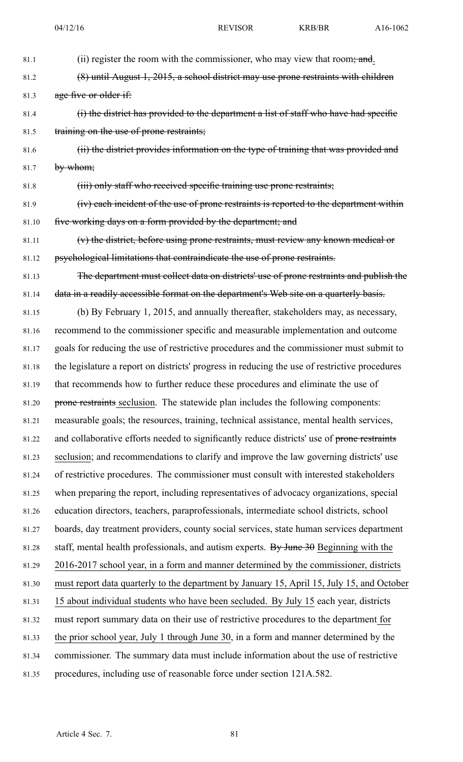81.1 (ii) register the room with the commissioner, who may view that room~~; and~~.

81.2 ~~(8) until August 1, 2015, a school district may use prone restraints with children~~
81.3 ~~age five or older if:~~

81.4 ~~(i) the district has provided to the department a list of staff who have had specific~~
81.5 ~~training on the use of prone restraints;~~

81.6 ~~(ii) the district provides information on the type of training that was provided and~~
81.7 ~~by whom;~~

81.8 ~~(iii) only staff who received specific training use prone restraints;~~

81.9 ~~(iv) each incident of the use of prone restraints is reported to the department within~~
81.10 ~~five working days on a form provided by the department; and~~

81.11 ~~(v) the district, before using prone restraints, must review any known medical or~~
81.12 ~~psychological limitations that contraindicate the use of prone restraints.~~

81.13 ~~The department must collect data on districts' use of prone restraints and publish the~~
81.14 ~~data in a readily accessible format on the department's Web site on a quarterly basis.~~

81.15 (b) By February 1, 2015, and annually thereafter, stakeholders may, as necessary,
81.16 recommend to the commissioner specific and measurable implementation and outcome
81.17 goals for reducing the use of restrictive procedures and the commissioner must submit to
81.18 the legislature a report on districts' progress in reducing the use of restrictive procedures
81.19 that recommends how to further reduce these procedures and eliminate the use of
81.20 ~~prone restraints~~ <u>seclusion</u>. The statewide plan includes the following components:
81.21 measurable goals; the resources, training, technical assistance, mental health services,
81.22 and collaborative efforts needed to significantly reduce districts' use of ~~prone restraints~~
81.23 <u>seclusion</u>; and recommendations to clarify and improve the law governing districts' use
81.24 of restrictive procedures. The commissioner must consult with interested stakeholders
81.25 when preparing the report, including representatives of advocacy organizations, special
81.26 education directors, teachers, paraprofessionals, intermediate school districts, school
81.27 boards, day treatment providers, county social services, state human services department
81.28 staff, mental health professionals, and autism experts. ~~By June 30~~ <u>Beginning with the</u>
81.29 <u>2016-2017 school year, in a form and manner determined by the commissioner, districts</u>
81.30 <u>must report data quarterly to the department by January 15, April 15, July 15, and October</u>
81.31 <u>15 about individual students who have been secluded. By July 15</u> each year, districts
81.32 must report summary data on their use of restrictive procedures to the department <u>for</u>
81.33 <u>the prior school year, July 1 through June 30</u>, in a form and manner determined by the
81.34 commissioner. The summary data must include information about the use of restrictive
81.35 procedures, including use of reasonable force under section 121A.582.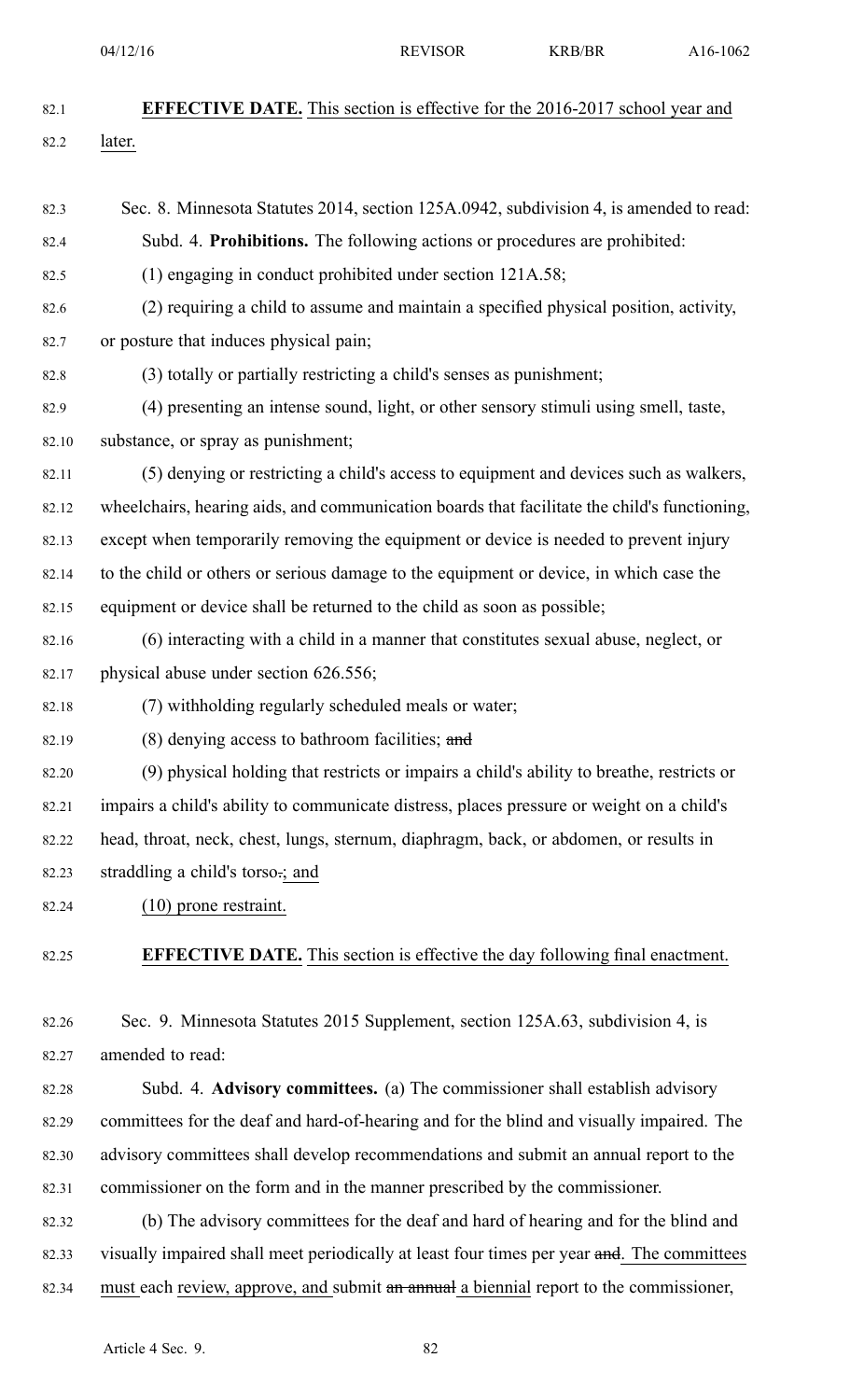**EFFECTIVE DATE.** This section is effective for the 2016-2017 school year and later.

Sec. 8. Minnesota Statutes 2014, section 125A.0942, subdivision 4, is amended to read:

Subd. 4. **Prohibitions.** The following actions or procedures are prohibited:

(1) engaging in conduct prohibited under section 121A.58;

(2) requiring a child to assume and maintain a specified physical position, activity, or posture that induces physical pain;

(3) totally or partially restricting a child's senses as punishment;

(4) presenting an intense sound, light, or other sensory stimuli using smell, taste, substance, or spray as punishment;

(5) denying or restricting a child's access to equipment and devices such as walkers, wheelchairs, hearing aids, and communication boards that facilitate the child's functioning, except when temporarily removing the equipment or device is needed to prevent injury to the child or others or serious damage to the equipment or device, in which case the equipment or device shall be returned to the child as soon as possible;

(6) interacting with a child in a manner that constitutes sexual abuse, neglect, or physical abuse under section 626.556;

(7) withholding regularly scheduled meals or water;

(8) denying access to bathroom facilities; ~~and~~

(9) physical holding that restricts or impairs a child's ability to breathe, restricts or impairs a child's ability to communicate distress, places pressure or weight on a child's head, throat, neck, chest, lungs, sternum, diaphragm, back, or abdomen, or results in straddling a child's torso~~.~~; and

(10) prone restraint.

**EFFECTIVE DATE.** This section is effective the day following final enactment.

Sec. 9. Minnesota Statutes 2015 Supplement, section 125A.63, subdivision 4, is amended to read:

Subd. 4. **Advisory committees.** (a) The commissioner shall establish advisory committees for the deaf and hard-of-hearing and for the blind and visually impaired. The advisory committees shall develop recommendations and submit an annual report to the commissioner on the form and in the manner prescribed by the commissioner.

(b) The advisory committees for the deaf and hard of hearing and for the blind and visually impaired shall meet periodically at least four times per year ~~and~~. The committees must each review, approve, and submit ~~an annual~~ a biennial report to the commissioner,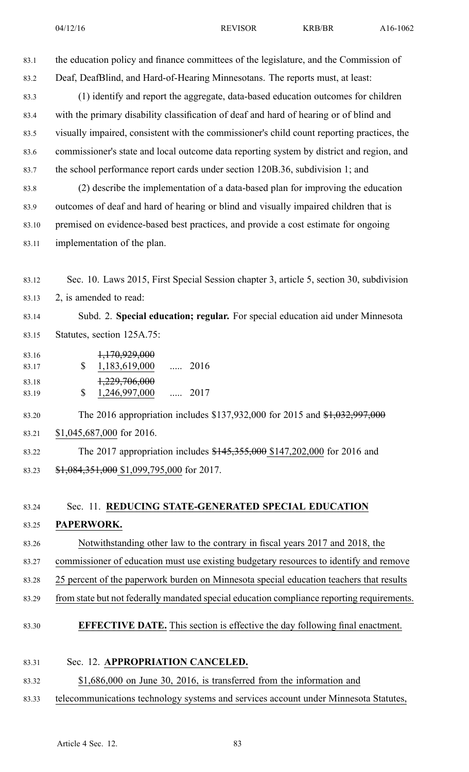the education policy and finance committees of the legislature, and the Commission of Deaf, DeafBlind, and Hard-of-Hearing Minnesotans. The reports must, at least:

(1) identify and report the aggregate, data-based education outcomes for children with the primary disability classification of deaf and hard of hearing or of blind and visually impaired, consistent with the commissioner's child count reporting practices, the commissioner's state and local outcome data reporting system by district and region, and the school performance report cards under section 120B.36, subdivision 1; and

(2) describe the implementation of a data-based plan for improving the education outcomes of deaf and hard of hearing or blind and visually impaired children that is premised on evidence-based best practices, and provide a cost estimate for ongoing implementation of the plan.

Sec. 10. Laws 2015, First Special Session chapter 3, article 5, section 30, subdivision 2, is amended to read:

Subd. 2. **Special education; regular.** For special education aid under Minnesota Statutes, section 125A.75:

| | | |
|---|---|---|
| $ | ~~1,170,929,000~~ 1,183,619,000 | ..... 2016 |
| $ | ~~1,229,706,000~~ 1,246,997,000 | ..... 2017 |

The 2016 appropriation includes $137,932,000 for 2015 and ~~$1,032,997,000~~ $1,045,687,000 for 2016.

The 2017 appropriation includes ~~$145,355,000~~ $147,202,000 for 2016 and ~~$1,084,351,000~~ $1,099,795,000 for 2017.

Sec. 11. **REDUCING STATE-GENERATED SPECIAL EDUCATION PAPERWORK.**

Notwithstanding other law to the contrary in fiscal years 2017 and 2018, the commissioner of education must use existing budgetary resources to identify and remove 25 percent of the paperwork burden on Minnesota special education teachers that results from state but not federally mandated special education compliance reporting requirements.

**EFFECTIVE DATE.** This section is effective the day following final enactment.

Sec. 12. **APPROPRIATION CANCELED.**

$1,686,000 on June 30, 2016, is transferred from the information and telecommunications technology systems and services account under Minnesota Statutes,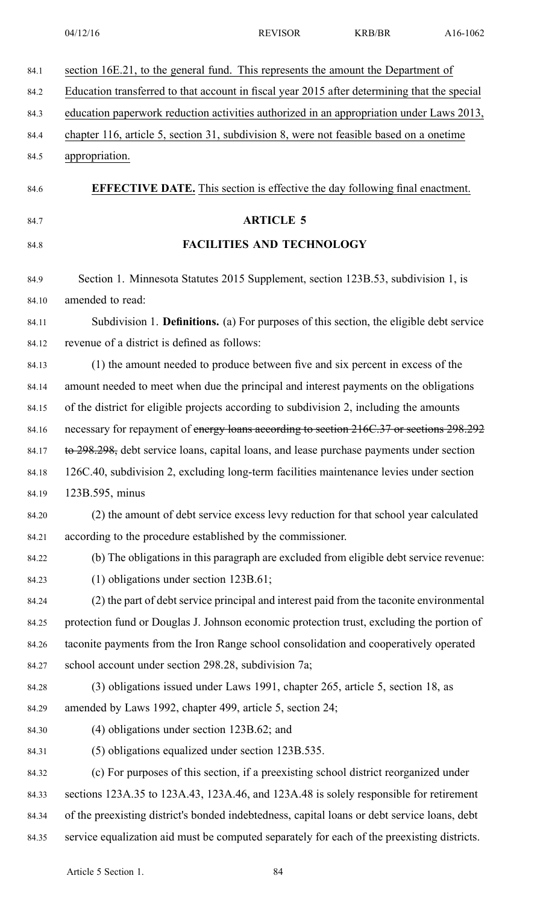section 16E.21, to the general fund. This represents the amount the Department of Education transferred to that account in fiscal year 2015 after determining that the special education paperwork reduction activities authorized in an appropriation under Laws 2013, chapter 116, article 5, section 31, subdivision 8, were not feasible based on a onetime appropriation.

**EFFECTIVE DATE.** This section is effective the day following final enactment.

## ARTICLE 5

## FACILITIES AND TECHNOLOGY

Section 1. Minnesota Statutes 2015 Supplement, section 123B.53, subdivision 1, is amended to read:

Subdivision 1. **Definitions.** (a) For purposes of this section, the eligible debt service revenue of a district is defined as follows:

(1) the amount needed to produce between five and six percent in excess of the amount needed to meet when due the principal and interest payments on the obligations of the district for eligible projects according to subdivision 2, including the amounts necessary for repayment of ~~energy loans according to section 216C.37 or sections 298.292 to 298.298,~~ debt service loans, capital loans, and lease purchase payments under section 126C.40, subdivision 2, excluding long-term facilities maintenance levies under section 123B.595, minus

(2) the amount of debt service excess levy reduction for that school year calculated according to the procedure established by the commissioner.

(b) The obligations in this paragraph are excluded from eligible debt service revenue:

(1) obligations under section 123B.61;

(2) the part of debt service principal and interest paid from the taconite environmental protection fund or Douglas J. Johnson economic protection trust, excluding the portion of taconite payments from the Iron Range school consolidation and cooperatively operated school account under section 298.28, subdivision 7a;

(3) obligations issued under Laws 1991, chapter 265, article 5, section 18, as amended by Laws 1992, chapter 499, article 5, section 24;

(4) obligations under section 123B.62; and

(5) obligations equalized under section 123B.535.

(c) For purposes of this section, if a preexisting school district reorganized under sections 123A.35 to 123A.43, 123A.46, and 123A.48 is solely responsible for retirement of the preexisting district's bonded indebtedness, capital loans or debt service loans, debt service equalization aid must be computed separately for each of the preexisting districts.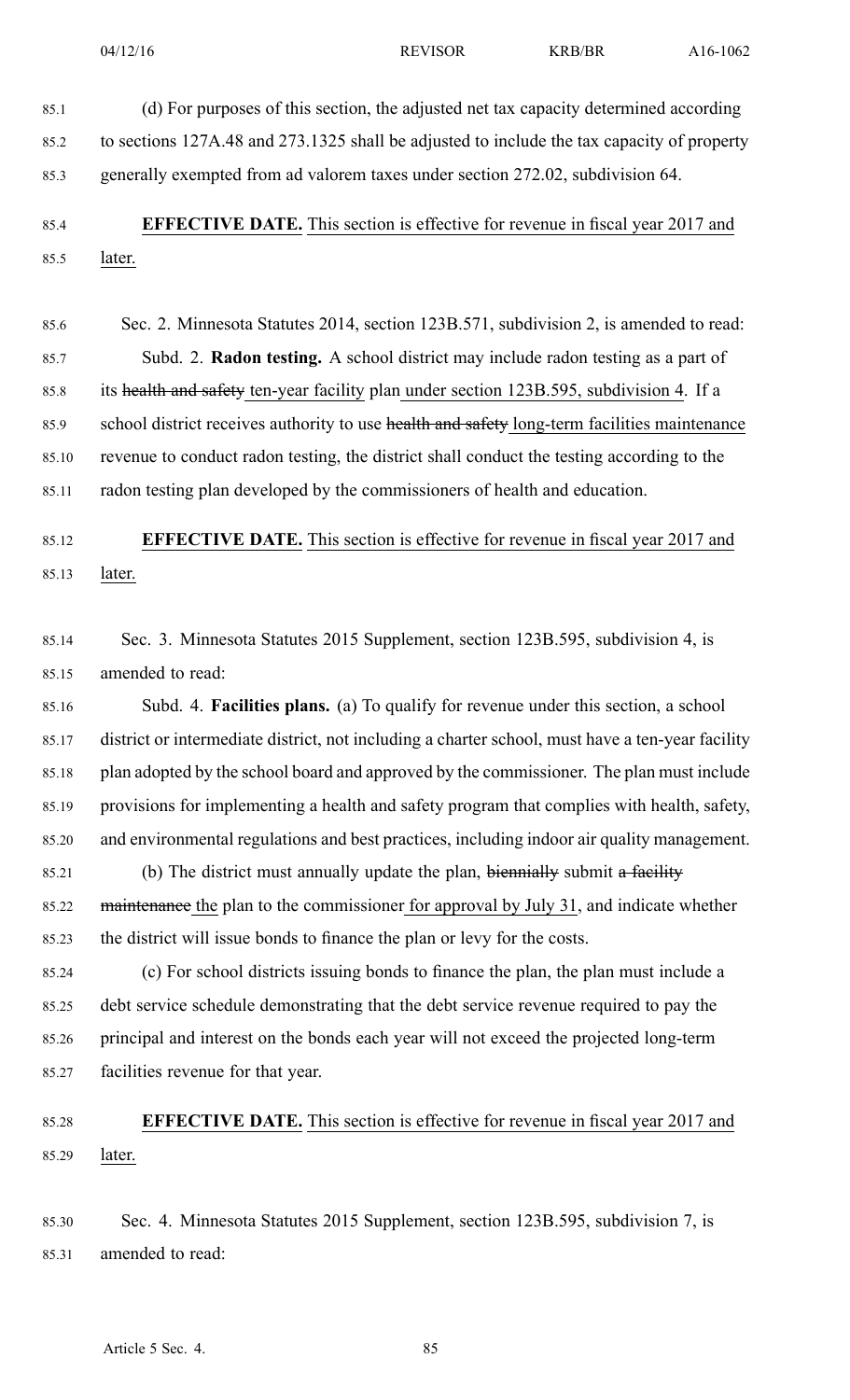(d) For purposes of this section, the adjusted net tax capacity determined according to sections 127A.48 and 273.1325 shall be adjusted to include the tax capacity of property generally exempted from ad valorem taxes under section 272.02, subdivision 64.

**EFFECTIVE DATE.** This section is effective for revenue in fiscal year 2017 and later.

Sec. 2. Minnesota Statutes 2014, section 123B.571, subdivision 2, is amended to read:

Subd. 2. **Radon testing.** A school district may include radon testing as a part of its ~~health and safety~~ ten-year facility plan under section 123B.595, subdivision 4. If a school district receives authority to use ~~health and safety~~ long-term facilities maintenance revenue to conduct radon testing, the district shall conduct the testing according to the radon testing plan developed by the commissioners of health and education.

**EFFECTIVE DATE.** This section is effective for revenue in fiscal year 2017 and later.

Sec. 3. Minnesota Statutes 2015 Supplement, section 123B.595, subdivision 4, is amended to read:

Subd. 4. **Facilities plans.** (a) To qualify for revenue under this section, a school district or intermediate district, not including a charter school, must have a ten-year facility plan adopted by the school board and approved by the commissioner. The plan must include provisions for implementing a health and safety program that complies with health, safety, and environmental regulations and best practices, including indoor air quality management.

(b) The district must annually update the plan, ~~biennially~~ submit ~~a facility maintenance~~ the plan to the commissioner for approval by July 31, and indicate whether the district will issue bonds to finance the plan or levy for the costs.

(c) For school districts issuing bonds to finance the plan, the plan must include a debt service schedule demonstrating that the debt service revenue required to pay the principal and interest on the bonds each year will not exceed the projected long-term facilities revenue for that year.

**EFFECTIVE DATE.** This section is effective for revenue in fiscal year 2017 and later.

Sec. 4. Minnesota Statutes 2015 Supplement, section 123B.595, subdivision 7, is amended to read: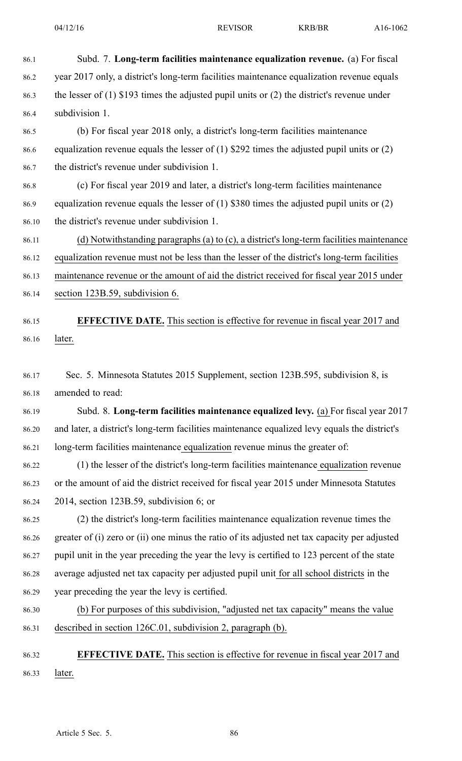Subd. 7. **Long-term facilities maintenance equalization revenue.** (a) For fiscal year 2017 only, a district's long-term facilities maintenance equalization revenue equals the lesser of (1) $193 times the adjusted pupil units or (2) the district's revenue under subdivision 1.

(b) For fiscal year 2018 only, a district's long-term facilities maintenance equalization revenue equals the lesser of (1) $292 times the adjusted pupil units or (2) the district's revenue under subdivision 1.

(c) For fiscal year 2019 and later, a district's long-term facilities maintenance equalization revenue equals the lesser of (1) $380 times the adjusted pupil units or (2) the district's revenue under subdivision 1.

(d) Notwithstanding paragraphs (a) to (c), a district's long-term facilities maintenance equalization revenue must not be less than the lesser of the district's long-term facilities maintenance revenue or the amount of aid the district received for fiscal year 2015 under section 123B.59, subdivision 6.

**EFFECTIVE DATE.** This section is effective for revenue in fiscal year 2017 and later.

Sec. 5. Minnesota Statutes 2015 Supplement, section 123B.595, subdivision 8, is amended to read:

Subd. 8. **Long-term facilities maintenance equalized levy.** (a) For fiscal year 2017 and later, a district's long-term facilities maintenance equalized levy equals the district's long-term facilities maintenance equalization revenue minus the greater of:

(1) the lesser of the district's long-term facilities maintenance equalization revenue or the amount of aid the district received for fiscal year 2015 under Minnesota Statutes 2014, section 123B.59, subdivision 6; or

(2) the district's long-term facilities maintenance equalization revenue times the greater of (i) zero or (ii) one minus the ratio of its adjusted net tax capacity per adjusted pupil unit in the year preceding the year the levy is certified to 123 percent of the state average adjusted net tax capacity per adjusted pupil unit for all school districts in the year preceding the year the levy is certified.

(b) For purposes of this subdivision, "adjusted net tax capacity" means the value described in section 126C.01, subdivision 2, paragraph (b).

**EFFECTIVE DATE.** This section is effective for revenue in fiscal year 2017 and later.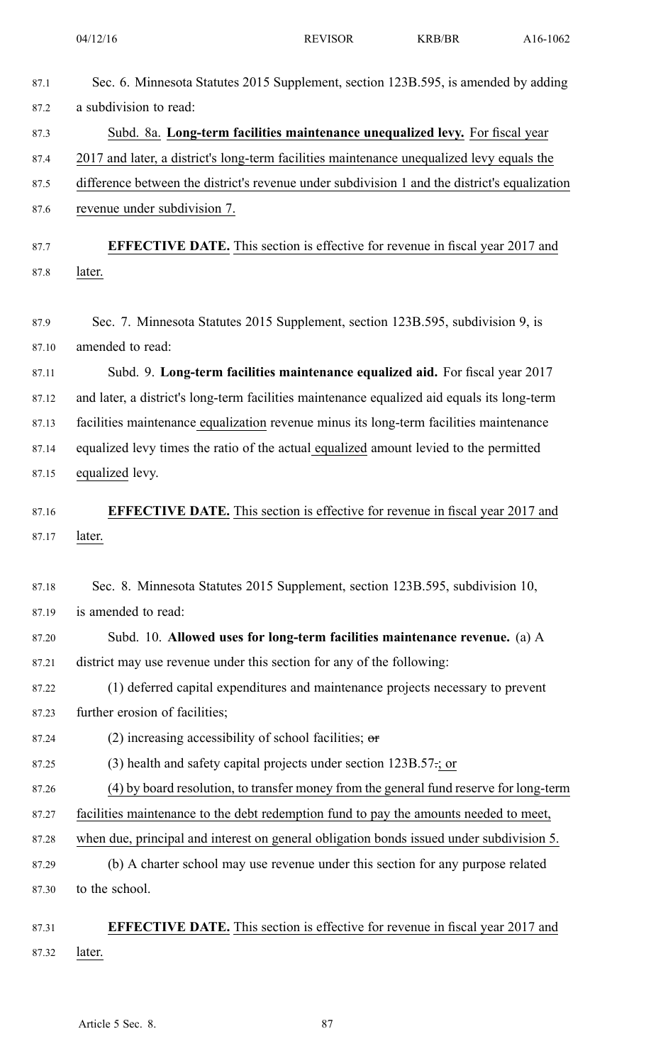Sec. 6. Minnesota Statutes 2015 Supplement, section 123B.595, is amended by adding a subdivision to read:

Subd. 8a. **Long-term facilities maintenance unequalized levy.** For fiscal year 2017 and later, a district's long-term facilities maintenance unequalized levy equals the difference between the district's revenue under subdivision 1 and the district's equalization revenue under subdivision 7.

**EFFECTIVE DATE.** This section is effective for revenue in fiscal year 2017 and later.

Sec. 7. Minnesota Statutes 2015 Supplement, section 123B.595, subdivision 9, is amended to read:

Subd. 9. **Long-term facilities maintenance equalized aid.** For fiscal year 2017 and later, a district's long-term facilities maintenance equalized aid equals its long-term facilities maintenance equalization revenue minus its long-term facilities maintenance equalized levy times the ratio of the actual equalized amount levied to the permitted equalized levy.

**EFFECTIVE DATE.** This section is effective for revenue in fiscal year 2017 and later.

Sec. 8. Minnesota Statutes 2015 Supplement, section 123B.595, subdivision 10, is amended to read:

Subd. 10. **Allowed uses for long-term facilities maintenance revenue.** (a) A district may use revenue under this section for any of the following:

(1) deferred capital expenditures and maintenance projects necessary to prevent further erosion of facilities;

(2) increasing accessibility of school facilities; ~~or~~

(3) health and safety capital projects under section 123B.57~~.~~; or

(4) by board resolution, to transfer money from the general fund reserve for long-term facilities maintenance to the debt redemption fund to pay the amounts needed to meet, when due, principal and interest on general obligation bonds issued under subdivision 5.

(b) A charter school may use revenue under this section for any purpose related to the school.

**EFFECTIVE DATE.** This section is effective for revenue in fiscal year 2017 and later.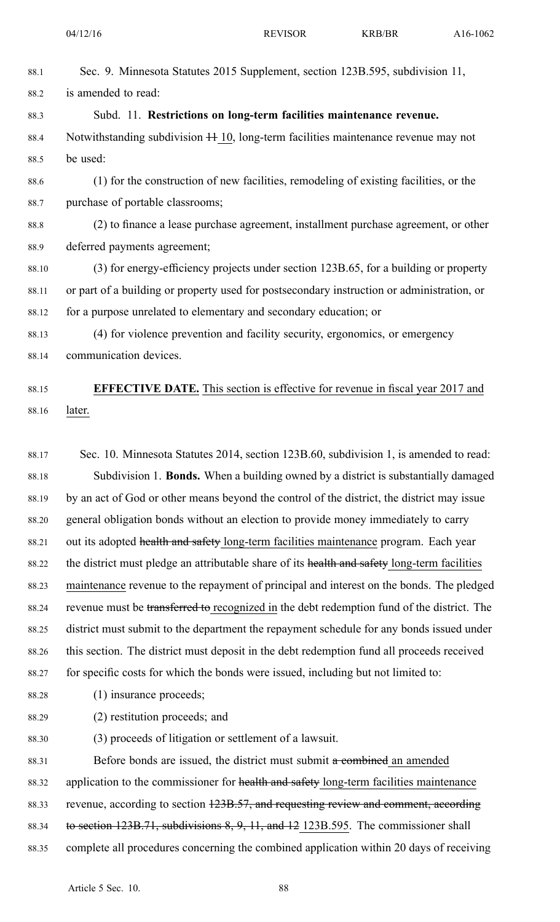Sec. 9. Minnesota Statutes 2015 Supplement, section 123B.595, subdivision 11, is amended to read:

Subd. 11. **Restrictions on long-term facilities maintenance revenue.** Notwithstanding subdivision ~~11~~ 10, long-term facilities maintenance revenue may not be used:

(1) for the construction of new facilities, remodeling of existing facilities, or the purchase of portable classrooms;

(2) to finance a lease purchase agreement, installment purchase agreement, or other deferred payments agreement;

(3) for energy-efficiency projects under section 123B.65, for a building or property or part of a building or property used for postsecondary instruction or administration, or for a purpose unrelated to elementary and secondary education; or

(4) for violence prevention and facility security, ergonomics, or emergency communication devices.

**EFFECTIVE DATE.** This section is effective for revenue in fiscal year 2017 and later.

Sec. 10. Minnesota Statutes 2014, section 123B.60, subdivision 1, is amended to read:

Subdivision 1. **Bonds.** When a building owned by a district is substantially damaged by an act of God or other means beyond the control of the district, the district may issue general obligation bonds without an election to provide money immediately to carry out its adopted ~~health and safety~~ long-term facilities maintenance program. Each year the district must pledge an attributable share of its ~~health and safety~~ long-term facilities maintenance revenue to the repayment of principal and interest on the bonds. The pledged revenue must be ~~transferred to~~ recognized in the debt redemption fund of the district. The district must submit to the department the repayment schedule for any bonds issued under this section. The district must deposit in the debt redemption fund all proceeds received for specific costs for which the bonds were issued, including but not limited to:

(1) insurance proceeds;

(2) restitution proceeds; and

(3) proceeds of litigation or settlement of a lawsuit.

Before bonds are issued, the district must submit ~~a combined~~ an amended application to the commissioner for ~~health and safety~~ long-term facilities maintenance revenue, according to section ~~123B.57, and requesting review and comment, according to section 123B.71, subdivisions 8, 9, 11, and 12~~ 123B.595. The commissioner shall complete all procedures concerning the combined application within 20 days of receiving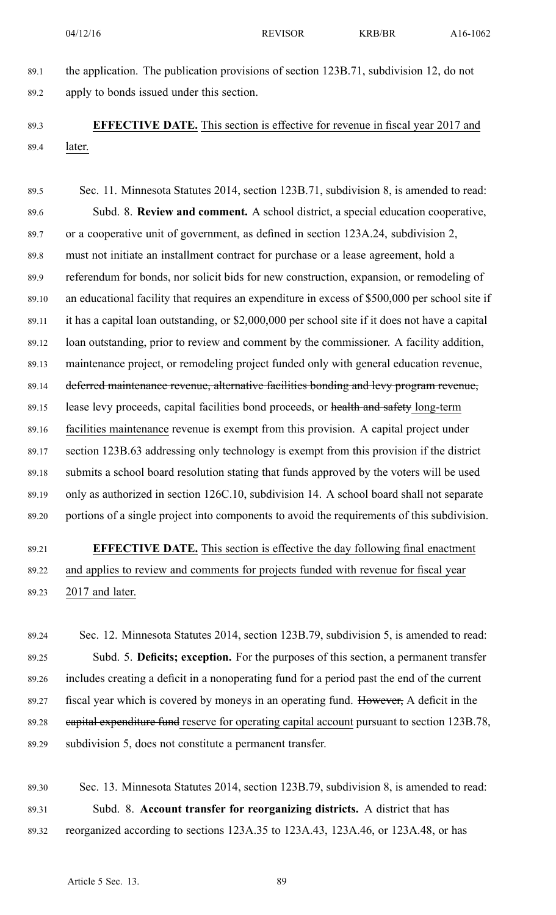the application. The publication provisions of section 123B.71, subdivision 12, do not apply to bonds issued under this section.

**EFFECTIVE DATE.** This section is effective for revenue in fiscal year 2017 and later.

Sec. 11. Minnesota Statutes 2014, section 123B.71, subdivision 8, is amended to read:

Subd. 8. **Review and comment.** A school district, a special education cooperative, or a cooperative unit of government, as defined in section 123A.24, subdivision 2, must not initiate an installment contract for purchase or a lease agreement, hold a referendum for bonds, nor solicit bids for new construction, expansion, or remodeling of an educational facility that requires an expenditure in excess of $500,000 per school site if it has a capital loan outstanding, or $2,000,000 per school site if it does not have a capital loan outstanding, prior to review and comment by the commissioner. A facility addition, maintenance project, or remodeling project funded only with general education revenue, ~~deferred maintenance revenue, alternative facilities bonding and levy program revenue,~~ lease levy proceeds, capital facilities bond proceeds, or ~~health and safety~~ long-term facilities maintenance revenue is exempt from this provision. A capital project under section 123B.63 addressing only technology is exempt from this provision if the district submits a school board resolution stating that funds approved by the voters will be used only as authorized in section 126C.10, subdivision 14. A school board shall not separate portions of a single project into components to avoid the requirements of this subdivision.

**EFFECTIVE DATE.** This section is effective the day following final enactment and applies to review and comments for projects funded with revenue for fiscal year 2017 and later.

Sec. 12. Minnesota Statutes 2014, section 123B.79, subdivision 5, is amended to read:

Subd. 5. **Deficits; exception.** For the purposes of this section, a permanent transfer includes creating a deficit in a nonoperating fund for a period past the end of the current fiscal year which is covered by moneys in an operating fund. ~~However,~~ A deficit in the ~~capital expenditure fund~~ reserve for operating capital account pursuant to section 123B.78, subdivision 5, does not constitute a permanent transfer.

Sec. 13. Minnesota Statutes 2014, section 123B.79, subdivision 8, is amended to read:

Subd. 8. **Account transfer for reorganizing districts.** A district that has reorganized according to sections 123A.35 to 123A.43, 123A.46, or 123A.48, or has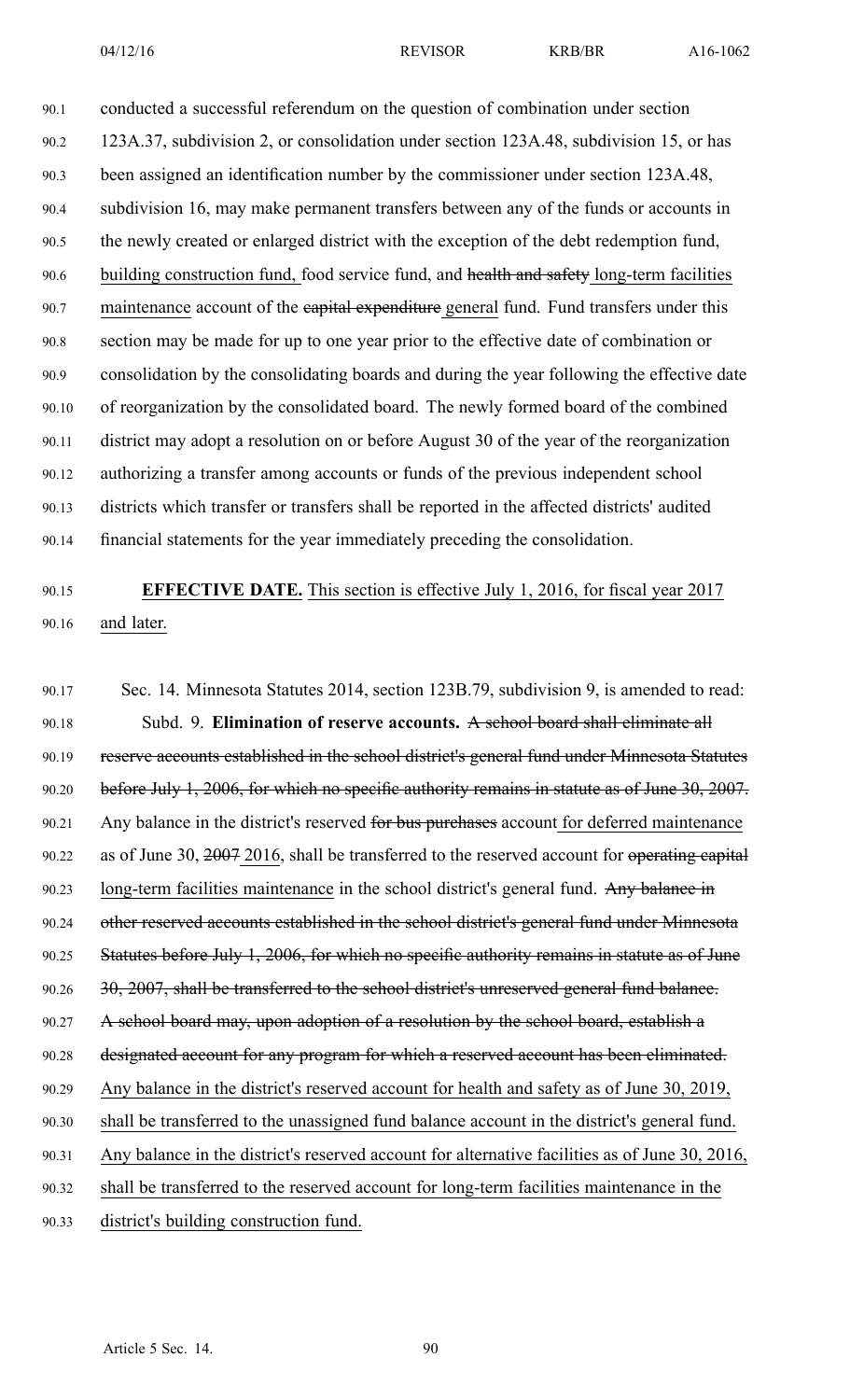conducted a successful referendum on the question of combination under section 123A.37, subdivision 2, or consolidation under section 123A.48, subdivision 15, or has been assigned an identification number by the commissioner under section 123A.48, subdivision 16, may make permanent transfers between any of the funds or accounts in the newly created or enlarged district with the exception of the debt redemption fund, building construction fund, food service fund, and ~~health and safety~~ long-term facilities maintenance account of the ~~capital expenditure~~ general fund. Fund transfers under this section may be made for up to one year prior to the effective date of combination or consolidation by the consolidating boards and during the year following the effective date of reorganization by the consolidated board. The newly formed board of the combined district may adopt a resolution on or before August 30 of the year of the reorganization authorizing a transfer among accounts or funds of the previous independent school districts which transfer or transfers shall be reported in the affected districts' audited financial statements for the year immediately preceding the consolidation.

**EFFECTIVE DATE.** This section is effective July 1, 2016, for fiscal year 2017 and later.

Sec. 14. Minnesota Statutes 2014, section 123B.79, subdivision 9, is amended to read:

Subd. 9. **Elimination of reserve accounts.** ~~A school board shall eliminate all reserve accounts established in the school district's general fund under Minnesota Statutes before July 1, 2006, for which no specific authority remains in statute as of June 30, 2007.~~ Any balance in the district's reserved ~~for bus purchases~~ account for deferred maintenance as of June 30, ~~2007~~ 2016, shall be transferred to the reserved account for ~~operating capital~~ long-term facilities maintenance in the school district's general fund. ~~Any balance in other reserved accounts established in the school district's general fund under Minnesota Statutes before July 1, 2006, for which no specific authority remains in statute as of June 30, 2007, shall be transferred to the school district's unreserved general fund balance. A school board may, upon adoption of a resolution by the school board, establish a designated account for any program for which a reserved account has been eliminated.~~ Any balance in the district's reserved account for health and safety as of June 30, 2019, shall be transferred to the unassigned fund balance account in the district's general fund. Any balance in the district's reserved account for alternative facilities as of June 30, 2016, shall be transferred to the reserved account for long-term facilities maintenance in the district's building construction fund.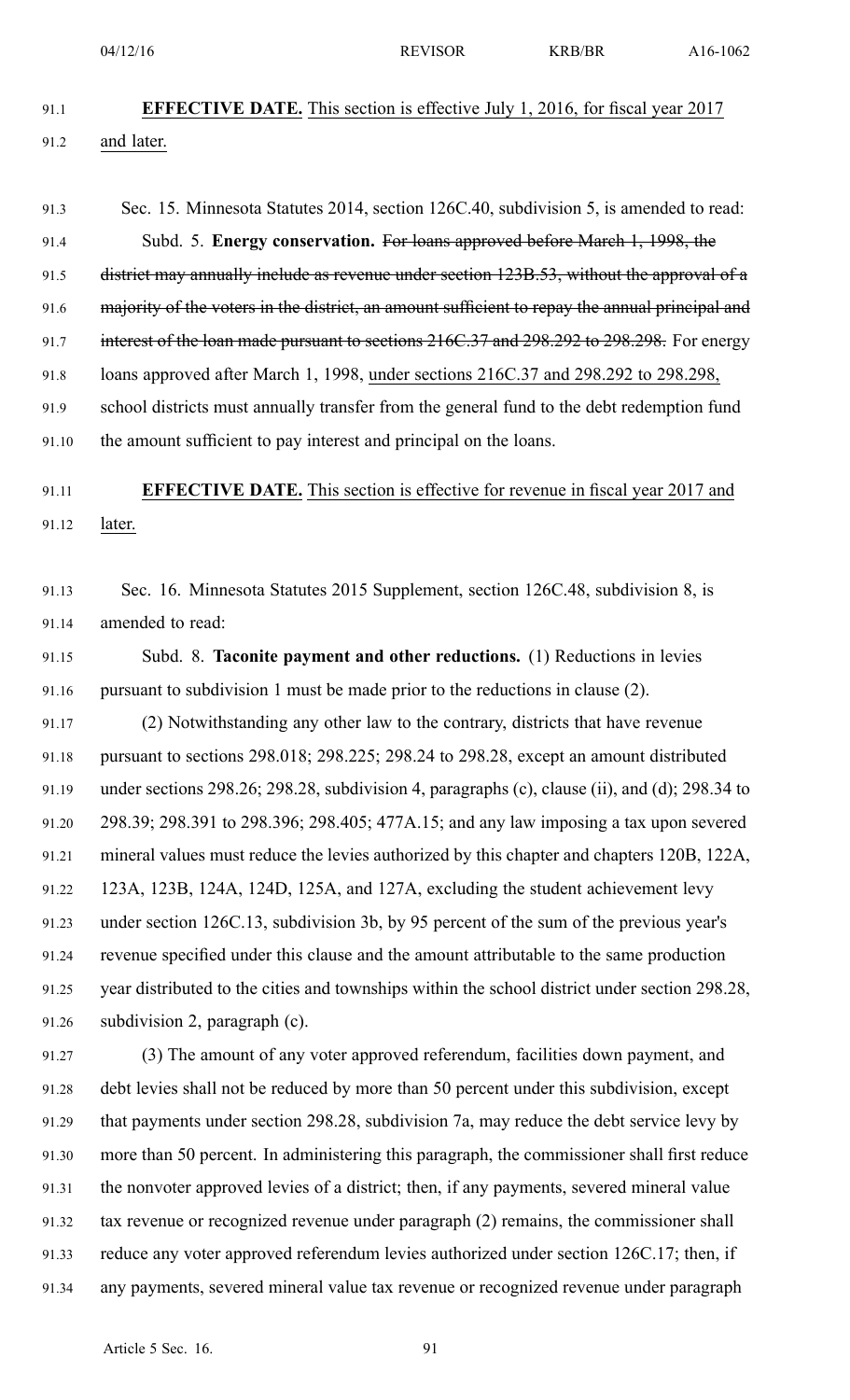**EFFECTIVE DATE.** This section is effective July 1, 2016, for fiscal year 2017 and later.

Sec. 15. Minnesota Statutes 2014, section 126C.40, subdivision 5, is amended to read:

Subd. 5. **Energy conservation.** ~~For loans approved before March 1, 1998, the district may annually include as revenue under section 123B.53, without the approval of a majority of the voters in the district, an amount sufficient to repay the annual principal and interest of the loan made pursuant to sections 216C.37 and 298.292 to 298.298.~~ For energy loans approved after March 1, 1998, under sections 216C.37 and 298.292 to 298.298, school districts must annually transfer from the general fund to the debt redemption fund the amount sufficient to pay interest and principal on the loans.

**EFFECTIVE DATE.** This section is effective for revenue in fiscal year 2017 and later.

Sec. 16. Minnesota Statutes 2015 Supplement, section 126C.48, subdivision 8, is amended to read:

Subd. 8. **Taconite payment and other reductions.** (1) Reductions in levies pursuant to subdivision 1 must be made prior to the reductions in clause (2).

(2) Notwithstanding any other law to the contrary, districts that have revenue pursuant to sections 298.018; 298.225; 298.24 to 298.28, except an amount distributed under sections 298.26; 298.28, subdivision 4, paragraphs (c), clause (ii), and (d); 298.34 to 298.39; 298.391 to 298.396; 298.405; 477A.15; and any law imposing a tax upon severed mineral values must reduce the levies authorized by this chapter and chapters 120B, 122A, 123A, 123B, 124A, 124D, 125A, and 127A, excluding the student achievement levy under section 126C.13, subdivision 3b, by 95 percent of the sum of the previous year's revenue specified under this clause and the amount attributable to the same production year distributed to the cities and townships within the school district under section 298.28, subdivision 2, paragraph (c).

(3) The amount of any voter approved referendum, facilities down payment, and debt levies shall not be reduced by more than 50 percent under this subdivision, except that payments under section 298.28, subdivision 7a, may reduce the debt service levy by more than 50 percent. In administering this paragraph, the commissioner shall first reduce the nonvoter approved levies of a district; then, if any payments, severed mineral value tax revenue or recognized revenue under paragraph (2) remains, the commissioner shall reduce any voter approved referendum levies authorized under section 126C.17; then, if any payments, severed mineral value tax revenue or recognized revenue under paragraph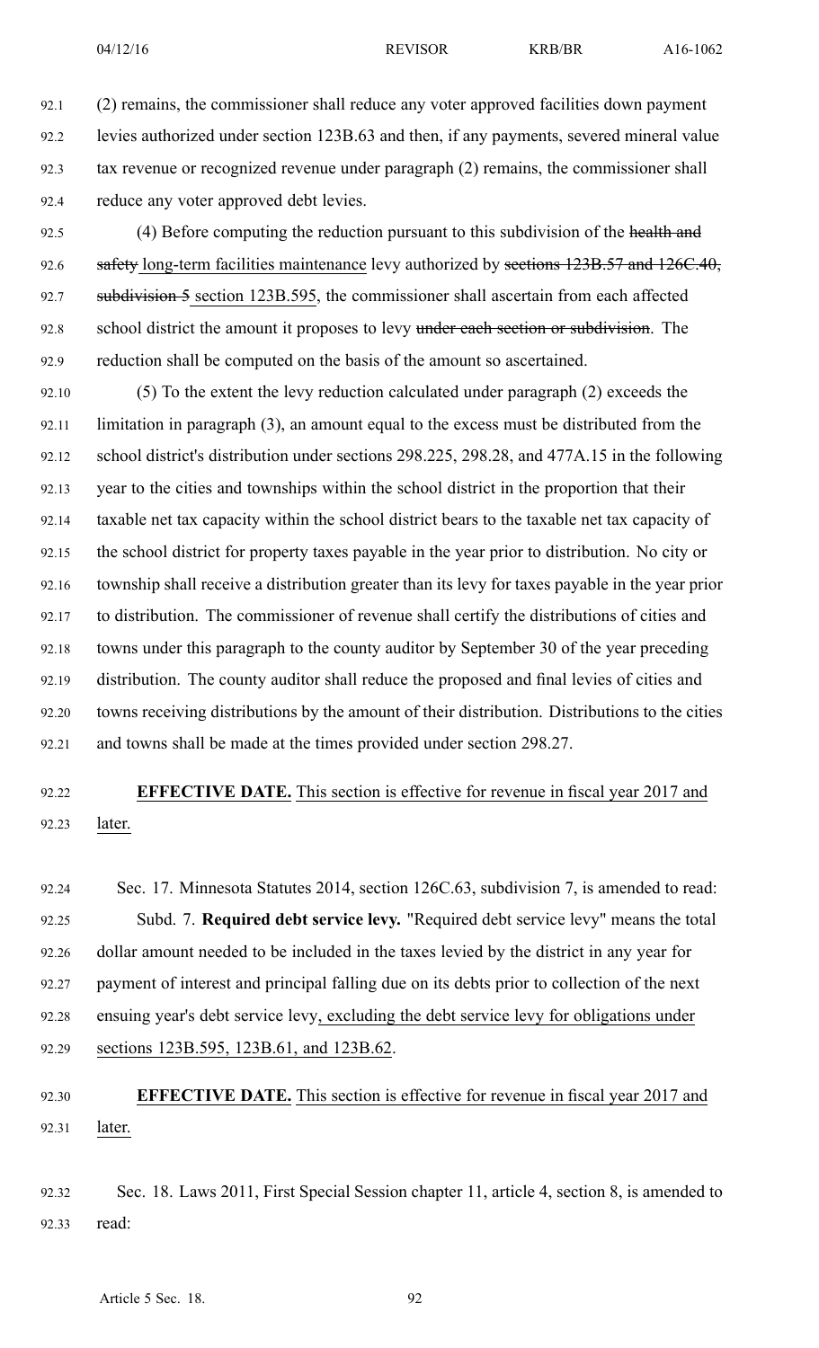(2) remains, the commissioner shall reduce any voter approved facilities down payment levies authorized under section 123B.63 and then, if any payments, severed mineral value tax revenue or recognized revenue under paragraph (2) remains, the commissioner shall reduce any voter approved debt levies.

(4) Before computing the reduction pursuant to this subdivision of the ~~health and safety~~ long-term facilities maintenance levy authorized by ~~sections 123B.57 and 126C.40, subdivision 5~~ section 123B.595, the commissioner shall ascertain from each affected school district the amount it proposes to levy ~~under each section or subdivision~~. The reduction shall be computed on the basis of the amount so ascertained.

(5) To the extent the levy reduction calculated under paragraph (2) exceeds the limitation in paragraph (3), an amount equal to the excess must be distributed from the school district's distribution under sections 298.225, 298.28, and 477A.15 in the following year to the cities and townships within the school district in the proportion that their taxable net tax capacity within the school district bears to the taxable net tax capacity of the school district for property taxes payable in the year prior to distribution. No city or township shall receive a distribution greater than its levy for taxes payable in the year prior to distribution. The commissioner of revenue shall certify the distributions of cities and towns under this paragraph to the county auditor by September 30 of the year preceding distribution. The county auditor shall reduce the proposed and final levies of cities and towns receiving distributions by the amount of their distribution. Distributions to the cities and towns shall be made at the times provided under section 298.27.

**EFFECTIVE DATE.** This section is effective for revenue in fiscal year 2017 and later.

Sec. 17. Minnesota Statutes 2014, section 126C.63, subdivision 7, is amended to read:

Subd. 7. **Required debt service levy.** "Required debt service levy" means the total dollar amount needed to be included in the taxes levied by the district in any year for payment of interest and principal falling due on its debts prior to collection of the next ensuing year's debt service levy, excluding the debt service levy for obligations under sections 123B.595, 123B.61, and 123B.62.

**EFFECTIVE DATE.** This section is effective for revenue in fiscal year 2017 and later.

Sec. 18. Laws 2011, First Special Session chapter 11, article 4, section 8, is amended to read: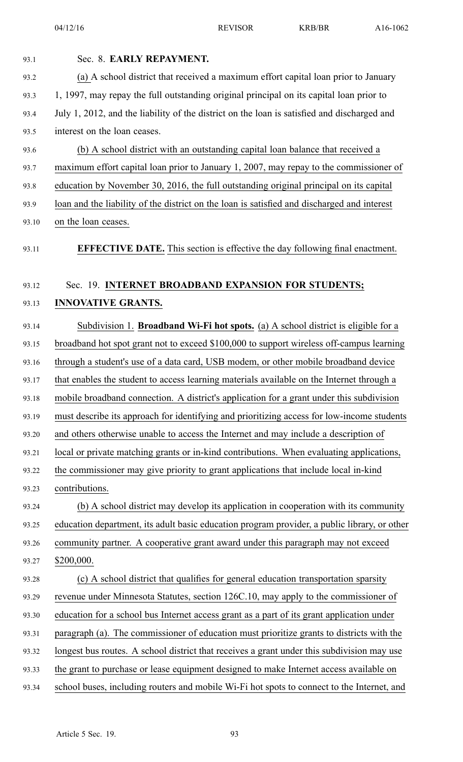Sec. 8. **EARLY REPAYMENT.**

(a) A school district that received a maximum effort capital loan prior to January 1, 1997, may repay the full outstanding original principal on its capital loan prior to July 1, 2012, and the liability of the district on the loan is satisfied and discharged and interest on the loan ceases.

(b) A school district with an outstanding capital loan balance that received a maximum effort capital loan prior to January 1, 2007, may repay to the commissioner of education by November 30, 2016, the full outstanding original principal on its capital loan and the liability of the district on the loan is satisfied and discharged and interest on the loan ceases.

**EFFECTIVE DATE.** This section is effective the day following final enactment.

Sec. 19. **INTERNET BROADBAND EXPANSION FOR STUDENTS; INNOVATIVE GRANTS.**

Subdivision 1. **Broadband Wi-Fi hot spots.** (a) A school district is eligible for a broadband hot spot grant not to exceed $100,000 to support wireless off-campus learning through a student's use of a data card, USB modem, or other mobile broadband device that enables the student to access learning materials available on the Internet through a mobile broadband connection. A district's application for a grant under this subdivision must describe its approach for identifying and prioritizing access for low-income students and others otherwise unable to access the Internet and may include a description of local or private matching grants or in-kind contributions. When evaluating applications, the commissioner may give priority to grant applications that include local in-kind contributions.

(b) A school district may develop its application in cooperation with its community education department, its adult basic education program provider, a public library, or other community partner. A cooperative grant award under this paragraph may not exceed $200,000.

(c) A school district that qualifies for general education transportation sparsity revenue under Minnesota Statutes, section 126C.10, may apply to the commissioner of education for a school bus Internet access grant as a part of its grant application under paragraph (a). The commissioner of education must prioritize grants to districts with the longest bus routes. A school district that receives a grant under this subdivision may use the grant to purchase or lease equipment designed to make Internet access available on school buses, including routers and mobile Wi-Fi hot spots to connect to the Internet, and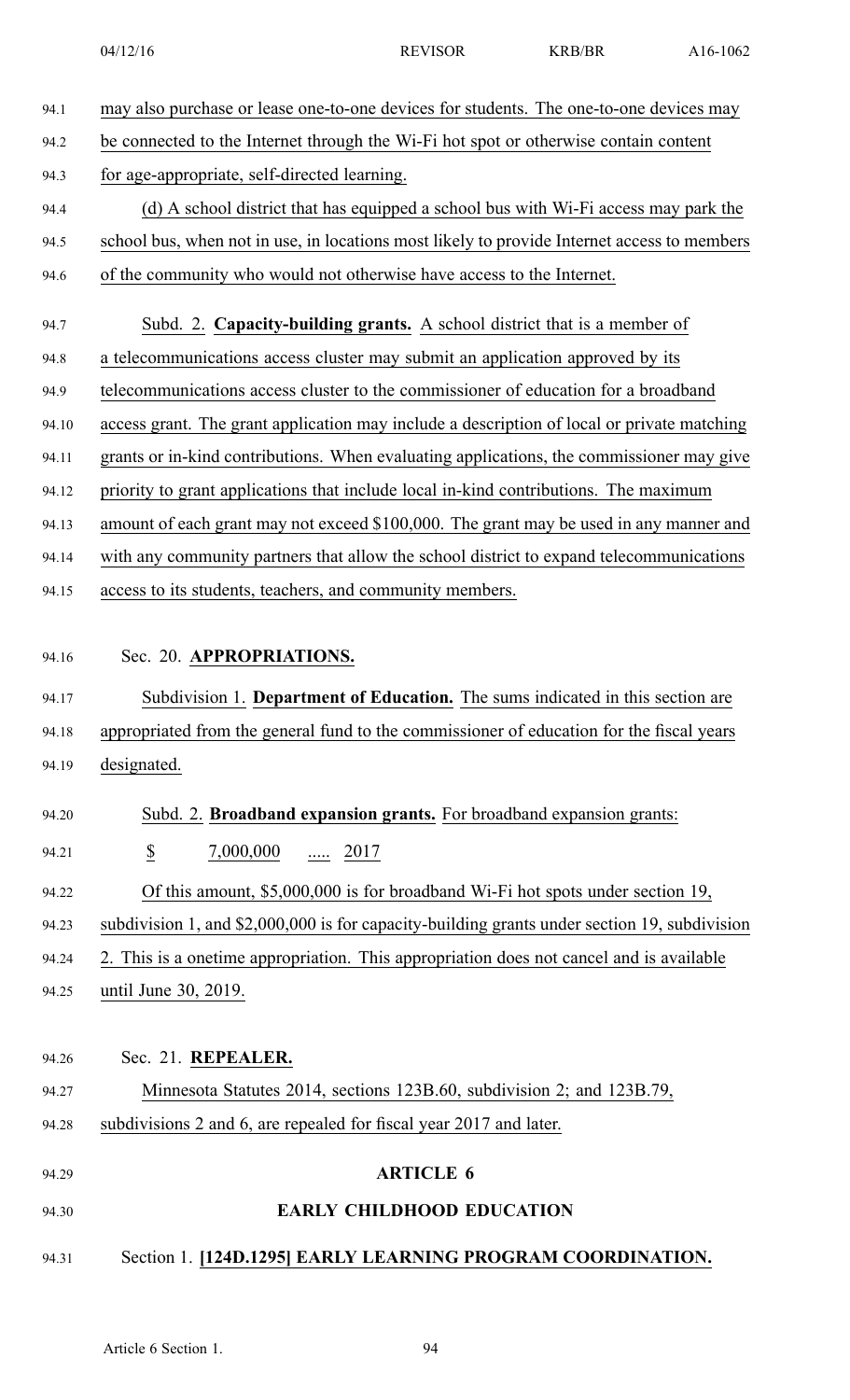may also purchase or lease one-to-one devices for students. The one-to-one devices may be connected to the Internet through the Wi-Fi hot spot or otherwise contain content for age-appropriate, self-directed learning.

(d) A school district that has equipped a school bus with Wi-Fi access may park the school bus, when not in use, in locations most likely to provide Internet access to members of the community who would not otherwise have access to the Internet.

Subd. 2. **Capacity-building grants.** A school district that is a member of a telecommunications access cluster may submit an application approved by its telecommunications access cluster to the commissioner of education for a broadband access grant. The grant application may include a description of local or private matching grants or in-kind contributions. When evaluating applications, the commissioner may give priority to grant applications that include local in-kind contributions. The maximum amount of each grant may not exceed $100,000. The grant may be used in any manner and with any community partners that allow the school district to expand telecommunications access to its students, teachers, and community members.

Sec. 20. **APPROPRIATIONS.**

Subdivision 1. **Department of Education.** The sums indicated in this section are appropriated from the general fund to the commissioner of education for the fiscal years designated.

Subd. 2. **Broadband expansion grants.** For broadband expansion grants:

$ 7,000,000 ..... 2017

Of this amount, $5,000,000 is for broadband Wi-Fi hot spots under section 19, subdivision 1, and $2,000,000 is for capacity-building grants under section 19, subdivision 2. This is a onetime appropriation. This appropriation does not cancel and is available until June 30, 2019.

Sec. 21. **REPEALER.**

Minnesota Statutes 2014, sections 123B.60, subdivision 2; and 123B.79, subdivisions 2 and 6, are repealed for fiscal year 2017 and later.

## ARTICLE 6

## EARLY CHILDHOOD EDUCATION

Section 1. **[124D.1295] EARLY LEARNING PROGRAM COORDINATION.**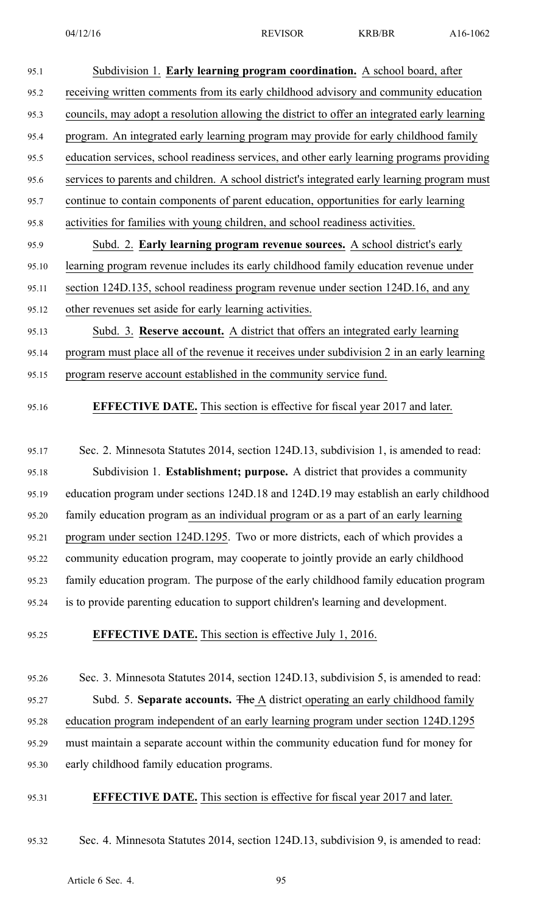Subdivision 1. **Early learning program coordination.** A school board, after receiving written comments from its early childhood advisory and community education councils, may adopt a resolution allowing the district to offer an integrated early learning program. An integrated early learning program may provide for early childhood family education services, school readiness services, and other early learning programs providing services to parents and children. A school district's integrated early learning program must continue to contain components of parent education, opportunities for early learning activities for families with young children, and school readiness activities.

Subd. 2. **Early learning program revenue sources.** A school district's early learning program revenue includes its early childhood family education revenue under section 124D.135, school readiness program revenue under section 124D.16, and any other revenues set aside for early learning activities.

Subd. 3. **Reserve account.** A district that offers an integrated early learning program must place all of the revenue it receives under subdivision 2 in an early learning program reserve account established in the community service fund.

**EFFECTIVE DATE.** This section is effective for fiscal year 2017 and later.

Sec. 2. Minnesota Statutes 2014, section 124D.13, subdivision 1, is amended to read:

Subdivision 1. **Establishment; purpose.** A district that provides a community education program under sections 124D.18 and 124D.19 may establish an early childhood family education program as an individual program or as a part of an early learning program under section 124D.1295. Two or more districts, each of which provides a community education program, may cooperate to jointly provide an early childhood family education program. The purpose of the early childhood family education program is to provide parenting education to support children's learning and development.

**EFFECTIVE DATE.** This section is effective July 1, 2016.

Sec. 3. Minnesota Statutes 2014, section 124D.13, subdivision 5, is amended to read:

Subd. 5. **Separate accounts.** ~~The~~ A district operating an early childhood family education program independent of an early learning program under section 124D.1295 must maintain a separate account within the community education fund for money for early childhood family education programs.

**EFFECTIVE DATE.** This section is effective for fiscal year 2017 and later.

Sec. 4. Minnesota Statutes 2014, section 124D.13, subdivision 9, is amended to read: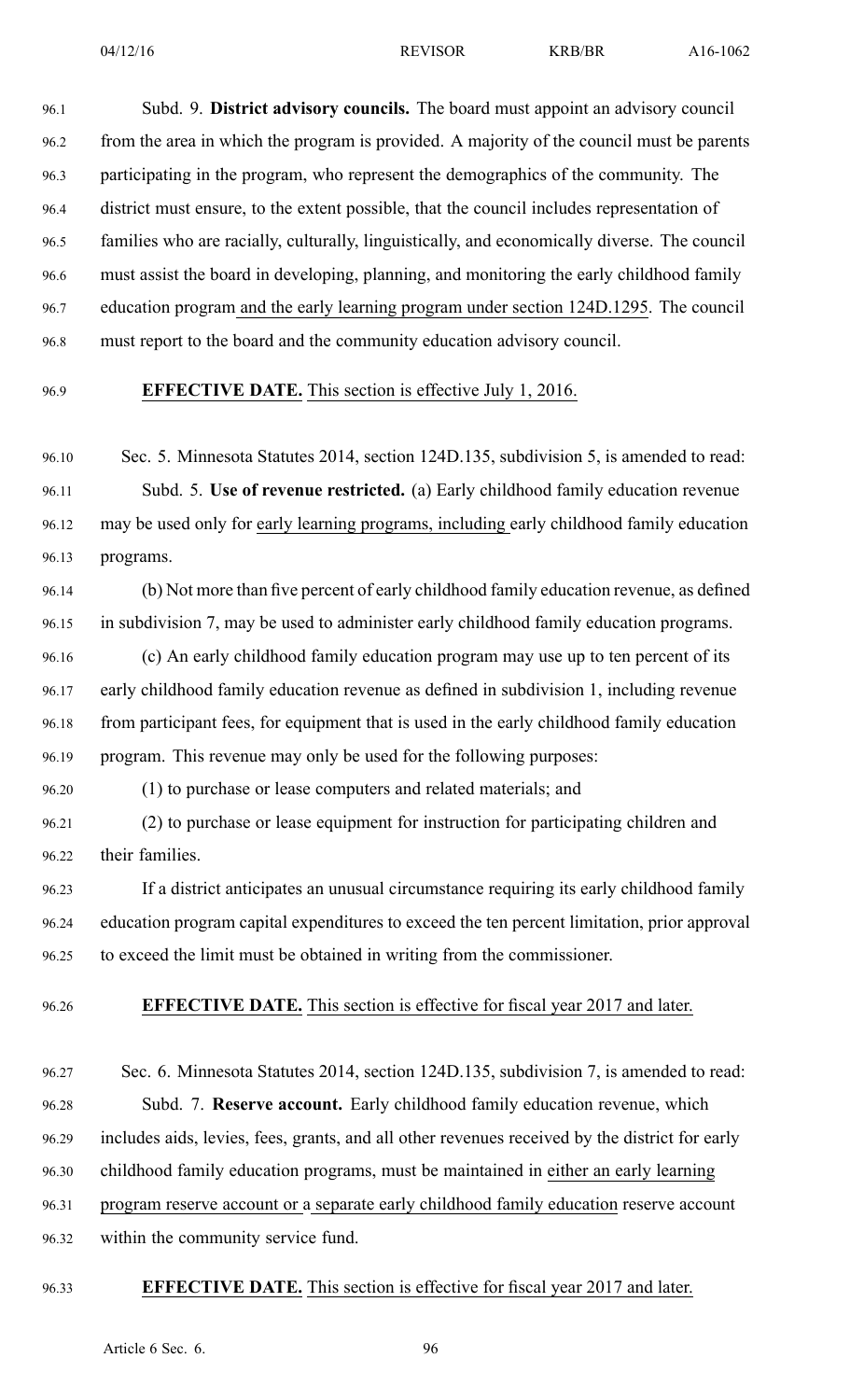Subd. 9. **District advisory councils.** The board must appoint an advisory council from the area in which the program is provided. A majority of the council must be parents participating in the program, who represent the demographics of the community. The district must ensure, to the extent possible, that the council includes representation of families who are racially, culturally, linguistically, and economically diverse. The council must assist the board in developing, planning, and monitoring the early childhood family education program and the early learning program under section 124D.1295. The council must report to the board and the community education advisory council.

**EFFECTIVE DATE.** This section is effective July 1, 2016.

Sec. 5. Minnesota Statutes 2014, section 124D.135, subdivision 5, is amended to read:

Subd. 5. **Use of revenue restricted.** (a) Early childhood family education revenue may be used only for early learning programs, including early childhood family education programs.

(b) Not more than five percent of early childhood family education revenue, as defined in subdivision 7, may be used to administer early childhood family education programs.

(c) An early childhood family education program may use up to ten percent of its early childhood family education revenue as defined in subdivision 1, including revenue from participant fees, for equipment that is used in the early childhood family education program. This revenue may only be used for the following purposes:

(1) to purchase or lease computers and related materials; and

(2) to purchase or lease equipment for instruction for participating children and their families.

If a district anticipates an unusual circumstance requiring its early childhood family education program capital expenditures to exceed the ten percent limitation, prior approval to exceed the limit must be obtained in writing from the commissioner.

**EFFECTIVE DATE.** This section is effective for fiscal year 2017 and later.

Sec. 6. Minnesota Statutes 2014, section 124D.135, subdivision 7, is amended to read:

Subd. 7. **Reserve account.** Early childhood family education revenue, which includes aids, levies, fees, grants, and all other revenues received by the district for early childhood family education programs, must be maintained in either an early learning program reserve account or a separate early childhood family education reserve account within the community service fund.

**EFFECTIVE DATE.** This section is effective for fiscal year 2017 and later.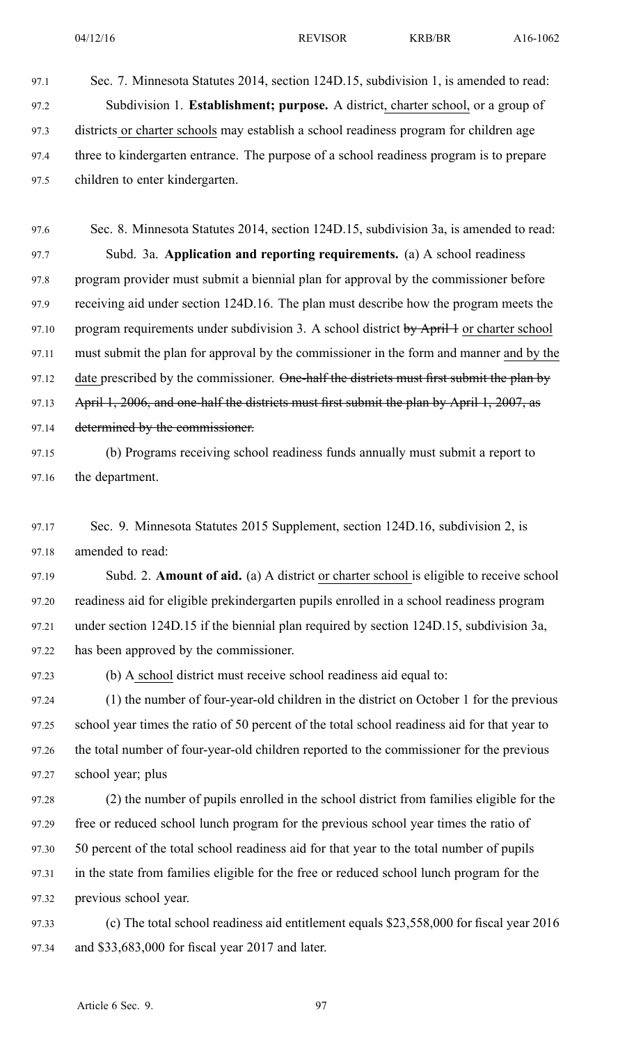Sec. 7. Minnesota Statutes 2014, section 124D.15, subdivision 1, is amended to read:

Subdivision 1. **Establishment; purpose.** A district, charter school, or a group of districts or charter schools may establish a school readiness program for children age three to kindergarten entrance. The purpose of a school readiness program is to prepare children to enter kindergarten.

Sec. 8. Minnesota Statutes 2014, section 124D.15, subdivision 3a, is amended to read:

Subd. 3a. **Application and reporting requirements.** (a) A school readiness program provider must submit a biennial plan for approval by the commissioner before receiving aid under section 124D.16. The plan must describe how the program meets the program requirements under subdivision 3. A school district ~~by April 1~~ or charter school must submit the plan for approval by the commissioner in the form and manner and by the date prescribed by the commissioner. ~~One-half the districts must first submit the plan by April 1, 2006, and one-half the districts must first submit the plan by April 1, 2007, as determined by the commissioner.~~

(b) Programs receiving school readiness funds annually must submit a report to the department.

Sec. 9. Minnesota Statutes 2015 Supplement, section 124D.16, subdivision 2, is amended to read:

Subd. 2. **Amount of aid.** (a) A district or charter school is eligible to receive school readiness aid for eligible prekindergarten pupils enrolled in a school readiness program under section 124D.15 if the biennial plan required by section 124D.15, subdivision 3a, has been approved by the commissioner.

(b) A school district must receive school readiness aid equal to:

(1) the number of four-year-old children in the district on October 1 for the previous school year times the ratio of 50 percent of the total school readiness aid for that year to the total number of four-year-old children reported to the commissioner for the previous school year; plus

(2) the number of pupils enrolled in the school district from families eligible for the free or reduced school lunch program for the previous school year times the ratio of 50 percent of the total school readiness aid for that year to the total number of pupils in the state from families eligible for the free or reduced school lunch program for the previous school year.

(c) The total school readiness aid entitlement equals $23,558,000 for fiscal year 2016 and $33,683,000 for fiscal year 2017 and later.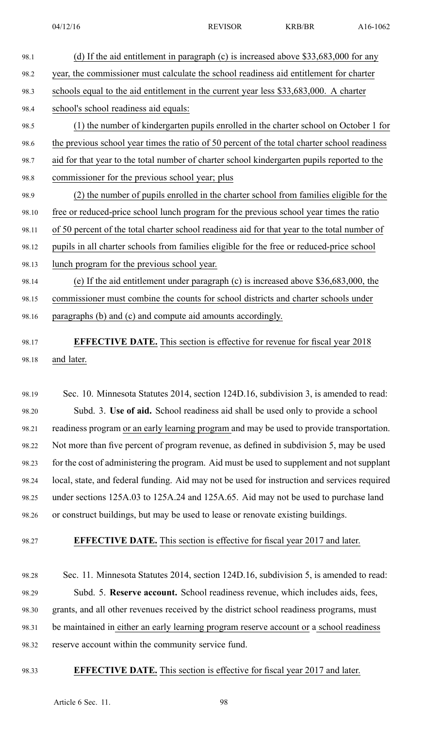(d) If the aid entitlement in paragraph (c) is increased above $33,683,000 for any year, the commissioner must calculate the school readiness aid entitlement for charter schools equal to the aid entitlement in the current year less $33,683,000. A charter school's school readiness aid equals:

(1) the number of kindergarten pupils enrolled in the charter school on October 1 for the previous school year times the ratio of 50 percent of the total charter school readiness aid for that year to the total number of charter school kindergarten pupils reported to the commissioner for the previous school year; plus

(2) the number of pupils enrolled in the charter school from families eligible for the free or reduced-price school lunch program for the previous school year times the ratio of 50 percent of the total charter school readiness aid for that year to the total number of pupils in all charter schools from families eligible for the free or reduced-price school lunch program for the previous school year.

(e) If the aid entitlement under paragraph (c) is increased above $36,683,000, the commissioner must combine the counts for school districts and charter schools under paragraphs (b) and (c) and compute aid amounts accordingly.

**EFFECTIVE DATE.** This section is effective for revenue for fiscal year 2018 and later.

Sec. 10. Minnesota Statutes 2014, section 124D.16, subdivision 3, is amended to read:

Subd. 3. **Use of aid.** School readiness aid shall be used only to provide a school readiness program or an early learning program and may be used to provide transportation. Not more than five percent of program revenue, as defined in subdivision 5, may be used for the cost of administering the program. Aid must be used to supplement and not supplant local, state, and federal funding. Aid may not be used for instruction and services required under sections 125A.03 to 125A.24 and 125A.65. Aid may not be used to purchase land or construct buildings, but may be used to lease or renovate existing buildings.

**EFFECTIVE DATE.** This section is effective for fiscal year 2017 and later.

Sec. 11. Minnesota Statutes 2014, section 124D.16, subdivision 5, is amended to read:

Subd. 5. **Reserve account.** School readiness revenue, which includes aids, fees, grants, and all other revenues received by the district school readiness programs, must be maintained in either an early learning program reserve account or a school readiness reserve account within the community service fund.

**EFFECTIVE DATE.** This section is effective for fiscal year 2017 and later.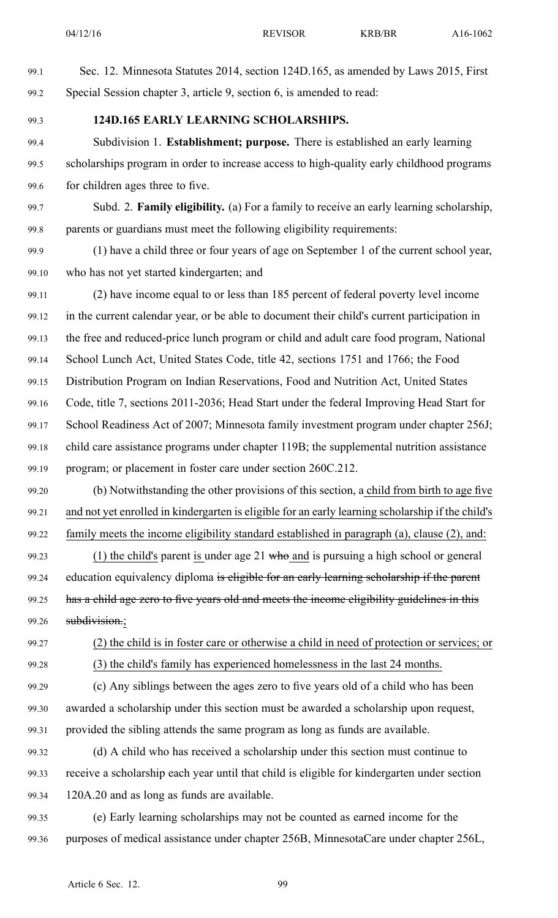Sec. 12. Minnesota Statutes 2014, section 124D.165, as amended by Laws 2015, First Special Session chapter 3, article 9, section 6, is amended to read:

**124D.165 EARLY LEARNING SCHOLARSHIPS.**

Subdivision 1. **Establishment; purpose.** There is established an early learning scholarships program in order to increase access to high-quality early childhood programs for children ages three to five.

Subd. 2. **Family eligibility.** (a) For a family to receive an early learning scholarship, parents or guardians must meet the following eligibility requirements:

(1) have a child three or four years of age on September 1 of the current school year, who has not yet started kindergarten; and

(2) have income equal to or less than 185 percent of federal poverty level income in the current calendar year, or be able to document their child's current participation in the free and reduced-price lunch program or child and adult care food program, National School Lunch Act, United States Code, title 42, sections 1751 and 1766; the Food Distribution Program on Indian Reservations, Food and Nutrition Act, United States Code, title 7, sections 2011-2036; Head Start under the federal Improving Head Start for School Readiness Act of 2007; Minnesota family investment program under chapter 256J; child care assistance programs under chapter 119B; the supplemental nutrition assistance program; or placement in foster care under section 260C.212.

(b) Notwithstanding the other provisions of this section, a child from birth to age five and not yet enrolled in kindergarten is eligible for an early learning scholarship if the child's family meets the income eligibility standard established in paragraph (a), clause (2), and:

(1) the child's parent is under age 21 ~~who~~ and is pursuing a high school or general education equivalency diploma ~~is eligible for an early learning scholarship if the parent has a child age zero to five years old and meets the income eligibility guidelines in this subdivision.~~;

(2) the child is in foster care or otherwise a child in need of protection or services; or

(3) the child's family has experienced homelessness in the last 24 months.

(c) Any siblings between the ages zero to five years old of a child who has been awarded a scholarship under this section must be awarded a scholarship upon request, provided the sibling attends the same program as long as funds are available.

(d) A child who has received a scholarship under this section must continue to receive a scholarship each year until that child is eligible for kindergarten under section 120A.20 and as long as funds are available.

(e) Early learning scholarships may not be counted as earned income for the purposes of medical assistance under chapter 256B, MinnesotaCare under chapter 256L,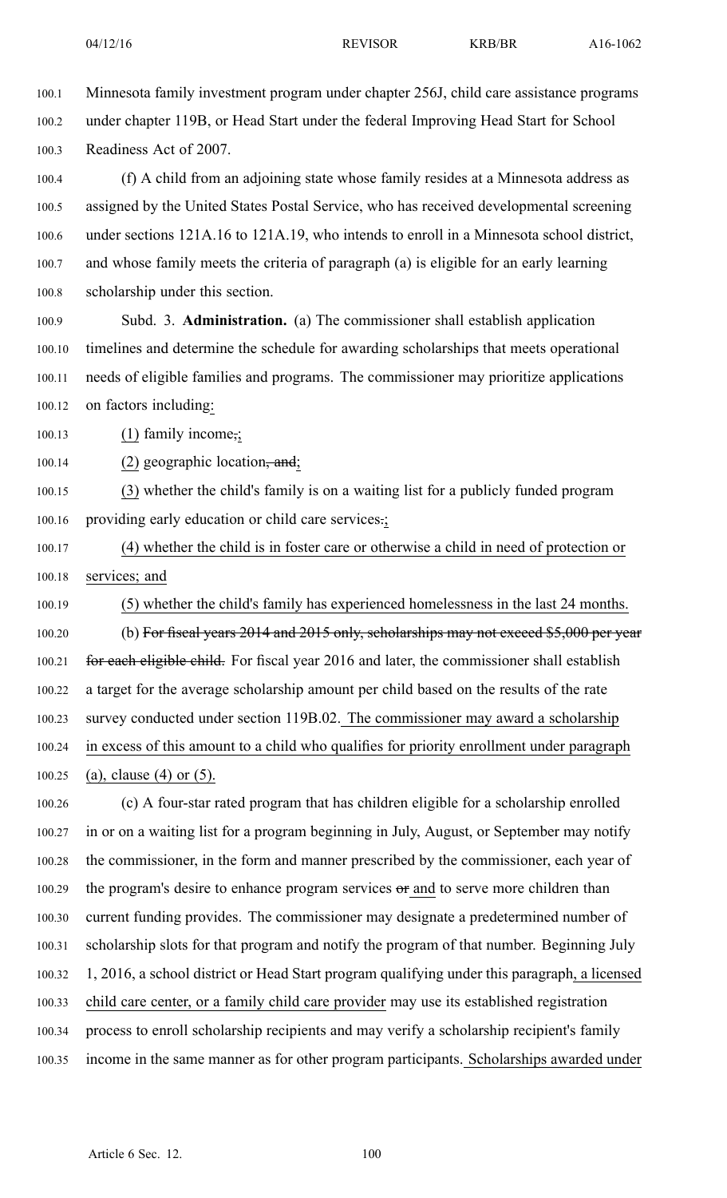Minnesota family investment program under chapter 256J, child care assistance programs under chapter 119B, or Head Start under the federal Improving Head Start for School Readiness Act of 2007.

(f) A child from an adjoining state whose family resides at a Minnesota address as assigned by the United States Postal Service, who has received developmental screening under sections 121A.16 to 121A.19, who intends to enroll in a Minnesota school district, and whose family meets the criteria of paragraph (a) is eligible for an early learning scholarship under this section.

Subd. 3. **Administration.** (a) The commissioner shall establish application timelines and determine the schedule for awarding scholarships that meets operational needs of eligible families and programs. The commissioner may prioritize applications on factors including:

(1) family income,;

(2) geographic location, and;

(3) whether the child's family is on a waiting list for a publicly funded program providing early education or child care services.;

(4) whether the child is in foster care or otherwise a child in need of protection or services; and

(5) whether the child's family has experienced homelessness in the last 24 months.

(b) For fiscal years 2014 and 2015 only, scholarships may not exceed $5,000 per year for each eligible child. For fiscal year 2016 and later, the commissioner shall establish a target for the average scholarship amount per child based on the results of the rate survey conducted under section 119B.02. The commissioner may award a scholarship in excess of this amount to a child who qualifies for priority enrollment under paragraph (a), clause (4) or (5).

(c) A four-star rated program that has children eligible for a scholarship enrolled in or on a waiting list for a program beginning in July, August, or September may notify the commissioner, in the form and manner prescribed by the commissioner, each year of the program's desire to enhance program services or and to serve more children than current funding provides. The commissioner may designate a predetermined number of scholarship slots for that program and notify the program of that number. Beginning July 1, 2016, a school district or Head Start program qualifying under this paragraph, a licensed child care center, or a family child care provider may use its established registration process to enroll scholarship recipients and may verify a scholarship recipient's family income in the same manner as for other program participants. Scholarships awarded under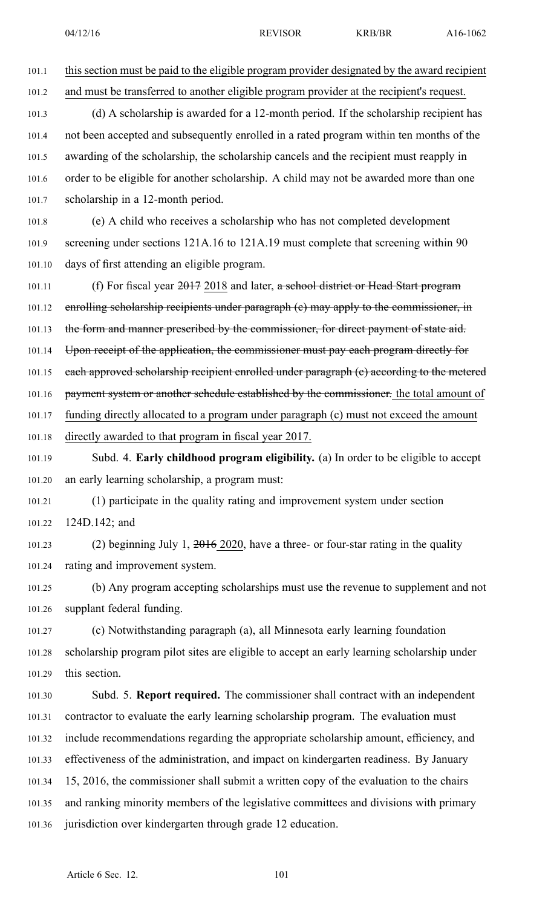this section must be paid to the eligible program provider designated by the award recipient and must be transferred to another eligible program provider at the recipient's request.

(d) A scholarship is awarded for a 12-month period. If the scholarship recipient has not been accepted and subsequently enrolled in a rated program within ten months of the awarding of the scholarship, the scholarship cancels and the recipient must reapply in order to be eligible for another scholarship. A child may not be awarded more than one scholarship in a 12-month period.

(e) A child who receives a scholarship who has not completed development screening under sections 121A.16 to 121A.19 must complete that screening within 90 days of first attending an eligible program.

(f) For fiscal year ~~2017~~ 2018 and later, ~~a school district or Head Start program enrolling scholarship recipients under paragraph (c) may apply to the commissioner, in the form and manner prescribed by the commissioner, for direct payment of state aid. Upon receipt of the application, the commissioner must pay each program directly for each approved scholarship recipient enrolled under paragraph (c) according to the metered payment system or another schedule established by the commissioner.~~ the total amount of funding directly allocated to a program under paragraph (c) must not exceed the amount directly awarded to that program in fiscal year 2017.

Subd. 4. **Early childhood program eligibility.** (a) In order to be eligible to accept an early learning scholarship, a program must:

(1) participate in the quality rating and improvement system under section 124D.142; and

(2) beginning July 1, ~~2016~~ 2020, have a three- or four-star rating in the quality rating and improvement system.

(b) Any program accepting scholarships must use the revenue to supplement and not supplant federal funding.

(c) Notwithstanding paragraph (a), all Minnesota early learning foundation scholarship program pilot sites are eligible to accept an early learning scholarship under this section.

Subd. 5. **Report required.** The commissioner shall contract with an independent contractor to evaluate the early learning scholarship program. The evaluation must include recommendations regarding the appropriate scholarship amount, efficiency, and effectiveness of the administration, and impact on kindergarten readiness. By January 15, 2016, the commissioner shall submit a written copy of the evaluation to the chairs and ranking minority members of the legislative committees and divisions with primary jurisdiction over kindergarten through grade 12 education.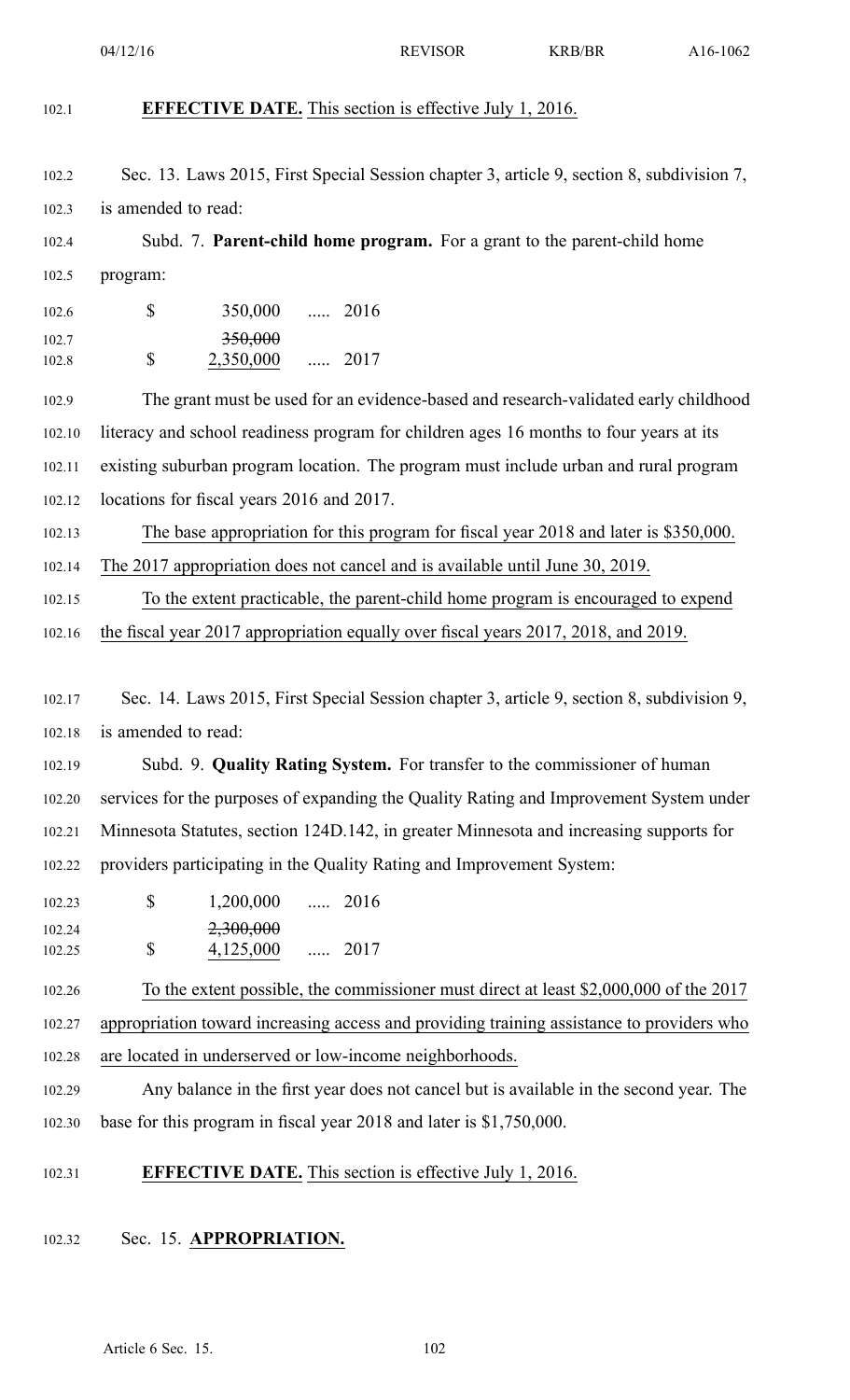**EFFECTIVE DATE.** This section is effective July 1, 2016.

Sec. 13. Laws 2015, First Special Session chapter 3, article 9, section 8, subdivision 7, is amended to read:

Subd. 7. **Parent-child home program.** For a grant to the parent-child home program:

| | | | |
|---|---|---|---|
| $ | 350,000 | ..... | 2016 |
| $ | ~~350,000~~ 2,350,000 | ..... | 2017 |

The grant must be used for an evidence-based and research-validated early childhood literacy and school readiness program for children ages 16 months to four years at its existing suburban program location. The program must include urban and rural program locations for fiscal years 2016 and 2017.

The base appropriation for this program for fiscal year 2018 and later is $350,000. The 2017 appropriation does not cancel and is available until June 30, 2019.

To the extent practicable, the parent-child home program is encouraged to expend the fiscal year 2017 appropriation equally over fiscal years 2017, 2018, and 2019.

Sec. 14. Laws 2015, First Special Session chapter 3, article 9, section 8, subdivision 9, is amended to read:

Subd. 9. **Quality Rating System.** For transfer to the commissioner of human services for the purposes of expanding the Quality Rating and Improvement System under Minnesota Statutes, section 124D.142, in greater Minnesota and increasing supports for providers participating in the Quality Rating and Improvement System:

| | | | |
|---|---|---|---|
| $ | 1,200,000 | ..... | 2016 |
| $ | ~~2,300,000~~ 4,125,000 | ..... | 2017 |

To the extent possible, the commissioner must direct at least $2,000,000 of the 2017 appropriation toward increasing access and providing training assistance to providers who are located in underserved or low-income neighborhoods.

Any balance in the first year does not cancel but is available in the second year. The base for this program in fiscal year 2018 and later is $1,750,000.

**EFFECTIVE DATE.** This section is effective July 1, 2016.

Sec. 15. **APPROPRIATION.**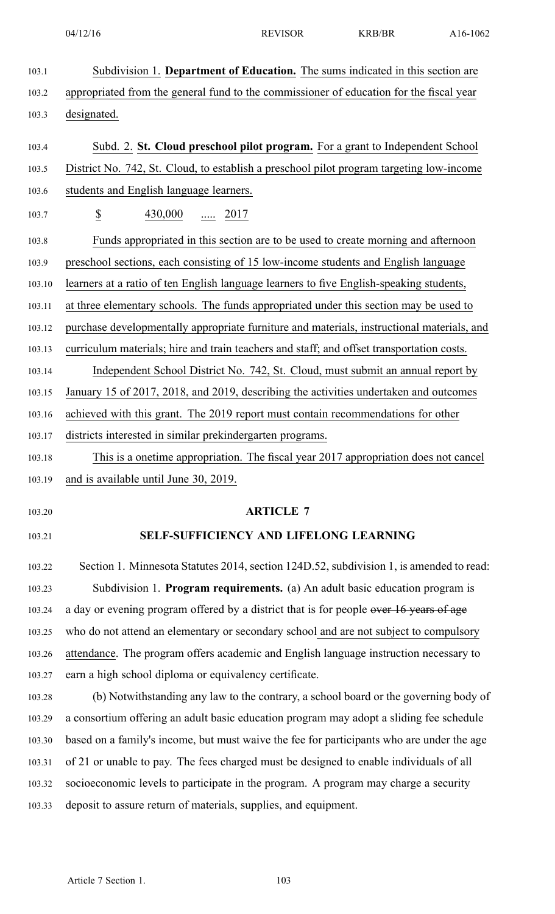Subdivision 1. **Department of Education.** The sums indicated in this section are appropriated from the general fund to the commissioner of education for the fiscal year designated.

Subd. 2. **St. Cloud preschool pilot program.** For a grant to Independent School District No. 742, St. Cloud, to establish a preschool pilot program targeting low-income students and English language learners.

$ 430,000 ..... 2017

Funds appropriated in this section are to be used to create morning and afternoon preschool sections, each consisting of 15 low-income students and English language learners at a ratio of ten English language learners to five English-speaking students, at three elementary schools. The funds appropriated under this section may be used to purchase developmentally appropriate furniture and materials, instructional materials, and curriculum materials; hire and train teachers and staff; and offset transportation costs.

Independent School District No. 742, St. Cloud, must submit an annual report by January 15 of 2017, 2018, and 2019, describing the activities undertaken and outcomes achieved with this grant. The 2019 report must contain recommendations for other districts interested in similar prekindergarten programs.

This is a onetime appropriation. The fiscal year 2017 appropriation does not cancel and is available until June 30, 2019.

## ARTICLE 7

## SELF-SUFFICIENCY AND LIFELONG LEARNING

Section 1. Minnesota Statutes 2014, section 124D.52, subdivision 1, is amended to read:

Subdivision 1. **Program requirements.** (a) An adult basic education program is a day or evening program offered by a district that is for people ~~over 16 years of age~~ who do not attend an elementary or secondary school and are not subject to compulsory attendance. The program offers academic and English language instruction necessary to earn a high school diploma or equivalency certificate.

(b) Notwithstanding any law to the contrary, a school board or the governing body of a consortium offering an adult basic education program may adopt a sliding fee schedule based on a family's income, but must waive the fee for participants who are under the age of 21 or unable to pay. The fees charged must be designed to enable individuals of all socioeconomic levels to participate in the program. A program may charge a security deposit to assure return of materials, supplies, and equipment.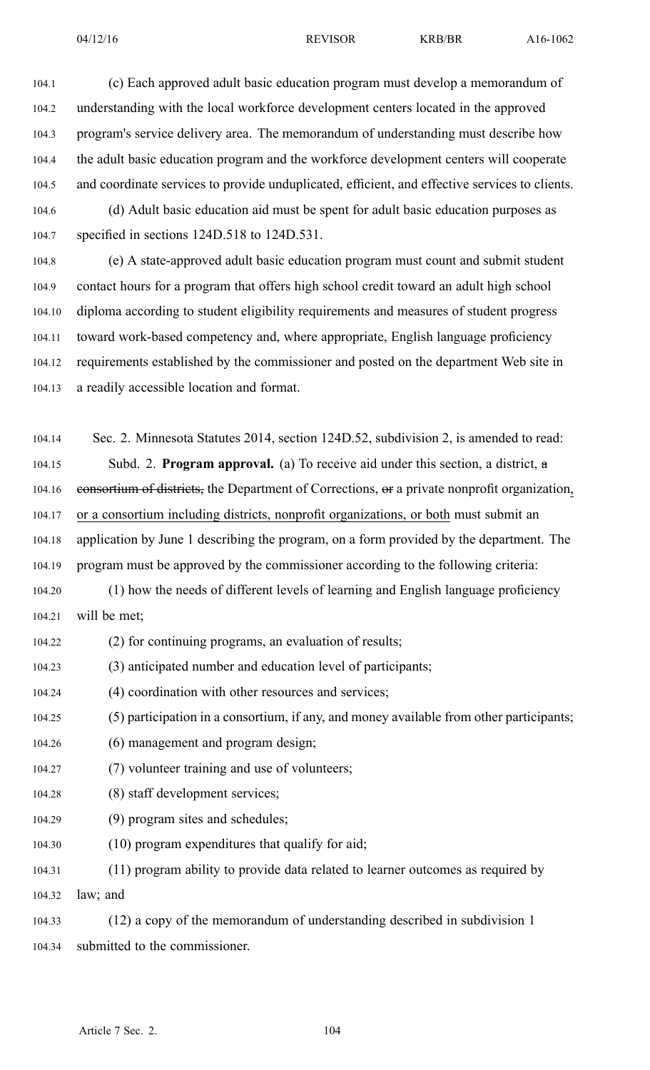(c) Each approved adult basic education program must develop a memorandum of understanding with the local workforce development centers located in the approved program's service delivery area. The memorandum of understanding must describe how the adult basic education program and the workforce development centers will cooperate and coordinate services to provide unduplicated, efficient, and effective services to clients.

(d) Adult basic education aid must be spent for adult basic education purposes as specified in sections 124D.518 to 124D.531.

(e) A state-approved adult basic education program must count and submit student contact hours for a program that offers high school credit toward an adult high school diploma according to student eligibility requirements and measures of student progress toward work-based competency and, where appropriate, English language proficiency requirements established by the commissioner and posted on the department Web site in a readily accessible location and format.

Sec. 2. Minnesota Statutes 2014, section 124D.52, subdivision 2, is amended to read:

Subd. 2. **Program approval.** (a) To receive aid under this section, a district, ~~a consortium of districts,~~ the Department of Corrections, ~~or~~ a private nonprofit organization, or a consortium including districts, nonprofit organizations, or both must submit an application by June 1 describing the program, on a form provided by the department. The program must be approved by the commissioner according to the following criteria:

(1) how the needs of different levels of learning and English language proficiency will be met;

(2) for continuing programs, an evaluation of results;

(3) anticipated number and education level of participants;

(4) coordination with other resources and services;

(5) participation in a consortium, if any, and money available from other participants;

(6) management and program design;

(7) volunteer training and use of volunteers;

(8) staff development services;

(9) program sites and schedules;

(10) program expenditures that qualify for aid;

(11) program ability to provide data related to learner outcomes as required by law; and

(12) a copy of the memorandum of understanding described in subdivision 1 submitted to the commissioner.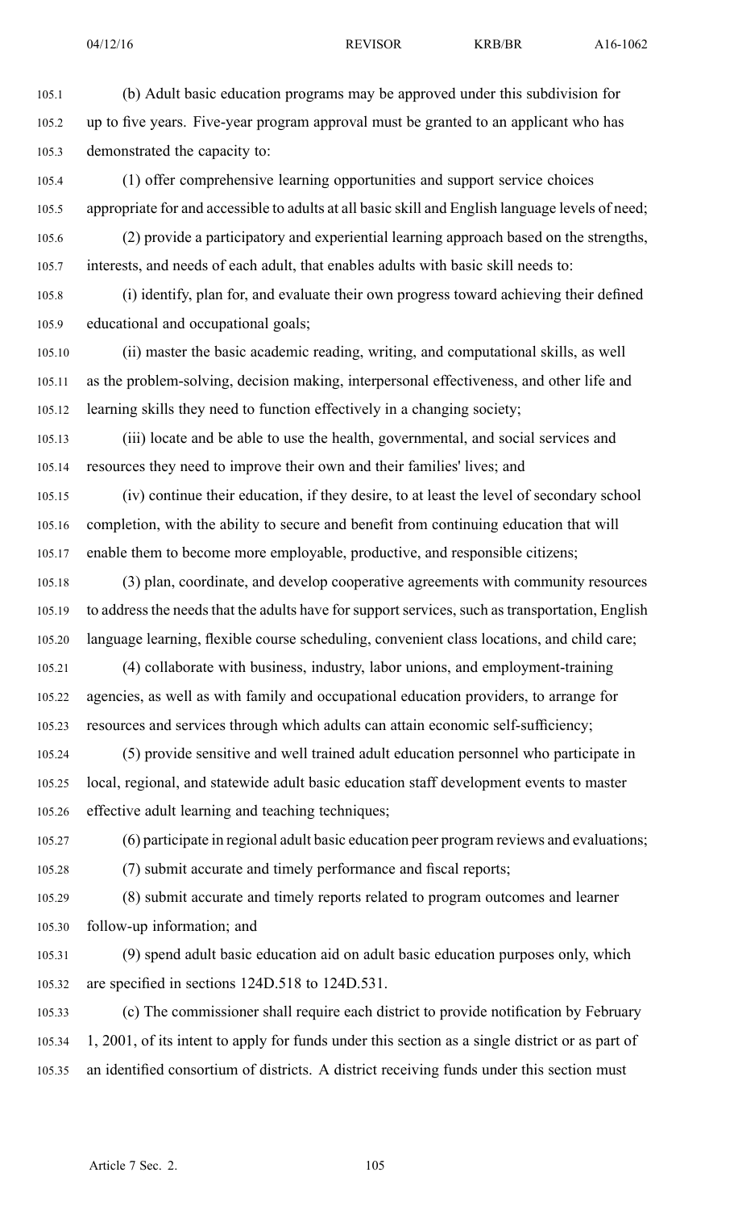(b) Adult basic education programs may be approved under this subdivision for up to five years. Five-year program approval must be granted to an applicant who has demonstrated the capacity to:

(1) offer comprehensive learning opportunities and support service choices appropriate for and accessible to adults at all basic skill and English language levels of need;

(2) provide a participatory and experiential learning approach based on the strengths, interests, and needs of each adult, that enables adults with basic skill needs to:

(i) identify, plan for, and evaluate their own progress toward achieving their defined educational and occupational goals;

(ii) master the basic academic reading, writing, and computational skills, as well as the problem-solving, decision making, interpersonal effectiveness, and other life and learning skills they need to function effectively in a changing society;

(iii) locate and be able to use the health, governmental, and social services and resources they need to improve their own and their families' lives; and

(iv) continue their education, if they desire, to at least the level of secondary school completion, with the ability to secure and benefit from continuing education that will enable them to become more employable, productive, and responsible citizens;

(3) plan, coordinate, and develop cooperative agreements with community resources to address the needs that the adults have for support services, such as transportation, English language learning, flexible course scheduling, convenient class locations, and child care;

(4) collaborate with business, industry, labor unions, and employment-training agencies, as well as with family and occupational education providers, to arrange for resources and services through which adults can attain economic self-sufficiency;

(5) provide sensitive and well trained adult education personnel who participate in local, regional, and statewide adult basic education staff development events to master effective adult learning and teaching techniques;

(6) participate in regional adult basic education peer program reviews and evaluations;

(7) submit accurate and timely performance and fiscal reports;

(8) submit accurate and timely reports related to program outcomes and learner follow-up information; and

(9) spend adult basic education aid on adult basic education purposes only, which are specified in sections 124D.518 to 124D.531.

(c) The commissioner shall require each district to provide notification by February 1, 2001, of its intent to apply for funds under this section as a single district or as part of an identified consortium of districts. A district receiving funds under this section must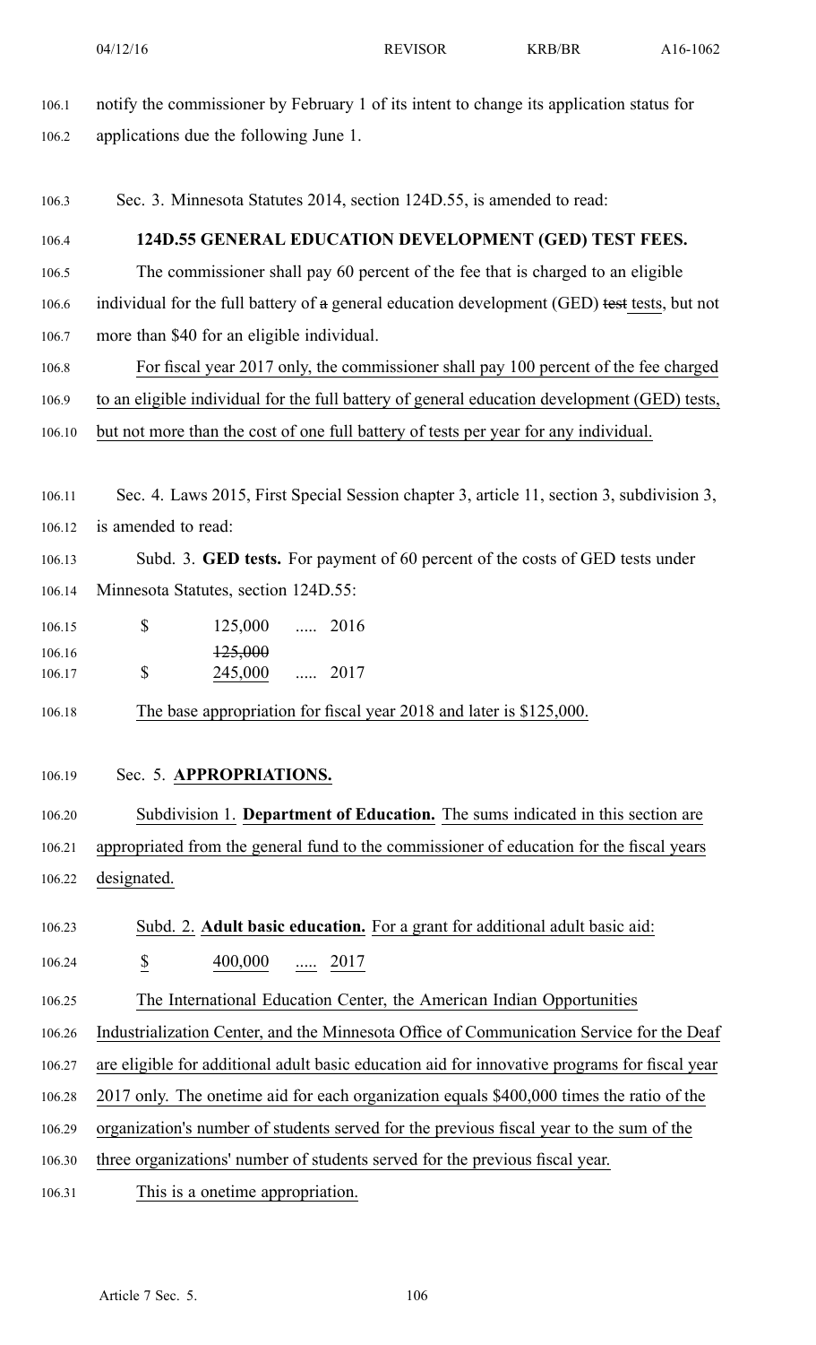notify the commissioner by February 1 of its intent to change its application status for applications due the following June 1.

Sec. 3. Minnesota Statutes 2014, section 124D.55, is amended to read:

**124D.55 GENERAL EDUCATION DEVELOPMENT (GED) TEST FEES.**

The commissioner shall pay 60 percent of the fee that is charged to an eligible individual for the full battery of ~~a~~ general education development (GED) ~~test~~ tests, but not more than $40 for an eligible individual.

For fiscal year 2017 only, the commissioner shall pay 100 percent of the fee charged to an eligible individual for the full battery of general education development (GED) tests, but not more than the cost of one full battery of tests per year for any individual.

Sec. 4. Laws 2015, First Special Session chapter 3, article 11, section 3, subdivision 3, is amended to read:

Subd. 3. **GED tests.** For payment of 60 percent of the costs of GED tests under Minnesota Statutes, section 124D.55:

| | | | |
|---|---|---|---|
| $ | 125,000 | ..... | 2016 |
| $ | ~~125,000~~ 245,000 | ..... | 2017 |

The base appropriation for fiscal year 2018 and later is $125,000.

Sec. 5. **APPROPRIATIONS.**

Subdivision 1. **Department of Education.** The sums indicated in this section are appropriated from the general fund to the commissioner of education for the fiscal years designated.

Subd. 2. **Adult basic education.** For a grant for additional adult basic aid:

| | | | |
|---|---|---|---|
| $ | 400,000 | ..... | 2017 |

The International Education Center, the American Indian Opportunities Industrialization Center, and the Minnesota Office of Communication Service for the Deaf are eligible for additional adult basic education aid for innovative programs for fiscal year 2017 only. The onetime aid for each organization equals $400,000 times the ratio of the organization's number of students served for the previous fiscal year to the sum of the three organizations' number of students served for the previous fiscal year.

This is a onetime appropriation.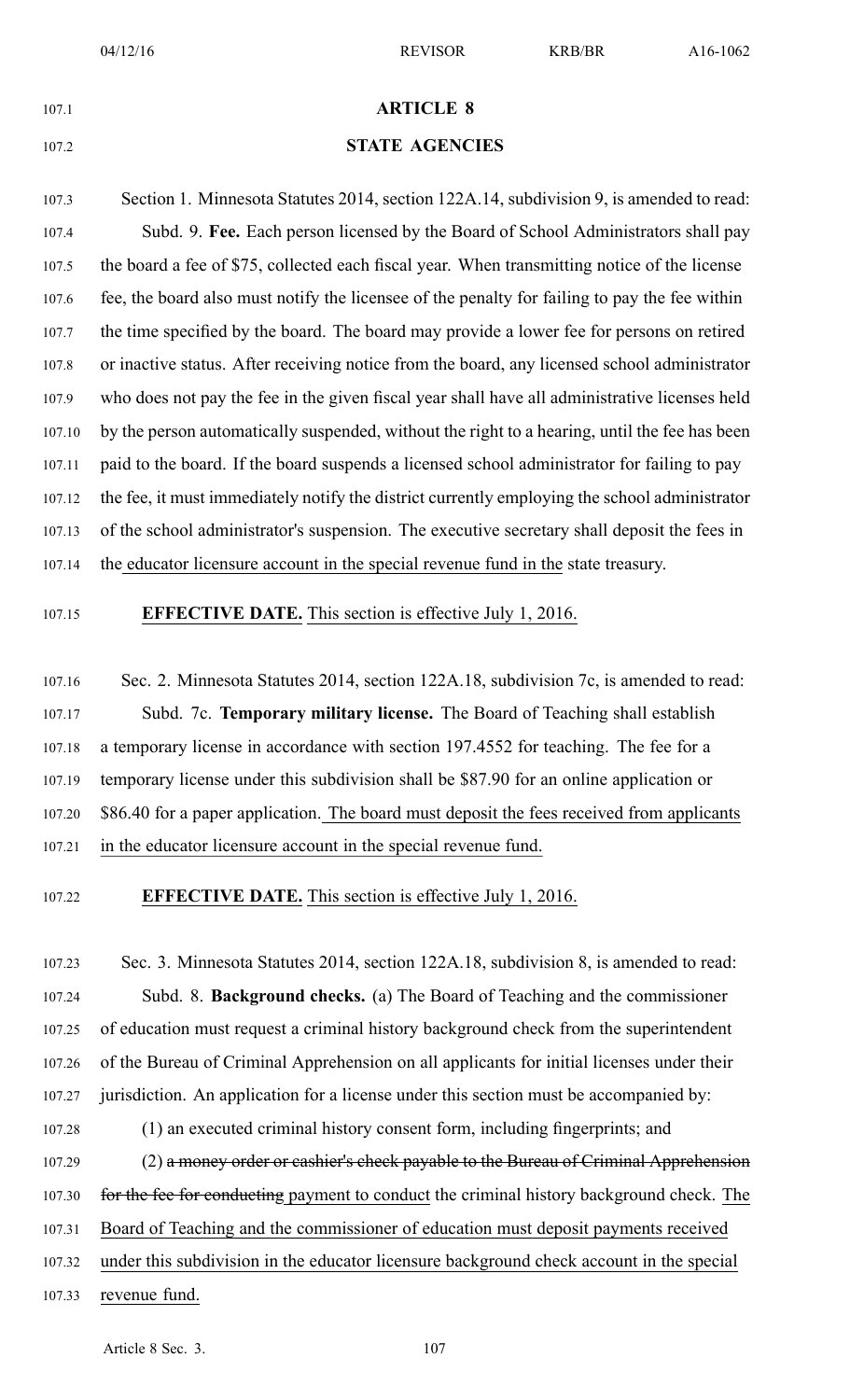## ARTICLE 8

## STATE AGENCIES

Section 1. Minnesota Statutes 2014, section 122A.14, subdivision 9, is amended to read:

Subd. 9. **Fee.** Each person licensed by the Board of School Administrators shall pay the board a fee of $75, collected each fiscal year. When transmitting notice of the license fee, the board also must notify the licensee of the penalty for failing to pay the fee within the time specified by the board. The board may provide a lower fee for persons on retired or inactive status. After receiving notice from the board, any licensed school administrator who does not pay the fee in the given fiscal year shall have all administrative licenses held by the person automatically suspended, without the right to a hearing, until the fee has been paid to the board. If the board suspends a licensed school administrator for failing to pay the fee, it must immediately notify the district currently employing the school administrator of the school administrator's suspension. The executive secretary shall deposit the fees in the educator licensure account in the special revenue fund in the state treasury.

**EFFECTIVE DATE.** This section is effective July 1, 2016.

Sec. 2. Minnesota Statutes 2014, section 122A.18, subdivision 7c, is amended to read:

Subd. 7c. **Temporary military license.** The Board of Teaching shall establish a temporary license in accordance with section 197.4552 for teaching. The fee for a temporary license under this subdivision shall be $87.90 for an online application or $86.40 for a paper application. The board must deposit the fees received from applicants in the educator licensure account in the special revenue fund.

**EFFECTIVE DATE.** This section is effective July 1, 2016.

Sec. 3. Minnesota Statutes 2014, section 122A.18, subdivision 8, is amended to read:

Subd. 8. **Background checks.** (a) The Board of Teaching and the commissioner of education must request a criminal history background check from the superintendent of the Bureau of Criminal Apprehension on all applicants for initial licenses under their jurisdiction. An application for a license under this section must be accompanied by:

(1) an executed criminal history consent form, including fingerprints; and

(2) ~~a money order or cashier's check payable to the Bureau of Criminal Apprehension for the fee for conducting~~ payment to conduct the criminal history background check. The Board of Teaching and the commissioner of education must deposit payments received under this subdivision in the educator licensure background check account in the special revenue fund.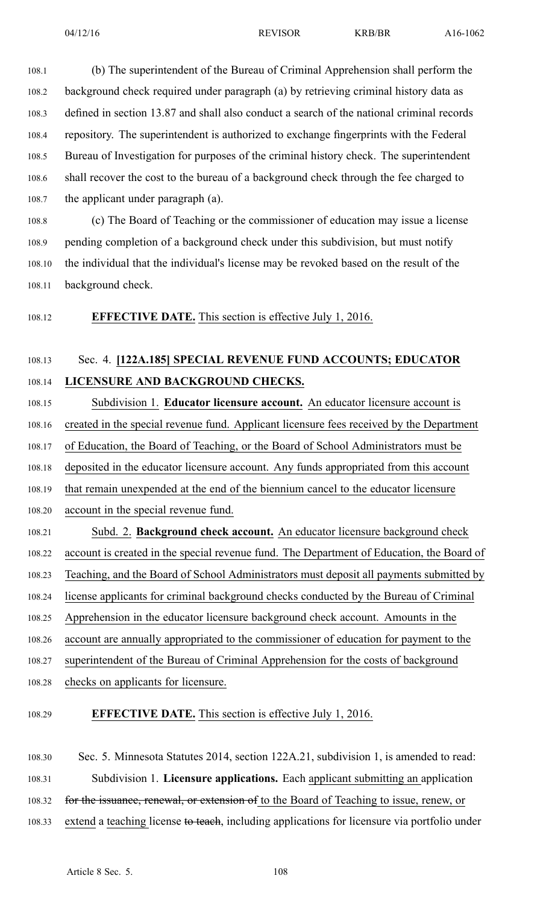(b) The superintendent of the Bureau of Criminal Apprehension shall perform the background check required under paragraph (a) by retrieving criminal history data as defined in section 13.87 and shall also conduct a search of the national criminal records repository. The superintendent is authorized to exchange fingerprints with the Federal Bureau of Investigation for purposes of the criminal history check. The superintendent shall recover the cost to the bureau of a background check through the fee charged to the applicant under paragraph (a).

(c) The Board of Teaching or the commissioner of education may issue a license pending completion of a background check under this subdivision, but must notify the individual that the individual's license may be revoked based on the result of the background check.

**EFFECTIVE DATE.** This section is effective July 1, 2016.

Sec. 4. **[122A.185] SPECIAL REVENUE FUND ACCOUNTS; EDUCATOR LICENSURE AND BACKGROUND CHECKS.**

Subdivision 1. **Educator licensure account.** An educator licensure account is created in the special revenue fund. Applicant licensure fees received by the Department of Education, the Board of Teaching, or the Board of School Administrators must be deposited in the educator licensure account. Any funds appropriated from this account that remain unexpended at the end of the biennium cancel to the educator licensure account in the special revenue fund.

Subd. 2. **Background check account.** An educator licensure background check account is created in the special revenue fund. The Department of Education, the Board of Teaching, and the Board of School Administrators must deposit all payments submitted by license applicants for criminal background checks conducted by the Bureau of Criminal Apprehension in the educator licensure background check account. Amounts in the account are annually appropriated to the commissioner of education for payment to the superintendent of the Bureau of Criminal Apprehension for the costs of background checks on applicants for licensure.

**EFFECTIVE DATE.** This section is effective July 1, 2016.

Sec. 5. Minnesota Statutes 2014, section 122A.21, subdivision 1, is amended to read:

Subdivision 1. **Licensure applications.** Each applicant submitting an application ~~for the issuance, renewal, or extension of~~ to the Board of Teaching to issue, renew, or extend a teaching license ~~to teach~~, including applications for licensure via portfolio under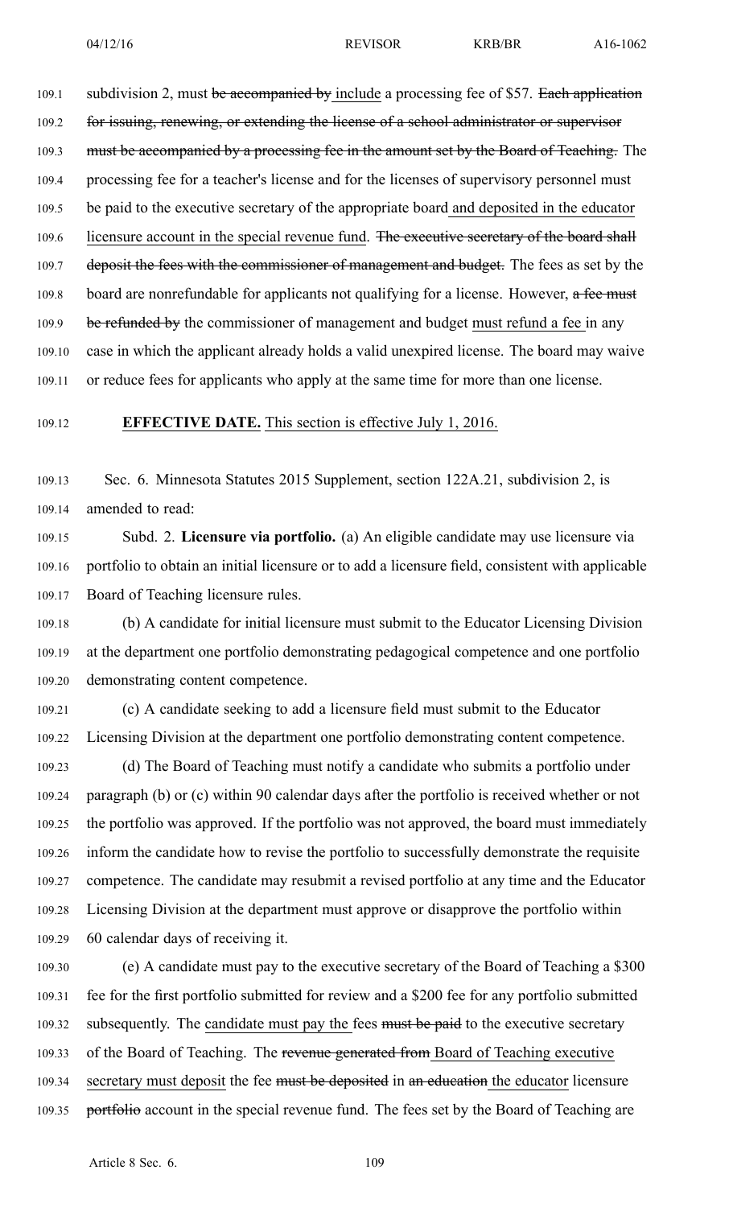subdivision 2, must ~~be accompanied by~~ include a processing fee of $57. ~~Each application for issuing, renewing, or extending the license of a school administrator or supervisor must be accompanied by a processing fee in the amount set by the Board of Teaching.~~ The processing fee for a teacher's license and for the licenses of supervisory personnel must be paid to the executive secretary of the appropriate board and deposited in the educator licensure account in the special revenue fund. ~~The executive secretary of the board shall deposit the fees with the commissioner of management and budget.~~ The fees as set by the board are nonrefundable for applicants not qualifying for a license. However, ~~a fee must be refunded by~~ the commissioner of management and budget must refund a fee in any case in which the applicant already holds a valid unexpired license. The board may waive or reduce fees for applicants who apply at the same time for more than one license.

**EFFECTIVE DATE.** This section is effective July 1, 2016.

Sec. 6. Minnesota Statutes 2015 Supplement, section 122A.21, subdivision 2, is amended to read:

Subd. 2. **Licensure via portfolio.** (a) An eligible candidate may use licensure via portfolio to obtain an initial licensure or to add a licensure field, consistent with applicable Board of Teaching licensure rules.

(b) A candidate for initial licensure must submit to the Educator Licensing Division at the department one portfolio demonstrating pedagogical competence and one portfolio demonstrating content competence.

(c) A candidate seeking to add a licensure field must submit to the Educator Licensing Division at the department one portfolio demonstrating content competence.

(d) The Board of Teaching must notify a candidate who submits a portfolio under paragraph (b) or (c) within 90 calendar days after the portfolio is received whether or not the portfolio was approved. If the portfolio was not approved, the board must immediately inform the candidate how to revise the portfolio to successfully demonstrate the requisite competence. The candidate may resubmit a revised portfolio at any time and the Educator Licensing Division at the department must approve or disapprove the portfolio within 60 calendar days of receiving it.

(e) A candidate must pay to the executive secretary of the Board of Teaching a $300 fee for the first portfolio submitted for review and a $200 fee for any portfolio submitted subsequently. The candidate must pay the fees ~~must be paid~~ to the executive secretary of the Board of Teaching. The ~~revenue generated from~~ Board of Teaching executive secretary must deposit the fee ~~must be deposited~~ in ~~an education~~ the educator licensure ~~portfolio~~ account in the special revenue fund. The fees set by the Board of Teaching are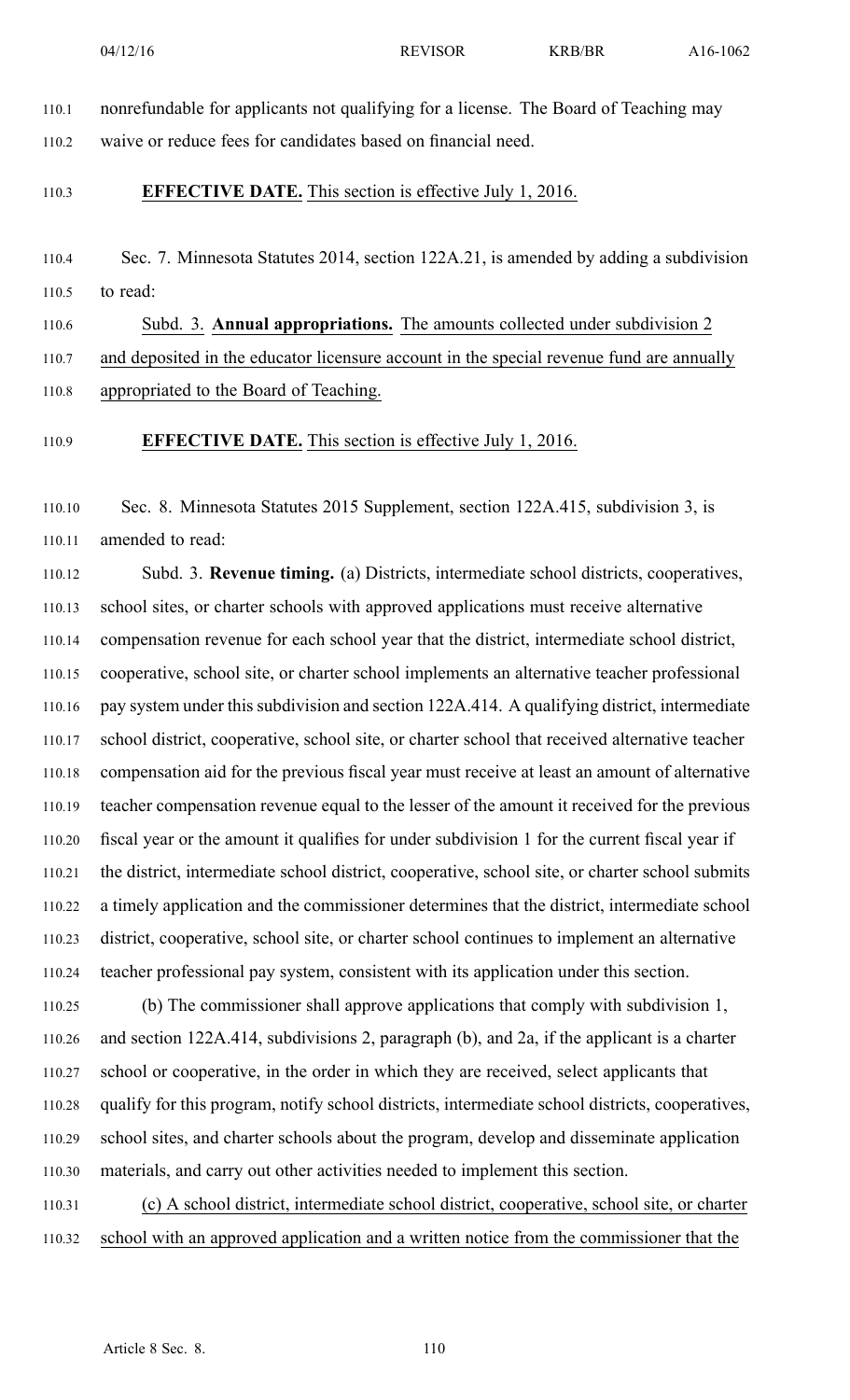nonrefundable for applicants not qualifying for a license. The Board of Teaching may waive or reduce fees for candidates based on financial need.

**EFFECTIVE DATE.** This section is effective July 1, 2016.

Sec. 7. Minnesota Statutes 2014, section 122A.21, is amended by adding a subdivision to read:

Subd. 3. **Annual appropriations.** The amounts collected under subdivision 2 and deposited in the educator licensure account in the special revenue fund are annually appropriated to the Board of Teaching.

**EFFECTIVE DATE.** This section is effective July 1, 2016.

Sec. 8. Minnesota Statutes 2015 Supplement, section 122A.415, subdivision 3, is amended to read:

Subd. 3. **Revenue timing.** (a) Districts, intermediate school districts, cooperatives, school sites, or charter schools with approved applications must receive alternative compensation revenue for each school year that the district, intermediate school district, cooperative, school site, or charter school implements an alternative teacher professional pay system under this subdivision and section 122A.414. A qualifying district, intermediate school district, cooperative, school site, or charter school that received alternative teacher compensation aid for the previous fiscal year must receive at least an amount of alternative teacher compensation revenue equal to the lesser of the amount it received for the previous fiscal year or the amount it qualifies for under subdivision 1 for the current fiscal year if the district, intermediate school district, cooperative, school site, or charter school submits a timely application and the commissioner determines that the district, intermediate school district, cooperative, school site, or charter school continues to implement an alternative teacher professional pay system, consistent with its application under this section.

(b) The commissioner shall approve applications that comply with subdivision 1, and section 122A.414, subdivisions 2, paragraph (b), and 2a, if the applicant is a charter school or cooperative, in the order in which they are received, select applicants that qualify for this program, notify school districts, intermediate school districts, cooperatives, school sites, and charter schools about the program, develop and disseminate application materials, and carry out other activities needed to implement this section.

(c) A school district, intermediate school district, cooperative, school site, or charter school with an approved application and a written notice from the commissioner that the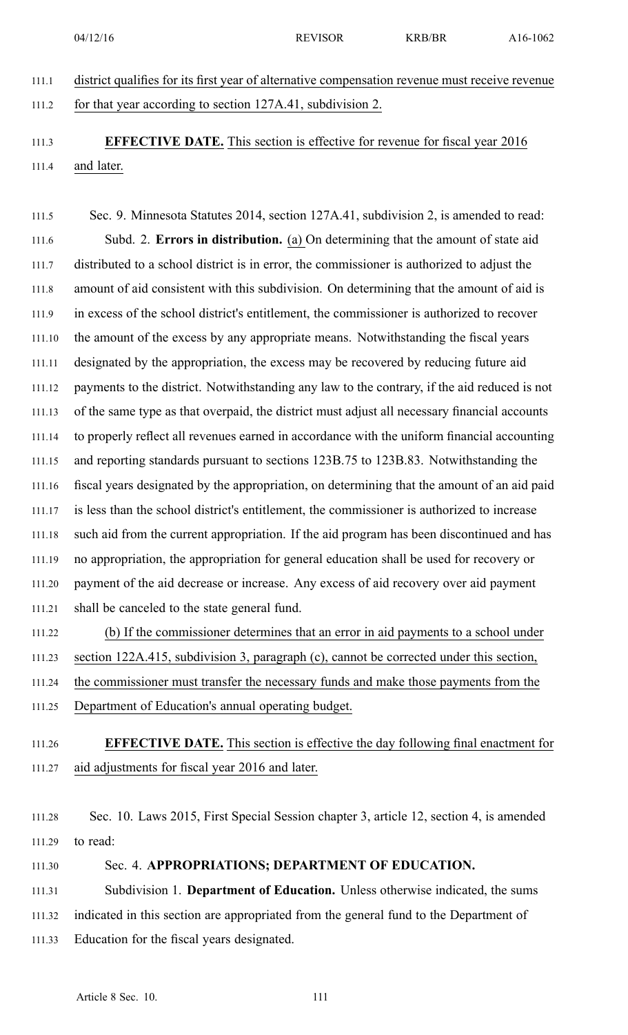district qualifies for its first year of alternative compensation revenue must receive revenue for that year according to section 127A.41, subdivision 2.

**EFFECTIVE DATE.** This section is effective for revenue for fiscal year 2016 and later.

Sec. 9. Minnesota Statutes 2014, section 127A.41, subdivision 2, is amended to read:

Subd. 2. **Errors in distribution.** (a) On determining that the amount of state aid distributed to a school district is in error, the commissioner is authorized to adjust the amount of aid consistent with this subdivision. On determining that the amount of aid is in excess of the school district's entitlement, the commissioner is authorized to recover the amount of the excess by any appropriate means. Notwithstanding the fiscal years designated by the appropriation, the excess may be recovered by reducing future aid payments to the district. Notwithstanding any law to the contrary, if the aid reduced is not of the same type as that overpaid, the district must adjust all necessary financial accounts to properly reflect all revenues earned in accordance with the uniform financial accounting and reporting standards pursuant to sections 123B.75 to 123B.83. Notwithstanding the fiscal years designated by the appropriation, on determining that the amount of an aid paid is less than the school district's entitlement, the commissioner is authorized to increase such aid from the current appropriation. If the aid program has been discontinued and has no appropriation, the appropriation for general education shall be used for recovery or payment of the aid decrease or increase. Any excess of aid recovery over aid payment shall be canceled to the state general fund.

(b) If the commissioner determines that an error in aid payments to a school under section 122A.415, subdivision 3, paragraph (c), cannot be corrected under this section, the commissioner must transfer the necessary funds and make those payments from the Department of Education's annual operating budget.

**EFFECTIVE DATE.** This section is effective the day following final enactment for aid adjustments for fiscal year 2016 and later.

Sec. 10. Laws 2015, First Special Session chapter 3, article 12, section 4, is amended to read:

Sec. 4. **APPROPRIATIONS; DEPARTMENT OF EDUCATION.**

Subdivision 1. **Department of Education.** Unless otherwise indicated, the sums indicated in this section are appropriated from the general fund to the Department of Education for the fiscal years designated.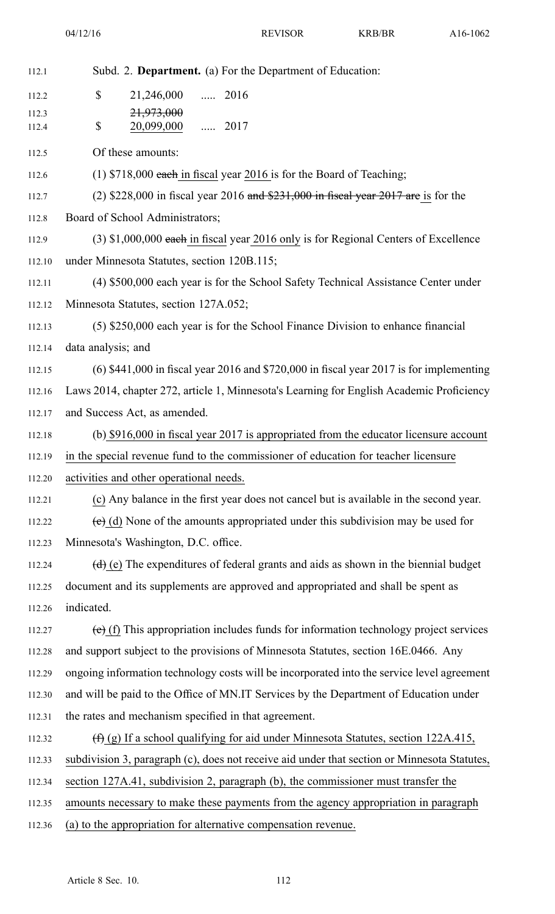Subd. 2. **Department.** (a) For the Department of Education:

| | | |
|---|---|---|
| $ | 21,246,000 | ..... 2016 |
| $ | ~~21,973,000~~ 20,099,000 | ..... 2017 |

Of these amounts:

(1) $718,000 ~~each~~ in fiscal year 2016 is for the Board of Teaching;

(2) $228,000 in fiscal year 2016 ~~and $231,000 in fiscal year 2017 are~~ is for the Board of School Administrators;

(3) $1,000,000 ~~each~~ in fiscal year 2016 only is for Regional Centers of Excellence under Minnesota Statutes, section 120B.115;

(4) $500,000 each year is for the School Safety Technical Assistance Center under Minnesota Statutes, section 127A.052;

(5) $250,000 each year is for the School Finance Division to enhance financial data analysis; and

(6) $441,000 in fiscal year 2016 and $720,000 in fiscal year 2017 is for implementing Laws 2014, chapter 272, article 1, Minnesota's Learning for English Academic Proficiency and Success Act, as amended.

(b) $916,000 in fiscal year 2017 is appropriated from the educator licensure account in the special revenue fund to the commissioner of education for teacher licensure activities and other operational needs.

(c) Any balance in the first year does not cancel but is available in the second year.

~~(c)~~ (d) None of the amounts appropriated under this subdivision may be used for Minnesota's Washington, D.C. office.

~~(d)~~ (e) The expenditures of federal grants and aids as shown in the biennial budget document and its supplements are approved and appropriated and shall be spent as indicated.

~~(e)~~ (f) This appropriation includes funds for information technology project services and support subject to the provisions of Minnesota Statutes, section 16E.0466. Any ongoing information technology costs will be incorporated into the service level agreement and will be paid to the Office of MN.IT Services by the Department of Education under the rates and mechanism specified in that agreement.

~~(f)~~ (g) If a school qualifying for aid under Minnesota Statutes, section 122A.415, subdivision 3, paragraph (c), does not receive aid under that section or Minnesota Statutes, section 127A.41, subdivision 2, paragraph (b), the commissioner must transfer the amounts necessary to make these payments from the agency appropriation in paragraph (a) to the appropriation for alternative compensation revenue.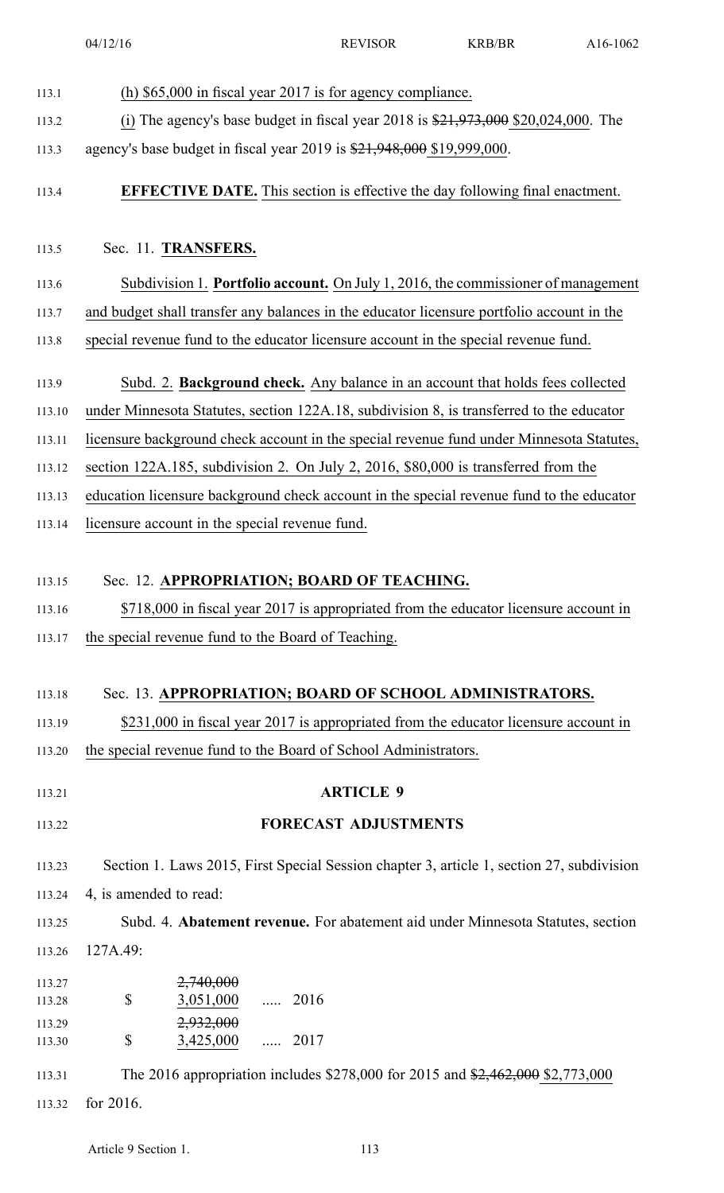(h) $65,000 in fiscal year 2017 is for agency compliance.

(i) The agency's base budget in fiscal year 2018 is ~~$21,973,000~~ $20,024,000. The agency's base budget in fiscal year 2019 is ~~$21,948,000~~ $19,999,000.

**EFFECTIVE DATE.** This section is effective the day following final enactment.

Sec. 11. **TRANSFERS.**

Subdivision 1. **Portfolio account.** On July 1, 2016, the commissioner of management and budget shall transfer any balances in the educator licensure portfolio account in the special revenue fund to the educator licensure account in the special revenue fund.

Subd. 2. **Background check.** Any balance in an account that holds fees collected under Minnesota Statutes, section 122A.18, subdivision 8, is transferred to the educator licensure background check account in the special revenue fund under Minnesota Statutes, section 122A.185, subdivision 2. On July 2, 2016, $80,000 is transferred from the education licensure background check account in the special revenue fund to the educator licensure account in the special revenue fund.

Sec. 12. **APPROPRIATION; BOARD OF TEACHING.**

$718,000 in fiscal year 2017 is appropriated from the educator licensure account in the special revenue fund to the Board of Teaching.

Sec. 13. **APPROPRIATION; BOARD OF SCHOOL ADMINISTRATORS.**

$231,000 in fiscal year 2017 is appropriated from the educator licensure account in the special revenue fund to the Board of School Administrators.

## ARTICLE 9

## FORECAST ADJUSTMENTS

Section 1. Laws 2015, First Special Session chapter 3, article 1, section 27, subdivision 4, is amended to read:

Subd. 4. **Abatement revenue.** For abatement aid under Minnesota Statutes, section 127A.49:

| | | |
|---|---|---|
| $ | ~~2,740,000~~ 3,051,000 | ..... 2016 |
| $ | ~~2,932,000~~ 3,425,000 | ..... 2017 |

The 2016 appropriation includes $278,000 for 2015 and ~~$2,462,000~~ $2,773,000 for 2016.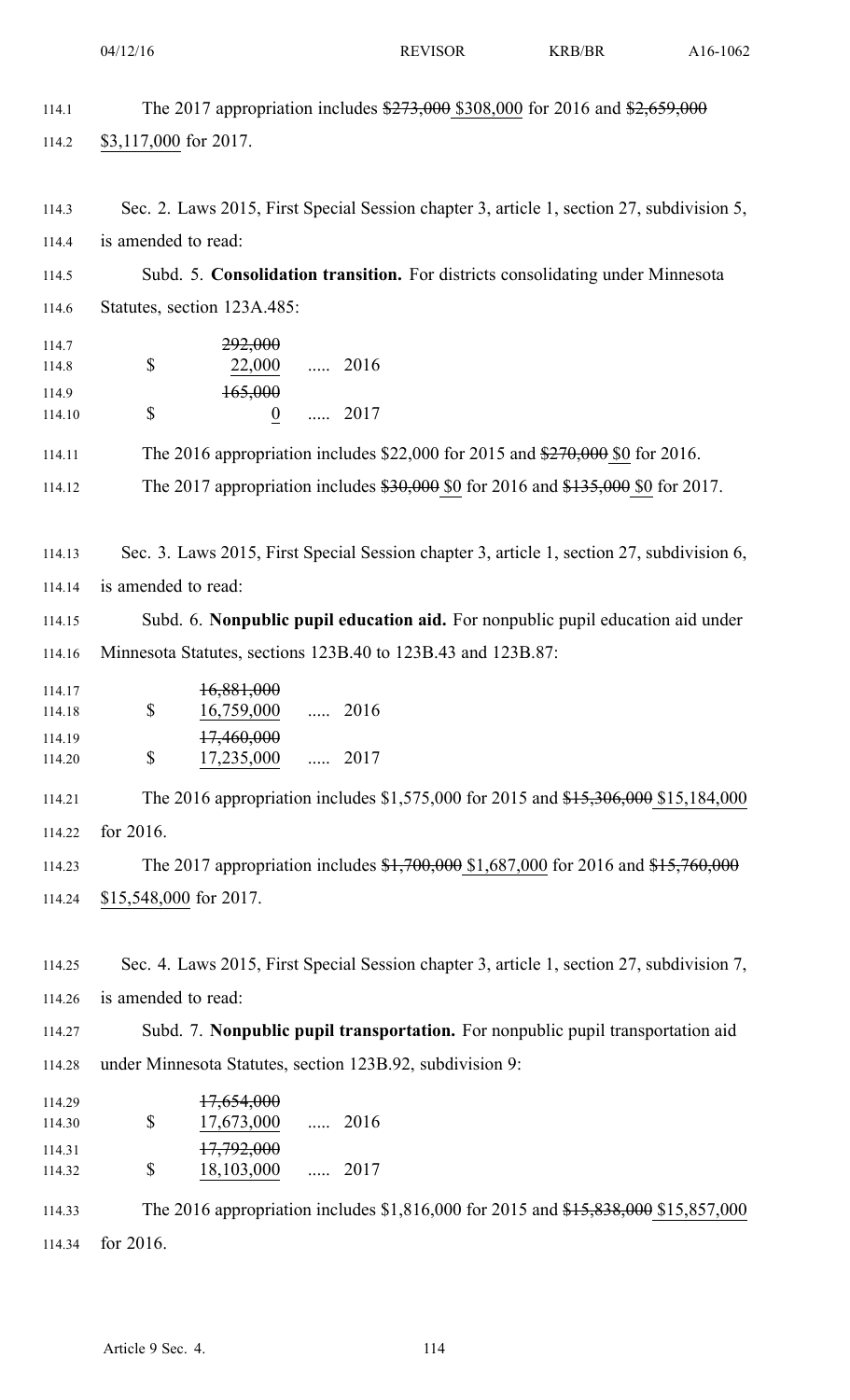The 2017 appropriation includes ~~$273,000~~ $308,000 for 2016 and ~~$2,659,000~~ $3,117,000 for 2017.

Sec. 2. Laws 2015, First Special Session chapter 3, article 1, section 27, subdivision 5, is amended to read:

Subd. 5. **Consolidation transition.** For districts consolidating under Minnesota Statutes, section 123A.485:

| | | | |
|---|---|---|---|
| $ | ~~292,000~~ 22,000 | ..... | 2016 |
| $ | ~~165,000~~ 0 | ..... | 2017 |

The 2016 appropriation includes $22,000 for 2015 and ~~$270,000~~ $0 for 2016.

The 2017 appropriation includes ~~$30,000~~ $0 for 2016 and ~~$135,000~~ $0 for 2017.

Sec. 3. Laws 2015, First Special Session chapter 3, article 1, section 27, subdivision 6, is amended to read:

Subd. 6. **Nonpublic pupil education aid.** For nonpublic pupil education aid under Minnesota Statutes, sections 123B.40 to 123B.43 and 123B.87:

| | | | |
|---|---|---|---|
| $ | ~~16,881,000~~ 16,759,000 | ..... | 2016 |
| $ | ~~17,460,000~~ 17,235,000 | ..... | 2017 |

The 2016 appropriation includes $1,575,000 for 2015 and ~~$15,306,000~~ $15,184,000 for 2016.

The 2017 appropriation includes ~~$1,700,000~~ $1,687,000 for 2016 and ~~$15,760,000~~ $15,548,000 for 2017.

Sec. 4. Laws 2015, First Special Session chapter 3, article 1, section 27, subdivision 7, is amended to read:

Subd. 7. **Nonpublic pupil transportation.** For nonpublic pupil transportation aid under Minnesota Statutes, section 123B.92, subdivision 9:

| | | | |
|---|---|---|---|
| $ | ~~17,654,000~~ 17,673,000 | ..... | 2016 |
| $ | ~~17,792,000~~ 18,103,000 | ..... | 2017 |

The 2016 appropriation includes $1,816,000 for 2015 and ~~$15,838,000~~ $15,857,000 for 2016.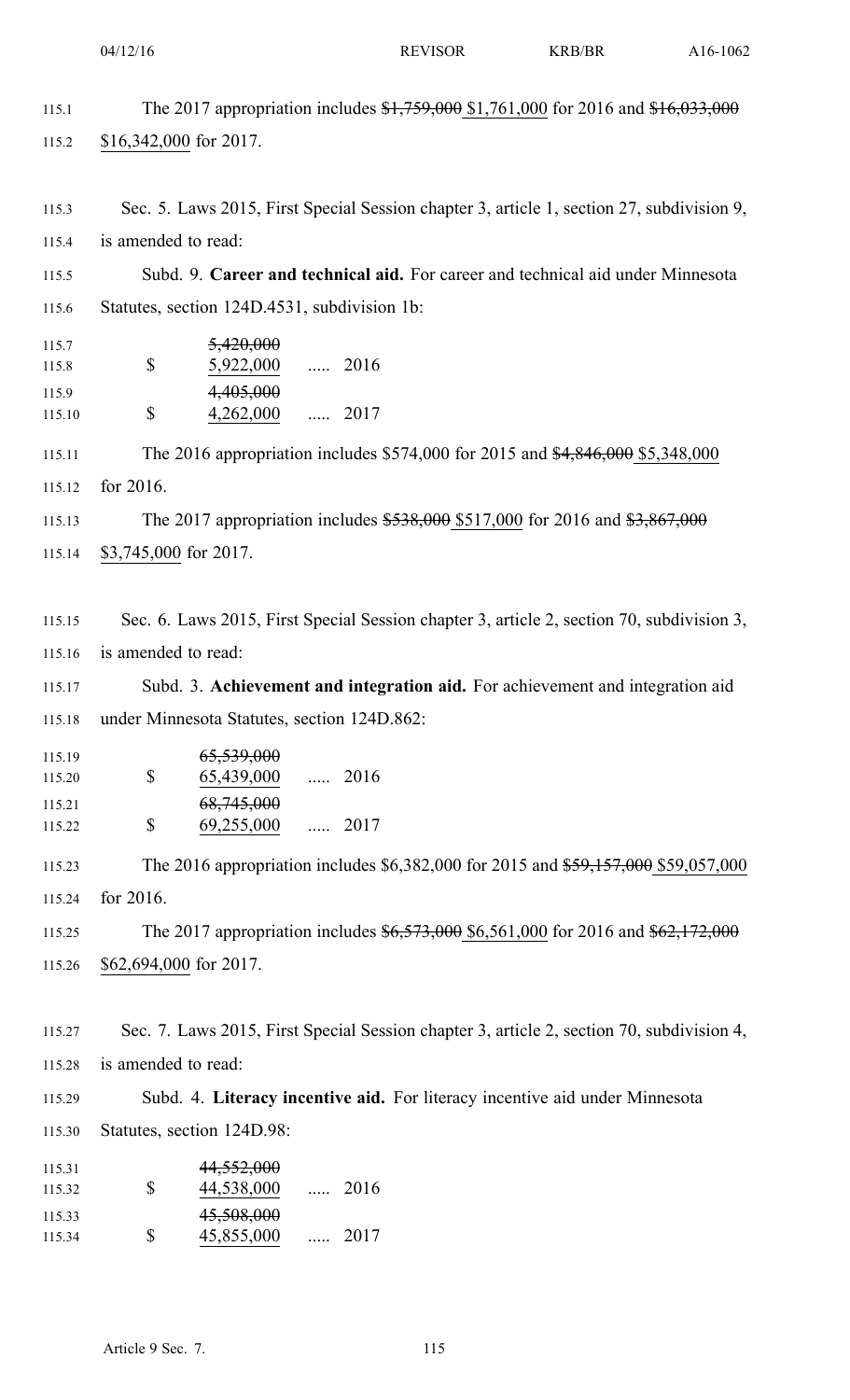The 2017 appropriation includes ~~$1,759,000~~ $1,761,000 for 2016 and ~~$16,033,000~~ $16,342,000 for 2017.

Sec. 5. Laws 2015, First Special Session chapter 3, article 1, section 27, subdivision 9, is amended to read:

Subd. 9. **Career and technical aid.** For career and technical aid under Minnesota Statutes, section 124D.4531, subdivision 1b:

| | | |
|---|---|---|
| $ | ~~5,420,000~~ 5,922,000 | ..... 2016 |
| $ | ~~4,405,000~~ 4,262,000 | ..... 2017 |

The 2016 appropriation includes $574,000 for 2015 and ~~$4,846,000~~ $5,348,000 for 2016.

The 2017 appropriation includes ~~$538,000~~ $517,000 for 2016 and ~~$3,867,000~~ $3,745,000 for 2017.

Sec. 6. Laws 2015, First Special Session chapter 3, article 2, section 70, subdivision 3, is amended to read:

Subd. 3. **Achievement and integration aid.** For achievement and integration aid under Minnesota Statutes, section 124D.862:

| | | |
|---|---|---|
| $ | ~~65,539,000~~ 65,439,000 | ..... 2016 |
| $ | ~~68,745,000~~ 69,255,000 | ..... 2017 |

The 2016 appropriation includes $6,382,000 for 2015 and ~~$59,157,000~~ $59,057,000 for 2016.

The 2017 appropriation includes ~~$6,573,000~~ $6,561,000 for 2016 and ~~$62,172,000~~ $62,694,000 for 2017.

Sec. 7. Laws 2015, First Special Session chapter 3, article 2, section 70, subdivision 4, is amended to read:

Subd. 4. **Literacy incentive aid.** For literacy incentive aid under Minnesota Statutes, section 124D.98:

| | | |
|---|---|---|
| $ | ~~44,552,000~~ 44,538,000 | ..... 2016 |
| $ | ~~45,508,000~~ 45,855,000 | ..... 2017 |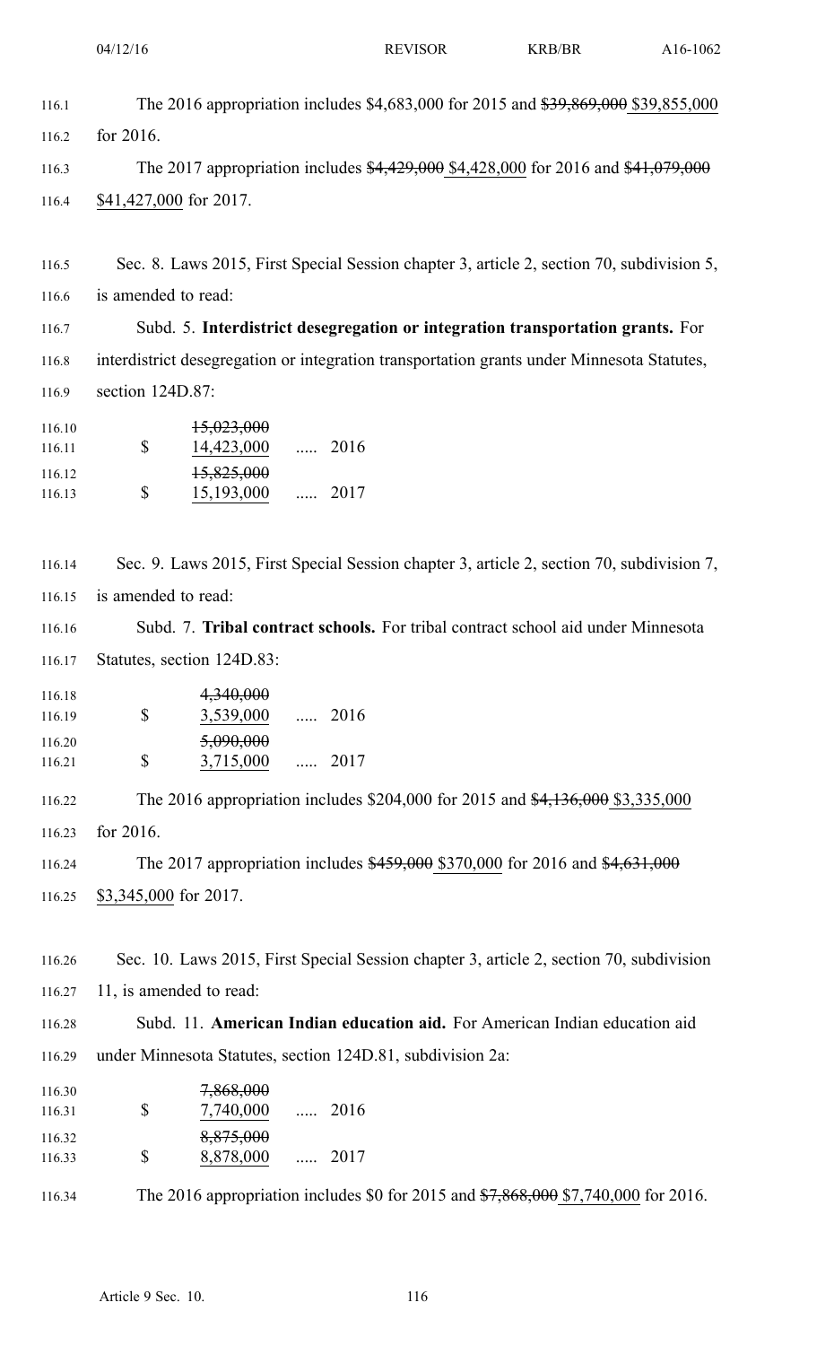The 2016 appropriation includes $4,683,000 for 2015 and ~~$39,869,000~~ $39,855,000 for 2016.

The 2017 appropriation includes ~~$4,429,000~~ $4,428,000 for 2016 and ~~$41,079,000~~ $41,427,000 for 2017.

Sec. 8. Laws 2015, First Special Session chapter 3, article 2, section 70, subdivision 5, is amended to read:

Subd. 5. **Interdistrict desegregation or integration transportation grants.** For interdistrict desegregation or integration transportation grants under Minnesota Statutes, section 124D.87:

| | | | |
|---|---|---|---|
| $ | ~~15,023,000~~ 14,423,000 | ..... | 2016 |
| $ | ~~15,825,000~~ 15,193,000 | ..... | 2017 |

Sec. 9. Laws 2015, First Special Session chapter 3, article 2, section 70, subdivision 7, is amended to read:

Subd. 7. **Tribal contract schools.** For tribal contract school aid under Minnesota Statutes, section 124D.83:

| | | | |
|---|---|---|---|
| $ | ~~4,340,000~~ 3,539,000 | ..... | 2016 |
| $ | ~~5,090,000~~ 3,715,000 | ..... | 2017 |

The 2016 appropriation includes $204,000 for 2015 and ~~$4,136,000~~ $3,335,000 for 2016.

The 2017 appropriation includes ~~$459,000~~ $370,000 for 2016 and ~~$4,631,000~~ $3,345,000 for 2017.

Sec. 10. Laws 2015, First Special Session chapter 3, article 2, section 70, subdivision 11, is amended to read:

Subd. 11. **American Indian education aid.** For American Indian education aid under Minnesota Statutes, section 124D.81, subdivision 2a:

| | | | |
|---|---|---|---|
| $ | ~~7,868,000~~ 7,740,000 | ..... | 2016 |
| $ | ~~8,875,000~~ 8,878,000 | ..... | 2017 |

The 2016 appropriation includes $0 for 2015 and ~~$7,868,000~~ $7,740,000 for 2016.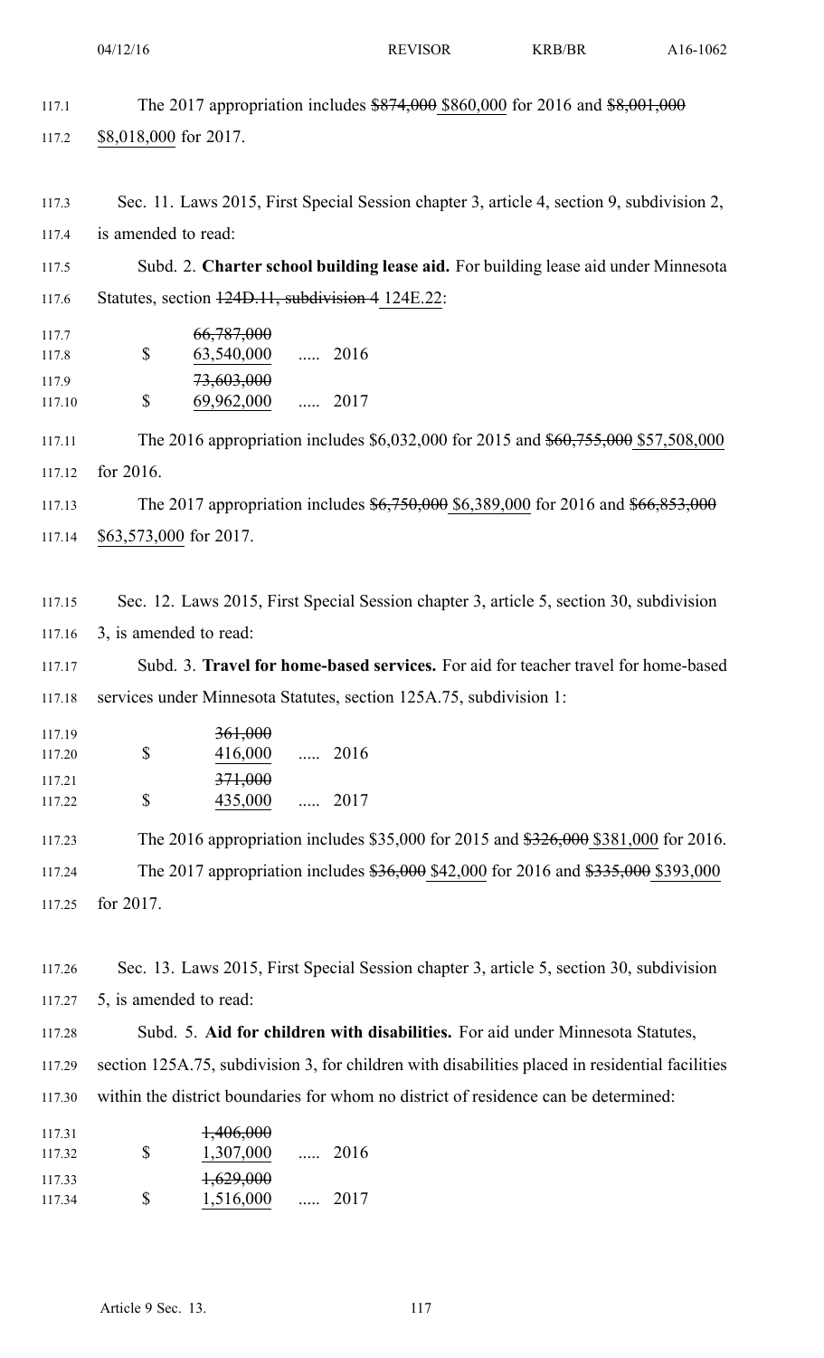The 2017 appropriation includes ~~$874,000~~ $860,000 for 2016 and ~~$8,001,000~~ $8,018,000 for 2017.

Sec. 11. Laws 2015, First Special Session chapter 3, article 4, section 9, subdivision 2, is amended to read:

Subd. 2. **Charter school building lease aid.** For building lease aid under Minnesota Statutes, section ~~124D.11, subdivision 4~~ 124E.22:

| | | | |
|---|---|---|---|
| $ | ~~66,787,000~~ 63,540,000 | ..... | 2016 |
| $ | ~~73,603,000~~ 69,962,000 | ..... | 2017 |

The 2016 appropriation includes $6,032,000 for 2015 and ~~$60,755,000~~ $57,508,000 for 2016.

The 2017 appropriation includes ~~$6,750,000~~ $6,389,000 for 2016 and ~~$66,853,000~~ $63,573,000 for 2017.

Sec. 12. Laws 2015, First Special Session chapter 3, article 5, section 30, subdivision 3, is amended to read:

Subd. 3. **Travel for home-based services.** For aid for teacher travel for home-based services under Minnesota Statutes, section 125A.75, subdivision 1:

| | | | |
|---|---|---|---|
| $ | ~~361,000~~ 416,000 | ..... | 2016 |
| $ | ~~371,000~~ 435,000 | ..... | 2017 |

The 2016 appropriation includes $35,000 for 2015 and ~~$326,000~~ $381,000 for 2016.

The 2017 appropriation includes ~~$36,000~~ $42,000 for 2016 and ~~$335,000~~ $393,000 for 2017.

Sec. 13. Laws 2015, First Special Session chapter 3, article 5, section 30, subdivision 5, is amended to read:

Subd. 5. **Aid for children with disabilities.** For aid under Minnesota Statutes, section 125A.75, subdivision 3, for children with disabilities placed in residential facilities within the district boundaries for whom no district of residence can be determined:

| | | | |
|---|---|---|---|
| $ | ~~1,406,000~~ 1,307,000 | ..... | 2016 |
| $ | ~~1,629,000~~ 1,516,000 | ..... | 2017 |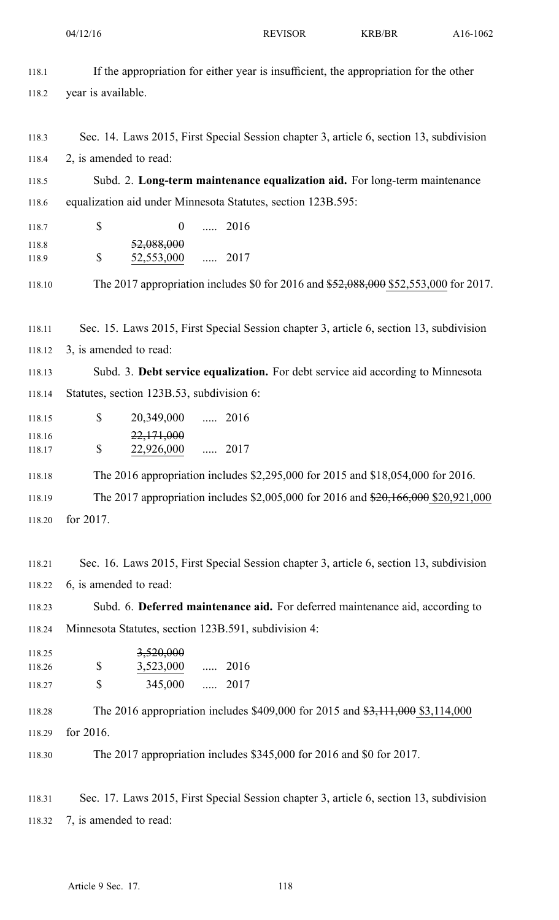If the appropriation for either year is insufficient, the appropriation for the other year is available.

Sec. 14. Laws 2015, First Special Session chapter 3, article 6, section 13, subdivision 2, is amended to read:

Subd. 2. **Long-term maintenance equalization aid.** For long-term maintenance equalization aid under Minnesota Statutes, section 123B.595:

| | | |
|---|---|---|
| $ | 0 | ..... 2016 |
| $ | ~~52,088,000~~ 52,553,000 | ..... 2017 |

The 2017 appropriation includes $0 for 2016 and ~~$52,088,000~~ $52,553,000 for 2017.

Sec. 15. Laws 2015, First Special Session chapter 3, article 6, section 13, subdivision 3, is amended to read:

Subd. 3. **Debt service equalization.** For debt service aid according to Minnesota Statutes, section 123B.53, subdivision 6:

| | | |
|---|---|---|
| $ | 20,349,000 | ..... 2016 |
| $ | ~~22,171,000~~ 22,926,000 | ..... 2017 |

The 2016 appropriation includes $2,295,000 for 2015 and $18,054,000 for 2016.

The 2017 appropriation includes $2,005,000 for 2016 and ~~$20,166,000~~ $20,921,000 for 2017.

Sec. 16. Laws 2015, First Special Session chapter 3, article 6, section 13, subdivision 6, is amended to read:

Subd. 6. **Deferred maintenance aid.** For deferred maintenance aid, according to Minnesota Statutes, section 123B.591, subdivision 4:

| | | |
|---|---|---|
| $ | ~~3,520,000~~ 3,523,000 | ..... 2016 |
| $ | 345,000 | ..... 2017 |

The 2016 appropriation includes $409,000 for 2015 and ~~$3,111,000~~ $3,114,000 for 2016.

The 2017 appropriation includes $345,000 for 2016 and $0 for 2017.

Sec. 17. Laws 2015, First Special Session chapter 3, article 6, section 13, subdivision 7, is amended to read: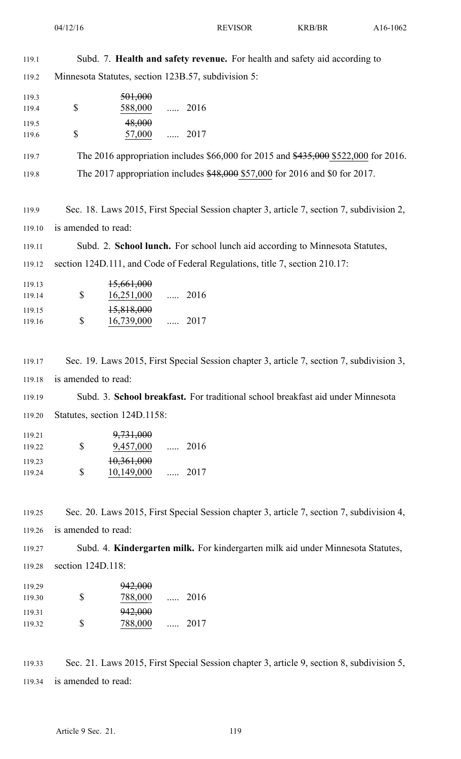Subd. 7. **Health and safety revenue.** For health and safety aid according to Minnesota Statutes, section 123B.57, subdivision 5:

| | | |
|---|---|---|
| $ | ~~501,000~~ 588,000 | ..... 2016 |
| $ | ~~48,000~~ 57,000 | ..... 2017 |

The 2016 appropriation includes $66,000 for 2015 and ~~$435,000~~ $522,000 for 2016.

The 2017 appropriation includes ~~$48,000~~ $57,000 for 2016 and $0 for 2017.

Sec. 18. Laws 2015, First Special Session chapter 3, article 7, section 7, subdivision 2, is amended to read:

Subd. 2. **School lunch.** For school lunch aid according to Minnesota Statutes, section 124D.111, and Code of Federal Regulations, title 7, section 210.17:

| | | |
|---|---|---|
| $ | ~~15,661,000~~ 16,251,000 | ..... 2016 |
| $ | ~~15,818,000~~ 16,739,000 | ..... 2017 |

Sec. 19. Laws 2015, First Special Session chapter 3, article 7, section 7, subdivision 3, is amended to read:

Subd. 3. **School breakfast.** For traditional school breakfast aid under Minnesota Statutes, section 124D.1158:

| | | |
|---|---|---|
| $ | ~~9,731,000~~ 9,457,000 | ..... 2016 |
| $ | ~~10,361,000~~ 10,149,000 | ..... 2017 |

Sec. 20. Laws 2015, First Special Session chapter 3, article 7, section 7, subdivision 4, is amended to read:

Subd. 4. **Kindergarten milk.** For kindergarten milk aid under Minnesota Statutes, section 124D.118:

| | | |
|---|---|---|
| $ | ~~942,000~~ 788,000 | ..... 2016 |
| $ | ~~942,000~~ 788,000 | ..... 2017 |

Sec. 21. Laws 2015, First Special Session chapter 3, article 9, section 8, subdivision 5, is amended to read: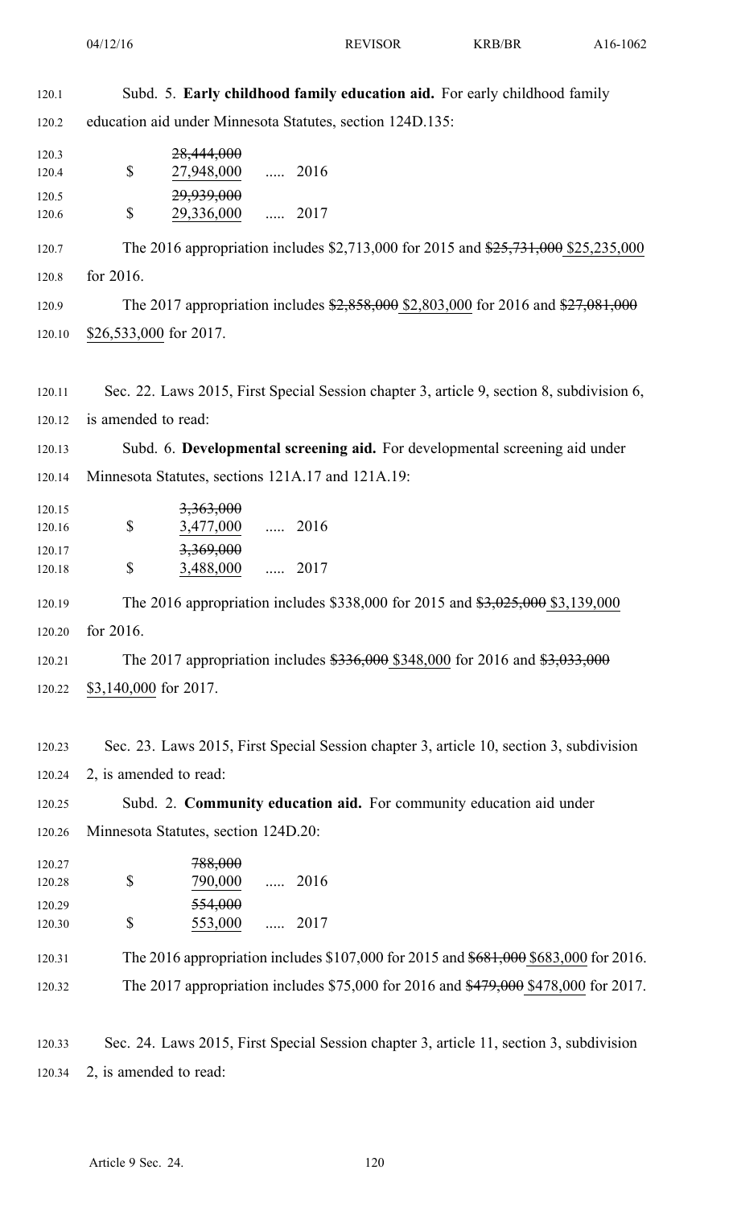Subd. 5. **Early childhood family education aid.** For early childhood family education aid under Minnesota Statutes, section 124D.135:

| | | |
|---|---|---|
| | ~~28,444,000~~ | |
| $ | 27,948,000 | ..... 2016 |
| | ~~29,939,000~~ | |
| $ | 29,336,000 | ..... 2017 |

The 2016 appropriation includes $2,713,000 for 2015 and ~~$25,731,000~~ $25,235,000 for 2016.

The 2017 appropriation includes ~~$2,858,000~~ $2,803,000 for 2016 and ~~$27,081,000~~ $26,533,000 for 2017.

Sec. 22. Laws 2015, First Special Session chapter 3, article 9, section 8, subdivision 6, is amended to read:

Subd. 6. **Developmental screening aid.** For developmental screening aid under Minnesota Statutes, sections 121A.17 and 121A.19:

| | | |
|---|---|---|
| | ~~3,363,000~~ | |
| $ | 3,477,000 | ..... 2016 |
| | ~~3,369,000~~ | |
| $ | 3,488,000 | ..... 2017 |

The 2016 appropriation includes $338,000 for 2015 and ~~$3,025,000~~ $3,139,000 for 2016.

The 2017 appropriation includes ~~$336,000~~ $348,000 for 2016 and ~~$3,033,000~~ $3,140,000 for 2017.

Sec. 23. Laws 2015, First Special Session chapter 3, article 10, section 3, subdivision 2, is amended to read:

Subd. 2. **Community education aid.** For community education aid under Minnesota Statutes, section 124D.20:

| | | |
|---|---|---|
| | ~~788,000~~ | |
| $ | 790,000 | ..... 2016 |
| | ~~554,000~~ | |
| $ | 553,000 | ..... 2017 |

The 2016 appropriation includes $107,000 for 2015 and ~~$681,000~~ $683,000 for 2016.

The 2017 appropriation includes $75,000 for 2016 and ~~$479,000~~ $478,000 for 2017.

Sec. 24. Laws 2015, First Special Session chapter 3, article 11, section 3, subdivision 2, is amended to read: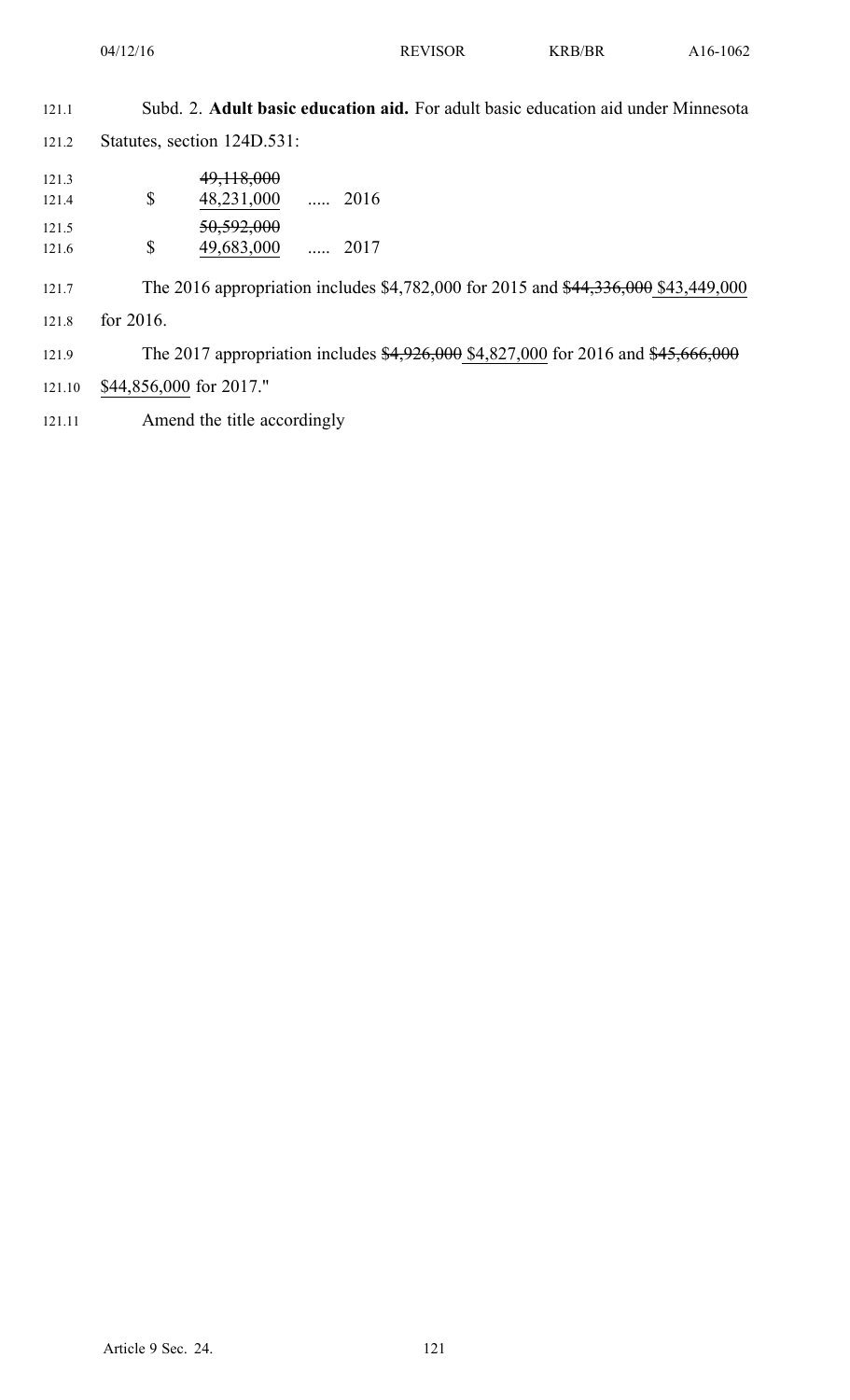Subd. 2. **Adult basic education aid.** For adult basic education aid under Minnesota Statutes, section 124D.531:

| | | | |
|---|---|---|---|
| $ | ~~49,118,000~~ 48,231,000 | ..... | 2016 |
| $ | ~~50,592,000~~ 49,683,000 | ..... | 2017 |

The 2016 appropriation includes $4,782,000 for 2015 and ~~$44,336,000~~ $43,449,000 for 2016.

The 2017 appropriation includes ~~$4,926,000~~ $4,827,000 for 2016 and ~~$45,666,000~~ $44,856,000 for 2017."

Amend the title accordingly